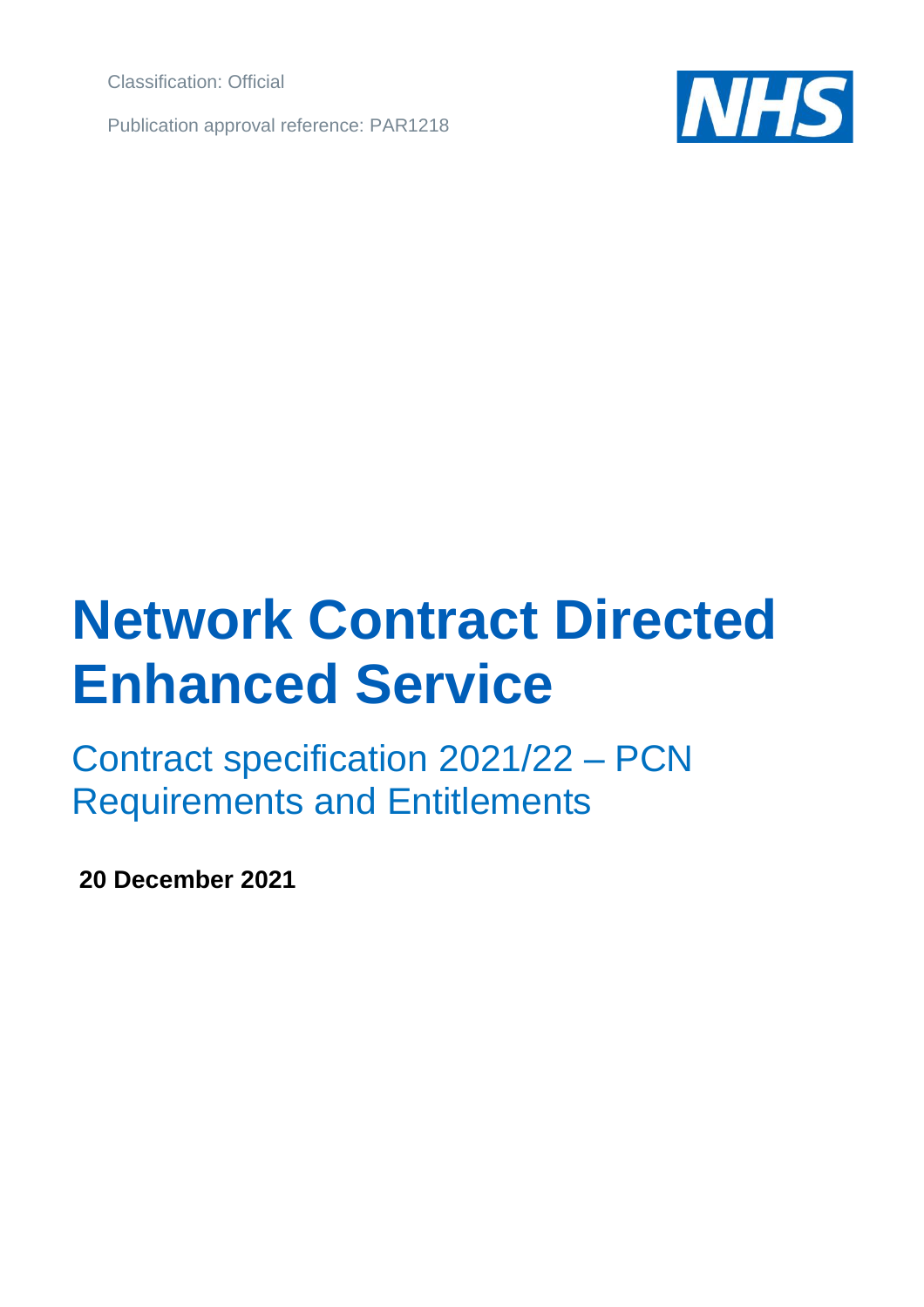Classification: Official

Publication approval reference: PAR1218

# Network Contract Directed Enhanced Service

## Contract specification 2021/22 – PCN Requirements and Entitlements

**20 December 2021**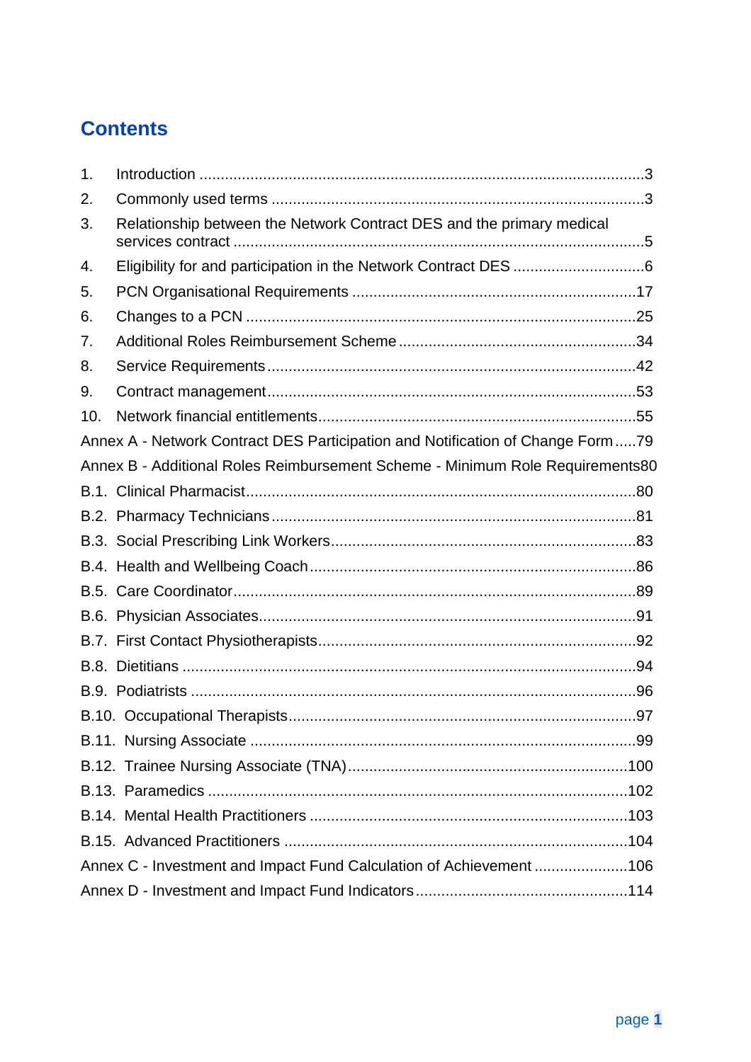# Contents

1. Introduction .......................................................................................................3
2. Commonly used terms ......................................................................................3
3. Relationship between the Network Contract DES and the primary medical services contract ................................................................................................5
4. Eligibility for and participation in the Network Contract DES ..............................6
5. PCN Organisational Requirements ..................................................................17
6. Changes to a PCN ..........................................................................................25
7. Additional Roles Reimbursement Scheme .......................................................34
8. Service Requirements .....................................................................................42
9. Contract management.....................................................................................53
10. Network financial entitlements.........................................................................55

Annex A - Network Contract DES Participation and Notification of Change Form.....79

Annex B - Additional Roles Reimbursement Scheme - Minimum Role Requirements80

B.1. Clinical Pharmacist..........................................................................................80

B.2. Pharmacy Technicians.....................................................................................81

B.3. Social Prescribing Link Workers.......................................................................83

B.4. Health and Wellbeing Coach............................................................................86

B.5. Care Coordinator.............................................................................................89

B.6. Physician Associates.......................................................................................91

B.7. First Contact Physiotherapists..........................................................................92

B.8. Dietitians .........................................................................................................94

B.9. Podiatrists .......................................................................................................96

B.10. Occupational Therapists.................................................................................97

B.11. Nursing Associate .........................................................................................99

B.12. Trainee Nursing Associate (TNA).................................................................100

B.13. Paramedics .................................................................................................102

B.14. Mental Health Practitioners ..........................................................................103

B.15. Advanced Practitioners ................................................................................104

Annex C - Investment and Impact Fund Calculation of Achievement ......................106

Annex D - Investment and Impact Fund Indicators.................................................114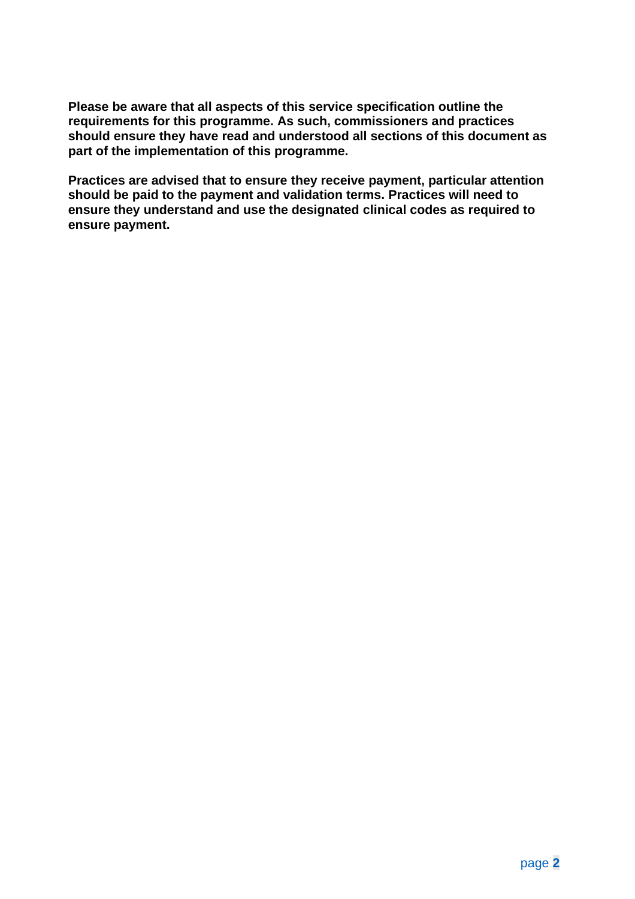**Please be aware that all aspects of this service specification outline the requirements for this programme. As such, commissioners and practices should ensure they have read and understood all sections of this document as part of the implementation of this programme.**

**Practices are advised that to ensure they receive payment, particular attention should be paid to the payment and validation terms. Practices will need to ensure they understand and use the designated clinical codes as required to ensure payment.**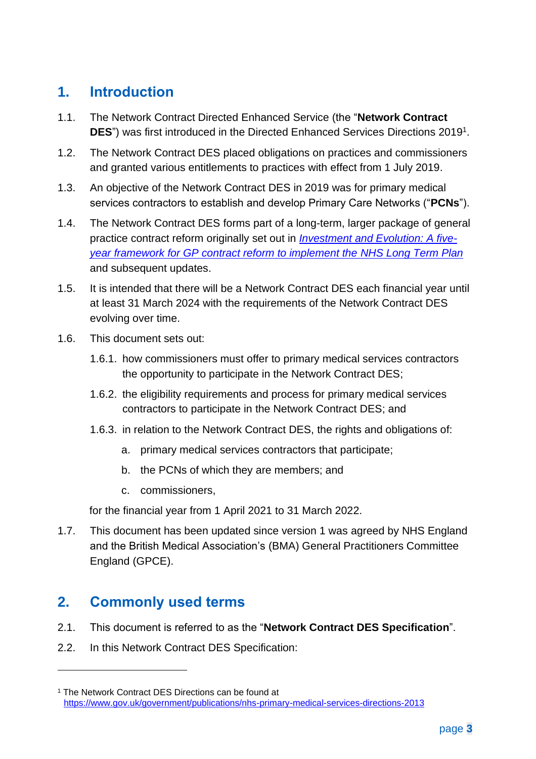## 1. Introduction

1.1. The Network Contract Directed Enhanced Service (the "**Network Contract DES**") was first introduced in the Directed Enhanced Services Directions 2019[1].

1.2. The Network Contract DES placed obligations on practices and commissioners and granted various entitlements to practices with effect from 1 July 2019.

1.3. An objective of the Network Contract DES in 2019 was for primary medical services contractors to establish and develop Primary Care Networks ("**PCNs**").

1.4. The Network Contract DES forms part of a long-term, larger package of general practice contract reform originally set out in *Investment and Evolution: A five-year framework for GP contract reform to implement the NHS Long Term Plan* and subsequent updates.

1.5. It is intended that there will be a Network Contract DES each financial year until at least 31 March 2024 with the requirements of the Network Contract DES evolving over time.

1.6. This document sets out:

1.6.1. how commissioners must offer to primary medical services contractors the opportunity to participate in the Network Contract DES;

1.6.2. the eligibility requirements and process for primary medical services contractors to participate in the Network Contract DES; and

1.6.3. in relation to the Network Contract DES, the rights and obligations of:

a. primary medical services contractors that participate;

b. the PCNs of which they are members; and

c. commissioners,

for the financial year from 1 April 2021 to 31 March 2022.

1.7. This document has been updated since version 1 was agreed by NHS England and the British Medical Association's (BMA) General Practitioners Committee England (GPCE).

## 2. Commonly used terms

2.1. This document is referred to as the "**Network Contract DES Specification**".

2.2. In this Network Contract DES Specification:

---

[1] The Network Contract DES Directions can be found at https://www.gov.uk/government/publications/nhs-primary-medical-services-directions-2013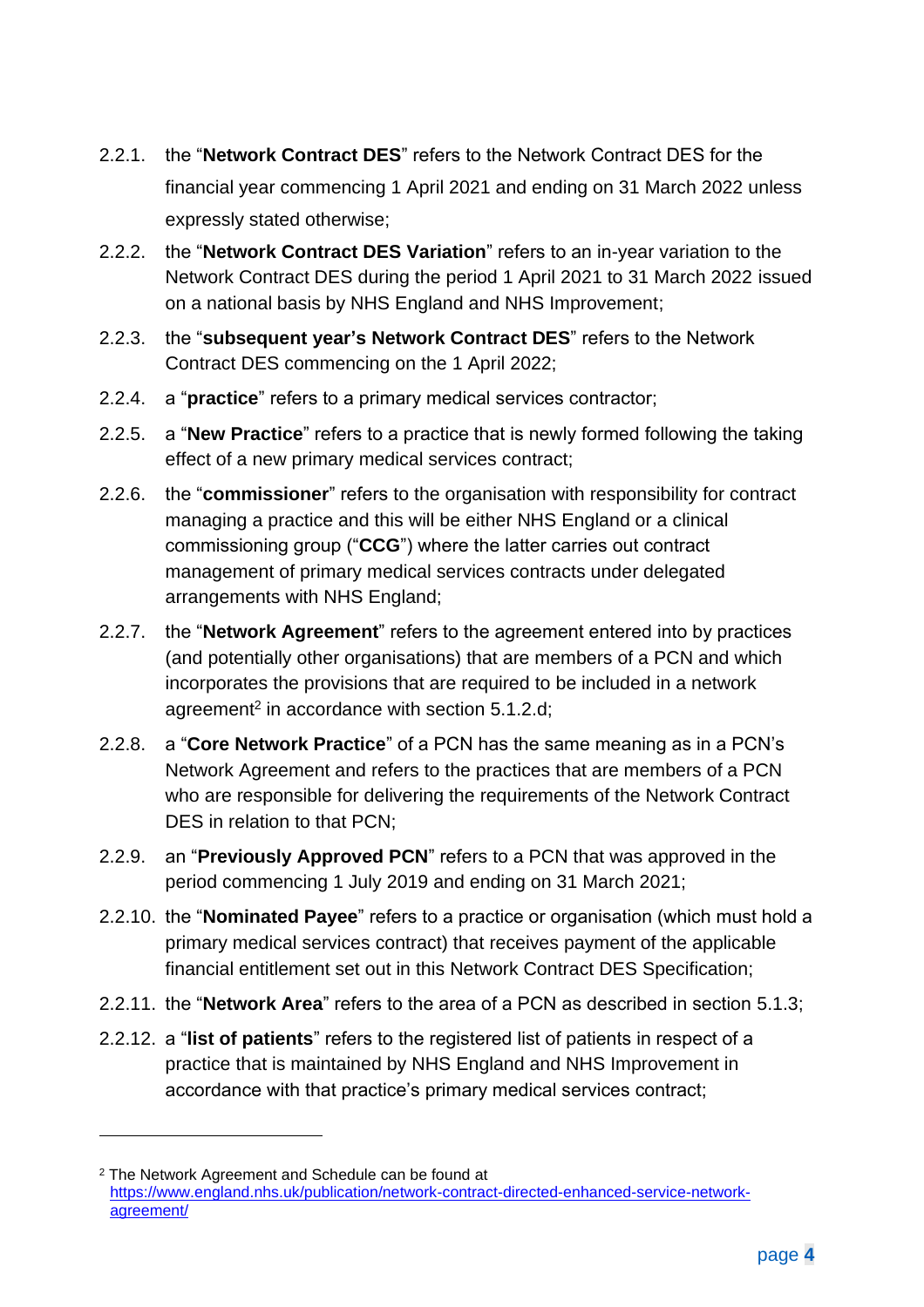2.2.1. the "**Network Contract DES**" refers to the Network Contract DES for the financial year commencing 1 April 2021 and ending on 31 March 2022 unless expressly stated otherwise;

2.2.2. the "**Network Contract DES Variation**" refers to an in-year variation to the Network Contract DES during the period 1 April 2021 to 31 March 2022 issued on a national basis by NHS England and NHS Improvement;

2.2.3. the "**subsequent year's Network Contract DES**" refers to the Network Contract DES commencing on the 1 April 2022;

2.2.4. a "**practice**" refers to a primary medical services contractor;

2.2.5. a "**New Practice**" refers to a practice that is newly formed following the taking effect of a new primary medical services contract;

2.2.6. the "**commissioner**" refers to the organisation with responsibility for contract managing a practice and this will be either NHS England or a clinical commissioning group ("**CCG**") where the latter carries out contract management of primary medical services contracts under delegated arrangements with NHS England;

2.2.7. the "**Network Agreement**" refers to the agreement entered into by practices (and potentially other organisations) that are members of a PCN and which incorporates the provisions that are required to be included in a network agreement[2] in accordance with section 5.1.2.d;

2.2.8. a "**Core Network Practice**" of a PCN has the same meaning as in a PCN's Network Agreement and refers to the practices that are members of a PCN who are responsible for delivering the requirements of the Network Contract DES in relation to that PCN;

2.2.9. an "**Previously Approved PCN**" refers to a PCN that was approved in the period commencing 1 July 2019 and ending on 31 March 2021;

2.2.10. the "**Nominated Payee**" refers to a practice or organisation (which must hold a primary medical services contract) that receives payment of the applicable financial entitlement set out in this Network Contract DES Specification;

2.2.11. the "**Network Area**" refers to the area of a PCN as described in section 5.1.3;

2.2.12. a "**list of patients**" refers to the registered list of patients in respect of a practice that is maintained by NHS England and NHS Improvement in accordance with that practice's primary medical services contract;

---

[2] The Network Agreement and Schedule can be found at https://www.england.nhs.uk/publication/network-contract-directed-enhanced-service-network-agreement/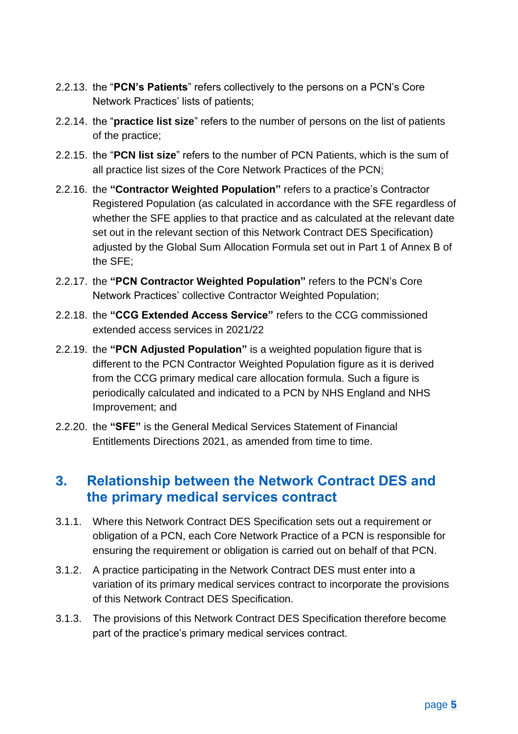2.2.13. the "**PCN's Patients**" refers collectively to the persons on a PCN's Core Network Practices' lists of patients;

2.2.14. the "**practice list size**" refers to the number of persons on the list of patients of the practice;

2.2.15. the "**PCN list size**" refers to the number of PCN Patients, which is the sum of all practice list sizes of the Core Network Practices of the PCN;

2.2.16. the **"Contractor Weighted Population"** refers to a practice's Contractor Registered Population (as calculated in accordance with the SFE regardless of whether the SFE applies to that practice and as calculated at the relevant date set out in the relevant section of this Network Contract DES Specification) adjusted by the Global Sum Allocation Formula set out in Part 1 of Annex B of the SFE;

2.2.17. the **"PCN Contractor Weighted Population"** refers to the PCN's Core Network Practices' collective Contractor Weighted Population;

2.2.18. the **"CCG Extended Access Service"** refers to the CCG commissioned extended access services in 2021/22

2.2.19. the **"PCN Adjusted Population"** is a weighted population figure that is different to the PCN Contractor Weighted Population figure as it is derived from the CCG primary medical care allocation formula. Such a figure is periodically calculated and indicated to a PCN by NHS England and NHS Improvement; and

2.2.20. the **"SFE"** is the General Medical Services Statement of Financial Entitlements Directions 2021, as amended from time to time.

## 3. Relationship between the Network Contract DES and the primary medical services contract

3.1.1. Where this Network Contract DES Specification sets out a requirement or obligation of a PCN, each Core Network Practice of a PCN is responsible for ensuring the requirement or obligation is carried out on behalf of that PCN.

3.1.2. A practice participating in the Network Contract DES must enter into a variation of its primary medical services contract to incorporate the provisions of this Network Contract DES Specification.

3.1.3. The provisions of this Network Contract DES Specification therefore become part of the practice's primary medical services contract.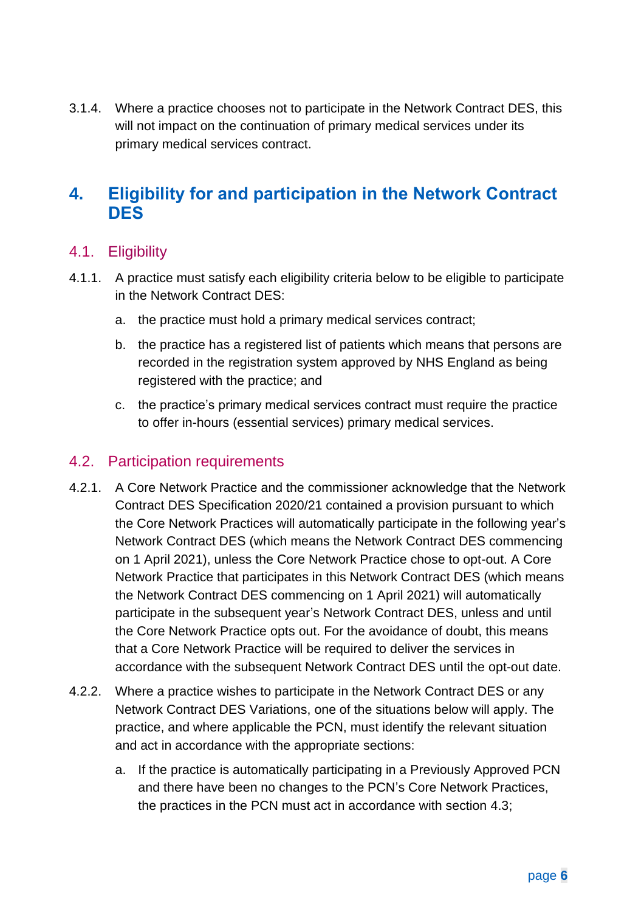3.1.4. Where a practice chooses not to participate in the Network Contract DES, this will not impact on the continuation of primary medical services under its primary medical services contract.

# 4. Eligibility for and participation in the Network Contract DES

## 4.1. Eligibility

4.1.1. A practice must satisfy each eligibility criteria below to be eligible to participate in the Network Contract DES:

a. the practice must hold a primary medical services contract;

b. the practice has a registered list of patients which means that persons are recorded in the registration system approved by NHS England as being registered with the practice; and

c. the practice's primary medical services contract must require the practice to offer in-hours (essential services) primary medical services.

## 4.2. Participation requirements

4.2.1. A Core Network Practice and the commissioner acknowledge that the Network Contract DES Specification 2020/21 contained a provision pursuant to which the Core Network Practices will automatically participate in the following year's Network Contract DES (which means the Network Contract DES commencing on 1 April 2021), unless the Core Network Practice chose to opt-out. A Core Network Practice that participates in this Network Contract DES (which means the Network Contract DES commencing on 1 April 2021) will automatically participate in the subsequent year's Network Contract DES, unless and until the Core Network Practice opts out. For the avoidance of doubt, this means that a Core Network Practice will be required to deliver the services in accordance with the subsequent Network Contract DES until the opt-out date.

4.2.2. Where a practice wishes to participate in the Network Contract DES or any Network Contract DES Variations, one of the situations below will apply. The practice, and where applicable the PCN, must identify the relevant situation and act in accordance with the appropriate sections:

a. If the practice is automatically participating in a Previously Approved PCN and there have been no changes to the PCN's Core Network Practices, the practices in the PCN must act in accordance with section 4.3;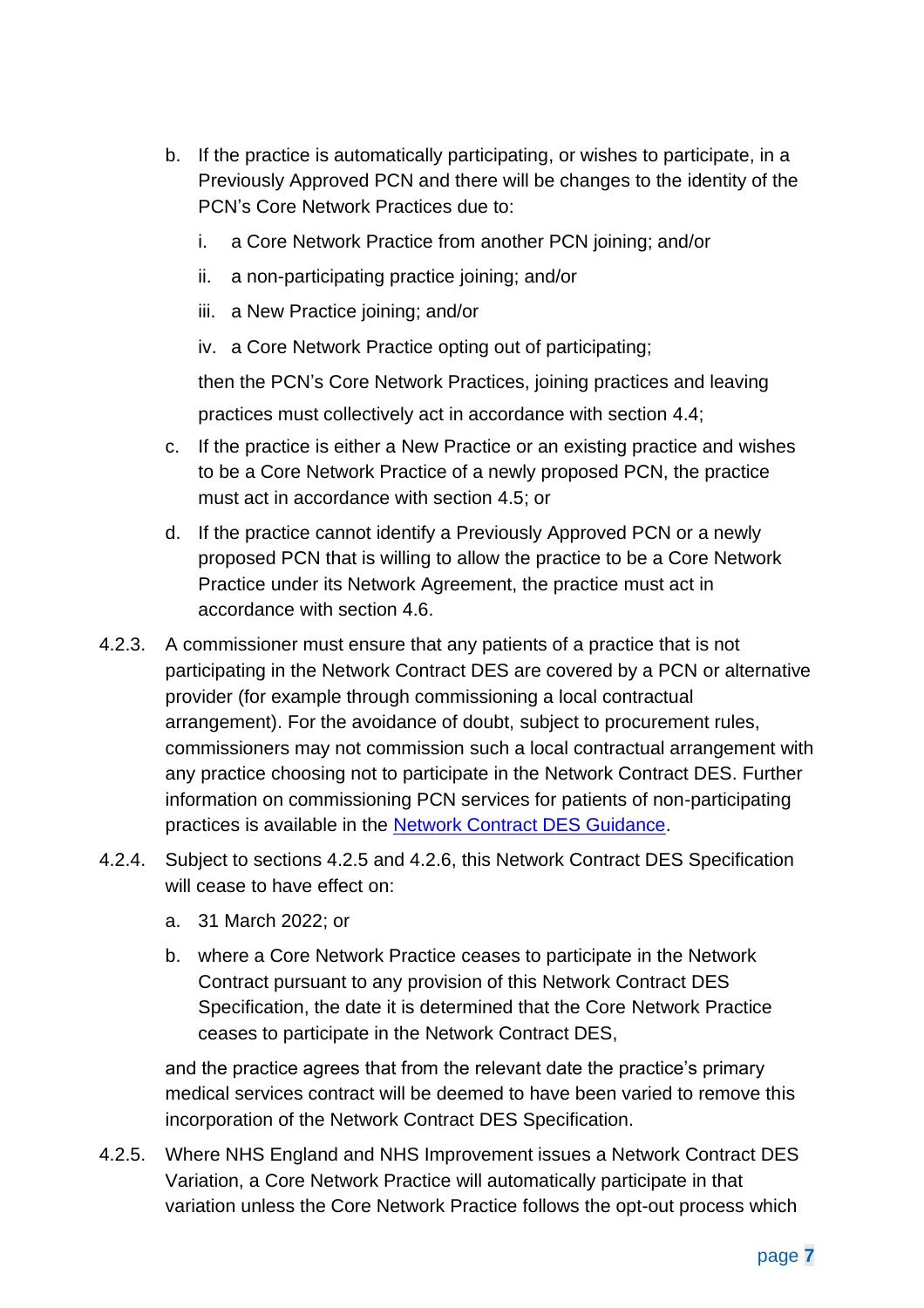b. If the practice is automatically participating, or wishes to participate, in a Previously Approved PCN and there will be changes to the identity of the PCN's Core Network Practices due to:

    i. a Core Network Practice from another PCN joining; and/or

    ii. a non-participating practice joining; and/or

    iii. a New Practice joining; and/or

    iv. a Core Network Practice opting out of participating;

    then the PCN's Core Network Practices, joining practices and leaving practices must collectively act in accordance with section 4.4;

c. If the practice is either a New Practice or an existing practice and wishes to be a Core Network Practice of a newly proposed PCN, the practice must act in accordance with section 4.5; or

d. If the practice cannot identify a Previously Approved PCN or a newly proposed PCN that is willing to allow the practice to be a Core Network Practice under its Network Agreement, the practice must act in accordance with section 4.6.

4.2.3. A commissioner must ensure that any patients of a practice that is not participating in the Network Contract DES are covered by a PCN or alternative provider (for example through commissioning a local contractual arrangement). For the avoidance of doubt, subject to procurement rules, commissioners may not commission such a local contractual arrangement with any practice choosing not to participate in the Network Contract DES. Further information on commissioning PCN services for patients of non-participating practices is available in the Network Contract DES Guidance.

4.2.4. Subject to sections 4.2.5 and 4.2.6, this Network Contract DES Specification will cease to have effect on:

a. 31 March 2022; or

b. where a Core Network Practice ceases to participate in the Network Contract pursuant to any provision of this Network Contract DES Specification, the date it is determined that the Core Network Practice ceases to participate in the Network Contract DES,

and the practice agrees that from the relevant date the practice's primary medical services contract will be deemed to have been varied to remove this incorporation of the Network Contract DES Specification.

4.2.5. Where NHS England and NHS Improvement issues a Network Contract DES Variation, a Core Network Practice will automatically participate in that variation unless the Core Network Practice follows the opt-out process which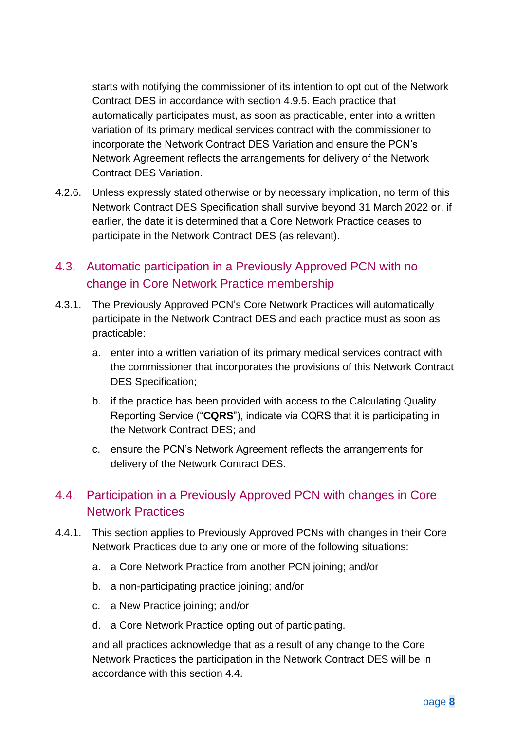starts with notifying the commissioner of its intention to opt out of the Network Contract DES in accordance with section 4.9.5. Each practice that automatically participates must, as soon as practicable, enter into a written variation of its primary medical services contract with the commissioner to incorporate the Network Contract DES Variation and ensure the PCN's Network Agreement reflects the arrangements for delivery of the Network Contract DES Variation.

4.2.6. Unless expressly stated otherwise or by necessary implication, no term of this Network Contract DES Specification shall survive beyond 31 March 2022 or, if earlier, the date it is determined that a Core Network Practice ceases to participate in the Network Contract DES (as relevant).

## 4.3. Automatic participation in a Previously Approved PCN with no change in Core Network Practice membership

4.3.1. The Previously Approved PCN's Core Network Practices will automatically participate in the Network Contract DES and each practice must as soon as practicable:

a. enter into a written variation of its primary medical services contract with the commissioner that incorporates the provisions of this Network Contract DES Specification;

b. if the practice has been provided with access to the Calculating Quality Reporting Service ("**CQRS**"), indicate via CQRS that it is participating in the Network Contract DES; and

c. ensure the PCN's Network Agreement reflects the arrangements for delivery of the Network Contract DES.

## 4.4. Participation in a Previously Approved PCN with changes in Core Network Practices

4.4.1. This section applies to Previously Approved PCNs with changes in their Core Network Practices due to any one or more of the following situations:

a. a Core Network Practice from another PCN joining; and/or

b. a non-participating practice joining; and/or

c. a New Practice joining; and/or

d. a Core Network Practice opting out of participating.

and all practices acknowledge that as a result of any change to the Core Network Practices the participation in the Network Contract DES will be in accordance with this section 4.4.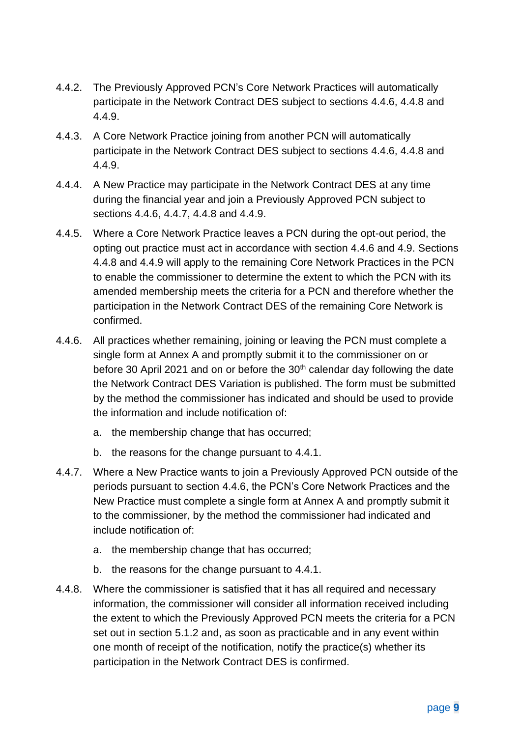4.4.2. The Previously Approved PCN's Core Network Practices will automatically participate in the Network Contract DES subject to sections 4.4.6, 4.4.8 and 4.4.9.

4.4.3. A Core Network Practice joining from another PCN will automatically participate in the Network Contract DES subject to sections 4.4.6, 4.4.8 and 4.4.9.

4.4.4. A New Practice may participate in the Network Contract DES at any time during the financial year and join a Previously Approved PCN subject to sections 4.4.6, 4.4.7, 4.4.8 and 4.4.9.

4.4.5. Where a Core Network Practice leaves a PCN during the opt-out period, the opting out practice must act in accordance with section 4.4.6 and 4.9. Sections 4.4.8 and 4.4.9 will apply to the remaining Core Network Practices in the PCN to enable the commissioner to determine the extent to which the PCN with its amended membership meets the criteria for a PCN and therefore whether the participation in the Network Contract DES of the remaining Core Network is confirmed.

4.4.6. All practices whether remaining, joining or leaving the PCN must complete a single form at Annex A and promptly submit it to the commissioner on or before 30 April 2021 and on or before the 30th calendar day following the date the Network Contract DES Variation is published. The form must be submitted by the method the commissioner has indicated and should be used to provide the information and include notification of:

   a. the membership change that has occurred;

   b. the reasons for the change pursuant to 4.4.1.

4.4.7. Where a New Practice wants to join a Previously Approved PCN outside of the periods pursuant to section 4.4.6, the PCN's Core Network Practices and the New Practice must complete a single form at Annex A and promptly submit it to the commissioner, by the method the commissioner had indicated and include notification of:

   a. the membership change that has occurred;

   b. the reasons for the change pursuant to 4.4.1.

4.4.8. Where the commissioner is satisfied that it has all required and necessary information, the commissioner will consider all information received including the extent to which the Previously Approved PCN meets the criteria for a PCN set out in section 5.1.2 and, as soon as practicable and in any event within one month of receipt of the notification, notify the practice(s) whether its participation in the Network Contract DES is confirmed.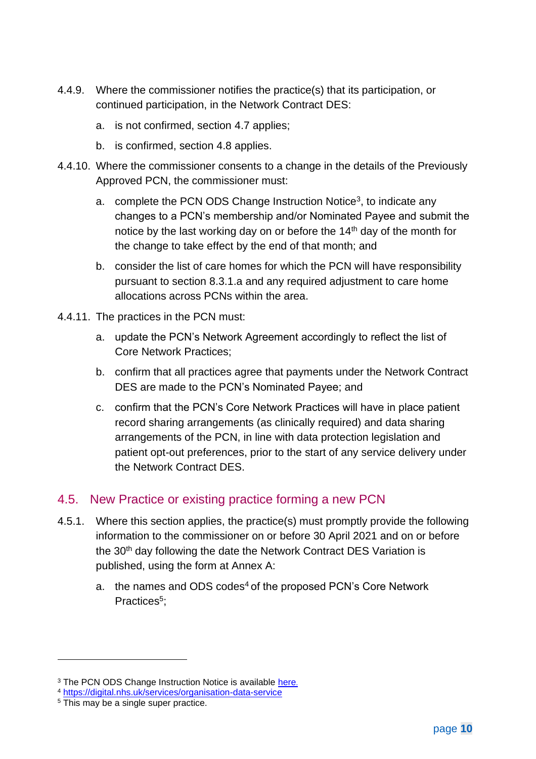4.4.9. Where the commissioner notifies the practice(s) that its participation, or continued participation, in the Network Contract DES:

a. is not confirmed, section 4.7 applies;

b. is confirmed, section 4.8 applies.

4.4.10. Where the commissioner consents to a change in the details of the Previously Approved PCN, the commissioner must:

a. complete the PCN ODS Change Instruction Notice[3], to indicate any changes to a PCN's membership and/or Nominated Payee and submit the notice by the last working day on or before the 14th day of the month for the change to take effect by the end of that month; and

b. consider the list of care homes for which the PCN will have responsibility pursuant to section 8.3.1.a and any required adjustment to care home allocations across PCNs within the area.

4.4.11. The practices in the PCN must:

a. update the PCN's Network Agreement accordingly to reflect the list of Core Network Practices;

b. confirm that all practices agree that payments under the Network Contract DES are made to the PCN's Nominated Payee; and

c. confirm that the PCN's Core Network Practices will have in place patient record sharing arrangements (as clinically required) and data sharing arrangements of the PCN, in line with data protection legislation and patient opt-out preferences, prior to the start of any service delivery under the Network Contract DES.

## 4.5. New Practice or existing practice forming a new PCN

4.5.1. Where this section applies, the practice(s) must promptly provide the following information to the commissioner on or before 30 April 2021 and on or before the 30th day following the date the Network Contract DES Variation is published, using the form at Annex A:

a. the names and ODS codes[4] of the proposed PCN's Core Network Practices[5];

---

[3] The PCN ODS Change Instruction Notice is available here.

[4] https://digital.nhs.uk/services/organisation-data-service

[5] This may be a single super practice.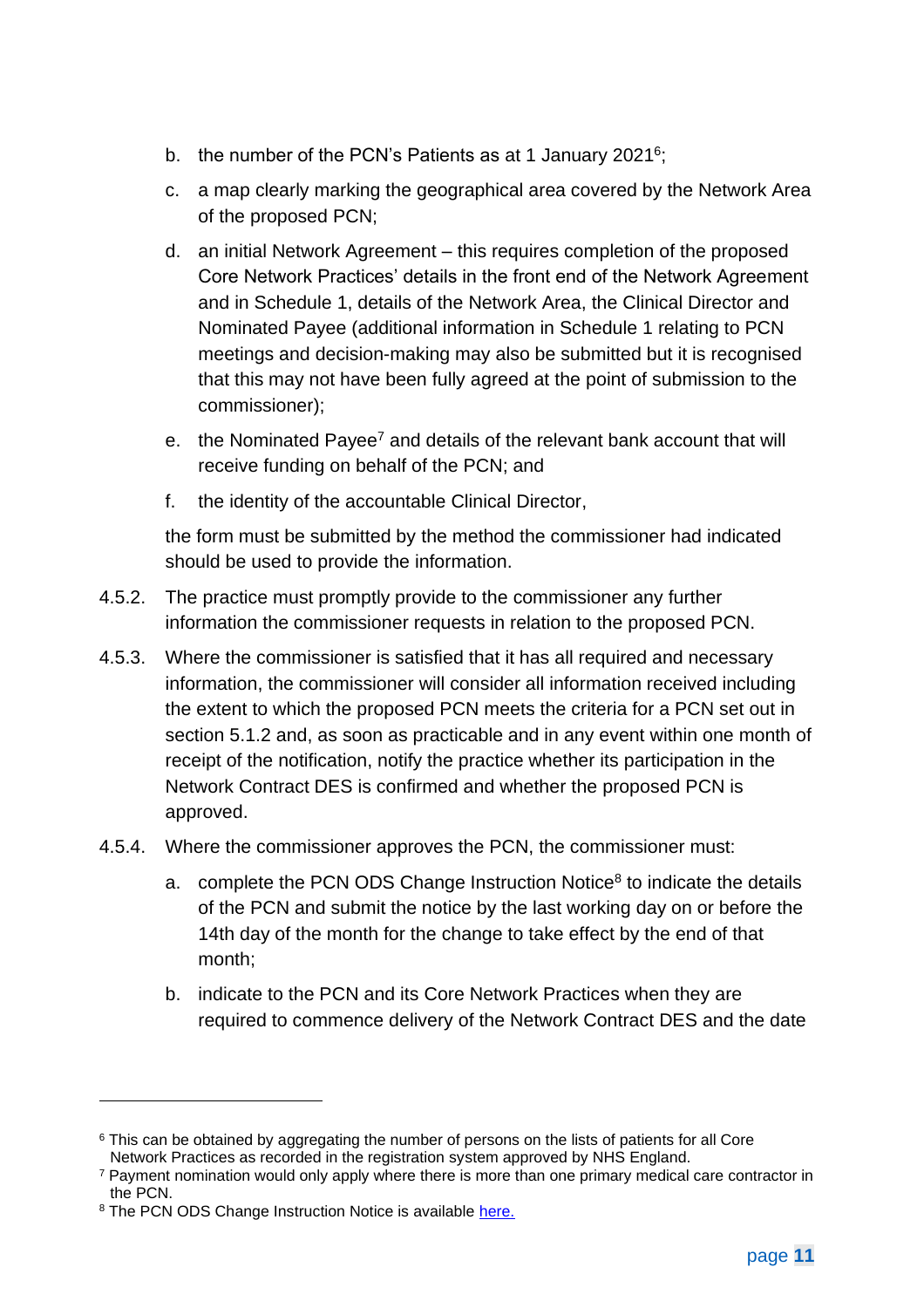b. the number of the PCN's Patients as at 1 January 2021[6];

c. a map clearly marking the geographical area covered by the Network Area of the proposed PCN;

d. an initial Network Agreement – this requires completion of the proposed Core Network Practices' details in the front end of the Network Agreement and in Schedule 1, details of the Network Area, the Clinical Director and Nominated Payee (additional information in Schedule 1 relating to PCN meetings and decision-making may also be submitted but it is recognised that this may not have been fully agreed at the point of submission to the commissioner);

e. the Nominated Payee[7] and details of the relevant bank account that will receive funding on behalf of the PCN; and

f. the identity of the accountable Clinical Director,

the form must be submitted by the method the commissioner had indicated should be used to provide the information.

4.5.2. The practice must promptly provide to the commissioner any further information the commissioner requests in relation to the proposed PCN.

4.5.3. Where the commissioner is satisfied that it has all required and necessary information, the commissioner will consider all information received including the extent to which the proposed PCN meets the criteria for a PCN set out in section 5.1.2 and, as soon as practicable and in any event within one month of receipt of the notification, notify the practice whether its participation in the Network Contract DES is confirmed and whether the proposed PCN is approved.

4.5.4. Where the commissioner approves the PCN, the commissioner must:

a. complete the PCN ODS Change Instruction Notice[8] to indicate the details of the PCN and submit the notice by the last working day on or before the 14th day of the month for the change to take effect by the end of that month;

b. indicate to the PCN and its Core Network Practices when they are required to commence delivery of the Network Contract DES and the date

---

[6] This can be obtained by aggregating the number of persons on the lists of patients for all Core Network Practices as recorded in the registration system approved by NHS England.

[7] Payment nomination would only apply where there is more than one primary medical care contractor in the PCN.

[8] The PCN ODS Change Instruction Notice is available here.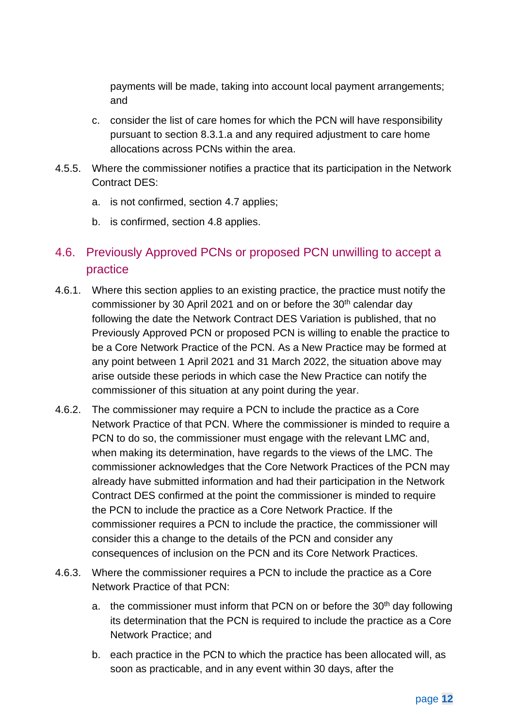payments will be made, taking into account local payment arrangements; and

c. consider the list of care homes for which the PCN will have responsibility pursuant to section 8.3.1.a and any required adjustment to care home allocations across PCNs within the area.

4.5.5. Where the commissioner notifies a practice that its participation in the Network Contract DES:

a. is not confirmed, section 4.7 applies;

b. is confirmed, section 4.8 applies.

## 4.6. Previously Approved PCNs or proposed PCN unwilling to accept a practice

4.6.1. Where this section applies to an existing practice, the practice must notify the commissioner by 30 April 2021 and on or before the 30th calendar day following the date the Network Contract DES Variation is published, that no Previously Approved PCN or proposed PCN is willing to enable the practice to be a Core Network Practice of the PCN. As a New Practice may be formed at any point between 1 April 2021 and 31 March 2022, the situation above may arise outside these periods in which case the New Practice can notify the commissioner of this situation at any point during the year.

4.6.2. The commissioner may require a PCN to include the practice as a Core Network Practice of that PCN. Where the commissioner is minded to require a PCN to do so, the commissioner must engage with the relevant LMC and, when making its determination, have regards to the views of the LMC. The commissioner acknowledges that the Core Network Practices of the PCN may already have submitted information and had their participation in the Network Contract DES confirmed at the point the commissioner is minded to require the PCN to include the practice as a Core Network Practice. If the commissioner requires a PCN to include the practice, the commissioner will consider this a change to the details of the PCN and consider any consequences of inclusion on the PCN and its Core Network Practices.

4.6.3. Where the commissioner requires a PCN to include the practice as a Core Network Practice of that PCN:

a. the commissioner must inform that PCN on or before the 30th day following its determination that the PCN is required to include the practice as a Core Network Practice; and

b. each practice in the PCN to which the practice has been allocated will, as soon as practicable, and in any event within 30 days, after the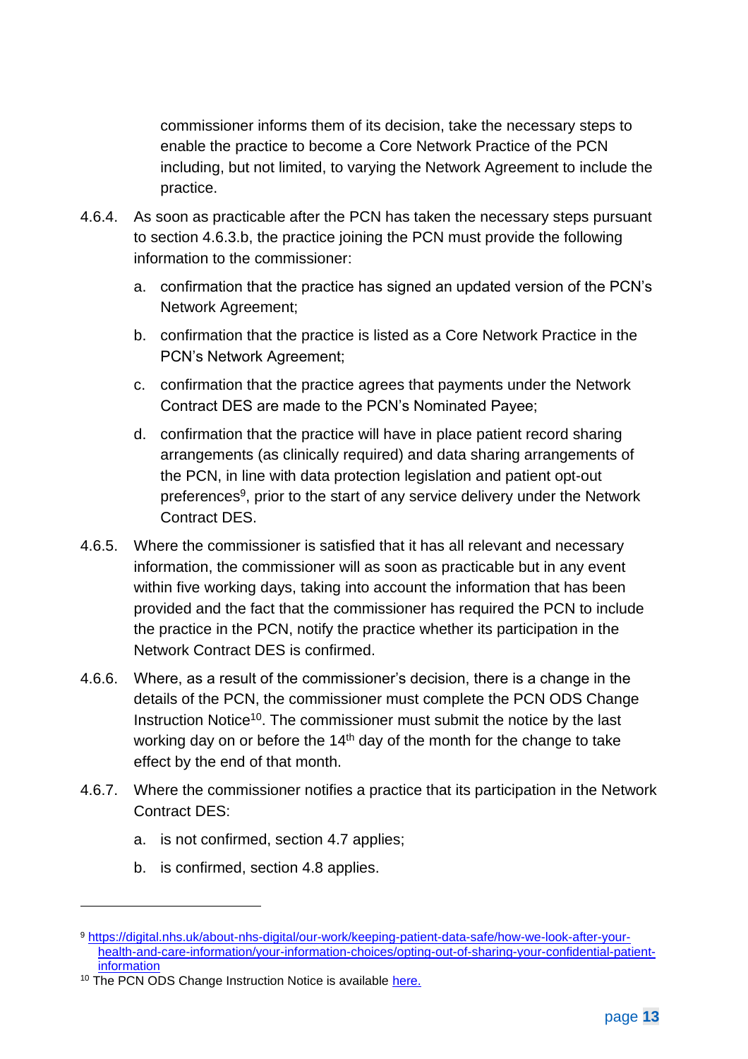commissioner informs them of its decision, take the necessary steps to enable the practice to become a Core Network Practice of the PCN including, but not limited, to varying the Network Agreement to include the practice.

4.6.4. As soon as practicable after the PCN has taken the necessary steps pursuant to section 4.6.3.b, the practice joining the PCN must provide the following information to the commissioner:

   a. confirmation that the practice has signed an updated version of the PCN's Network Agreement;

   b. confirmation that the practice is listed as a Core Network Practice in the PCN's Network Agreement;

   c. confirmation that the practice agrees that payments under the Network Contract DES are made to the PCN's Nominated Payee;

   d. confirmation that the practice will have in place patient record sharing arrangements (as clinically required) and data sharing arrangements of the PCN, in line with data protection legislation and patient opt-out preferences[9], prior to the start of any service delivery under the Network Contract DES.

4.6.5. Where the commissioner is satisfied that it has all relevant and necessary information, the commissioner will as soon as practicable but in any event within five working days, taking into account the information that has been provided and the fact that the commissioner has required the PCN to include the practice in the PCN, notify the practice whether its participation in the Network Contract DES is confirmed.

4.6.6. Where, as a result of the commissioner's decision, there is a change in the details of the PCN, the commissioner must complete the PCN ODS Change Instruction Notice[10]. The commissioner must submit the notice by the last working day on or before the 14th day of the month for the change to take effect by the end of that month.

4.6.7. Where the commissioner notifies a practice that its participation in the Network Contract DES:

   a. is not confirmed, section 4.7 applies;

   b. is confirmed, section 4.8 applies.

---

[9] https://digital.nhs.uk/about-nhs-digital/our-work/keeping-patient-data-safe/how-we-look-after-your-health-and-care-information/your-information-choices/opting-out-of-sharing-your-confidential-patient-information

[10] The PCN ODS Change Instruction Notice is available here.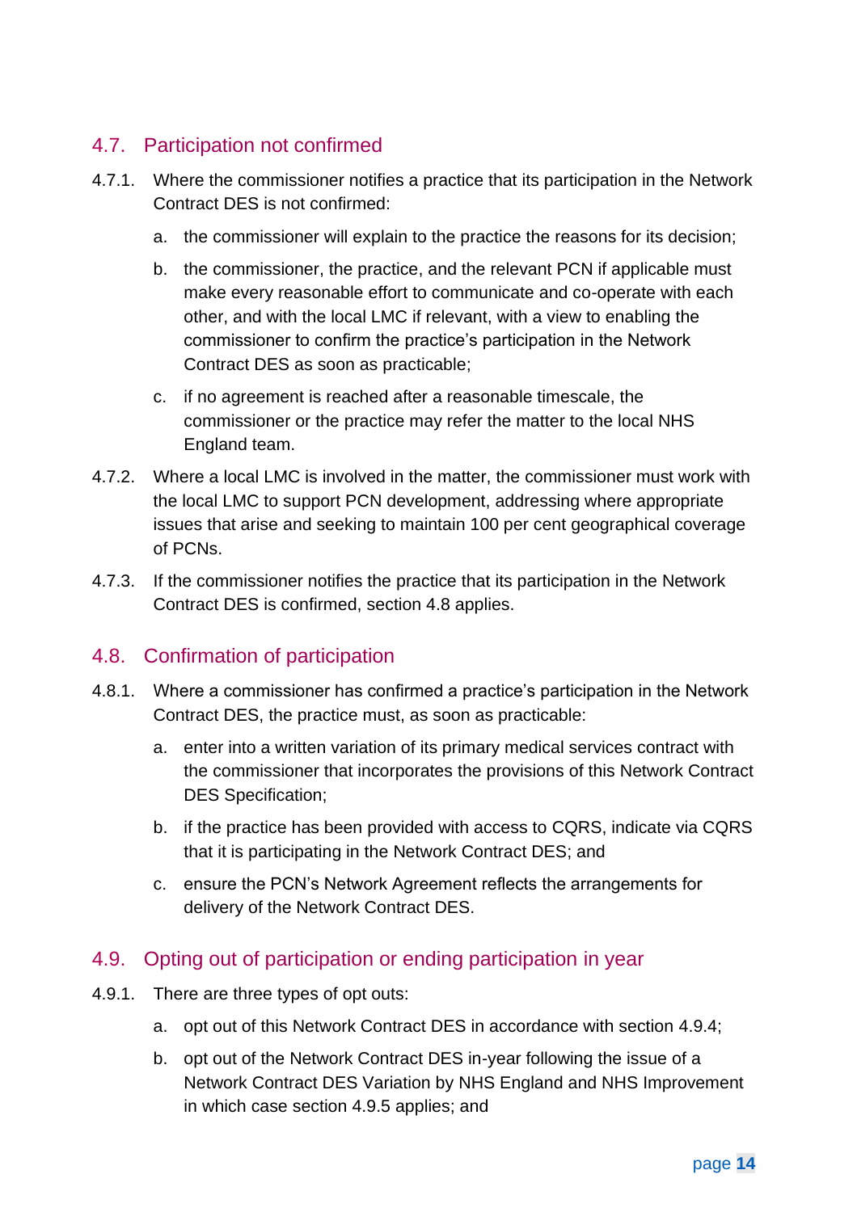## 4.7. Participation not confirmed

4.7.1. Where the commissioner notifies a practice that its participation in the Network Contract DES is not confirmed:

a. the commissioner will explain to the practice the reasons for its decision;

b. the commissioner, the practice, and the relevant PCN if applicable must make every reasonable effort to communicate and co-operate with each other, and with the local LMC if relevant, with a view to enabling the commissioner to confirm the practice's participation in the Network Contract DES as soon as practicable;

c. if no agreement is reached after a reasonable timescale, the commissioner or the practice may refer the matter to the local NHS England team.

4.7.2. Where a local LMC is involved in the matter, the commissioner must work with the local LMC to support PCN development, addressing where appropriate issues that arise and seeking to maintain 100 per cent geographical coverage of PCNs.

4.7.3. If the commissioner notifies the practice that its participation in the Network Contract DES is confirmed, section 4.8 applies.

## 4.8. Confirmation of participation

4.8.1. Where a commissioner has confirmed a practice's participation in the Network Contract DES, the practice must, as soon as practicable:

a. enter into a written variation of its primary medical services contract with the commissioner that incorporates the provisions of this Network Contract DES Specification;

b. if the practice has been provided with access to CQRS, indicate via CQRS that it is participating in the Network Contract DES; and

c. ensure the PCN's Network Agreement reflects the arrangements for delivery of the Network Contract DES.

## 4.9. Opting out of participation or ending participation in year

4.9.1. There are three types of opt outs:

a. opt out of this Network Contract DES in accordance with section 4.9.4;

b. opt out of the Network Contract DES in-year following the issue of a Network Contract DES Variation by NHS England and NHS Improvement in which case section 4.9.5 applies; and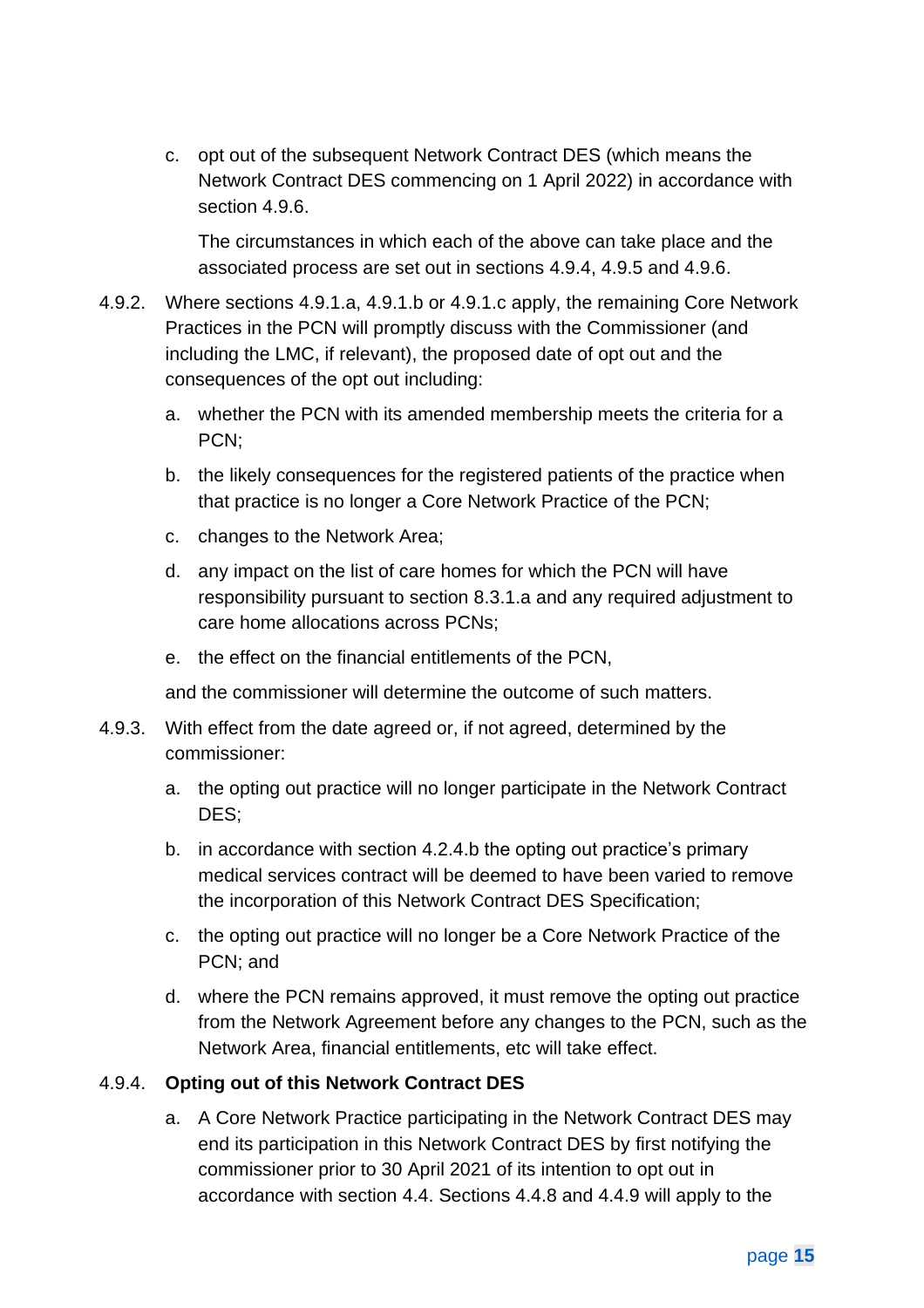c. opt out of the subsequent Network Contract DES (which means the Network Contract DES commencing on 1 April 2022) in accordance with section 4.9.6.

   The circumstances in which each of the above can take place and the associated process are set out in sections 4.9.4, 4.9.5 and 4.9.6.

4.9.2. Where sections 4.9.1.a, 4.9.1.b or 4.9.1.c apply, the remaining Core Network Practices in the PCN will promptly discuss with the Commissioner (and including the LMC, if relevant), the proposed date of opt out and the consequences of the opt out including:

a. whether the PCN with its amended membership meets the criteria for a PCN;

b. the likely consequences for the registered patients of the practice when that practice is no longer a Core Network Practice of the PCN;

c. changes to the Network Area;

d. any impact on the list of care homes for which the PCN will have responsibility pursuant to section 8.3.1.a and any required adjustment to care home allocations across PCNs;

e. the effect on the financial entitlements of the PCN,

and the commissioner will determine the outcome of such matters.

4.9.3. With effect from the date agreed or, if not agreed, determined by the commissioner:

a. the opting out practice will no longer participate in the Network Contract DES;

b. in accordance with section 4.2.4.b the opting out practice's primary medical services contract will be deemed to have been varied to remove the incorporation of this Network Contract DES Specification;

c. the opting out practice will no longer be a Core Network Practice of the PCN; and

d. where the PCN remains approved, it must remove the opting out practice from the Network Agreement before any changes to the PCN, such as the Network Area, financial entitlements, etc will take effect.

4.9.4. **Opting out of this Network Contract DES**

a. A Core Network Practice participating in the Network Contract DES may end its participation in this Network Contract DES by first notifying the commissioner prior to 30 April 2021 of its intention to opt out in accordance with section 4.4. Sections 4.4.8 and 4.4.9 will apply to the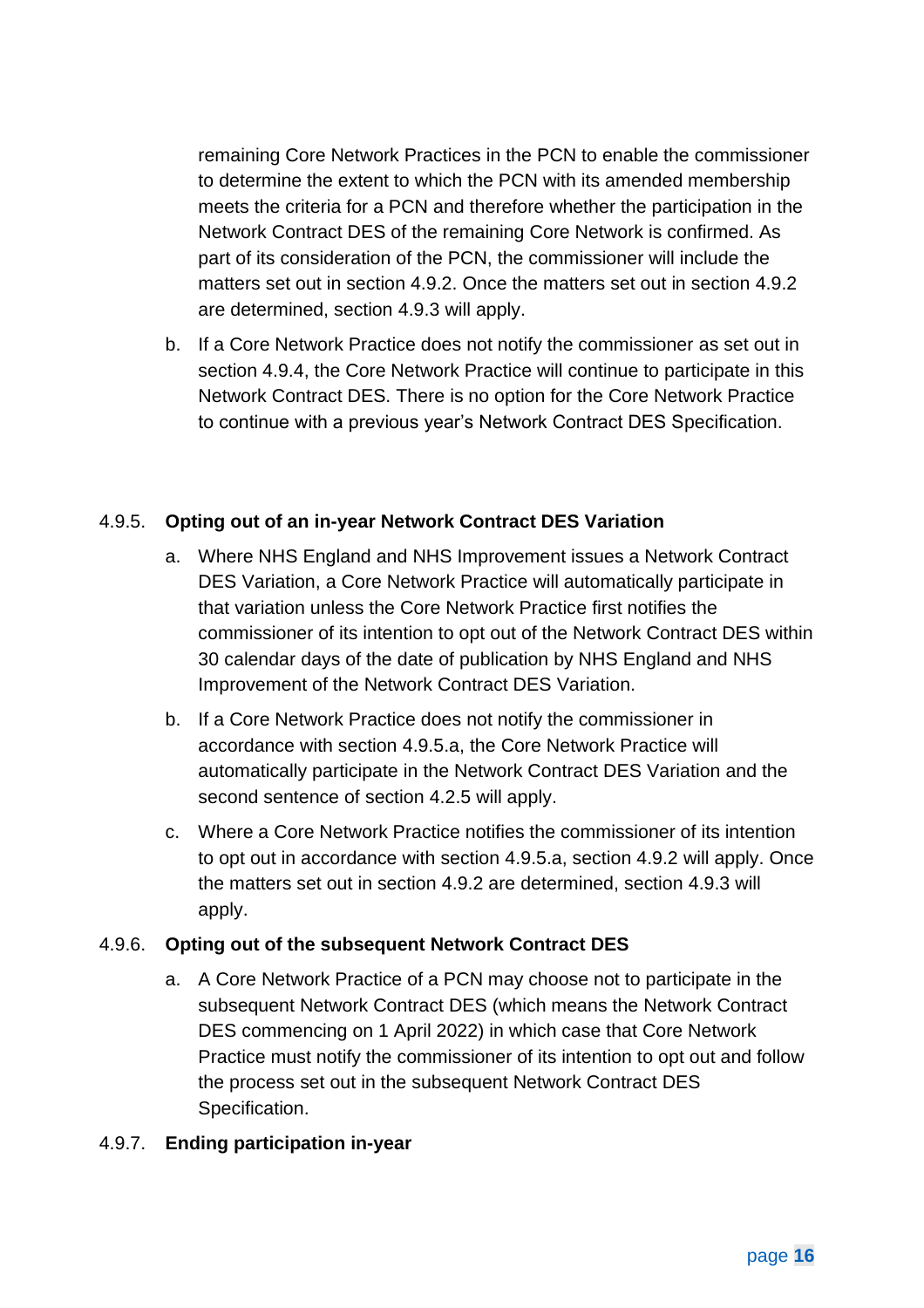remaining Core Network Practices in the PCN to enable the commissioner to determine the extent to which the PCN with its amended membership meets the criteria for a PCN and therefore whether the participation in the Network Contract DES of the remaining Core Network is confirmed. As part of its consideration of the PCN, the commissioner will include the matters set out in section 4.9.2. Once the matters set out in section 4.9.2 are determined, section 4.9.3 will apply.

b. If a Core Network Practice does not notify the commissioner as set out in section 4.9.4, the Core Network Practice will continue to participate in this Network Contract DES. There is no option for the Core Network Practice to continue with a previous year's Network Contract DES Specification.

4.9.5. **Opting out of an in-year Network Contract DES Variation**

a. Where NHS England and NHS Improvement issues a Network Contract DES Variation, a Core Network Practice will automatically participate in that variation unless the Core Network Practice first notifies the commissioner of its intention to opt out of the Network Contract DES within 30 calendar days of the date of publication by NHS England and NHS Improvement of the Network Contract DES Variation.

b. If a Core Network Practice does not notify the commissioner in accordance with section 4.9.5.a, the Core Network Practice will automatically participate in the Network Contract DES Variation and the second sentence of section 4.2.5 will apply.

c. Where a Core Network Practice notifies the commissioner of its intention to opt out in accordance with section 4.9.5.a, section 4.9.2 will apply. Once the matters set out in section 4.9.2 are determined, section 4.9.3 will apply.

4.9.6. **Opting out of the subsequent Network Contract DES**

a. A Core Network Practice of a PCN may choose not to participate in the subsequent Network Contract DES (which means the Network Contract DES commencing on 1 April 2022) in which case that Core Network Practice must notify the commissioner of its intention to opt out and follow the process set out in the subsequent Network Contract DES Specification.

4.9.7. **Ending participation in-year**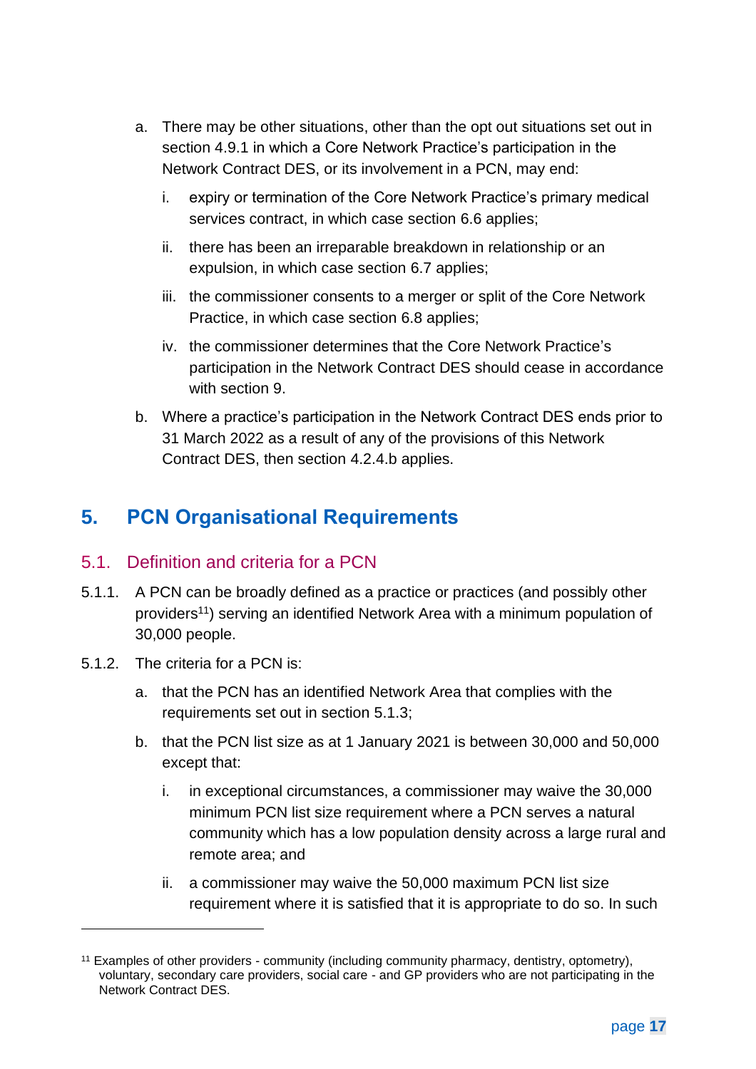a. There may be other situations, other than the opt out situations set out in section 4.9.1 in which a Core Network Practice's participation in the Network Contract DES, or its involvement in a PCN, may end:

   i. expiry or termination of the Core Network Practice's primary medical services contract, in which case section 6.6 applies;

   ii. there has been an irreparable breakdown in relationship or an expulsion, in which case section 6.7 applies;

   iii. the commissioner consents to a merger or split of the Core Network Practice, in which case section 6.8 applies;

   iv. the commissioner determines that the Core Network Practice's participation in the Network Contract DES should cease in accordance with section 9.

b. Where a practice's participation in the Network Contract DES ends prior to 31 March 2022 as a result of any of the provisions of this Network Contract DES, then section 4.2.4.b applies.

# 5. PCN Organisational Requirements

## 5.1. Definition and criteria for a PCN

5.1.1. A PCN can be broadly defined as a practice or practices (and possibly other providers[11]) serving an identified Network Area with a minimum population of 30,000 people.

5.1.2. The criteria for a PCN is:

a. that the PCN has an identified Network Area that complies with the requirements set out in section 5.1.3;

b. that the PCN list size as at 1 January 2021 is between 30,000 and 50,000 except that:

   i. in exceptional circumstances, a commissioner may waive the 30,000 minimum PCN list size requirement where a PCN serves a natural community which has a low population density across a large rural and remote area; and

   ii. a commissioner may waive the 50,000 maximum PCN list size requirement where it is satisfied that it is appropriate to do so. In such

[11] Examples of other providers - community (including community pharmacy, dentistry, optometry), voluntary, secondary care providers, social care - and GP providers who are not participating in the Network Contract DES.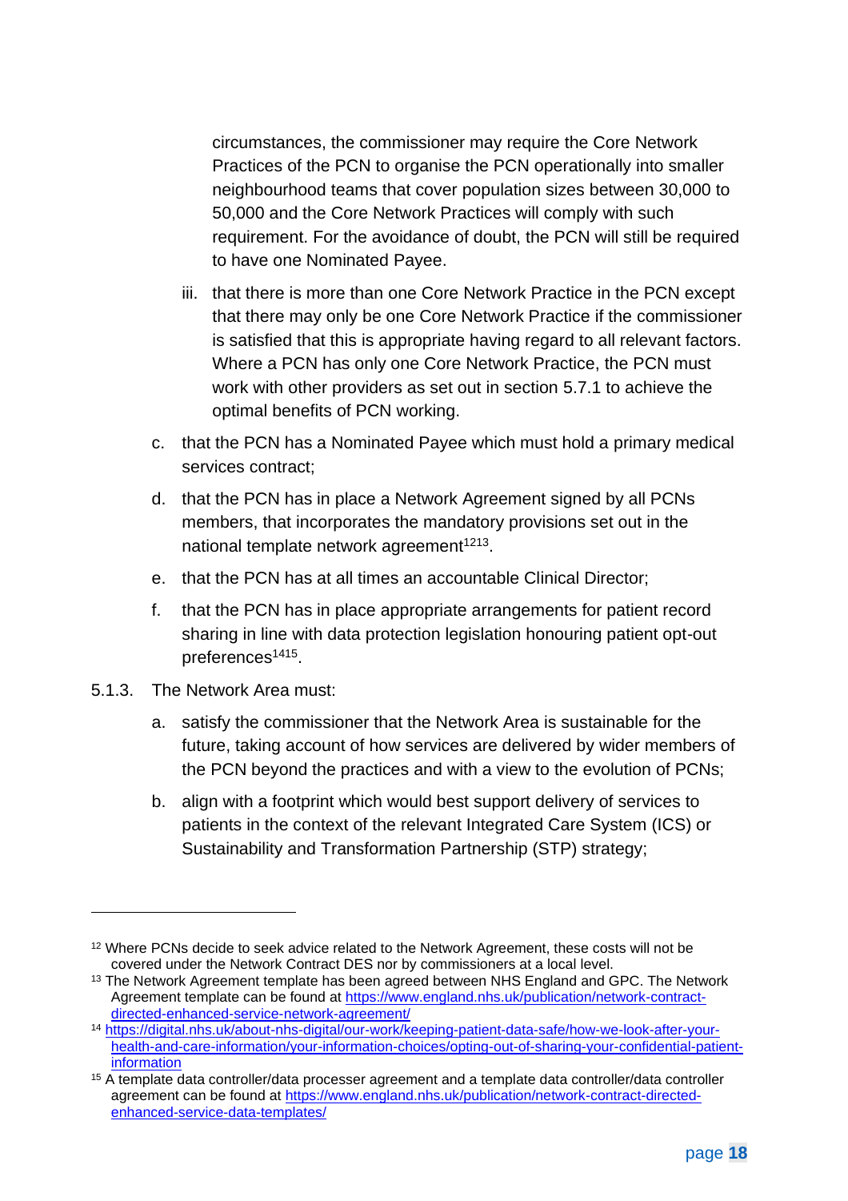circumstances, the commissioner may require the Core Network Practices of the PCN to organise the PCN operationally into smaller neighbourhood teams that cover population sizes between 30,000 to 50,000 and the Core Network Practices will comply with such requirement. For the avoidance of doubt, the PCN will still be required to have one Nominated Payee.

iii. that there is more than one Core Network Practice in the PCN except that there may only be one Core Network Practice if the commissioner is satisfied that this is appropriate having regard to all relevant factors. Where a PCN has only one Core Network Practice, the PCN must work with other providers as set out in section 5.7.1 to achieve the optimal benefits of PCN working.

c. that the PCN has a Nominated Payee which must hold a primary medical services contract;

d. that the PCN has in place a Network Agreement signed by all PCNs members, that incorporates the mandatory provisions set out in the national template network agreement[12][13].

e. that the PCN has at all times an accountable Clinical Director;

f. that the PCN has in place appropriate arrangements for patient record sharing in line with data protection legislation honouring patient opt-out preferences[14][15].

5.1.3. The Network Area must:

a. satisfy the commissioner that the Network Area is sustainable for the future, taking account of how services are delivered by wider members of the PCN beyond the practices and with a view to the evolution of PCNs;

b. align with a footprint which would best support delivery of services to patients in the context of the relevant Integrated Care System (ICS) or Sustainability and Transformation Partnership (STP) strategy;

---

[12] Where PCNs decide to seek advice related to the Network Agreement, these costs will not be covered under the Network Contract DES nor by commissioners at a local level.

[13] The Network Agreement template has been agreed between NHS England and GPC. The Network Agreement template can be found at https://www.england.nhs.uk/publication/network-contract-directed-enhanced-service-network-agreement/

[14] https://digital.nhs.uk/about-nhs-digital/our-work/keeping-patient-data-safe/how-we-look-after-your-health-and-care-information/your-information-choices/opting-out-of-sharing-your-confidential-patient-information

[15] A template data controller/data processer agreement and a template data controller/data controller agreement can be found at https://www.england.nhs.uk/publication/network-contract-directed-enhanced-service-data-templates/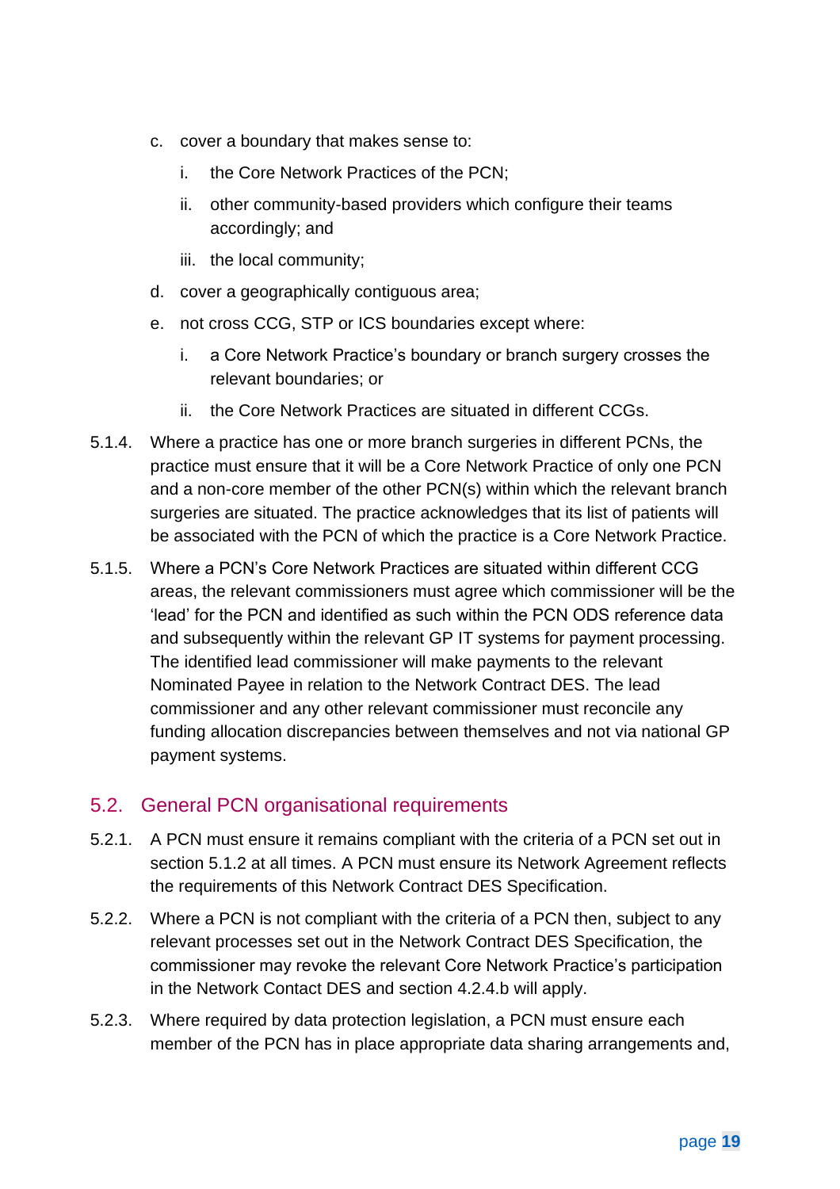c. cover a boundary that makes sense to:

   i. the Core Network Practices of the PCN;

   ii. other community-based providers which configure their teams accordingly; and

   iii. the local community;

d. cover a geographically contiguous area;

e. not cross CCG, STP or ICS boundaries except where:

   i. a Core Network Practice's boundary or branch surgery crosses the relevant boundaries; or

   ii. the Core Network Practices are situated in different CCGs.

5.1.4. Where a practice has one or more branch surgeries in different PCNs, the practice must ensure that it will be a Core Network Practice of only one PCN and a non-core member of the other PCN(s) within which the relevant branch surgeries are situated. The practice acknowledges that its list of patients will be associated with the PCN of which the practice is a Core Network Practice.

5.1.5. Where a PCN's Core Network Practices are situated within different CCG areas, the relevant commissioners must agree which commissioner will be the 'lead' for the PCN and identified as such within the PCN ODS reference data and subsequently within the relevant GP IT systems for payment processing. The identified lead commissioner will make payments to the relevant Nominated Payee in relation to the Network Contract DES. The lead commissioner and any other relevant commissioner must reconcile any funding allocation discrepancies between themselves and not via national GP payment systems.

## 5.2. General PCN organisational requirements

5.2.1. A PCN must ensure it remains compliant with the criteria of a PCN set out in section 5.1.2 at all times. A PCN must ensure its Network Agreement reflects the requirements of this Network Contract DES Specification.

5.2.2. Where a PCN is not compliant with the criteria of a PCN then, subject to any relevant processes set out in the Network Contract DES Specification, the commissioner may revoke the relevant Core Network Practice's participation in the Network Contact DES and section 4.2.4.b will apply.

5.2.3. Where required by data protection legislation, a PCN must ensure each member of the PCN has in place appropriate data sharing arrangements and,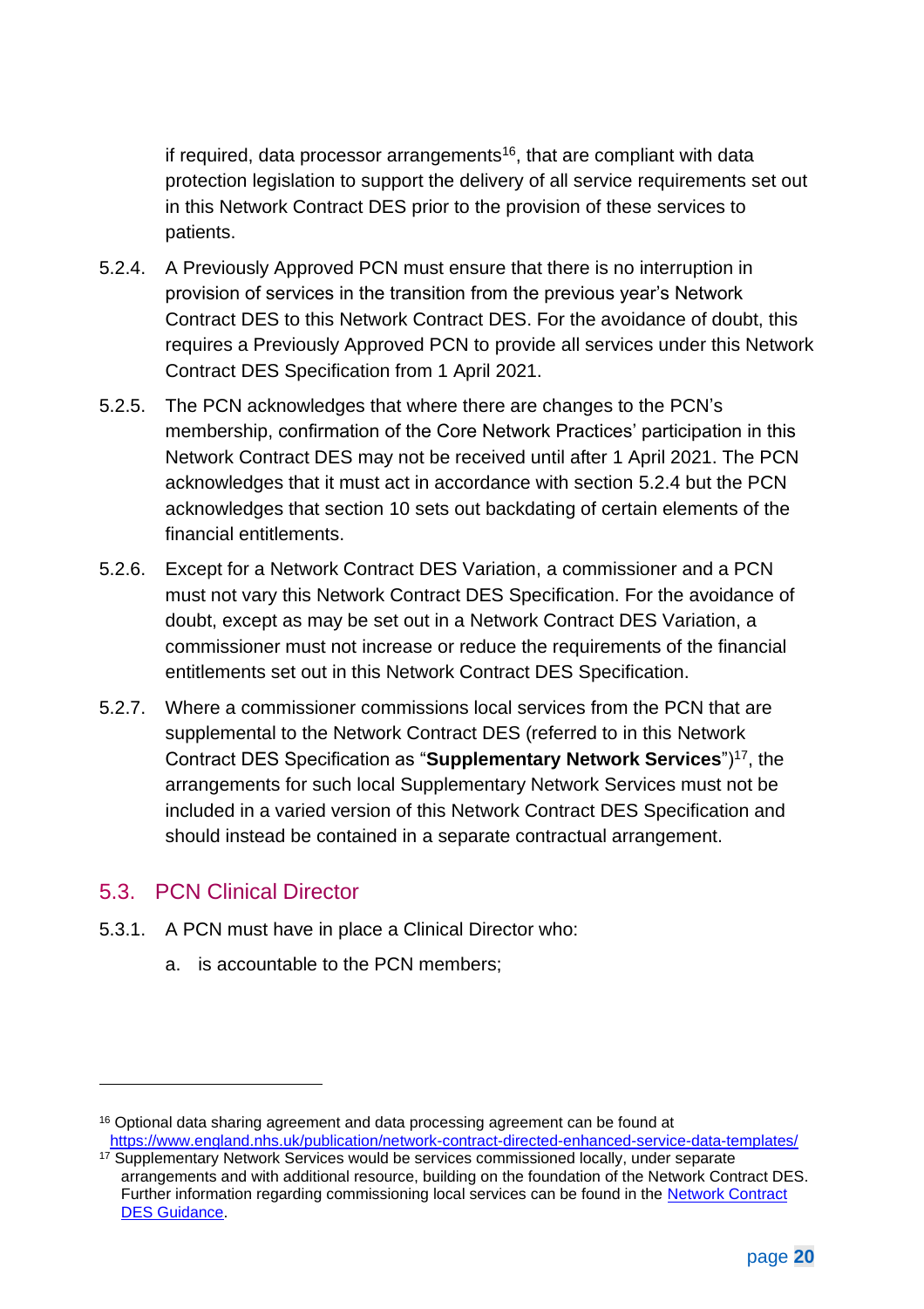if required, data processor arrangements[16], that are compliant with data protection legislation to support the delivery of all service requirements set out in this Network Contract DES prior to the provision of these services to patients.

5.2.4. A Previously Approved PCN must ensure that there is no interruption in provision of services in the transition from the previous year's Network Contract DES to this Network Contract DES. For the avoidance of doubt, this requires a Previously Approved PCN to provide all services under this Network Contract DES Specification from 1 April 2021.

5.2.5. The PCN acknowledges that where there are changes to the PCN's membership, confirmation of the Core Network Practices' participation in this Network Contract DES may not be received until after 1 April 2021. The PCN acknowledges that it must act in accordance with section 5.2.4 but the PCN acknowledges that section 10 sets out backdating of certain elements of the financial entitlements.

5.2.6. Except for a Network Contract DES Variation, a commissioner and a PCN must not vary this Network Contract DES Specification. For the avoidance of doubt, except as may be set out in a Network Contract DES Variation, a commissioner must not increase or reduce the requirements of the financial entitlements set out in this Network Contract DES Specification.

5.2.7. Where a commissioner commissions local services from the PCN that are supplemental to the Network Contract DES (referred to in this Network Contract DES Specification as "**Supplementary Network Services**")[17], the arrangements for such local Supplementary Network Services must not be included in a varied version of this Network Contract DES Specification and should instead be contained in a separate contractual arrangement.

## 5.3. PCN Clinical Director

5.3.1. A PCN must have in place a Clinical Director who:

a. is accountable to the PCN members;

---

[16] Optional data sharing agreement and data processing agreement can be found at https://www.england.nhs.uk/publication/network-contract-directed-enhanced-service-data-templates/

[17] Supplementary Network Services would be services commissioned locally, under separate arrangements and with additional resource, building on the foundation of the Network Contract DES. Further information regarding commissioning local services can be found in the Network Contract DES Guidance.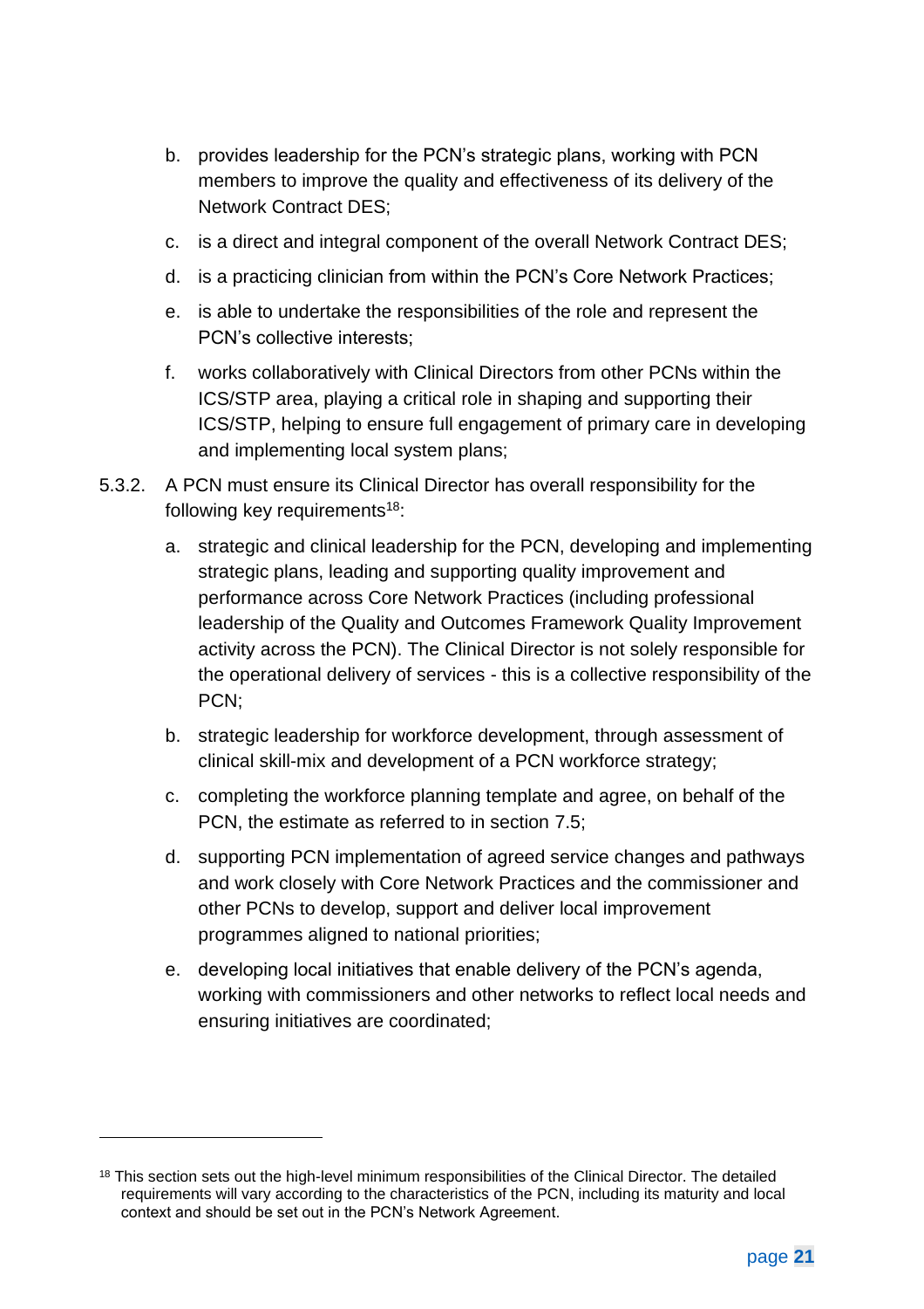b. provides leadership for the PCN's strategic plans, working with PCN members to improve the quality and effectiveness of its delivery of the Network Contract DES;

c. is a direct and integral component of the overall Network Contract DES;

d. is a practicing clinician from within the PCN's Core Network Practices;

e. is able to undertake the responsibilities of the role and represent the PCN's collective interests;

f. works collaboratively with Clinical Directors from other PCNs within the ICS/STP area, playing a critical role in shaping and supporting their ICS/STP, helping to ensure full engagement of primary care in developing and implementing local system plans;

5.3.2. A PCN must ensure its Clinical Director has overall responsibility for the following key requirements[18]:

a. strategic and clinical leadership for the PCN, developing and implementing strategic plans, leading and supporting quality improvement and performance across Core Network Practices (including professional leadership of the Quality and Outcomes Framework Quality Improvement activity across the PCN). The Clinical Director is not solely responsible for the operational delivery of services - this is a collective responsibility of the PCN;

b. strategic leadership for workforce development, through assessment of clinical skill-mix and development of a PCN workforce strategy;

c. completing the workforce planning template and agree, on behalf of the PCN, the estimate as referred to in section 7.5;

d. supporting PCN implementation of agreed service changes and pathways and work closely with Core Network Practices and the commissioner and other PCNs to develop, support and deliver local improvement programmes aligned to national priorities;

e. developing local initiatives that enable delivery of the PCN's agenda, working with commissioners and other networks to reflect local needs and ensuring initiatives are coordinated;

---

[18] This section sets out the high-level minimum responsibilities of the Clinical Director. The detailed requirements will vary according to the characteristics of the PCN, including its maturity and local context and should be set out in the PCN's Network Agreement.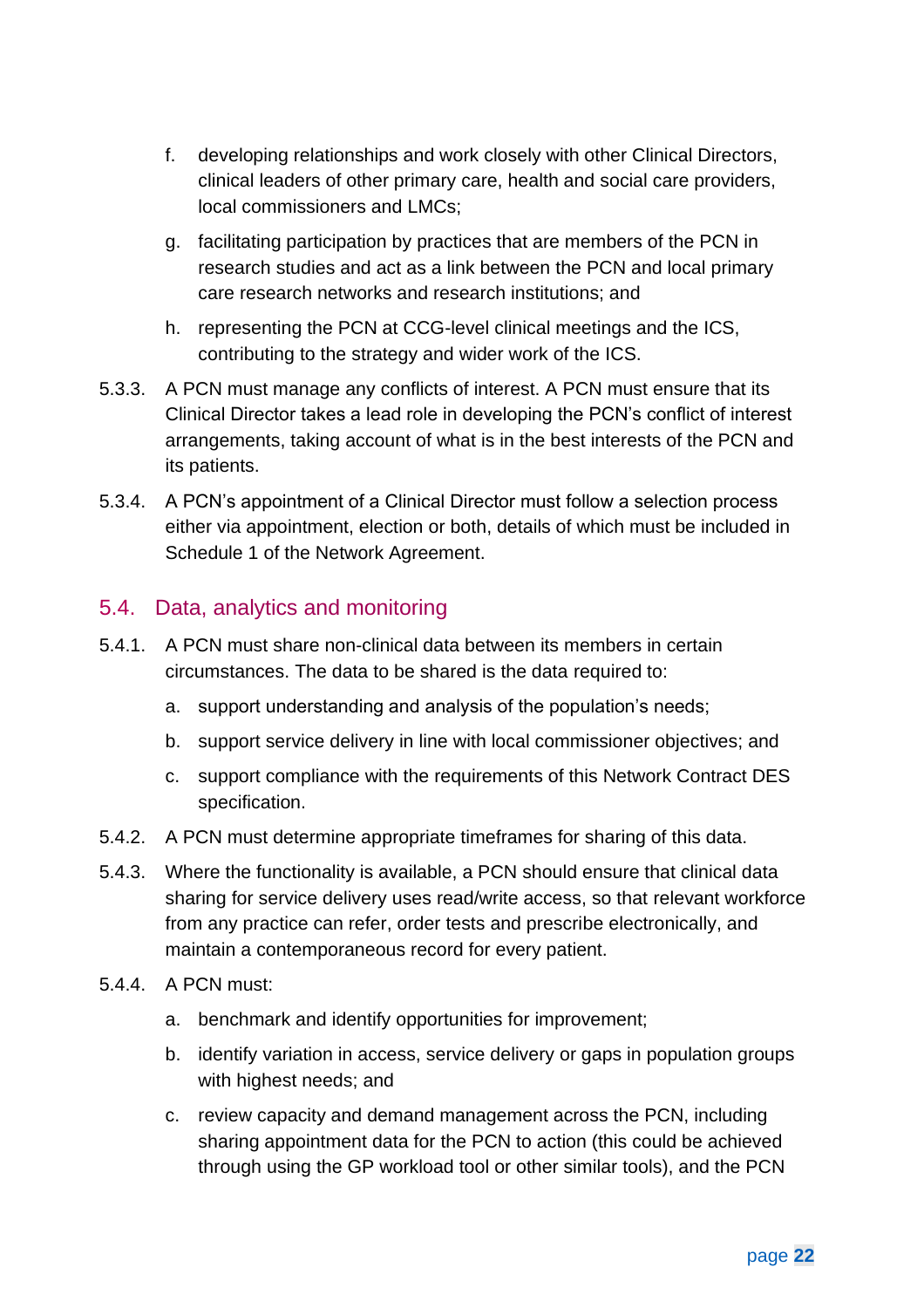f. developing relationships and work closely with other Clinical Directors, clinical leaders of other primary care, health and social care providers, local commissioners and LMCs;

g. facilitating participation by practices that are members of the PCN in research studies and act as a link between the PCN and local primary care research networks and research institutions; and

h. representing the PCN at CCG-level clinical meetings and the ICS, contributing to the strategy and wider work of the ICS.

5.3.3. A PCN must manage any conflicts of interest. A PCN must ensure that its Clinical Director takes a lead role in developing the PCN's conflict of interest arrangements, taking account of what is in the best interests of the PCN and its patients.

5.3.4. A PCN's appointment of a Clinical Director must follow a selection process either via appointment, election or both, details of which must be included in Schedule 1 of the Network Agreement.

## 5.4. Data, analytics and monitoring

5.4.1. A PCN must share non-clinical data between its members in certain circumstances. The data to be shared is the data required to:

a. support understanding and analysis of the population's needs;

b. support service delivery in line with local commissioner objectives; and

c. support compliance with the requirements of this Network Contract DES specification.

5.4.2. A PCN must determine appropriate timeframes for sharing of this data.

5.4.3. Where the functionality is available, a PCN should ensure that clinical data sharing for service delivery uses read/write access, so that relevant workforce from any practice can refer, order tests and prescribe electronically, and maintain a contemporaneous record for every patient.

5.4.4. A PCN must:

a. benchmark and identify opportunities for improvement;

b. identify variation in access, service delivery or gaps in population groups with highest needs; and

c. review capacity and demand management across the PCN, including sharing appointment data for the PCN to action (this could be achieved through using the GP workload tool or other similar tools), and the PCN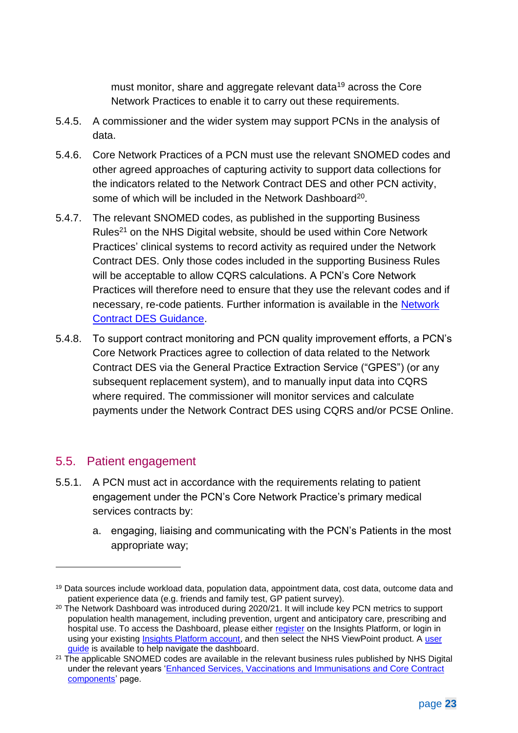must monitor, share and aggregate relevant data[19] across the Core Network Practices to enable it to carry out these requirements.

5.4.5. A commissioner and the wider system may support PCNs in the analysis of data.

5.4.6. Core Network Practices of a PCN must use the relevant SNOMED codes and other agreed approaches of capturing activity to support data collections for the indicators related to the Network Contract DES and other PCN activity, some of which will be included in the Network Dashboard[20].

5.4.7. The relevant SNOMED codes, as published in the supporting Business Rules[21] on the NHS Digital website, should be used within Core Network Practices' clinical systems to record activity as required under the Network Contract DES. Only those codes included in the supporting Business Rules will be acceptable to allow CQRS calculations. A PCN's Core Network Practices will therefore need to ensure that they use the relevant codes and if necessary, re-code patients. Further information is available in the [Network Contract DES Guidance]().

5.4.8. To support contract monitoring and PCN quality improvement efforts, a PCN's Core Network Practices agree to collection of data related to the Network Contract DES via the General Practice Extraction Service ("GPES") (or any subsequent replacement system), and to manually input data into CQRS where required. The commissioner will monitor services and calculate payments under the Network Contract DES using CQRS and/or PCSE Online.

## 5.5. Patient engagement

5.5.1. A PCN must act in accordance with the requirements relating to patient engagement under the PCN's Core Network Practice's primary medical services contracts by:

a. engaging, liaising and communicating with the PCN's Patients in the most appropriate way;

---

[19] Data sources include workload data, population data, appointment data, cost data, outcome data and patient experience data (e.g. friends and family test, GP patient survey).

[20] The Network Dashboard was introduced during 2020/21. It will include key PCN metrics to support population health management, including prevention, urgent and anticipatory care, prescribing and hospital use. To access the Dashboard, please either [register]() on the Insights Platform, or login in using your existing [Insights Platform account](), and then select the NHS ViewPoint product. A [user guide]() is available to help navigate the dashboard.

[21] The applicable SNOMED codes are available in the relevant business rules published by NHS Digital under the relevant years '[Enhanced Services, Vaccinations and Immunisations and Core Contract components]()' page.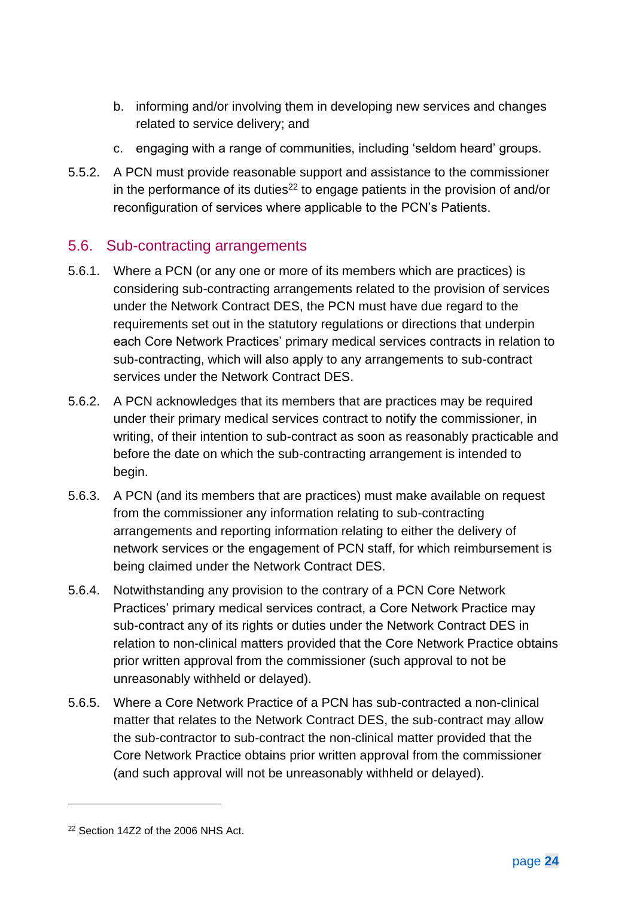b. informing and/or involving them in developing new services and changes related to service delivery; and

c. engaging with a range of communities, including 'seldom heard' groups.

5.5.2. A PCN must provide reasonable support and assistance to the commissioner in the performance of its duties[22] to engage patients in the provision of and/or reconfiguration of services where applicable to the PCN's Patients.

## 5.6. Sub-contracting arrangements

5.6.1. Where a PCN (or any one or more of its members which are practices) is considering sub-contracting arrangements related to the provision of services under the Network Contract DES, the PCN must have due regard to the requirements set out in the statutory regulations or directions that underpin each Core Network Practices' primary medical services contracts in relation to sub-contracting, which will also apply to any arrangements to sub-contract services under the Network Contract DES.

5.6.2. A PCN acknowledges that its members that are practices may be required under their primary medical services contract to notify the commissioner, in writing, of their intention to sub-contract as soon as reasonably practicable and before the date on which the sub-contracting arrangement is intended to begin.

5.6.3. A PCN (and its members that are practices) must make available on request from the commissioner any information relating to sub-contracting arrangements and reporting information relating to either the delivery of network services or the engagement of PCN staff, for which reimbursement is being claimed under the Network Contract DES.

5.6.4. Notwithstanding any provision to the contrary of a PCN Core Network Practices' primary medical services contract, a Core Network Practice may sub-contract any of its rights or duties under the Network Contract DES in relation to non-clinical matters provided that the Core Network Practice obtains prior written approval from the commissioner (such approval to not be unreasonably withheld or delayed).

5.6.5. Where a Core Network Practice of a PCN has sub-contracted a non-clinical matter that relates to the Network Contract DES, the sub-contract may allow the sub-contractor to sub-contract the non-clinical matter provided that the Core Network Practice obtains prior written approval from the commissioner (and such approval will not be unreasonably withheld or delayed).

---

[22] Section 14Z2 of the 2006 NHS Act.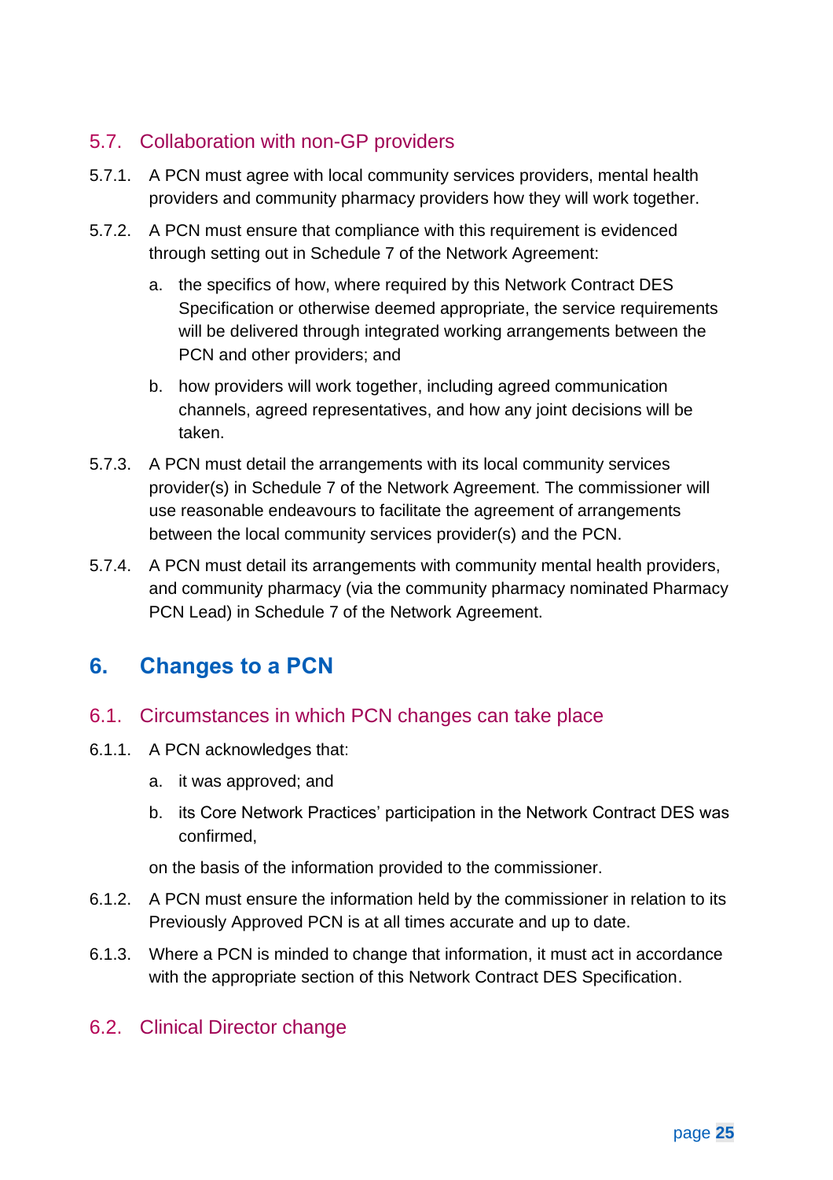### 5.7. Collaboration with non-GP providers

5.7.1. A PCN must agree with local community services providers, mental health providers and community pharmacy providers how they will work together.

5.7.2. A PCN must ensure that compliance with this requirement is evidenced through setting out in Schedule 7 of the Network Agreement:

a. the specifics of how, where required by this Network Contract DES Specification or otherwise deemed appropriate, the service requirements will be delivered through integrated working arrangements between the PCN and other providers; and

b. how providers will work together, including agreed communication channels, agreed representatives, and how any joint decisions will be taken.

5.7.3. A PCN must detail the arrangements with its local community services provider(s) in Schedule 7 of the Network Agreement. The commissioner will use reasonable endeavours to facilitate the agreement of arrangements between the local community services provider(s) and the PCN.

5.7.4. A PCN must detail its arrangements with community mental health providers, and community pharmacy (via the community pharmacy nominated Pharmacy PCN Lead) in Schedule 7 of the Network Agreement.

## 6. Changes to a PCN

### 6.1. Circumstances in which PCN changes can take place

6.1.1. A PCN acknowledges that:

a. it was approved; and

b. its Core Network Practices' participation in the Network Contract DES was confirmed,

on the basis of the information provided to the commissioner.

6.1.2. A PCN must ensure the information held by the commissioner in relation to its Previously Approved PCN is at all times accurate and up to date.

6.1.3. Where a PCN is minded to change that information, it must act in accordance with the appropriate section of this Network Contract DES Specification.

### 6.2. Clinical Director change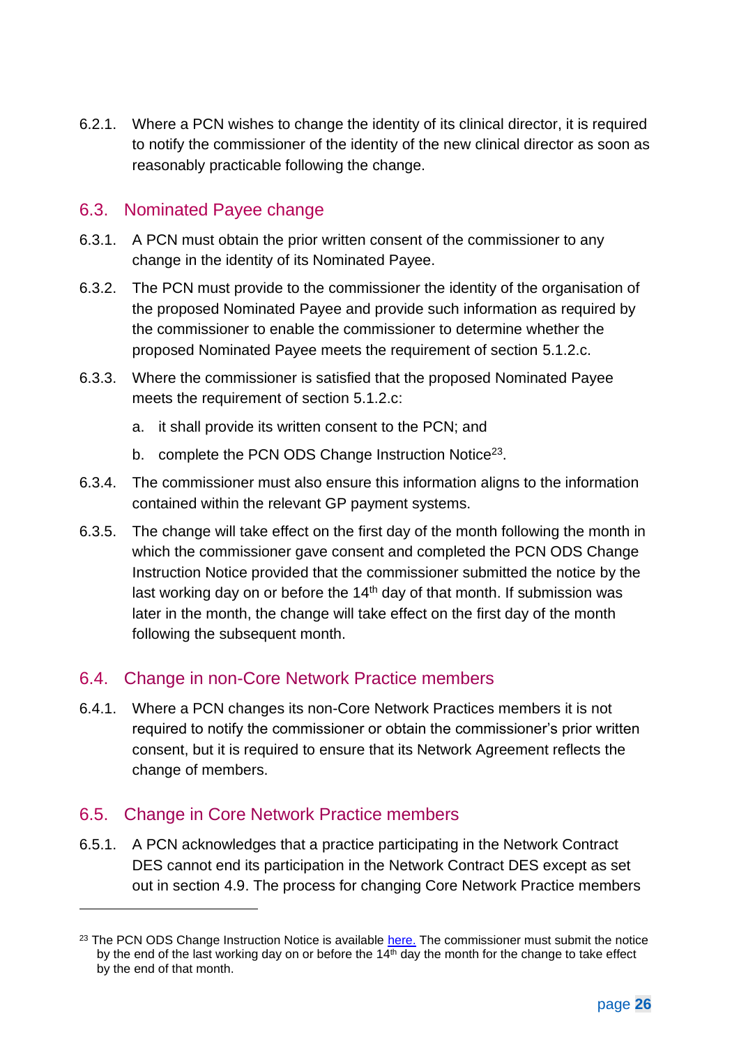6.2.1. Where a PCN wishes to change the identity of its clinical director, it is required to notify the commissioner of the identity of the new clinical director as soon as reasonably practicable following the change.

## 6.3. Nominated Payee change

6.3.1. A PCN must obtain the prior written consent of the commissioner to any change in the identity of its Nominated Payee.

6.3.2. The PCN must provide to the commissioner the identity of the organisation of the proposed Nominated Payee and provide such information as required by the commissioner to enable the commissioner to determine whether the proposed Nominated Payee meets the requirement of section 5.1.2.c.

6.3.3. Where the commissioner is satisfied that the proposed Nominated Payee meets the requirement of section 5.1.2.c:

a. it shall provide its written consent to the PCN; and

b. complete the PCN ODS Change Instruction Notice[23].

6.3.4. The commissioner must also ensure this information aligns to the information contained within the relevant GP payment systems.

6.3.5. The change will take effect on the first day of the month following the month in which the commissioner gave consent and completed the PCN ODS Change Instruction Notice provided that the commissioner submitted the notice by the last working day on or before the 14th day of that month. If submission was later in the month, the change will take effect on the first day of the month following the subsequent month.

## 6.4. Change in non-Core Network Practice members

6.4.1. Where a PCN changes its non-Core Network Practices members it is not required to notify the commissioner or obtain the commissioner's prior written consent, but it is required to ensure that its Network Agreement reflects the change of members.

## 6.5. Change in Core Network Practice members

6.5.1. A PCN acknowledges that a practice participating in the Network Contract DES cannot end its participation in the Network Contract DES except as set out in section 4.9. The process for changing Core Network Practice members

---

[23] The PCN ODS Change Instruction Notice is available here. The commissioner must submit the notice by the end of the last working day on or before the 14th day the month for the change to take effect by the end of that month.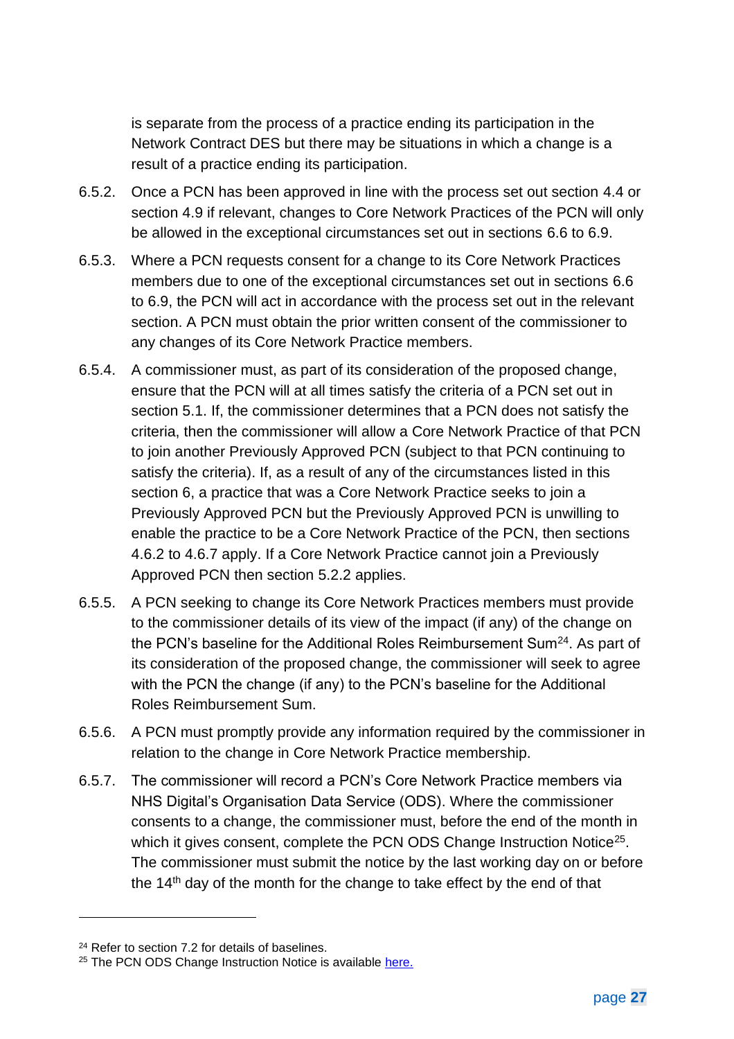is separate from the process of a practice ending its participation in the Network Contract DES but there may be situations in which a change is a result of a practice ending its participation.

6.5.2. Once a PCN has been approved in line with the process set out section 4.4 or section 4.9 if relevant, changes to Core Network Practices of the PCN will only be allowed in the exceptional circumstances set out in sections 6.6 to 6.9.

6.5.3. Where a PCN requests consent for a change to its Core Network Practices members due to one of the exceptional circumstances set out in sections 6.6 to 6.9, the PCN will act in accordance with the process set out in the relevant section. A PCN must obtain the prior written consent of the commissioner to any changes of its Core Network Practice members.

6.5.4. A commissioner must, as part of its consideration of the proposed change, ensure that the PCN will at all times satisfy the criteria of a PCN set out in section 5.1. If, the commissioner determines that a PCN does not satisfy the criteria, then the commissioner will allow a Core Network Practice of that PCN to join another Previously Approved PCN (subject to that PCN continuing to satisfy the criteria). If, as a result of any of the circumstances listed in this section 6, a practice that was a Core Network Practice seeks to join a Previously Approved PCN but the Previously Approved PCN is unwilling to enable the practice to be a Core Network Practice of the PCN, then sections 4.6.2 to 4.6.7 apply. If a Core Network Practice cannot join a Previously Approved PCN then section 5.2.2 applies.

6.5.5. A PCN seeking to change its Core Network Practices members must provide to the commissioner details of its view of the impact (if any) of the change on the PCN's baseline for the Additional Roles Reimbursement Sum[24]. As part of its consideration of the proposed change, the commissioner will seek to agree with the PCN the change (if any) to the PCN's baseline for the Additional Roles Reimbursement Sum.

6.5.6. A PCN must promptly provide any information required by the commissioner in relation to the change in Core Network Practice membership.

6.5.7. The commissioner will record a PCN's Core Network Practice members via NHS Digital's Organisation Data Service (ODS). Where the commissioner consents to a change, the commissioner must, before the end of the month in which it gives consent, complete the PCN ODS Change Instruction Notice[25]. The commissioner must submit the notice by the last working day on or before the 14th day of the month for the change to take effect by the end of that

---

[24] Refer to section 7.2 for details of baselines.

[25] The PCN ODS Change Instruction Notice is available here.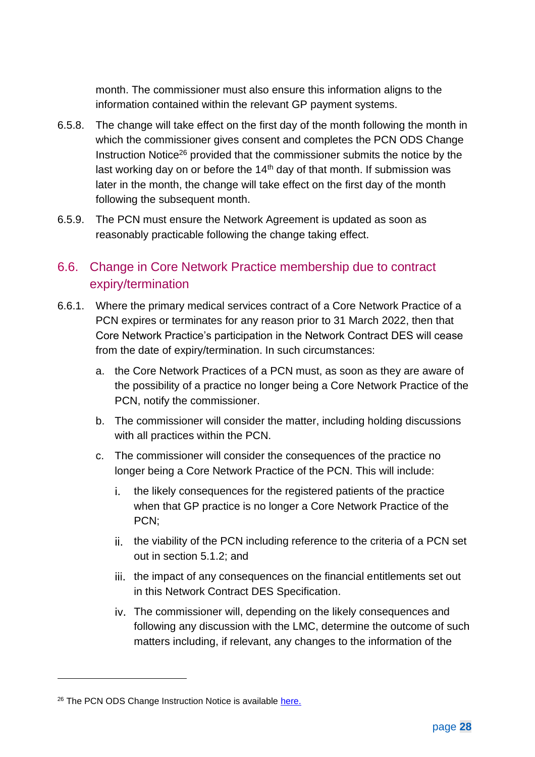month. The commissioner must also ensure this information aligns to the information contained within the relevant GP payment systems.

6.5.8. The change will take effect on the first day of the month following the month in which the commissioner gives consent and completes the PCN ODS Change Instruction Notice[26] provided that the commissioner submits the notice by the last working day on or before the 14th day of that month. If submission was later in the month, the change will take effect on the first day of the month following the subsequent month.

6.5.9. The PCN must ensure the Network Agreement is updated as soon as reasonably practicable following the change taking effect.

## 6.6. Change in Core Network Practice membership due to contract expiry/termination

6.6.1. Where the primary medical services contract of a Core Network Practice of a PCN expires or terminates for any reason prior to 31 March 2022, then that Core Network Practice's participation in the Network Contract DES will cease from the date of expiry/termination. In such circumstances:

a. the Core Network Practices of a PCN must, as soon as they are aware of the possibility of a practice no longer being a Core Network Practice of the PCN, notify the commissioner.

b. The commissioner will consider the matter, including holding discussions with all practices within the PCN.

c. The commissioner will consider the consequences of the practice no longer being a Core Network Practice of the PCN. This will include:

   i. the likely consequences for the registered patients of the practice when that GP practice is no longer a Core Network Practice of the PCN;

   ii. the viability of the PCN including reference to the criteria of a PCN set out in section 5.1.2; and

   iii. the impact of any consequences on the financial entitlements set out in this Network Contract DES Specification.

   iv. The commissioner will, depending on the likely consequences and following any discussion with the LMC, determine the outcome of such matters including, if relevant, any changes to the information of the

[26] The PCN ODS Change Instruction Notice is available here.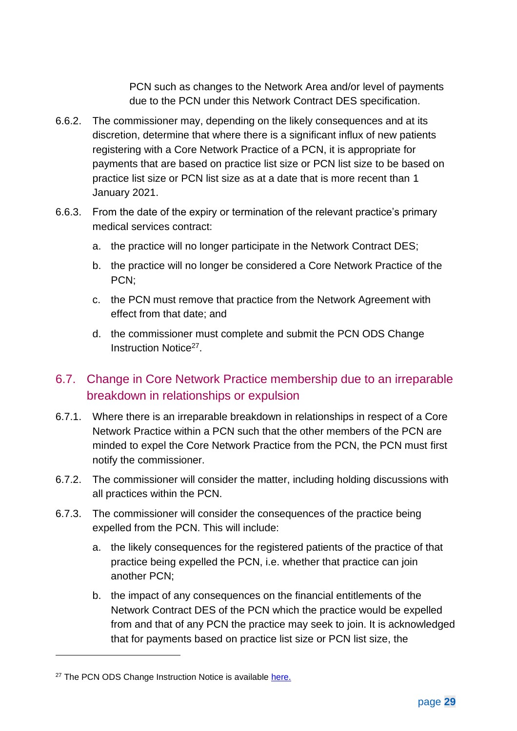PCN such as changes to the Network Area and/or level of payments due to the PCN under this Network Contract DES specification.

6.6.2. The commissioner may, depending on the likely consequences and at its discretion, determine that where there is a significant influx of new patients registering with a Core Network Practice of a PCN, it is appropriate for payments that are based on practice list size or PCN list size to be based on practice list size or PCN list size as at a date that is more recent than 1 January 2021.

6.6.3. From the date of the expiry or termination of the relevant practice's primary medical services contract:

a. the practice will no longer participate in the Network Contract DES;

b. the practice will no longer be considered a Core Network Practice of the PCN;

c. the PCN must remove that practice from the Network Agreement with effect from that date; and

d. the commissioner must complete and submit the PCN ODS Change Instruction Notice[27].

## 6.7. Change in Core Network Practice membership due to an irreparable breakdown in relationships or expulsion

6.7.1. Where there is an irreparable breakdown in relationships in respect of a Core Network Practice within a PCN such that the other members of the PCN are minded to expel the Core Network Practice from the PCN, the PCN must first notify the commissioner.

6.7.2. The commissioner will consider the matter, including holding discussions with all practices within the PCN.

6.7.3. The commissioner will consider the consequences of the practice being expelled from the PCN. This will include:

a. the likely consequences for the registered patients of the practice of that practice being expelled the PCN, i.e. whether that practice can join another PCN;

b. the impact of any consequences on the financial entitlements of the Network Contract DES of the PCN which the practice would be expelled from and that of any PCN the practice may seek to join. It is acknowledged that for payments based on practice list size or PCN list size, the

---

[27] The PCN ODS Change Instruction Notice is available [here.](here.)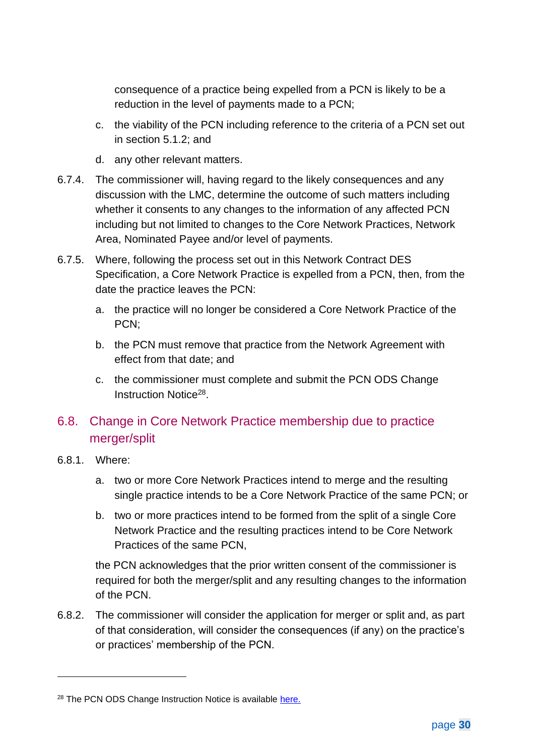consequence of a practice being expelled from a PCN is likely to be a reduction in the level of payments made to a PCN;

c. the viability of the PCN including reference to the criteria of a PCN set out in section 5.1.2; and

d. any other relevant matters.

6.7.4. The commissioner will, having regard to the likely consequences and any discussion with the LMC, determine the outcome of such matters including whether it consents to any changes to the information of any affected PCN including but not limited to changes to the Core Network Practices, Network Area, Nominated Payee and/or level of payments.

6.7.5. Where, following the process set out in this Network Contract DES Specification, a Core Network Practice is expelled from a PCN, then, from the date the practice leaves the PCN:

a. the practice will no longer be considered a Core Network Practice of the PCN;

b. the PCN must remove that practice from the Network Agreement with effect from that date; and

c. the commissioner must complete and submit the PCN ODS Change Instruction Notice[28].

## 6.8. Change in Core Network Practice membership due to practice merger/split

6.8.1. Where:

a. two or more Core Network Practices intend to merge and the resulting single practice intends to be a Core Network Practice of the same PCN; or

b. two or more practices intend to be formed from the split of a single Core Network Practice and the resulting practices intend to be Core Network Practices of the same PCN,

the PCN acknowledges that the prior written consent of the commissioner is required for both the merger/split and any resulting changes to the information of the PCN.

6.8.2. The commissioner will consider the application for merger or split and, as part of that consideration, will consider the consequences (if any) on the practice's or practices' membership of the PCN.

---

[28] The PCN ODS Change Instruction Notice is available here.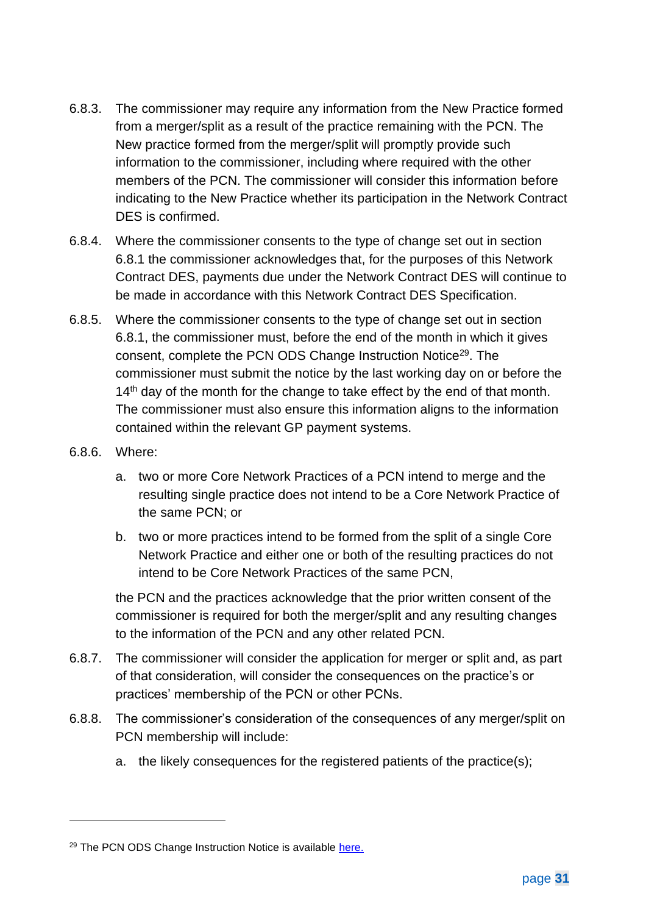6.8.3. The commissioner may require any information from the New Practice formed from a merger/split as a result of the practice remaining with the PCN. The New practice formed from the merger/split will promptly provide such information to the commissioner, including where required with the other members of the PCN. The commissioner will consider this information before indicating to the New Practice whether its participation in the Network Contract DES is confirmed.

6.8.4. Where the commissioner consents to the type of change set out in section 6.8.1 the commissioner acknowledges that, for the purposes of this Network Contract DES, payments due under the Network Contract DES will continue to be made in accordance with this Network Contract DES Specification.

6.8.5. Where the commissioner consents to the type of change set out in section 6.8.1, the commissioner must, before the end of the month in which it gives consent, complete the PCN ODS Change Instruction Notice[29]. The commissioner must submit the notice by the last working day on or before the 14th day of the month for the change to take effect by the end of that month. The commissioner must also ensure this information aligns to the information contained within the relevant GP payment systems.

6.8.6. Where:

a. two or more Core Network Practices of a PCN intend to merge and the resulting single practice does not intend to be a Core Network Practice of the same PCN; or

b. two or more practices intend to be formed from the split of a single Core Network Practice and either one or both of the resulting practices do not intend to be Core Network Practices of the same PCN,

the PCN and the practices acknowledge that the prior written consent of the commissioner is required for both the merger/split and any resulting changes to the information of the PCN and any other related PCN.

6.8.7. The commissioner will consider the application for merger or split and, as part of that consideration, will consider the consequences on the practice's or practices' membership of the PCN or other PCNs.

6.8.8. The commissioner's consideration of the consequences of any merger/split on PCN membership will include:

a. the likely consequences for the registered patients of the practice(s);

---

[29] The PCN ODS Change Instruction Notice is available here.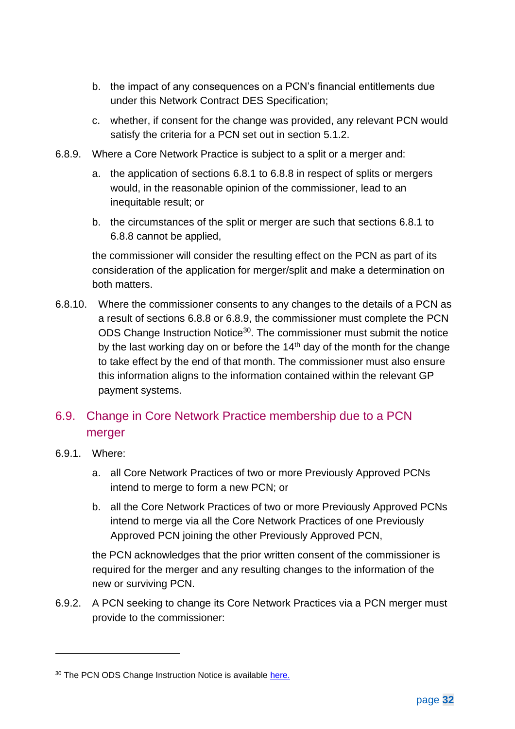b. the impact of any consequences on a PCN's financial entitlements due under this Network Contract DES Specification;

c. whether, if consent for the change was provided, any relevant PCN would satisfy the criteria for a PCN set out in section 5.1.2.

6.8.9. Where a Core Network Practice is subject to a split or a merger and:

a. the application of sections 6.8.1 to 6.8.8 in respect of splits or mergers would, in the reasonable opinion of the commissioner, lead to an inequitable result; or

b. the circumstances of the split or merger are such that sections 6.8.1 to 6.8.8 cannot be applied,

the commissioner will consider the resulting effect on the PCN as part of its consideration of the application for merger/split and make a determination on both matters.

6.8.10. Where the commissioner consents to any changes to the details of a PCN as a result of sections 6.8.8 or 6.8.9, the commissioner must complete the PCN ODS Change Instruction Notice[30]. The commissioner must submit the notice by the last working day on or before the 14th day of the month for the change to take effect by the end of that month. The commissioner must also ensure this information aligns to the information contained within the relevant GP payment systems.

## 6.9. Change in Core Network Practice membership due to a PCN merger

6.9.1. Where:

a. all Core Network Practices of two or more Previously Approved PCNs intend to merge to form a new PCN; or

b. all the Core Network Practices of two or more Previously Approved PCNs intend to merge via all the Core Network Practices of one Previously Approved PCN joining the other Previously Approved PCN,

the PCN acknowledges that the prior written consent of the commissioner is required for the merger and any resulting changes to the information of the new or surviving PCN.

6.9.2. A PCN seeking to change its Core Network Practices via a PCN merger must provide to the commissioner:

---

[30] The PCN ODS Change Instruction Notice is available here.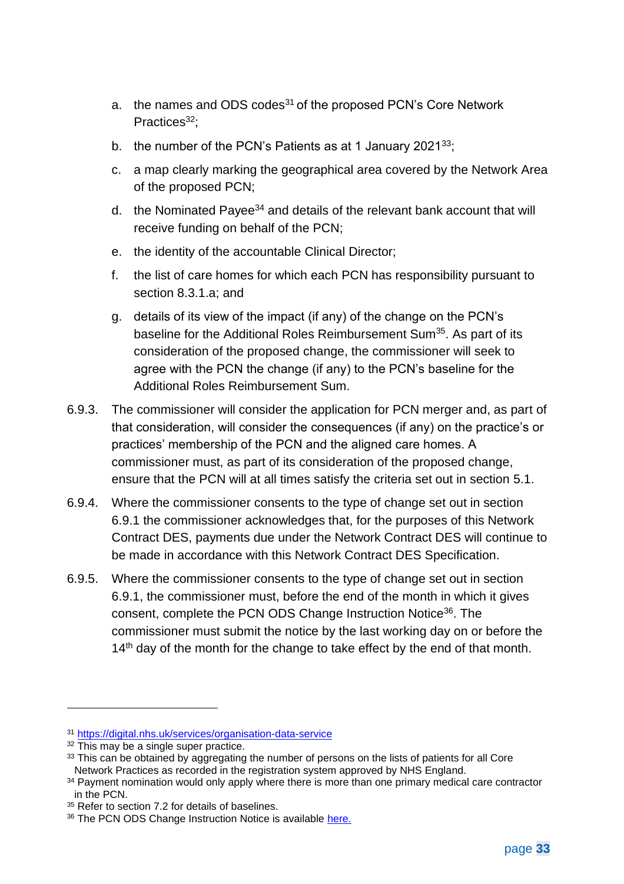a. the names and ODS codes[31] of the proposed PCN's Core Network Practices[32];

b. the number of the PCN's Patients as at 1 January 2021[33];

c. a map clearly marking the geographical area covered by the Network Area of the proposed PCN;

d. the Nominated Payee[34] and details of the relevant bank account that will receive funding on behalf of the PCN;

e. the identity of the accountable Clinical Director;

f. the list of care homes for which each PCN has responsibility pursuant to section 8.3.1.a; and

g. details of its view of the impact (if any) of the change on the PCN's baseline for the Additional Roles Reimbursement Sum[35]. As part of its consideration of the proposed change, the commissioner will seek to agree with the PCN the change (if any) to the PCN's baseline for the Additional Roles Reimbursement Sum.

6.9.3. The commissioner will consider the application for PCN merger and, as part of that consideration, will consider the consequences (if any) on the practice's or practices' membership of the PCN and the aligned care homes. A commissioner must, as part of its consideration of the proposed change, ensure that the PCN will at all times satisfy the criteria set out in section 5.1.

6.9.4. Where the commissioner consents to the type of change set out in section 6.9.1 the commissioner acknowledges that, for the purposes of this Network Contract DES, payments due under the Network Contract DES will continue to be made in accordance with this Network Contract DES Specification.

6.9.5. Where the commissioner consents to the type of change set out in section 6.9.1, the commissioner must, before the end of the month in which it gives consent, complete the PCN ODS Change Instruction Notice[36]. The commissioner must submit the notice by the last working day on or before the 14th day of the month for the change to take effect by the end of that month.

---

[31] https://digital.nhs.uk/services/organisation-data-service

[32] This may be a single super practice.

[33] This can be obtained by aggregating the number of persons on the lists of patients for all Core Network Practices as recorded in the registration system approved by NHS England.

[34] Payment nomination would only apply where there is more than one primary medical care contractor in the PCN.

[35] Refer to section 7.2 for details of baselines.

[36] The PCN ODS Change Instruction Notice is available here.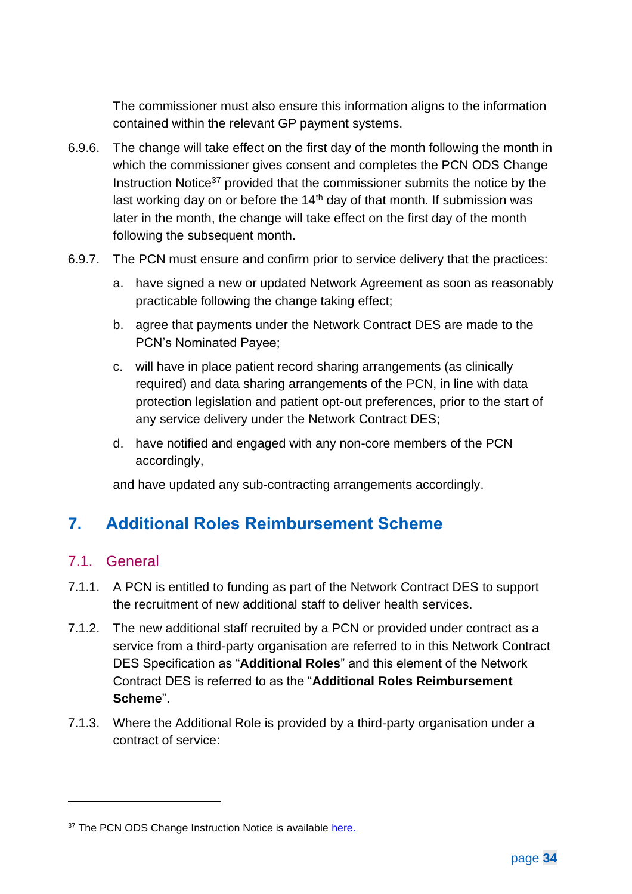The commissioner must also ensure this information aligns to the information contained within the relevant GP payment systems.

6.9.6. The change will take effect on the first day of the month following the month in which the commissioner gives consent and completes the PCN ODS Change Instruction Notice[37] provided that the commissioner submits the notice by the last working day on or before the 14th day of that month. If submission was later in the month, the change will take effect on the first day of the month following the subsequent month.

6.9.7. The PCN must ensure and confirm prior to service delivery that the practices:

a. have signed a new or updated Network Agreement as soon as reasonably practicable following the change taking effect;

b. agree that payments under the Network Contract DES are made to the PCN's Nominated Payee;

c. will have in place patient record sharing arrangements (as clinically required) and data sharing arrangements of the PCN, in line with data protection legislation and patient opt-out preferences, prior to the start of any service delivery under the Network Contract DES;

d. have notified and engaged with any non-core members of the PCN accordingly,

and have updated any sub-contracting arrangements accordingly.

# 7. Additional Roles Reimbursement Scheme

## 7.1. General

7.1.1. A PCN is entitled to funding as part of the Network Contract DES to support the recruitment of new additional staff to deliver health services.

7.1.2. The new additional staff recruited by a PCN or provided under contract as a service from a third-party organisation are referred to in this Network Contract DES Specification as "**Additional Roles**" and this element of the Network Contract DES is referred to as the "**Additional Roles Reimbursement Scheme**".

7.1.3. Where the Additional Role is provided by a third-party organisation under a contract of service:

---

[37] The PCN ODS Change Instruction Notice is available here.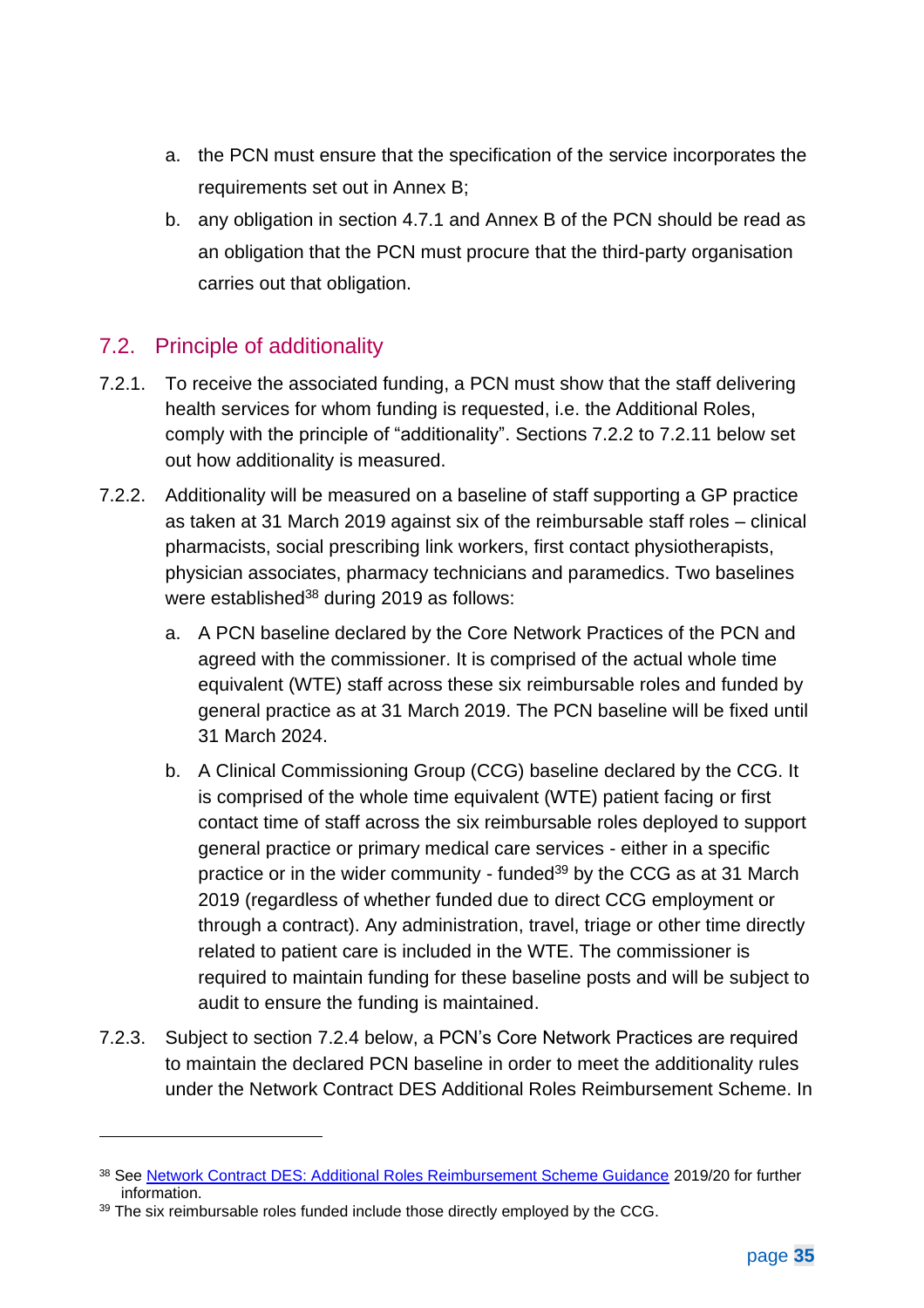a. the PCN must ensure that the specification of the service incorporates the requirements set out in Annex B;

b. any obligation in section 4.7.1 and Annex B of the PCN should be read as an obligation that the PCN must procure that the third-party organisation carries out that obligation.

## 7.2. Principle of additionality

7.2.1. To receive the associated funding, a PCN must show that the staff delivering health services for whom funding is requested, i.e. the Additional Roles, comply with the principle of "additionality". Sections 7.2.2 to 7.2.11 below set out how additionality is measured.

7.2.2. Additionality will be measured on a baseline of staff supporting a GP practice as taken at 31 March 2019 against six of the reimbursable staff roles – clinical pharmacists, social prescribing link workers, first contact physiotherapists, physician associates, pharmacy technicians and paramedics. Two baselines were established[38] during 2019 as follows:

a. A PCN baseline declared by the Core Network Practices of the PCN and agreed with the commissioner. It is comprised of the actual whole time equivalent (WTE) staff across these six reimbursable roles and funded by general practice as at 31 March 2019. The PCN baseline will be fixed until 31 March 2024.

b. A Clinical Commissioning Group (CCG) baseline declared by the CCG. It is comprised of the whole time equivalent (WTE) patient facing or first contact time of staff across the six reimbursable roles deployed to support general practice or primary medical care services - either in a specific practice or in the wider community - funded[39] by the CCG as at 31 March 2019 (regardless of whether funded due to direct CCG employment or through a contract). Any administration, travel, triage or other time directly related to patient care is included in the WTE. The commissioner is required to maintain funding for these baseline posts and will be subject to audit to ensure the funding is maintained.

7.2.3. Subject to section 7.2.4 below, a PCN's Core Network Practices are required to maintain the declared PCN baseline in order to meet the additionality rules under the Network Contract DES Additional Roles Reimbursement Scheme. In

---

[38] See Network Contract DES: Additional Roles Reimbursement Scheme Guidance 2019/20 for further information.

[39] The six reimbursable roles funded include those directly employed by the CCG.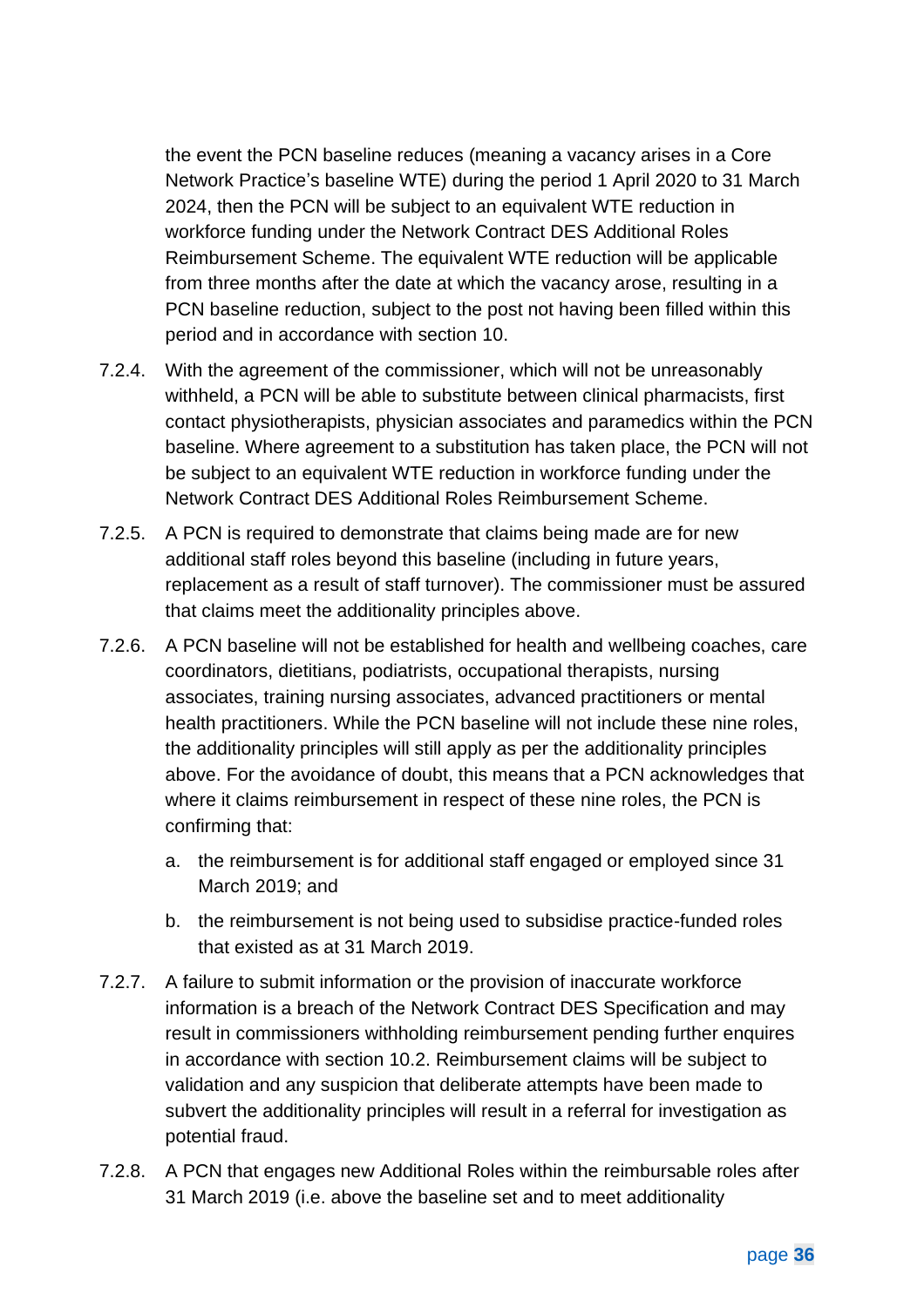the event the PCN baseline reduces (meaning a vacancy arises in a Core Network Practice's baseline WTE) during the period 1 April 2020 to 31 March 2024, then the PCN will be subject to an equivalent WTE reduction in workforce funding under the Network Contract DES Additional Roles Reimbursement Scheme. The equivalent WTE reduction will be applicable from three months after the date at which the vacancy arose, resulting in a PCN baseline reduction, subject to the post not having been filled within this period and in accordance with section 10.

7.2.4. With the agreement of the commissioner, which will not be unreasonably withheld, a PCN will be able to substitute between clinical pharmacists, first contact physiotherapists, physician associates and paramedics within the PCN baseline. Where agreement to a substitution has taken place, the PCN will not be subject to an equivalent WTE reduction in workforce funding under the Network Contract DES Additional Roles Reimbursement Scheme.

7.2.5. A PCN is required to demonstrate that claims being made are for new additional staff roles beyond this baseline (including in future years, replacement as a result of staff turnover). The commissioner must be assured that claims meet the additionality principles above.

7.2.6. A PCN baseline will not be established for health and wellbeing coaches, care coordinators, dietitians, podiatrists, occupational therapists, nursing associates, training nursing associates, advanced practitioners or mental health practitioners. While the PCN baseline will not include these nine roles, the additionality principles will still apply as per the additionality principles above. For the avoidance of doubt, this means that a PCN acknowledges that where it claims reimbursement in respect of these nine roles, the PCN is confirming that:

a. the reimbursement is for additional staff engaged or employed since 31 March 2019; and

b. the reimbursement is not being used to subsidise practice-funded roles that existed as at 31 March 2019.

7.2.7. A failure to submit information or the provision of inaccurate workforce information is a breach of the Network Contract DES Specification and may result in commissioners withholding reimbursement pending further enquires in accordance with section 10.2. Reimbursement claims will be subject to validation and any suspicion that deliberate attempts have been made to subvert the additionality principles will result in a referral for investigation as potential fraud.

7.2.8. A PCN that engages new Additional Roles within the reimbursable roles after 31 March 2019 (i.e. above the baseline set and to meet additionality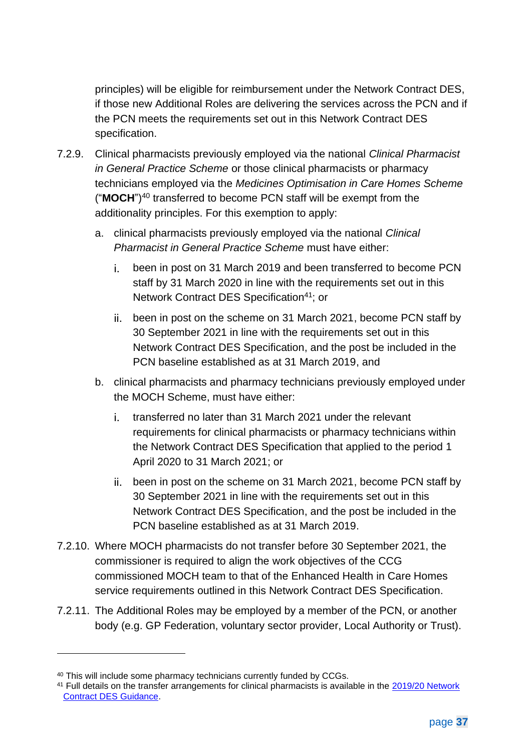principles) will be eligible for reimbursement under the Network Contract DES, if those new Additional Roles are delivering the services across the PCN and if the PCN meets the requirements set out in this Network Contract DES specification.

7.2.9. Clinical pharmacists previously employed via the national *Clinical Pharmacist in General Practice Scheme* or those clinical pharmacists or pharmacy technicians employed via the *Medicines Optimisation in Care Homes Scheme* ("**MOCH**")[40] transferred to become PCN staff will be exempt from the additionality principles. For this exemption to apply:

   a. clinical pharmacists previously employed via the national *Clinical Pharmacist in General Practice Scheme* must have either:

      i. been in post on 31 March 2019 and been transferred to become PCN staff by 31 March 2020 in line with the requirements set out in this Network Contract DES Specification[41]; or

      ii. been in post on the scheme on 31 March 2021, become PCN staff by 30 September 2021 in line with the requirements set out in this Network Contract DES Specification, and the post be included in the PCN baseline established as at 31 March 2019, and

   b. clinical pharmacists and pharmacy technicians previously employed under the MOCH Scheme, must have either:

      i. transferred no later than 31 March 2021 under the relevant requirements for clinical pharmacists or pharmacy technicians within the Network Contract DES Specification that applied to the period 1 April 2020 to 31 March 2021; or

      ii. been in post on the scheme on 31 March 2021, become PCN staff by 30 September 2021 in line with the requirements set out in this Network Contract DES Specification, and the post be included in the PCN baseline established as at 31 March 2019.

7.2.10. Where MOCH pharmacists do not transfer before 30 September 2021, the commissioner is required to align the work objectives of the CCG commissioned MOCH team to that of the Enhanced Health in Care Homes service requirements outlined in this Network Contract DES Specification.

7.2.11. The Additional Roles may be employed by a member of the PCN, or another body (e.g. GP Federation, voluntary sector provider, Local Authority or Trust).

---

[40] This will include some pharmacy technicians currently funded by CCGs.

[41] Full details on the transfer arrangements for clinical pharmacists is available in the [2019/20 Network Contract DES Guidance](#).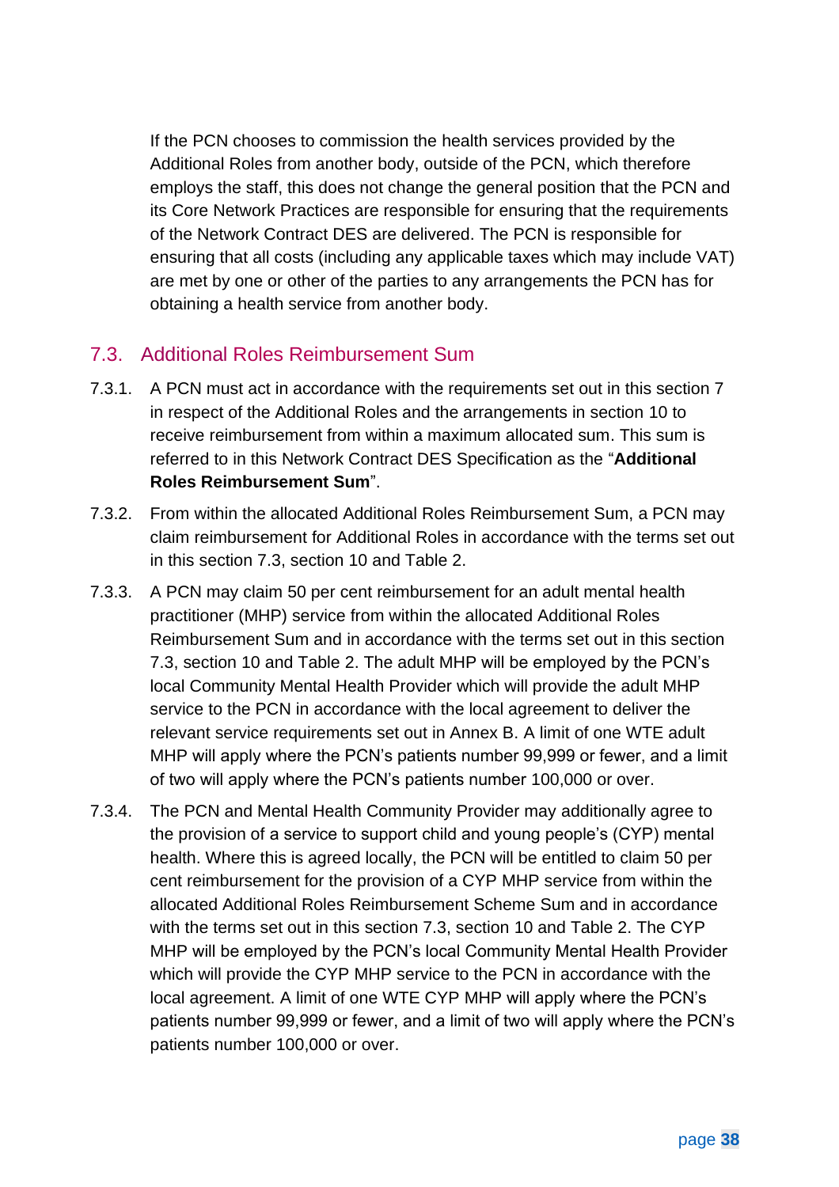If the PCN chooses to commission the health services provided by the Additional Roles from another body, outside of the PCN, which therefore employs the staff, this does not change the general position that the PCN and its Core Network Practices are responsible for ensuring that the requirements of the Network Contract DES are delivered. The PCN is responsible for ensuring that all costs (including any applicable taxes which may include VAT) are met by one or other of the parties to any arrangements the PCN has for obtaining a health service from another body.

## 7.3. Additional Roles Reimbursement Sum

7.3.1. A PCN must act in accordance with the requirements set out in this section 7 in respect of the Additional Roles and the arrangements in section 10 to receive reimbursement from within a maximum allocated sum. This sum is referred to in this Network Contract DES Specification as the "**Additional Roles Reimbursement Sum**".

7.3.2. From within the allocated Additional Roles Reimbursement Sum, a PCN may claim reimbursement for Additional Roles in accordance with the terms set out in this section 7.3, section 10 and Table 2.

7.3.3. A PCN may claim 50 per cent reimbursement for an adult mental health practitioner (MHP) service from within the allocated Additional Roles Reimbursement Sum and in accordance with the terms set out in this section 7.3, section 10 and Table 2. The adult MHP will be employed by the PCN's local Community Mental Health Provider which will provide the adult MHP service to the PCN in accordance with the local agreement to deliver the relevant service requirements set out in Annex B. A limit of one WTE adult MHP will apply where the PCN's patients number 99,999 or fewer, and a limit of two will apply where the PCN's patients number 100,000 or over.

7.3.4. The PCN and Mental Health Community Provider may additionally agree to the provision of a service to support child and young people's (CYP) mental health. Where this is agreed locally, the PCN will be entitled to claim 50 per cent reimbursement for the provision of a CYP MHP service from within the allocated Additional Roles Reimbursement Scheme Sum and in accordance with the terms set out in this section 7.3, section 10 and Table 2. The CYP MHP will be employed by the PCN's local Community Mental Health Provider which will provide the CYP MHP service to the PCN in accordance with the local agreement. A limit of one WTE CYP MHP will apply where the PCN's patients number 99,999 or fewer, and a limit of two will apply where the PCN's patients number 100,000 or over.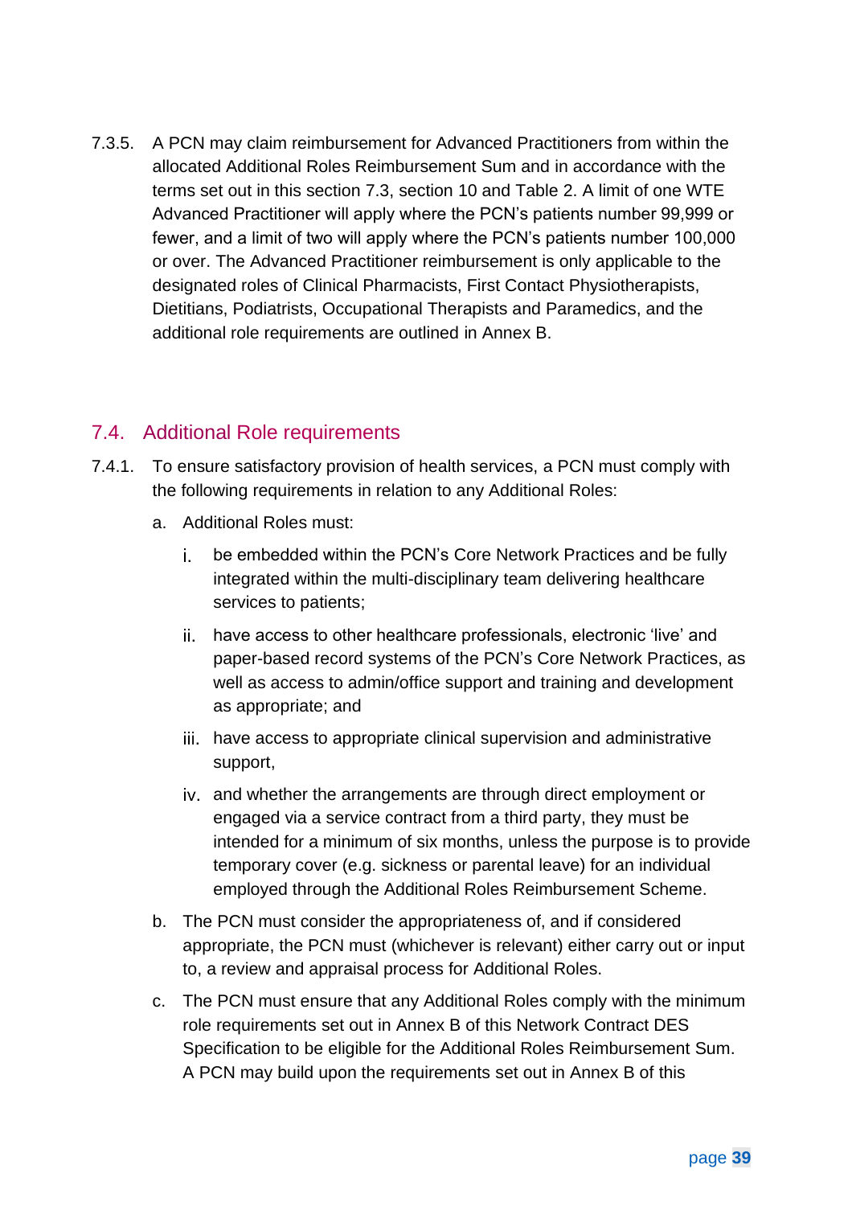7.3.5. A PCN may claim reimbursement for Advanced Practitioners from within the allocated Additional Roles Reimbursement Sum and in accordance with the terms set out in this section 7.3, section 10 and Table 2. A limit of one WTE Advanced Practitioner will apply where the PCN's patients number 99,999 or fewer, and a limit of two will apply where the PCN's patients number 100,000 or over. The Advanced Practitioner reimbursement is only applicable to the designated roles of Clinical Pharmacists, First Contact Physiotherapists, Dietitians, Podiatrists, Occupational Therapists and Paramedics, and the additional role requirements are outlined in Annex B.

## 7.4. Additional Role requirements

7.4.1. To ensure satisfactory provision of health services, a PCN must comply with the following requirements in relation to any Additional Roles:

a. Additional Roles must:

   i. be embedded within the PCN's Core Network Practices and be fully integrated within the multi-disciplinary team delivering healthcare services to patients;

   ii. have access to other healthcare professionals, electronic 'live' and paper-based record systems of the PCN's Core Network Practices, as well as access to admin/office support and training and development as appropriate; and

   iii. have access to appropriate clinical supervision and administrative support,

   iv. and whether the arrangements are through direct employment or engaged via a service contract from a third party, they must be intended for a minimum of six months, unless the purpose is to provide temporary cover (e.g. sickness or parental leave) for an individual employed through the Additional Roles Reimbursement Scheme.

b. The PCN must consider the appropriateness of, and if considered appropriate, the PCN must (whichever is relevant) either carry out or input to, a review and appraisal process for Additional Roles.

c. The PCN must ensure that any Additional Roles comply with the minimum role requirements set out in Annex B of this Network Contract DES Specification to be eligible for the Additional Roles Reimbursement Sum. A PCN may build upon the requirements set out in Annex B of this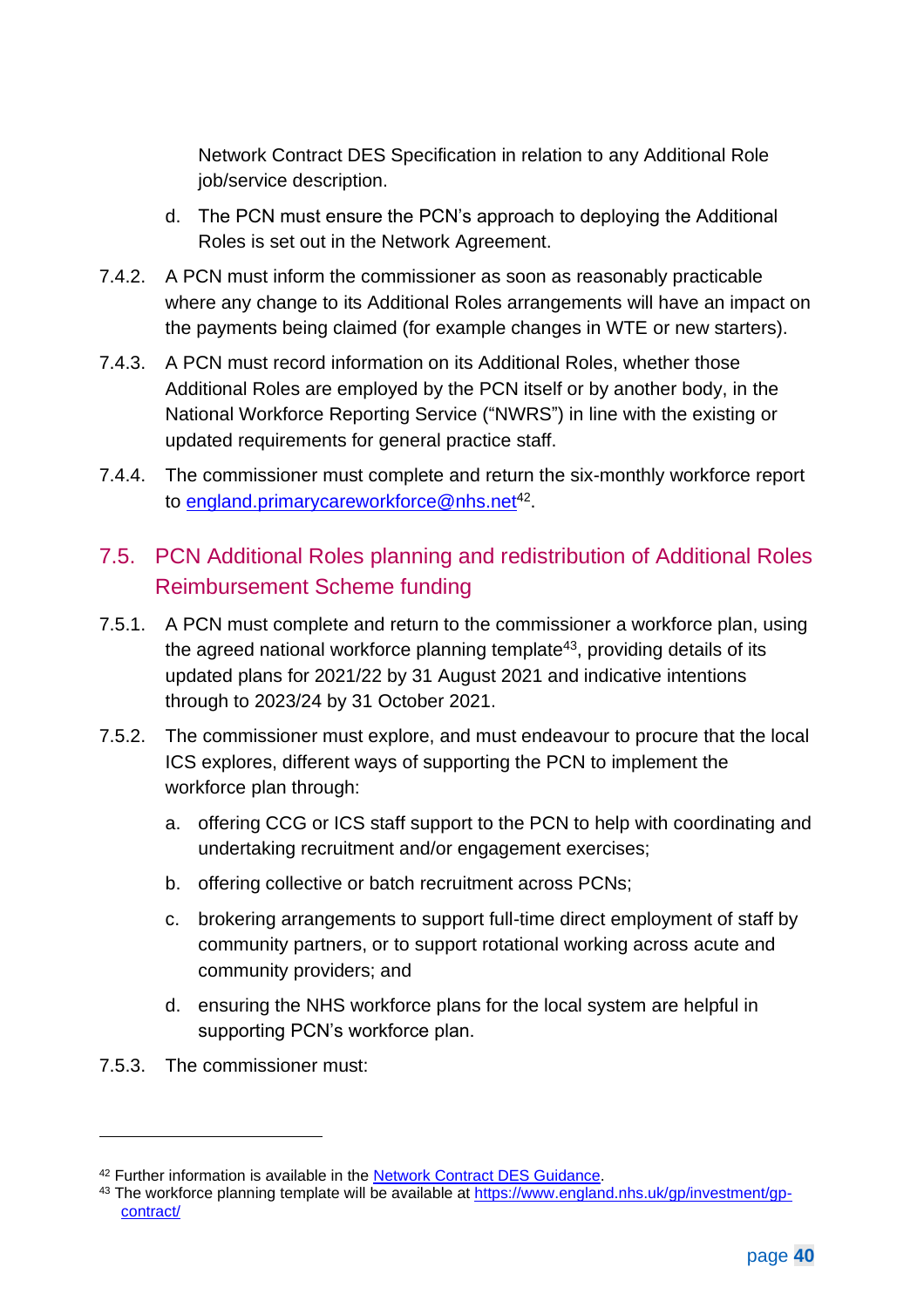Network Contract DES Specification in relation to any Additional Role job/service description.

d. The PCN must ensure the PCN's approach to deploying the Additional Roles is set out in the Network Agreement.

7.4.2. A PCN must inform the commissioner as soon as reasonably practicable where any change to its Additional Roles arrangements will have an impact on the payments being claimed (for example changes in WTE or new starters).

7.4.3. A PCN must record information on its Additional Roles, whether those Additional Roles are employed by the PCN itself or by another body, in the National Workforce Reporting Service ("NWRS") in line with the existing or updated requirements for general practice staff.

7.4.4. The commissioner must complete and return the six-monthly workforce report to england.primarycareworkforce@nhs.net[42].

## 7.5. PCN Additional Roles planning and redistribution of Additional Roles Reimbursement Scheme funding

7.5.1. A PCN must complete and return to the commissioner a workforce plan, using the agreed national workforce planning template[43], providing details of its updated plans for 2021/22 by 31 August 2021 and indicative intentions through to 2023/24 by 31 October 2021.

7.5.2. The commissioner must explore, and must endeavour to procure that the local ICS explores, different ways of supporting the PCN to implement the workforce plan through:

a. offering CCG or ICS staff support to the PCN to help with coordinating and undertaking recruitment and/or engagement exercises;

b. offering collective or batch recruitment across PCNs;

c. brokering arrangements to support full-time direct employment of staff by community partners, or to support rotational working across acute and community providers; and

d. ensuring the NHS workforce plans for the local system are helpful in supporting PCN's workforce plan.

7.5.3. The commissioner must:

---

[42] Further information is available in the Network Contract DES Guidance.

[43] The workforce planning template will be available at https://www.england.nhs.uk/gp/investment/gp-contract/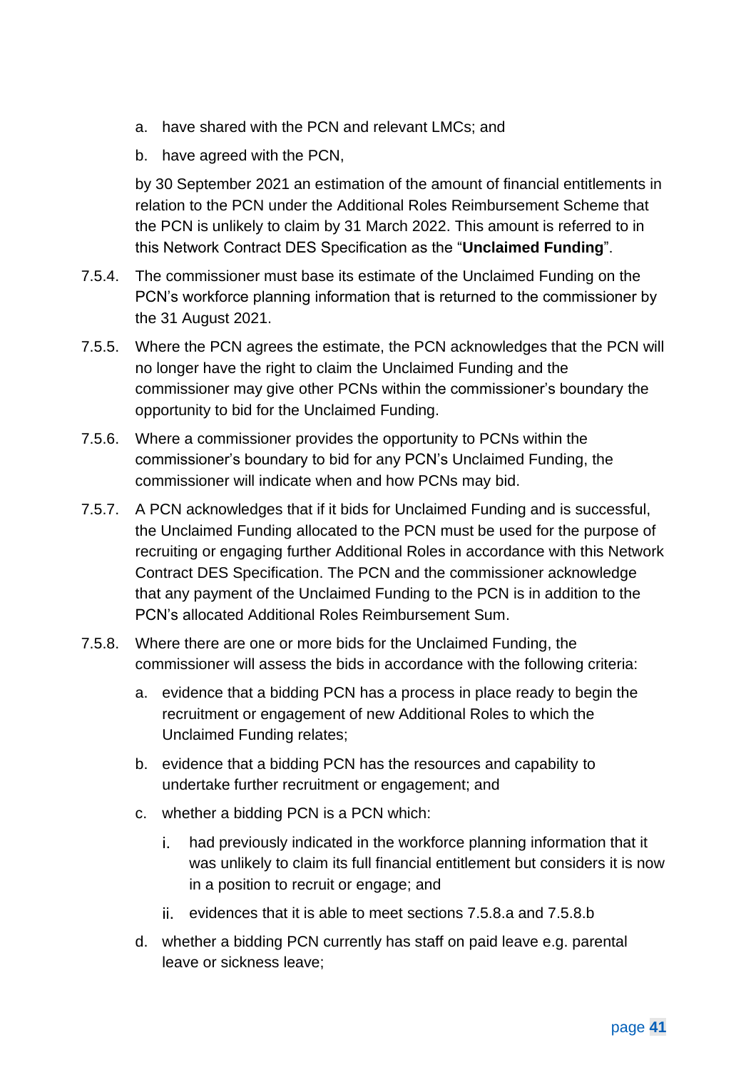a. have shared with the PCN and relevant LMCs; and

b. have agreed with the PCN,

by 30 September 2021 an estimation of the amount of financial entitlements in relation to the PCN under the Additional Roles Reimbursement Scheme that the PCN is unlikely to claim by 31 March 2022. This amount is referred to in this Network Contract DES Specification as the "**Unclaimed Funding**".

7.5.4. The commissioner must base its estimate of the Unclaimed Funding on the PCN's workforce planning information that is returned to the commissioner by the 31 August 2021.

7.5.5. Where the PCN agrees the estimate, the PCN acknowledges that the PCN will no longer have the right to claim the Unclaimed Funding and the commissioner may give other PCNs within the commissioner's boundary the opportunity to bid for the Unclaimed Funding.

7.5.6. Where a commissioner provides the opportunity to PCNs within the commissioner's boundary to bid for any PCN's Unclaimed Funding, the commissioner will indicate when and how PCNs may bid.

7.5.7. A PCN acknowledges that if it bids for Unclaimed Funding and is successful, the Unclaimed Funding allocated to the PCN must be used for the purpose of recruiting or engaging further Additional Roles in accordance with this Network Contract DES Specification. The PCN and the commissioner acknowledge that any payment of the Unclaimed Funding to the PCN is in addition to the PCN's allocated Additional Roles Reimbursement Sum.

7.5.8. Where there are one or more bids for the Unclaimed Funding, the commissioner will assess the bids in accordance with the following criteria:

a. evidence that a bidding PCN has a process in place ready to begin the recruitment or engagement of new Additional Roles to which the Unclaimed Funding relates;

b. evidence that a bidding PCN has the resources and capability to undertake further recruitment or engagement; and

c. whether a bidding PCN is a PCN which:

i. had previously indicated in the workforce planning information that it was unlikely to claim its full financial entitlement but considers it is now in a position to recruit or engage; and

ii. evidences that it is able to meet sections 7.5.8.a and 7.5.8.b

d. whether a bidding PCN currently has staff on paid leave e.g. parental leave or sickness leave;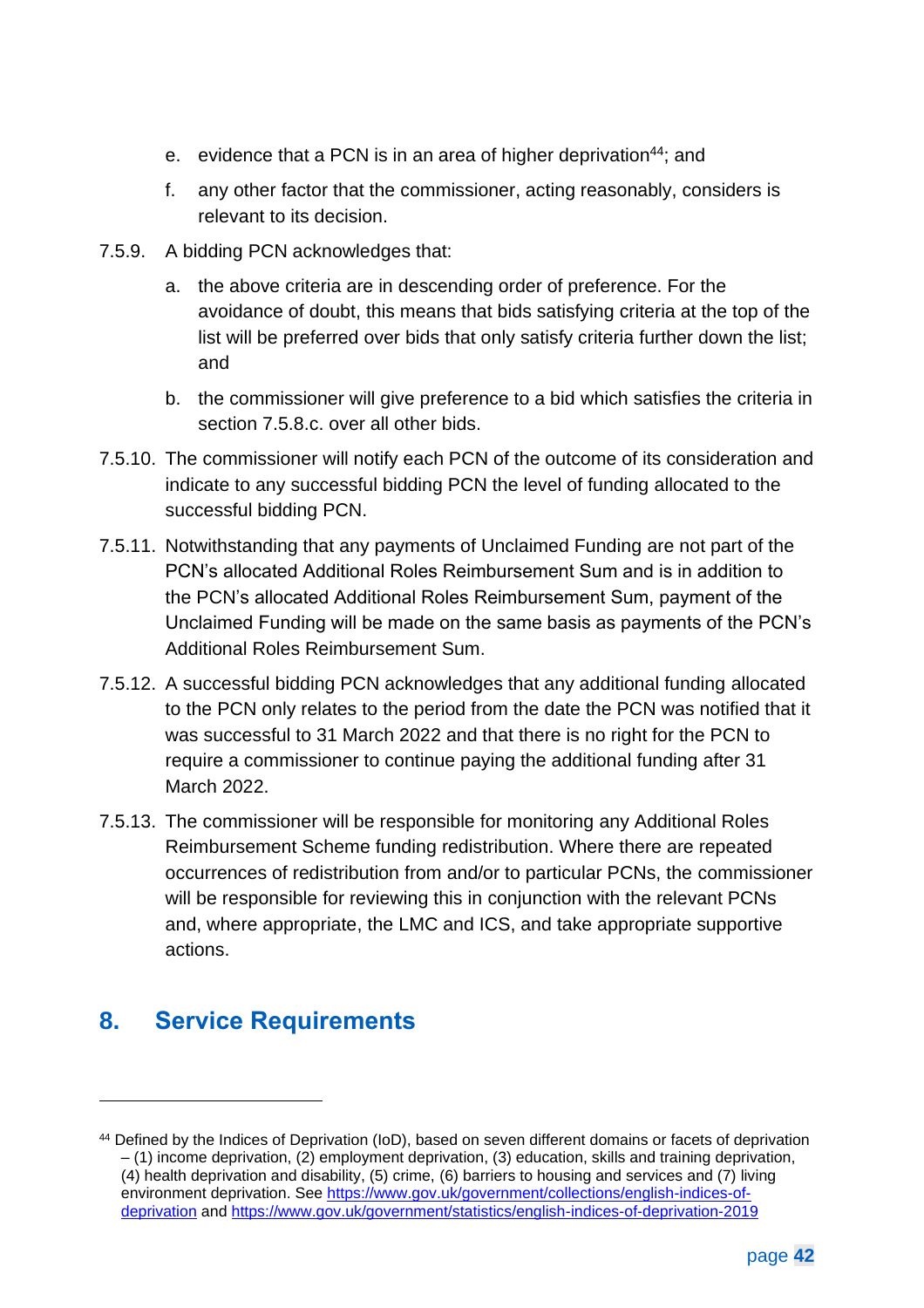e. evidence that a PCN is in an area of higher deprivation[44]; and

f. any other factor that the commissioner, acting reasonably, considers is relevant to its decision.

7.5.9. A bidding PCN acknowledges that:

a. the above criteria are in descending order of preference. For the avoidance of doubt, this means that bids satisfying criteria at the top of the list will be preferred over bids that only satisfy criteria further down the list; and

b. the commissioner will give preference to a bid which satisfies the criteria in section 7.5.8.c. over all other bids.

7.5.10. The commissioner will notify each PCN of the outcome of its consideration and indicate to any successful bidding PCN the level of funding allocated to the successful bidding PCN.

7.5.11. Notwithstanding that any payments of Unclaimed Funding are not part of the PCN's allocated Additional Roles Reimbursement Sum and is in addition to the PCN's allocated Additional Roles Reimbursement Sum, payment of the Unclaimed Funding will be made on the same basis as payments of the PCN's Additional Roles Reimbursement Sum.

7.5.12. A successful bidding PCN acknowledges that any additional funding allocated to the PCN only relates to the period from the date the PCN was notified that it was successful to 31 March 2022 and that there is no right for the PCN to require a commissioner to continue paying the additional funding after 31 March 2022.

7.5.13. The commissioner will be responsible for monitoring any Additional Roles Reimbursement Scheme funding redistribution. Where there are repeated occurrences of redistribution from and/or to particular PCNs, the commissioner will be responsible for reviewing this in conjunction with the relevant PCNs and, where appropriate, the LMC and ICS, and take appropriate supportive actions.

## 8. Service Requirements

---

[44] Defined by the Indices of Deprivation (IoD), based on seven different domains or facets of deprivation – (1) income deprivation, (2) employment deprivation, (3) education, skills and training deprivation, (4) health deprivation and disability, (5) crime, (6) barriers to housing and services and (7) living environment deprivation. See https://www.gov.uk/government/collections/english-indices-of-deprivation and https://www.gov.uk/government/statistics/english-indices-of-deprivation-2019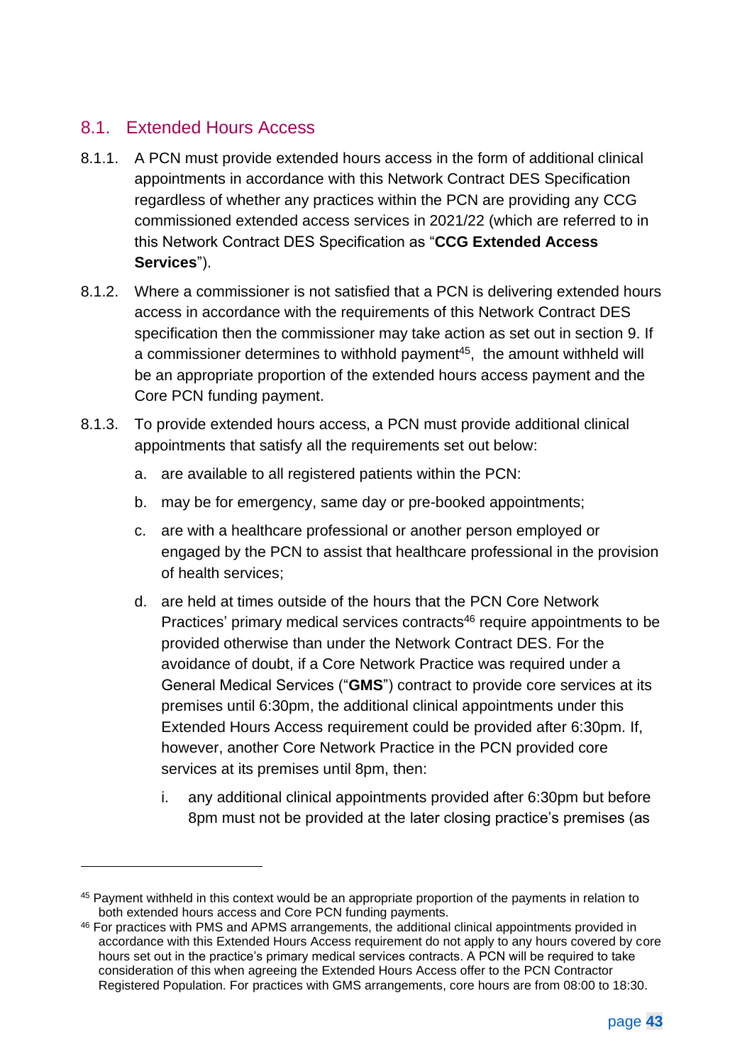## 8.1. Extended Hours Access

8.1.1. A PCN must provide extended hours access in the form of additional clinical appointments in accordance with this Network Contract DES Specification regardless of whether any practices within the PCN are providing any CCG commissioned extended access services in 2021/22 (which are referred to in this Network Contract DES Specification as "**CCG Extended Access Services**").

8.1.2. Where a commissioner is not satisfied that a PCN is delivering extended hours access in accordance with the requirements of this Network Contract DES specification then the commissioner may take action as set out in section 9. If a commissioner determines to withhold payment[45], the amount withheld will be an appropriate proportion of the extended hours access payment and the Core PCN funding payment.

8.1.3. To provide extended hours access, a PCN must provide additional clinical appointments that satisfy all the requirements set out below:

a. are available to all registered patients within the PCN:

b. may be for emergency, same day or pre-booked appointments;

c. are with a healthcare professional or another person employed or engaged by the PCN to assist that healthcare professional in the provision of health services;

d. are held at times outside of the hours that the PCN Core Network Practices' primary medical services contracts[46] require appointments to be provided otherwise than under the Network Contract DES. For the avoidance of doubt, if a Core Network Practice was required under a General Medical Services ("**GMS**") contract to provide core services at its premises until 6:30pm, the additional clinical appointments under this Extended Hours Access requirement could be provided after 6:30pm. If, however, another Core Network Practice in the PCN provided core services at its premises until 8pm, then:

   i. any additional clinical appointments provided after 6:30pm but before 8pm must not be provided at the later closing practice's premises (as

---

[45] Payment withheld in this context would be an appropriate proportion of the payments in relation to both extended hours access and Core PCN funding payments.

[46] For practices with PMS and APMS arrangements, the additional clinical appointments provided in accordance with this Extended Hours Access requirement do not apply to any hours covered by core hours set out in the practice's primary medical services contracts. A PCN will be required to take consideration of this when agreeing the Extended Hours Access offer to the PCN Contractor Registered Population. For practices with GMS arrangements, core hours are from 08:00 to 18:30.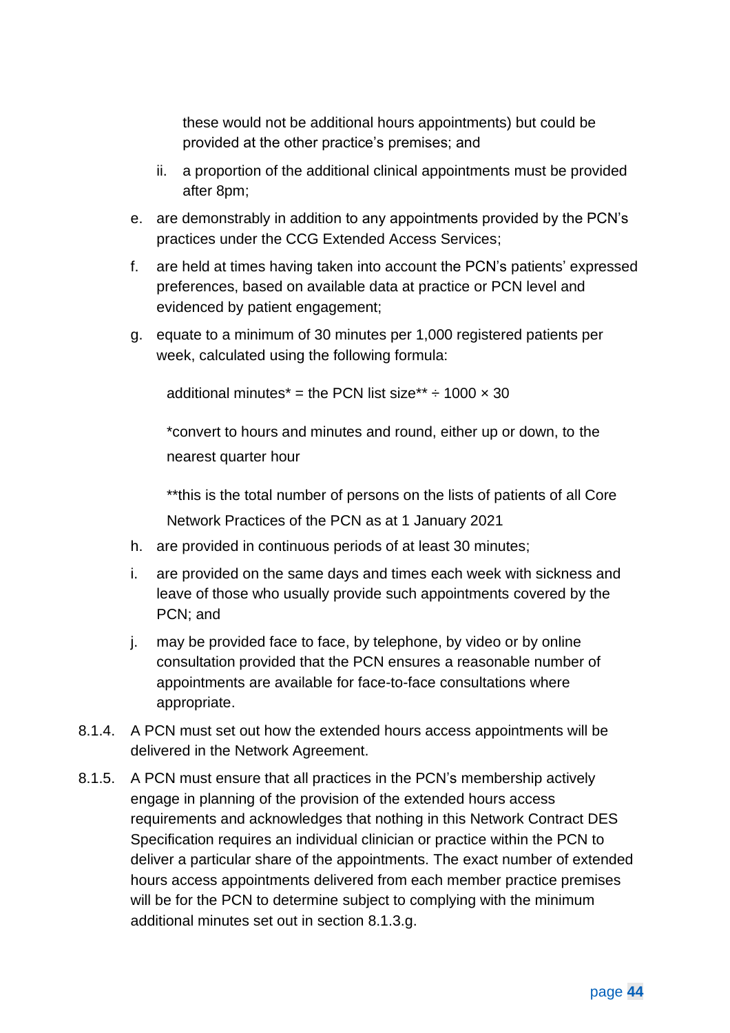these would not be additional hours appointments) but could be provided at the other practice's premises; and

ii. a proportion of the additional clinical appointments must be provided after 8pm;

e. are demonstrably in addition to any appointments provided by the PCN's practices under the CCG Extended Access Services;

f. are held at times having taken into account the PCN's patients' expressed preferences, based on available data at practice or PCN level and evidenced by patient engagement;

g. equate to a minimum of 30 minutes per 1,000 registered patients per week, calculated using the following formula:

   additional minutes* = the PCN list size** ÷ 1000 × 30

   *convert to hours and minutes and round, either up or down, to the nearest quarter hour

   **this is the total number of persons on the lists of patients of all Core Network Practices of the PCN as at 1 January 2021

h. are provided in continuous periods of at least 30 minutes;

i. are provided on the same days and times each week with sickness and leave of those who usually provide such appointments covered by the PCN; and

j. may be provided face to face, by telephone, by video or by online consultation provided that the PCN ensures a reasonable number of appointments are available for face-to-face consultations where appropriate.

8.1.4. A PCN must set out how the extended hours access appointments will be delivered in the Network Agreement.

8.1.5. A PCN must ensure that all practices in the PCN's membership actively engage in planning of the provision of the extended hours access requirements and acknowledges that nothing in this Network Contract DES Specification requires an individual clinician or practice within the PCN to deliver a particular share of the appointments. The exact number of extended hours access appointments delivered from each member practice premises will be for the PCN to determine subject to complying with the minimum additional minutes set out in section 8.1.3.g.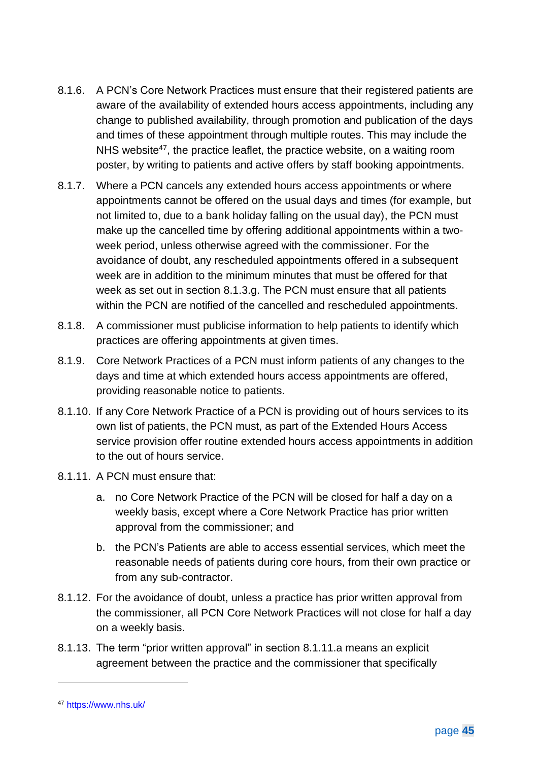8.1.6. A PCN's Core Network Practices must ensure that their registered patients are aware of the availability of extended hours access appointments, including any change to published availability, through promotion and publication of the days and times of these appointment through multiple routes. This may include the NHS website[47], the practice leaflet, the practice website, on a waiting room poster, by writing to patients and active offers by staff booking appointments.

8.1.7. Where a PCN cancels any extended hours access appointments or where appointments cannot be offered on the usual days and times (for example, but not limited to, due to a bank holiday falling on the usual day), the PCN must make up the cancelled time by offering additional appointments within a two-week period, unless otherwise agreed with the commissioner. For the avoidance of doubt, any rescheduled appointments offered in a subsequent week are in addition to the minimum minutes that must be offered for that week as set out in section 8.1.3.g. The PCN must ensure that all patients within the PCN are notified of the cancelled and rescheduled appointments.

8.1.8. A commissioner must publicise information to help patients to identify which practices are offering appointments at given times.

8.1.9. Core Network Practices of a PCN must inform patients of any changes to the days and time at which extended hours access appointments are offered, providing reasonable notice to patients.

8.1.10. If any Core Network Practice of a PCN is providing out of hours services to its own list of patients, the PCN must, as part of the Extended Hours Access service provision offer routine extended hours access appointments in addition to the out of hours service.

8.1.11. A PCN must ensure that:

a. no Core Network Practice of the PCN will be closed for half a day on a weekly basis, except where a Core Network Practice has prior written approval from the commissioner; and

b. the PCN's Patients are able to access essential services, which meet the reasonable needs of patients during core hours, from their own practice or from any sub-contractor.

8.1.12. For the avoidance of doubt, unless a practice has prior written approval from the commissioner, all PCN Core Network Practices will not close for half a day on a weekly basis.

8.1.13. The term "prior written approval" in section 8.1.11.a means an explicit agreement between the practice and the commissioner that specifically

[47] https://www.nhs.uk/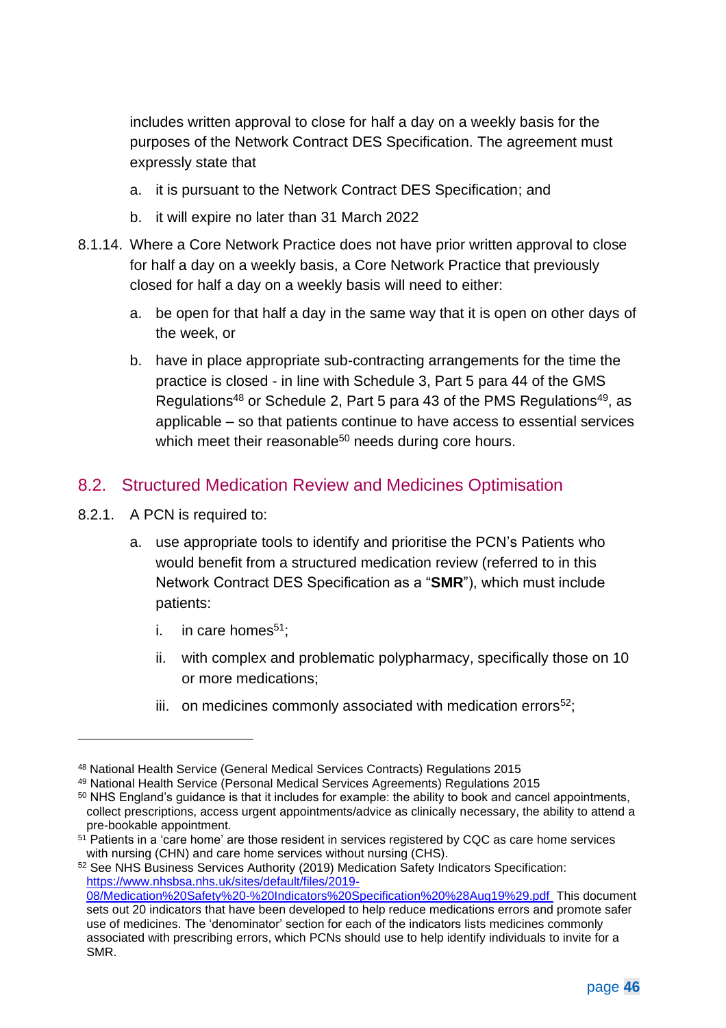includes written approval to close for half a day on a weekly basis for the purposes of the Network Contract DES Specification. The agreement must expressly state that

a. it is pursuant to the Network Contract DES Specification; and

b. it will expire no later than 31 March 2022

8.1.14. Where a Core Network Practice does not have prior written approval to close for half a day on a weekly basis, a Core Network Practice that previously closed for half a day on a weekly basis will need to either:

a. be open for that half a day in the same way that it is open on other days of the week, or

b. have in place appropriate sub-contracting arrangements for the time the practice is closed - in line with Schedule 3, Part 5 para 44 of the GMS Regulations[48] or Schedule 2, Part 5 para 43 of the PMS Regulations[49], as applicable – so that patients continue to have access to essential services which meet their reasonable[50] needs during core hours.

## 8.2. Structured Medication Review and Medicines Optimisation

8.2.1. A PCN is required to:

a. use appropriate tools to identify and prioritise the PCN's Patients who would benefit from a structured medication review (referred to in this Network Contract DES Specification as a "**SMR**"), which must include patients:

i. in care homes[51];

ii. with complex and problematic polypharmacy, specifically those on 10 or more medications;

iii. on medicines commonly associated with medication errors[52];

---

[48] National Health Service (General Medical Services Contracts) Regulations 2015

[49] National Health Service (Personal Medical Services Agreements) Regulations 2015

[50] NHS England's guidance is that it includes for example: the ability to book and cancel appointments, collect prescriptions, access urgent appointments/advice as clinically necessary, the ability to attend a pre-bookable appointment.

[51] Patients in a 'care home' are those resident in services registered by CQC as care home services with nursing (CHN) and care home services without nursing (CHS).

[52] See NHS Business Services Authority (2019) Medication Safety Indicators Specification: https://www.nhsbsa.nhs.uk/sites/default/files/2019-08/Medication%20Safety%20-%20Indicators%20Specification%20%28Aug19%29.pdf This document sets out 20 indicators that have been developed to help reduce medications errors and promote safer use of medicines. The 'denominator' section for each of the indicators lists medicines commonly associated with prescribing errors, which PCNs should use to help identify individuals to invite for a SMR.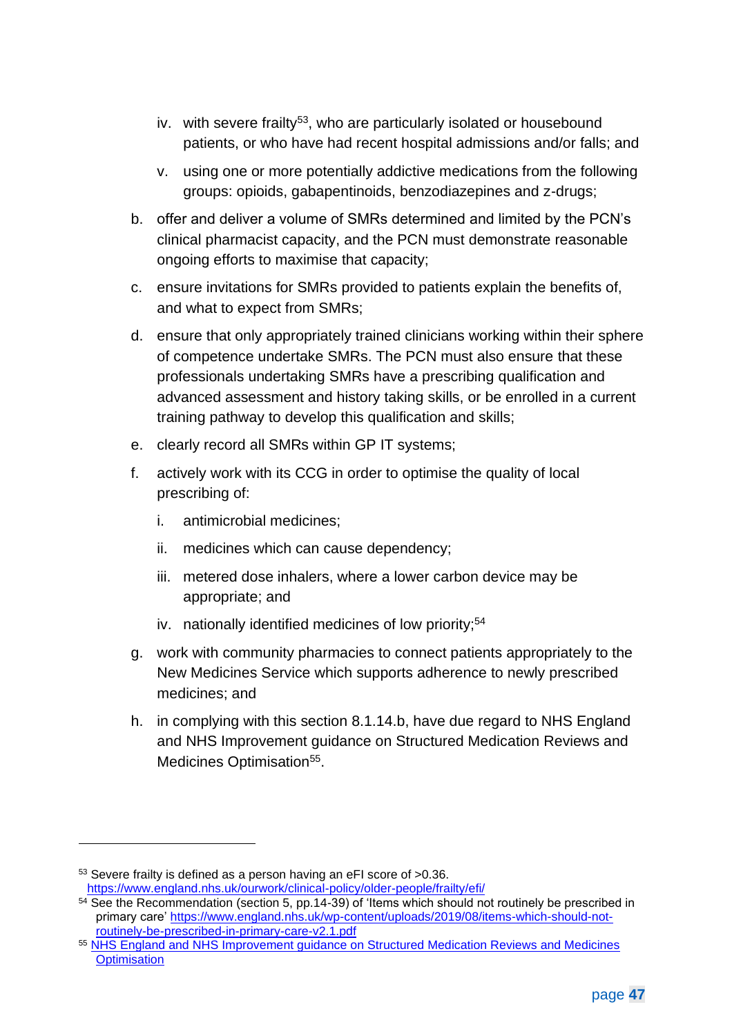iv. with severe frailty[53], who are particularly isolated or housebound patients, or who have had recent hospital admissions and/or falls; and

   v. using one or more potentially addictive medications from the following groups: opioids, gabapentinoids, benzodiazepines and z-drugs;

b. offer and deliver a volume of SMRs determined and limited by the PCN's clinical pharmacist capacity, and the PCN must demonstrate reasonable ongoing efforts to maximise that capacity;

c. ensure invitations for SMRs provided to patients explain the benefits of, and what to expect from SMRs;

d. ensure that only appropriately trained clinicians working within their sphere of competence undertake SMRs. The PCN must also ensure that these professionals undertaking SMRs have a prescribing qualification and advanced assessment and history taking skills, or be enrolled in a current training pathway to develop this qualification and skills;

e. clearly record all SMRs within GP IT systems;

f. actively work with its CCG in order to optimise the quality of local prescribing of:

   i. antimicrobial medicines;

   ii. medicines which can cause dependency;

   iii. metered dose inhalers, where a lower carbon device may be appropriate; and

   iv. nationally identified medicines of low priority;[54]

g. work with community pharmacies to connect patients appropriately to the New Medicines Service which supports adherence to newly prescribed medicines; and

h. in complying with this section 8.1.14.b, have due regard to NHS England and NHS Improvement guidance on Structured Medication Reviews and Medicines Optimisation[55].

---

[53] Severe frailty is defined as a person having an eFI score of >0.36. https://www.england.nhs.uk/ourwork/clinical-policy/older-people/frailty/efi/

[54] See the Recommendation (section 5, pp.14-39) of 'Items which should not routinely be prescribed in primary care' https://www.england.nhs.uk/wp-content/uploads/2019/08/items-which-should-not-routinely-be-prescribed-in-primary-care-v2.1.pdf

[55] NHS England and NHS Improvement guidance on Structured Medication Reviews and Medicines Optimisation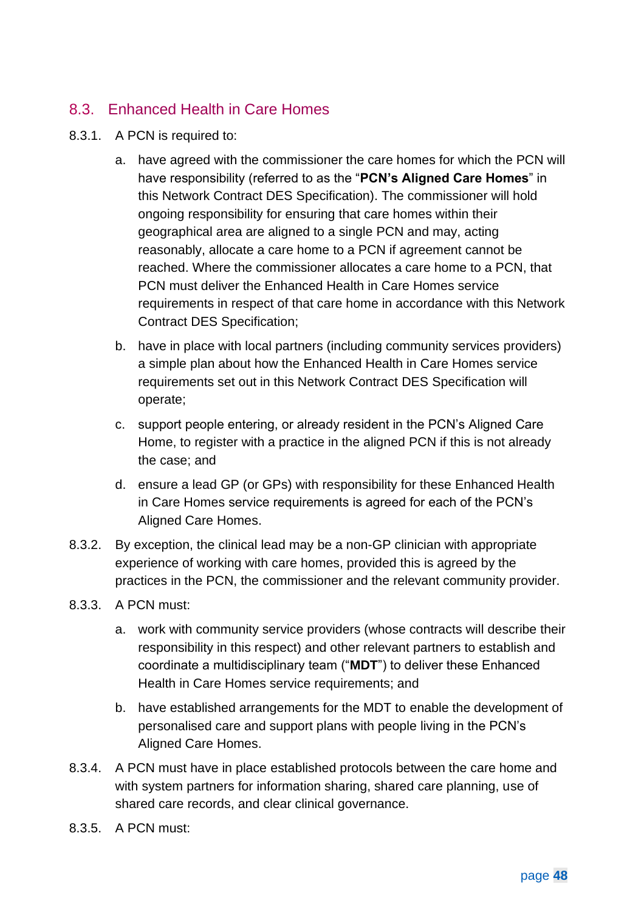## 8.3. Enhanced Health in Care Homes

8.3.1. A PCN is required to:

a. have agreed with the commissioner the care homes for which the PCN will have responsibility (referred to as the "**PCN's Aligned Care Homes**" in this Network Contract DES Specification). The commissioner will hold ongoing responsibility for ensuring that care homes within their geographical area are aligned to a single PCN and may, acting reasonably, allocate a care home to a PCN if agreement cannot be reached. Where the commissioner allocates a care home to a PCN, that PCN must deliver the Enhanced Health in Care Homes service requirements in respect of that care home in accordance with this Network Contract DES Specification;

b. have in place with local partners (including community services providers) a simple plan about how the Enhanced Health in Care Homes service requirements set out in this Network Contract DES Specification will operate;

c. support people entering, or already resident in the PCN's Aligned Care Home, to register with a practice in the aligned PCN if this is not already the case; and

d. ensure a lead GP (or GPs) with responsibility for these Enhanced Health in Care Homes service requirements is agreed for each of the PCN's Aligned Care Homes.

8.3.2. By exception, the clinical lead may be a non-GP clinician with appropriate experience of working with care homes, provided this is agreed by the practices in the PCN, the commissioner and the relevant community provider.

8.3.3. A PCN must:

a. work with community service providers (whose contracts will describe their responsibility in this respect) and other relevant partners to establish and coordinate a multidisciplinary team ("**MDT**") to deliver these Enhanced Health in Care Homes service requirements; and

b. have established arrangements for the MDT to enable the development of personalised care and support plans with people living in the PCN's Aligned Care Homes.

8.3.4. A PCN must have in place established protocols between the care home and with system partners for information sharing, shared care planning, use of shared care records, and clear clinical governance.

8.3.5. A PCN must: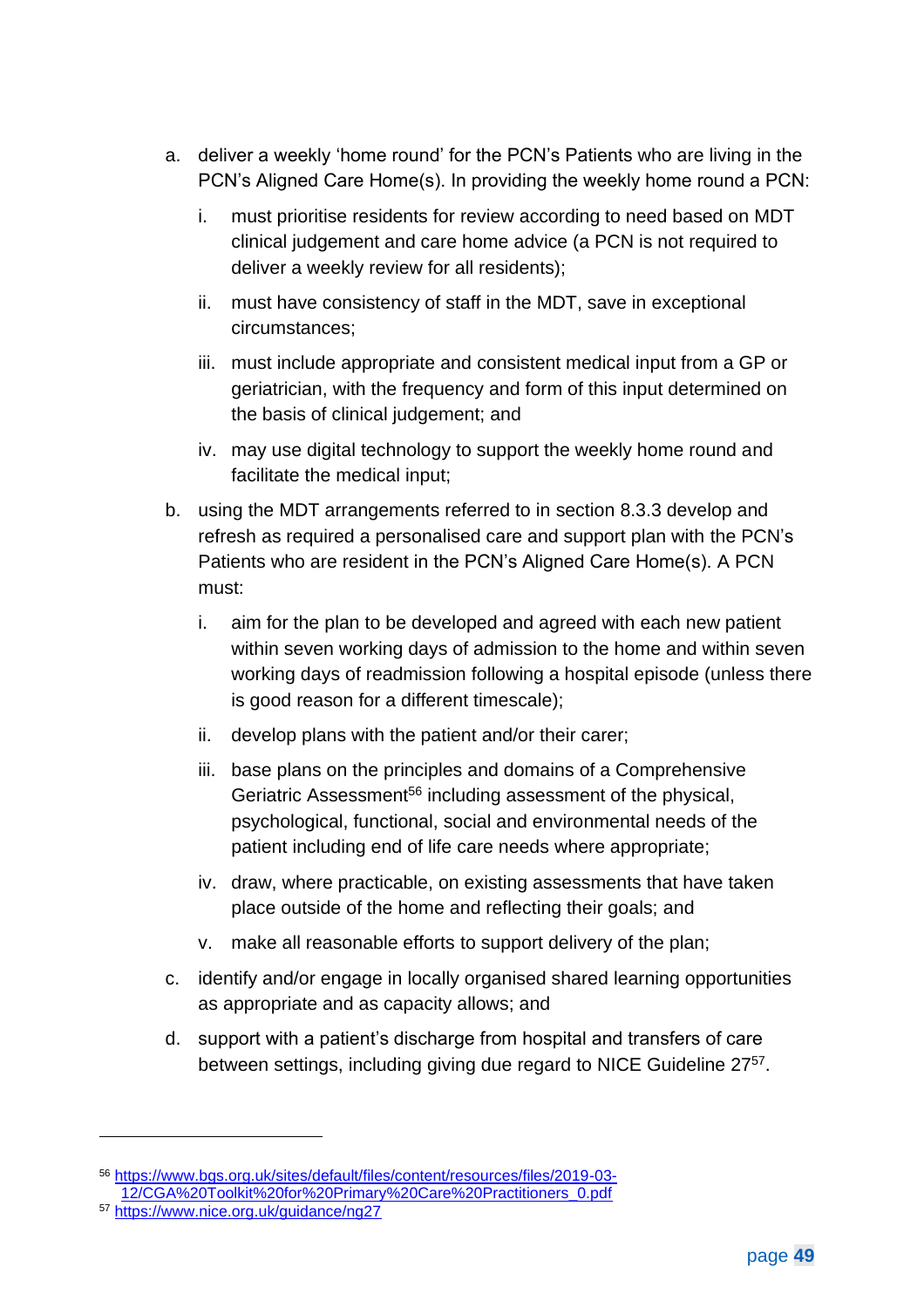a. deliver a weekly 'home round' for the PCN's Patients who are living in the PCN's Aligned Care Home(s). In providing the weekly home round a PCN:

   i. must prioritise residents for review according to need based on MDT clinical judgement and care home advice (a PCN is not required to deliver a weekly review for all residents);

   ii. must have consistency of staff in the MDT, save in exceptional circumstances;

   iii. must include appropriate and consistent medical input from a GP or geriatrician, with the frequency and form of this input determined on the basis of clinical judgement; and

   iv. may use digital technology to support the weekly home round and facilitate the medical input;

b. using the MDT arrangements referred to in section 8.3.3 develop and refresh as required a personalised care and support plan with the PCN's Patients who are resident in the PCN's Aligned Care Home(s). A PCN must:

   i. aim for the plan to be developed and agreed with each new patient within seven working days of admission to the home and within seven working days of readmission following a hospital episode (unless there is good reason for a different timescale);

   ii. develop plans with the patient and/or their carer;

   iii. base plans on the principles and domains of a Comprehensive Geriatric Assessment[56] including assessment of the physical, psychological, functional, social and environmental needs of the patient including end of life care needs where appropriate;

   iv. draw, where practicable, on existing assessments that have taken place outside of the home and reflecting their goals; and

   v. make all reasonable efforts to support delivery of the plan;

c. identify and/or engage in locally organised shared learning opportunities as appropriate and as capacity allows; and

d. support with a patient's discharge from hospital and transfers of care between settings, including giving due regard to NICE Guideline 27[57].

---

[56] https://www.bgs.org.uk/sites/default/files/content/resources/files/2019-03-12/CGA%20Toolkit%20for%20Primary%20Care%20Practitioners_0.pdf

[57] https://www.nice.org.uk/guidance/ng27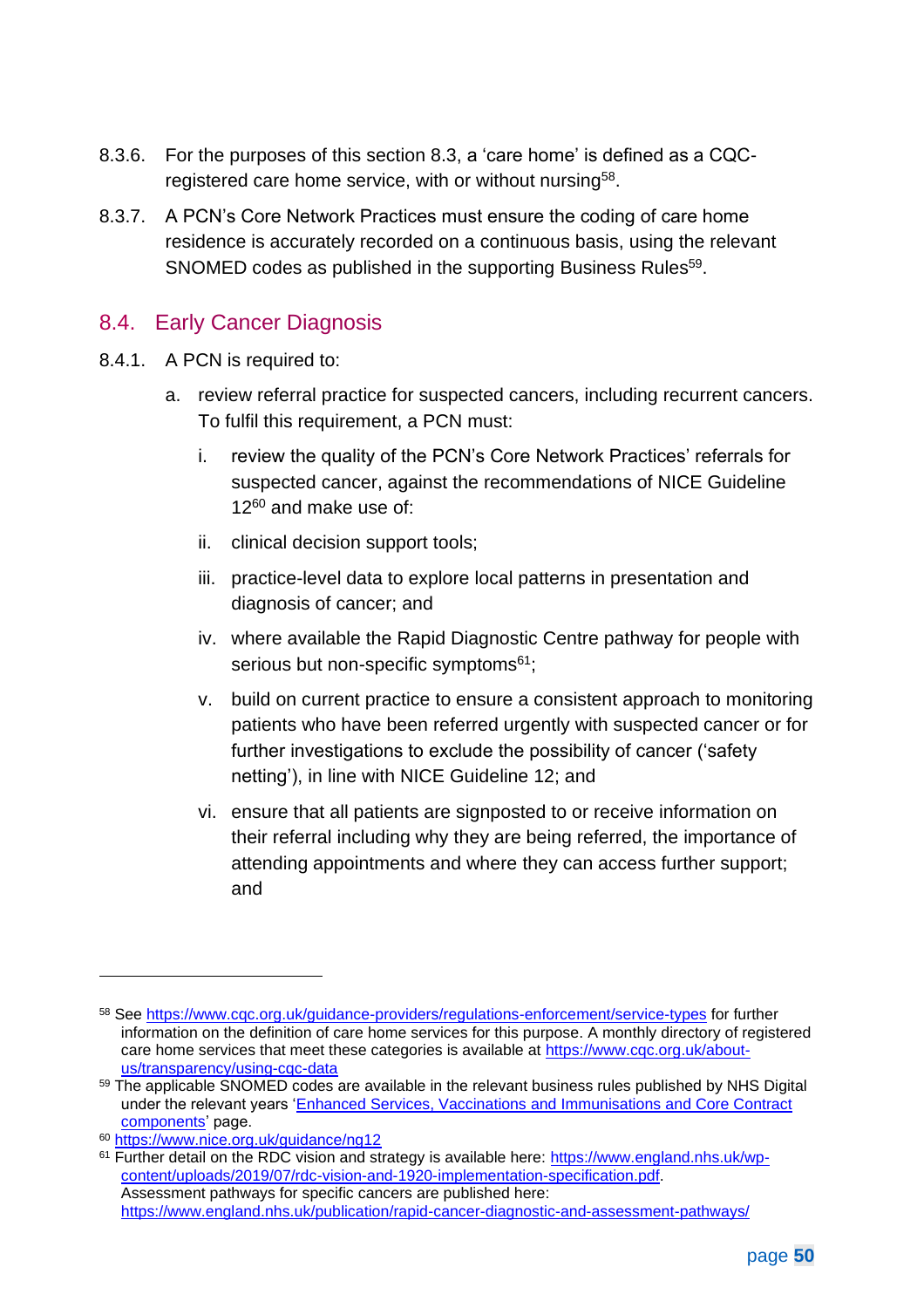8.3.6. For the purposes of this section 8.3, a 'care home' is defined as a CQC-registered care home service, with or without nursing[58].

8.3.7. A PCN's Core Network Practices must ensure the coding of care home residence is accurately recorded on a continuous basis, using the relevant SNOMED codes as published in the supporting Business Rules[59].

## 8.4. Early Cancer Diagnosis

8.4.1. A PCN is required to:

a. review referral practice for suspected cancers, including recurrent cancers. To fulfil this requirement, a PCN must:

   i. review the quality of the PCN's Core Network Practices' referrals for suspected cancer, against the recommendations of NICE Guideline 12[60] and make use of:

   ii. clinical decision support tools;

   iii. practice-level data to explore local patterns in presentation and diagnosis of cancer; and

   iv. where available the Rapid Diagnostic Centre pathway for people with serious but non-specific symptoms[61];

   v. build on current practice to ensure a consistent approach to monitoring patients who have been referred urgently with suspected cancer or for further investigations to exclude the possibility of cancer ('safety netting'), in line with NICE Guideline 12; and

   vi. ensure that all patients are signposted to or receive information on their referral including why they are being referred, the importance of attending appointments and where they can access further support; and

---

[58] See https://www.cqc.org.uk/guidance-providers/regulations-enforcement/service-types for further information on the definition of care home services for this purpose. A monthly directory of registered care home services that meet these categories is available at https://www.cqc.org.uk/about-us/transparency/using-cqc-data

[59] The applicable SNOMED codes are available in the relevant business rules published by NHS Digital under the relevant years 'Enhanced Services, Vaccinations and Immunisations and Core Contract components' page.

[60] https://www.nice.org.uk/guidance/ng12

[61] Further detail on the RDC vision and strategy is available here: https://www.england.nhs.uk/wp-content/uploads/2019/07/rdc-vision-and-1920-implementation-specification.pdf. Assessment pathways for specific cancers are published here: https://www.england.nhs.uk/publication/rapid-cancer-diagnostic-and-assessment-pathways/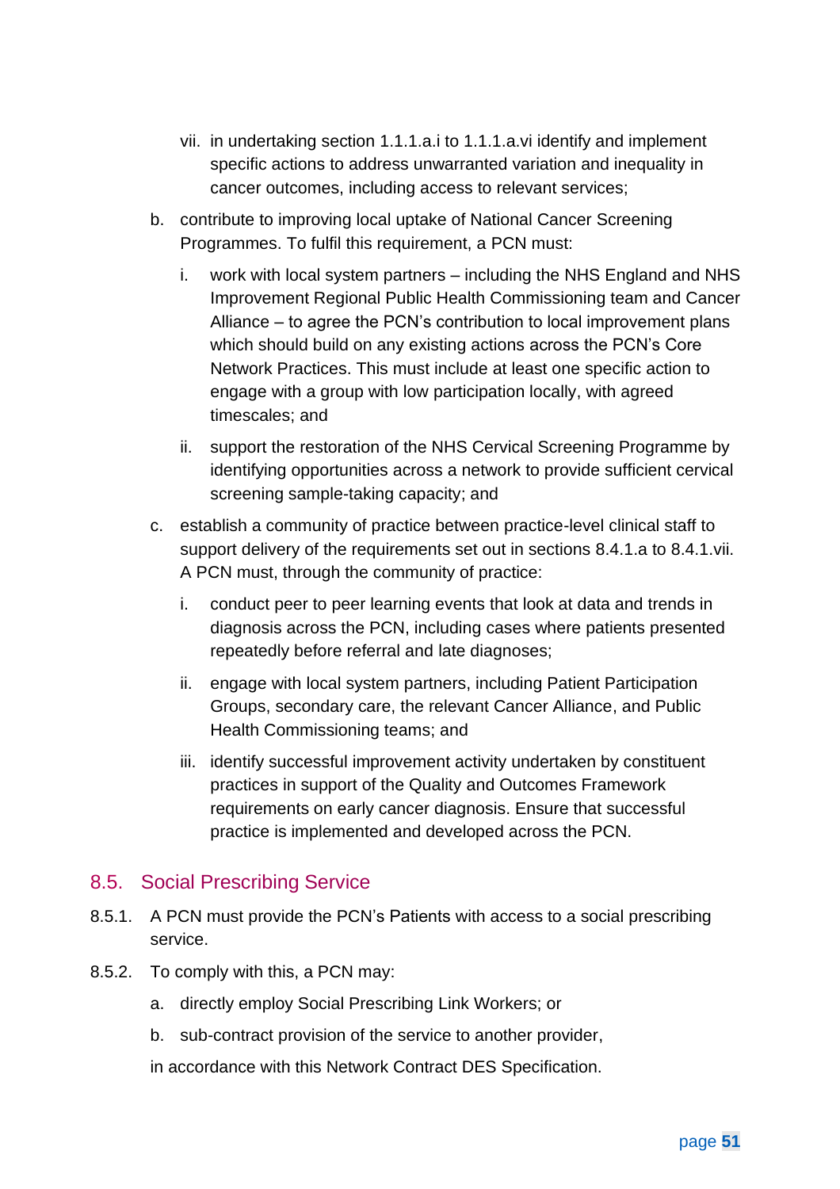vii. in undertaking section 1.1.1.a.i to 1.1.1.a.vi identify and implement specific actions to address unwarranted variation and inequality in cancer outcomes, including access to relevant services;

b. contribute to improving local uptake of National Cancer Screening Programmes. To fulfil this requirement, a PCN must:

   i. work with local system partners – including the NHS England and NHS Improvement Regional Public Health Commissioning team and Cancer Alliance – to agree the PCN's contribution to local improvement plans which should build on any existing actions across the PCN's Core Network Practices. This must include at least one specific action to engage with a group with low participation locally, with agreed timescales; and

   ii. support the restoration of the NHS Cervical Screening Programme by identifying opportunities across a network to provide sufficient cervical screening sample-taking capacity; and

c. establish a community of practice between practice-level clinical staff to support delivery of the requirements set out in sections 8.4.1.a to 8.4.1.vii. A PCN must, through the community of practice:

   i. conduct peer to peer learning events that look at data and trends in diagnosis across the PCN, including cases where patients presented repeatedly before referral and late diagnoses;

   ii. engage with local system partners, including Patient Participation Groups, secondary care, the relevant Cancer Alliance, and Public Health Commissioning teams; and

   iii. identify successful improvement activity undertaken by constituent practices in support of the Quality and Outcomes Framework requirements on early cancer diagnosis. Ensure that successful practice is implemented and developed across the PCN.

## 8.5. Social Prescribing Service

8.5.1. A PCN must provide the PCN's Patients with access to a social prescribing service.

8.5.2. To comply with this, a PCN may:

a. directly employ Social Prescribing Link Workers; or

b. sub-contract provision of the service to another provider,

in accordance with this Network Contract DES Specification.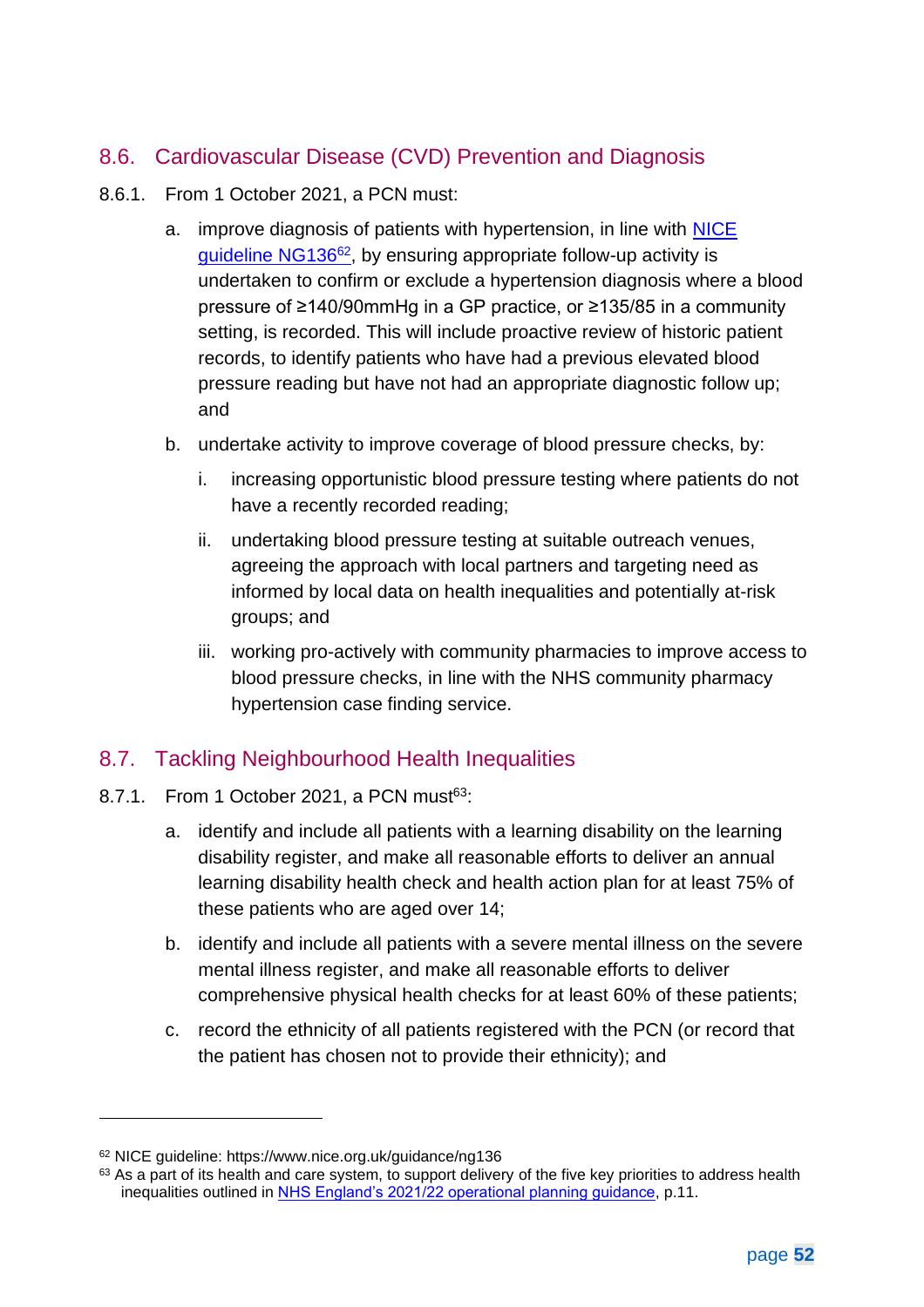## 8.6. Cardiovascular Disease (CVD) Prevention and Diagnosis

8.6.1. From 1 October 2021, a PCN must:

a. improve diagnosis of patients with hypertension, in line with [NICE guideline NG136](https://www.nice.org.uk/guidance/ng136)[62], by ensuring appropriate follow-up activity is undertaken to confirm or exclude a hypertension diagnosis where a blood pressure of ≥140/90mmHg in a GP practice, or ≥135/85 in a community setting, is recorded. This will include proactive review of historic patient records, to identify patients who have had a previous elevated blood pressure reading but have not had an appropriate diagnostic follow up; and

b. undertake activity to improve coverage of blood pressure checks, by:

   i. increasing opportunistic blood pressure testing where patients do not have a recently recorded reading;

   ii. undertaking blood pressure testing at suitable outreach venues, agreeing the approach with local partners and targeting need as informed by local data on health inequalities and potentially at-risk groups; and

   iii. working pro-actively with community pharmacies to improve access to blood pressure checks, in line with the NHS community pharmacy hypertension case finding service.

## 8.7. Tackling Neighbourhood Health Inequalities

8.7.1. From 1 October 2021, a PCN must[63]:

a. identify and include all patients with a learning disability on the learning disability register, and make all reasonable efforts to deliver an annual learning disability health check and health action plan for at least 75% of these patients who are aged over 14;

b. identify and include all patients with a severe mental illness on the severe mental illness register, and make all reasonable efforts to deliver comprehensive physical health checks for at least 60% of these patients;

c. record the ethnicity of all patients registered with the PCN (or record that the patient has chosen not to provide their ethnicity); and

---

[62] NICE guideline: https://www.nice.org.uk/guidance/ng136

[63] As a part of its health and care system, to support delivery of the five key priorities to address health inequalities outlined in NHS England's 2021/22 operational planning guidance, p.11.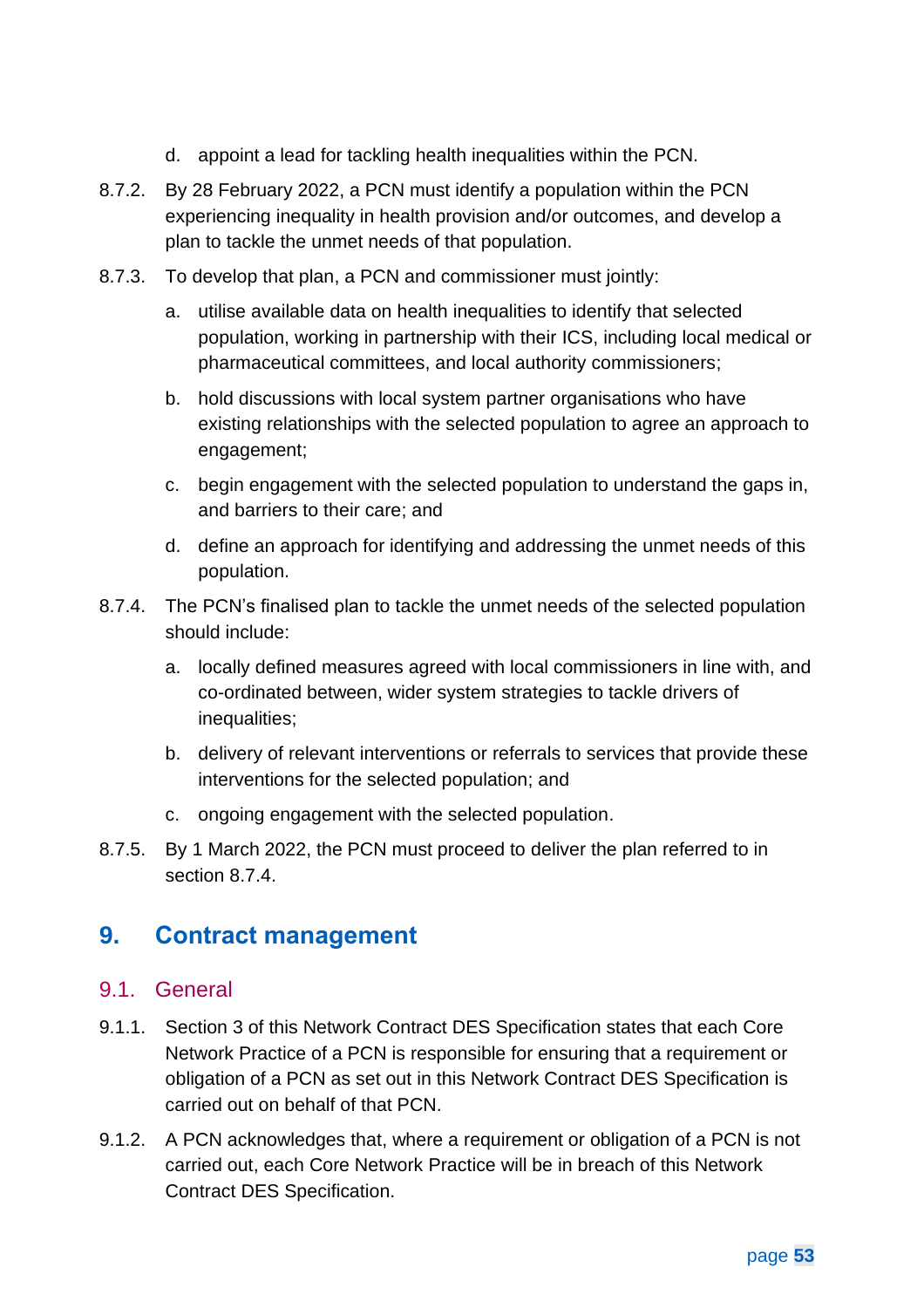d. appoint a lead for tackling health inequalities within the PCN.

8.7.2. By 28 February 2022, a PCN must identify a population within the PCN experiencing inequality in health provision and/or outcomes, and develop a plan to tackle the unmet needs of that population.

8.7.3. To develop that plan, a PCN and commissioner must jointly:

a. utilise available data on health inequalities to identify that selected population, working in partnership with their ICS, including local medical or pharmaceutical committees, and local authority commissioners;

b. hold discussions with local system partner organisations who have existing relationships with the selected population to agree an approach to engagement;

c. begin engagement with the selected population to understand the gaps in, and barriers to their care; and

d. define an approach for identifying and addressing the unmet needs of this population.

8.7.4. The PCN's finalised plan to tackle the unmet needs of the selected population should include:

a. locally defined measures agreed with local commissioners in line with, and co-ordinated between, wider system strategies to tackle drivers of inequalities;

b. delivery of relevant interventions or referrals to services that provide these interventions for the selected population; and

c. ongoing engagement with the selected population.

8.7.5. By 1 March 2022, the PCN must proceed to deliver the plan referred to in section 8.7.4.

# 9. Contract management

## 9.1. General

9.1.1. Section 3 of this Network Contract DES Specification states that each Core Network Practice of a PCN is responsible for ensuring that a requirement or obligation of a PCN as set out in this Network Contract DES Specification is carried out on behalf of that PCN.

9.1.2. A PCN acknowledges that, where a requirement or obligation of a PCN is not carried out, each Core Network Practice will be in breach of this Network Contract DES Specification.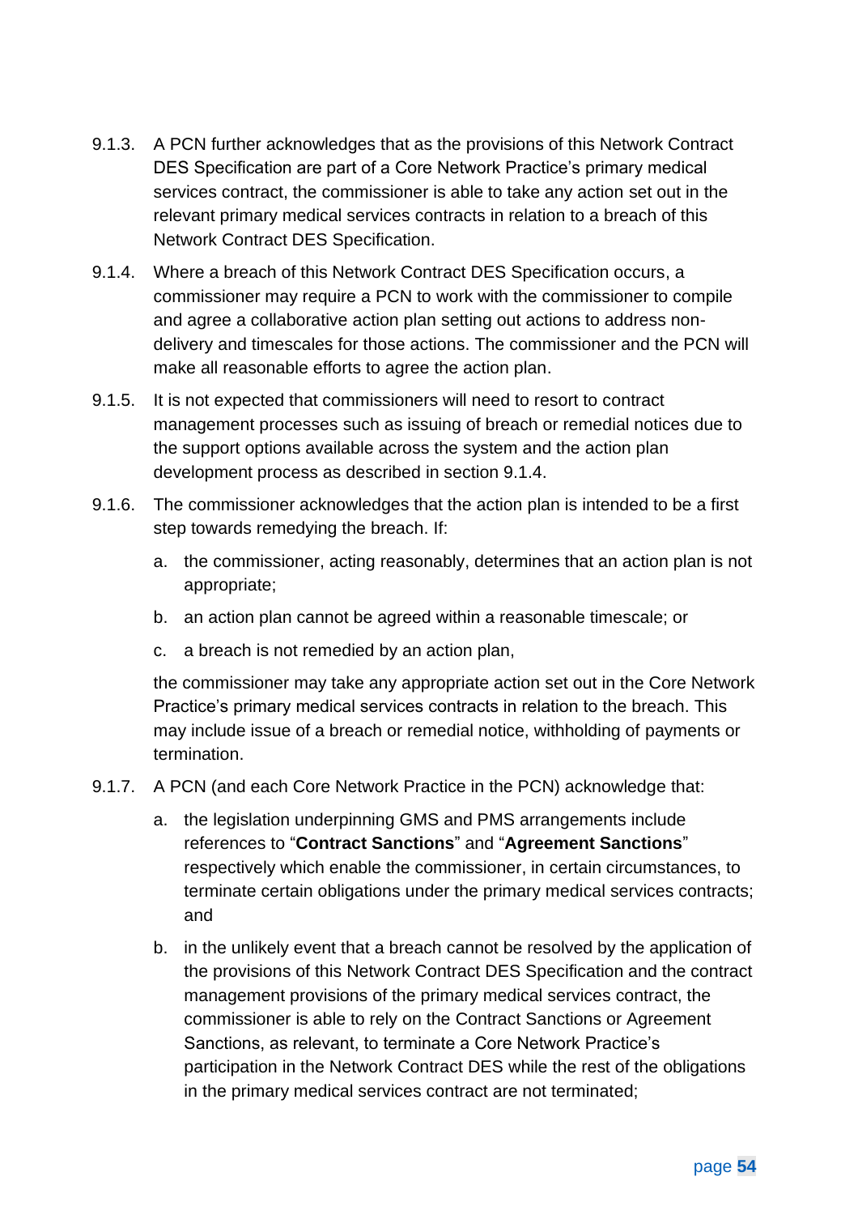9.1.3. A PCN further acknowledges that as the provisions of this Network Contract DES Specification are part of a Core Network Practice's primary medical services contract, the commissioner is able to take any action set out in the relevant primary medical services contracts in relation to a breach of this Network Contract DES Specification.

9.1.4. Where a breach of this Network Contract DES Specification occurs, a commissioner may require a PCN to work with the commissioner to compile and agree a collaborative action plan setting out actions to address non-delivery and timescales for those actions. The commissioner and the PCN will make all reasonable efforts to agree the action plan.

9.1.5. It is not expected that commissioners will need to resort to contract management processes such as issuing of breach or remedial notices due to the support options available across the system and the action plan development process as described in section 9.1.4.

9.1.6. The commissioner acknowledges that the action plan is intended to be a first step towards remedying the breach. If:

a. the commissioner, acting reasonably, determines that an action plan is not appropriate;

b. an action plan cannot be agreed within a reasonable timescale; or

c. a breach is not remedied by an action plan,

the commissioner may take any appropriate action set out in the Core Network Practice's primary medical services contracts in relation to the breach. This may include issue of a breach or remedial notice, withholding of payments or termination.

9.1.7. A PCN (and each Core Network Practice in the PCN) acknowledge that:

a. the legislation underpinning GMS and PMS arrangements include references to "**Contract Sanctions**" and "**Agreement Sanctions**" respectively which enable the commissioner, in certain circumstances, to terminate certain obligations under the primary medical services contracts; and

b. in the unlikely event that a breach cannot be resolved by the application of the provisions of this Network Contract DES Specification and the contract management provisions of the primary medical services contract, the commissioner is able to rely on the Contract Sanctions or Agreement Sanctions, as relevant, to terminate a Core Network Practice's participation in the Network Contract DES while the rest of the obligations in the primary medical services contract are not terminated;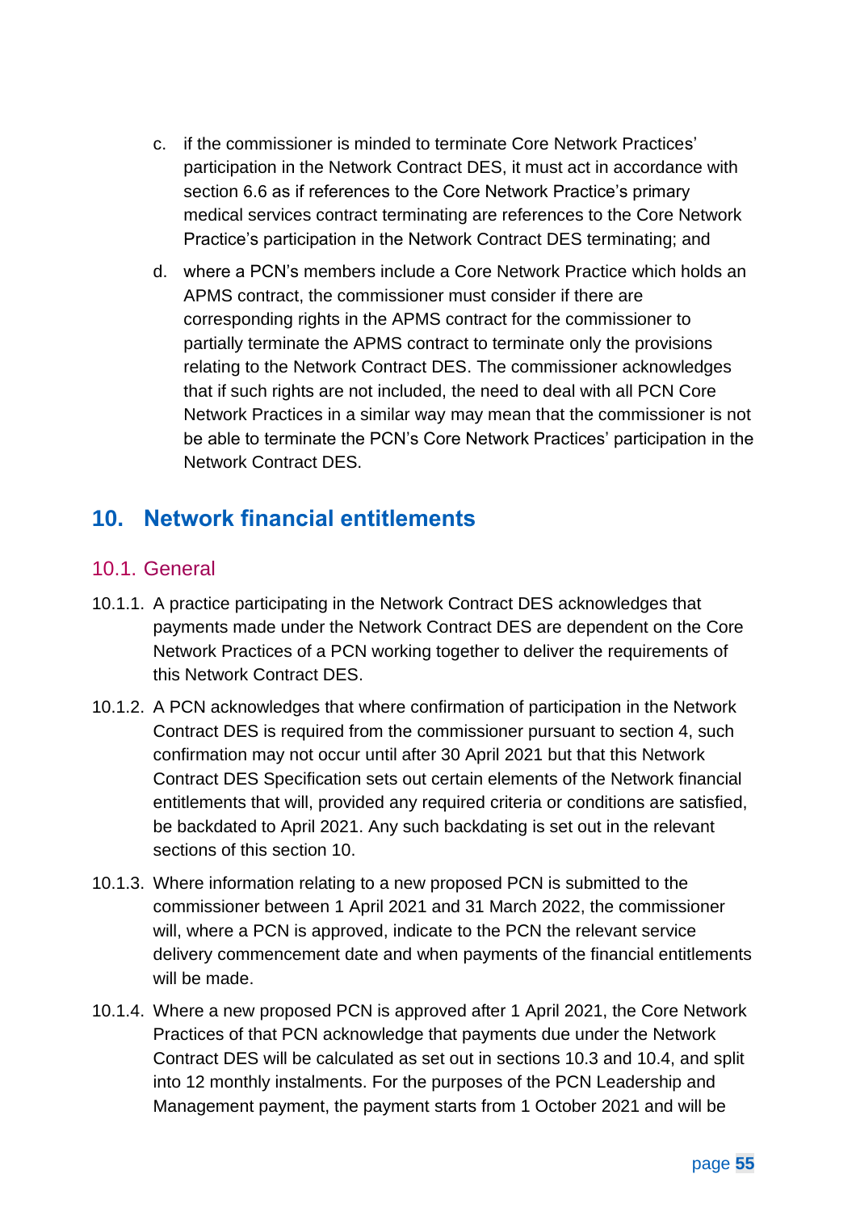c. if the commissioner is minded to terminate Core Network Practices' participation in the Network Contract DES, it must act in accordance with section 6.6 as if references to the Core Network Practice's primary medical services contract terminating are references to the Core Network Practice's participation in the Network Contract DES terminating; and

d. where a PCN's members include a Core Network Practice which holds an APMS contract, the commissioner must consider if there are corresponding rights in the APMS contract for the commissioner to partially terminate the APMS contract to terminate only the provisions relating to the Network Contract DES. The commissioner acknowledges that if such rights are not included, the need to deal with all PCN Core Network Practices in a similar way may mean that the commissioner is not be able to terminate the PCN's Core Network Practices' participation in the Network Contract DES.

## 10. Network financial entitlements

### 10.1. General

10.1.1. A practice participating in the Network Contract DES acknowledges that payments made under the Network Contract DES are dependent on the Core Network Practices of a PCN working together to deliver the requirements of this Network Contract DES.

10.1.2. A PCN acknowledges that where confirmation of participation in the Network Contract DES is required from the commissioner pursuant to section 4, such confirmation may not occur until after 30 April 2021 but that this Network Contract DES Specification sets out certain elements of the Network financial entitlements that will, provided any required criteria or conditions are satisfied, be backdated to April 2021. Any such backdating is set out in the relevant sections of this section 10.

10.1.3. Where information relating to a new proposed PCN is submitted to the commissioner between 1 April 2021 and 31 March 2022, the commissioner will, where a PCN is approved, indicate to the PCN the relevant service delivery commencement date and when payments of the financial entitlements will be made.

10.1.4. Where a new proposed PCN is approved after 1 April 2021, the Core Network Practices of that PCN acknowledge that payments due under the Network Contract DES will be calculated as set out in sections 10.3 and 10.4, and split into 12 monthly instalments. For the purposes of the PCN Leadership and Management payment, the payment starts from 1 October 2021 and will be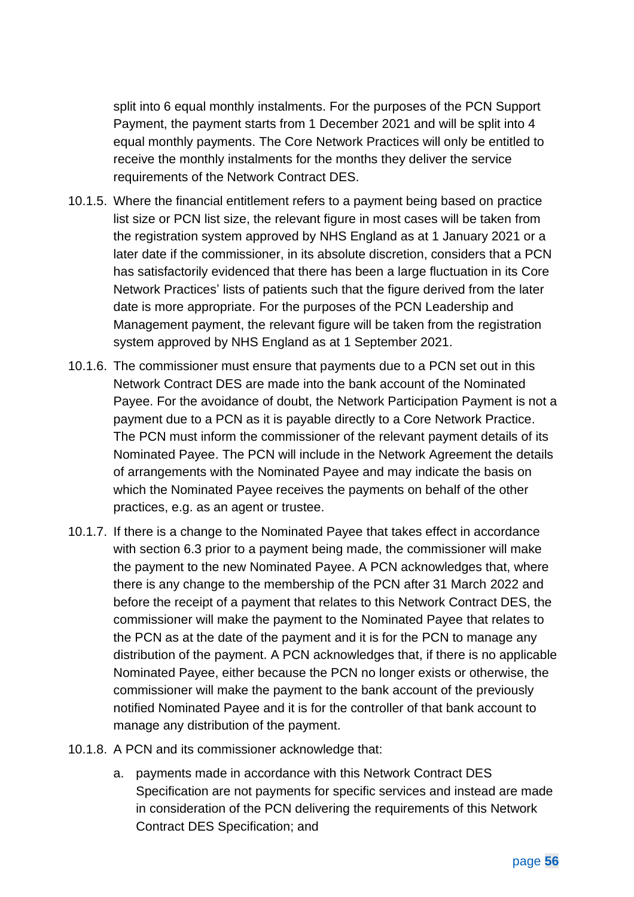split into 6 equal monthly instalments. For the purposes of the PCN Support Payment, the payment starts from 1 December 2021 and will be split into 4 equal monthly payments. The Core Network Practices will only be entitled to receive the monthly instalments for the months they deliver the service requirements of the Network Contract DES.

10.1.5. Where the financial entitlement refers to a payment being based on practice list size or PCN list size, the relevant figure in most cases will be taken from the registration system approved by NHS England as at 1 January 2021 or a later date if the commissioner, in its absolute discretion, considers that a PCN has satisfactorily evidenced that there has been a large fluctuation in its Core Network Practices' lists of patients such that the figure derived from the later date is more appropriate. For the purposes of the PCN Leadership and Management payment, the relevant figure will be taken from the registration system approved by NHS England as at 1 September 2021.

10.1.6. The commissioner must ensure that payments due to a PCN set out in this Network Contract DES are made into the bank account of the Nominated Payee. For the avoidance of doubt, the Network Participation Payment is not a payment due to a PCN as it is payable directly to a Core Network Practice. The PCN must inform the commissioner of the relevant payment details of its Nominated Payee. The PCN will include in the Network Agreement the details of arrangements with the Nominated Payee and may indicate the basis on which the Nominated Payee receives the payments on behalf of the other practices, e.g. as an agent or trustee.

10.1.7. If there is a change to the Nominated Payee that takes effect in accordance with section 6.3 prior to a payment being made, the commissioner will make the payment to the new Nominated Payee. A PCN acknowledges that, where there is any change to the membership of the PCN after 31 March 2022 and before the receipt of a payment that relates to this Network Contract DES, the commissioner will make the payment to the Nominated Payee that relates to the PCN as at the date of the payment and it is for the PCN to manage any distribution of the payment. A PCN acknowledges that, if there is no applicable Nominated Payee, either because the PCN no longer exists or otherwise, the commissioner will make the payment to the bank account of the previously notified Nominated Payee and it is for the controller of that bank account to manage any distribution of the payment.

10.1.8. A PCN and its commissioner acknowledge that:

a. payments made in accordance with this Network Contract DES Specification are not payments for specific services and instead are made in consideration of the PCN delivering the requirements of this Network Contract DES Specification; and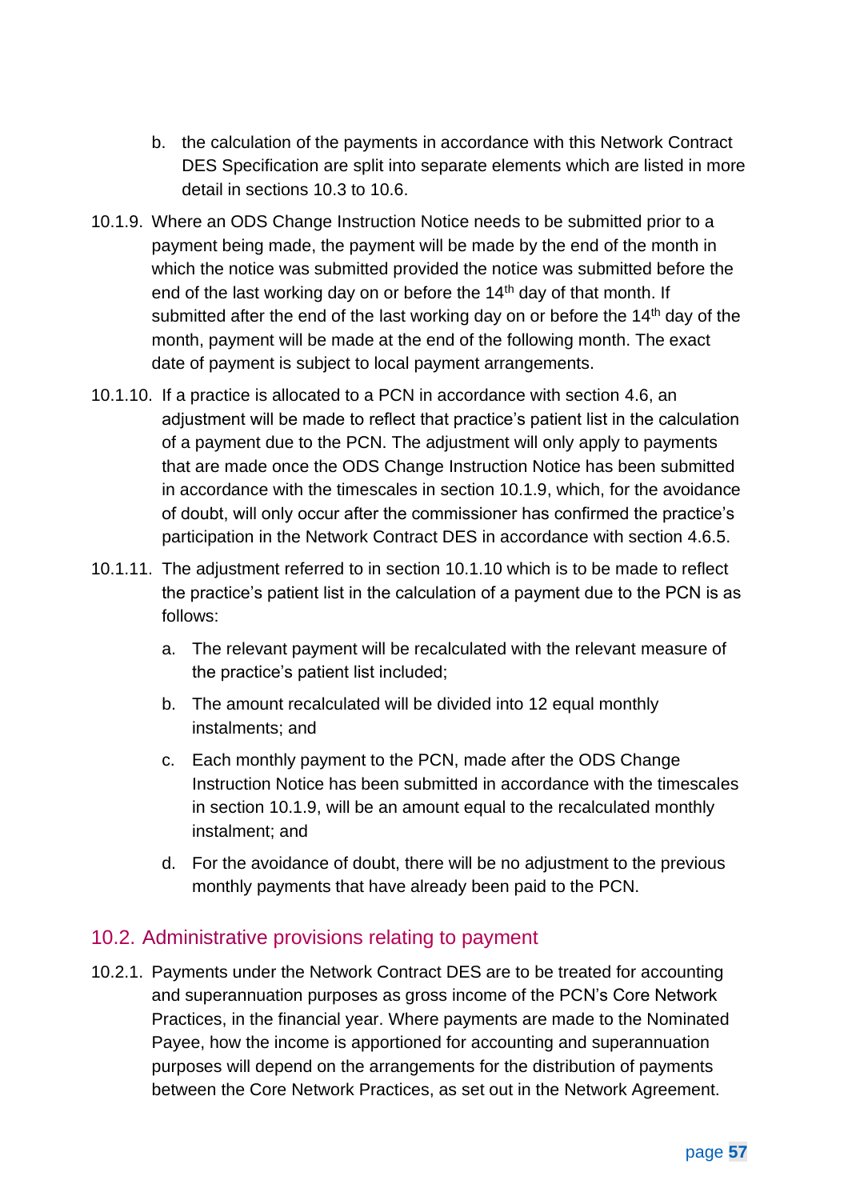b. the calculation of the payments in accordance with this Network Contract DES Specification are split into separate elements which are listed in more detail in sections 10.3 to 10.6.

10.1.9. Where an ODS Change Instruction Notice needs to be submitted prior to a payment being made, the payment will be made by the end of the month in which the notice was submitted provided the notice was submitted before the end of the last working day on or before the 14th day of that month. If submitted after the end of the last working day on or before the 14th day of the month, payment will be made at the end of the following month. The exact date of payment is subject to local payment arrangements.

10.1.10. If a practice is allocated to a PCN in accordance with section 4.6, an adjustment will be made to reflect that practice's patient list in the calculation of a payment due to the PCN. The adjustment will only apply to payments that are made once the ODS Change Instruction Notice has been submitted in accordance with the timescales in section 10.1.9, which, for the avoidance of doubt, will only occur after the commissioner has confirmed the practice's participation in the Network Contract DES in accordance with section 4.6.5.

10.1.11. The adjustment referred to in section 10.1.10 which is to be made to reflect the practice's patient list in the calculation of a payment due to the PCN is as follows:

a. The relevant payment will be recalculated with the relevant measure of the practice's patient list included;

b. The amount recalculated will be divided into 12 equal monthly instalments; and

c. Each monthly payment to the PCN, made after the ODS Change Instruction Notice has been submitted in accordance with the timescales in section 10.1.9, will be an amount equal to the recalculated monthly instalment; and

d. For the avoidance of doubt, there will be no adjustment to the previous monthly payments that have already been paid to the PCN.

## 10.2. Administrative provisions relating to payment

10.2.1. Payments under the Network Contract DES are to be treated for accounting and superannuation purposes as gross income of the PCN's Core Network Practices, in the financial year. Where payments are made to the Nominated Payee, how the income is apportioned for accounting and superannuation purposes will depend on the arrangements for the distribution of payments between the Core Network Practices, as set out in the Network Agreement.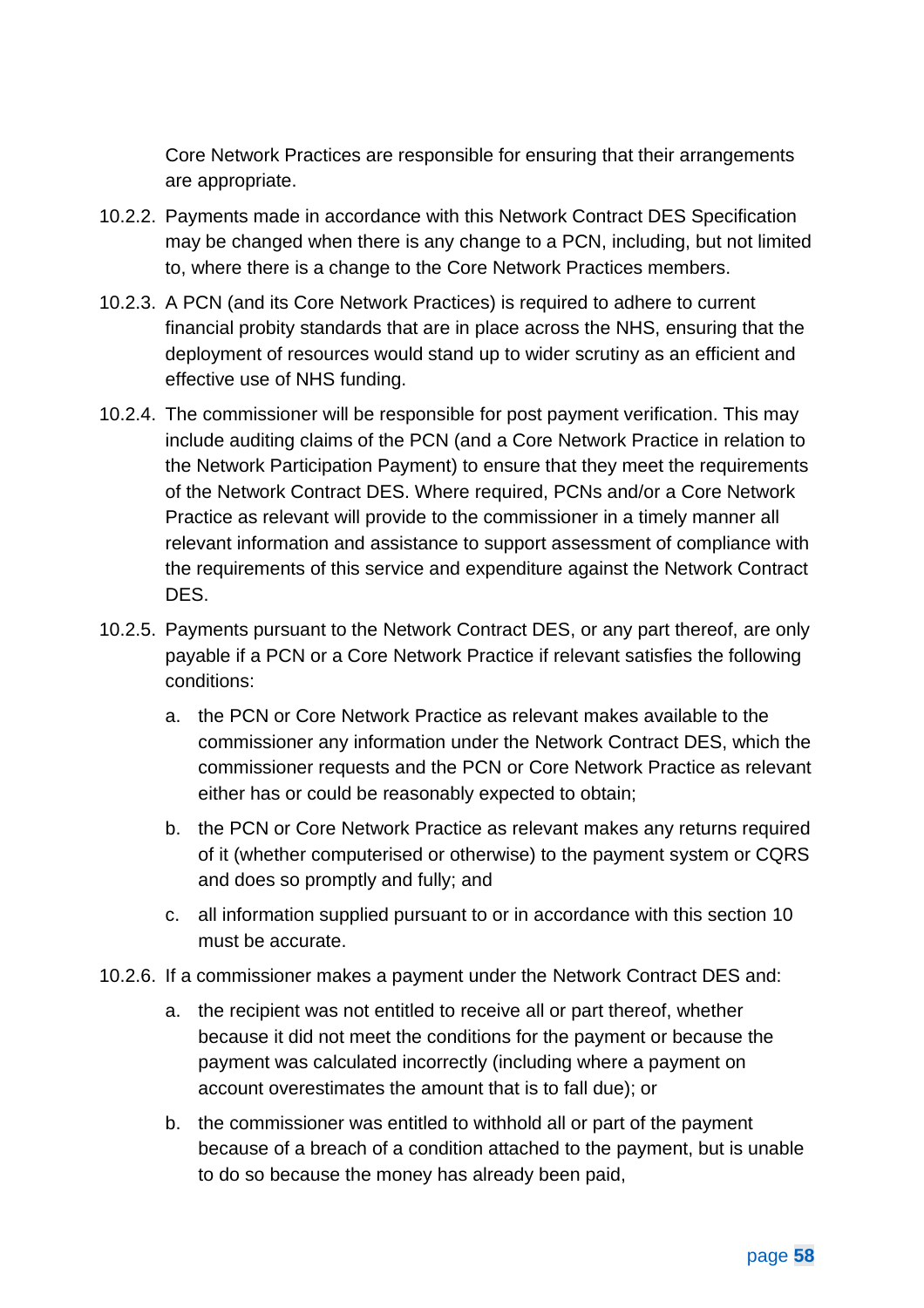Core Network Practices are responsible for ensuring that their arrangements are appropriate.

10.2.2. Payments made in accordance with this Network Contract DES Specification may be changed when there is any change to a PCN, including, but not limited to, where there is a change to the Core Network Practices members.

10.2.3. A PCN (and its Core Network Practices) is required to adhere to current financial probity standards that are in place across the NHS, ensuring that the deployment of resources would stand up to wider scrutiny as an efficient and effective use of NHS funding.

10.2.4. The commissioner will be responsible for post payment verification. This may include auditing claims of the PCN (and a Core Network Practice in relation to the Network Participation Payment) to ensure that they meet the requirements of the Network Contract DES. Where required, PCNs and/or a Core Network Practice as relevant will provide to the commissioner in a timely manner all relevant information and assistance to support assessment of compliance with the requirements of this service and expenditure against the Network Contract DES.

10.2.5. Payments pursuant to the Network Contract DES, or any part thereof, are only payable if a PCN or a Core Network Practice if relevant satisfies the following conditions:

  a. the PCN or Core Network Practice as relevant makes available to the commissioner any information under the Network Contract DES, which the commissioner requests and the PCN or Core Network Practice as relevant either has or could be reasonably expected to obtain;

  b. the PCN or Core Network Practice as relevant makes any returns required of it (whether computerised or otherwise) to the payment system or CQRS and does so promptly and fully; and

  c. all information supplied pursuant to or in accordance with this section 10 must be accurate.

10.2.6. If a commissioner makes a payment under the Network Contract DES and:

  a. the recipient was not entitled to receive all or part thereof, whether because it did not meet the conditions for the payment or because the payment was calculated incorrectly (including where a payment on account overestimates the amount that is to fall due); or

  b. the commissioner was entitled to withhold all or part of the payment because of a breach of a condition attached to the payment, but is unable to do so because the money has already been paid,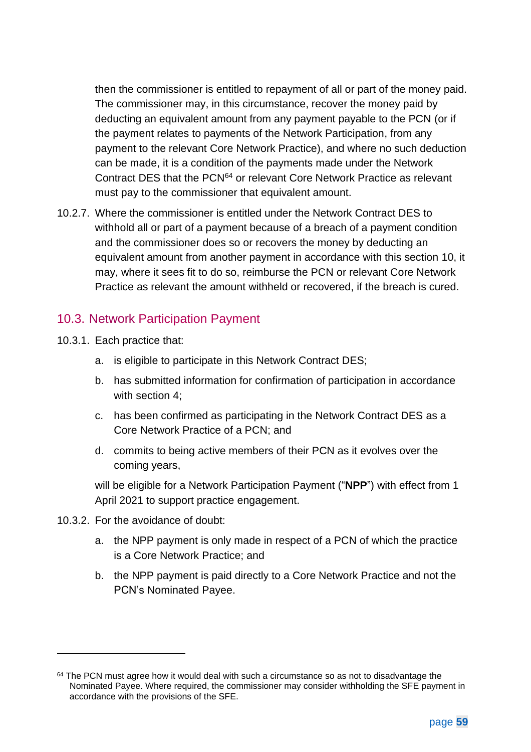then the commissioner is entitled to repayment of all or part of the money paid. The commissioner may, in this circumstance, recover the money paid by deducting an equivalent amount from any payment payable to the PCN (or if the payment relates to payments of the Network Participation, from any payment to the relevant Core Network Practice), and where no such deduction can be made, it is a condition of the payments made under the Network Contract DES that the PCN[64] or relevant Core Network Practice as relevant must pay to the commissioner that equivalent amount.

10.2.7. Where the commissioner is entitled under the Network Contract DES to withhold all or part of a payment because of a breach of a payment condition and the commissioner does so or recovers the money by deducting an equivalent amount from another payment in accordance with this section 10, it may, where it sees fit to do so, reimburse the PCN or relevant Core Network Practice as relevant the amount withheld or recovered, if the breach is cured.

## 10.3. Network Participation Payment

10.3.1. Each practice that:

a. is eligible to participate in this Network Contract DES;

b. has submitted information for confirmation of participation in accordance with section 4;

c. has been confirmed as participating in the Network Contract DES as a Core Network Practice of a PCN; and

d. commits to being active members of their PCN as it evolves over the coming years,

will be eligible for a Network Participation Payment ("**NPP**") with effect from 1 April 2021 to support practice engagement.

10.3.2. For the avoidance of doubt:

a. the NPP payment is only made in respect of a PCN of which the practice is a Core Network Practice; and

b. the NPP payment is paid directly to a Core Network Practice and not the PCN's Nominated Payee.

---

[64] The PCN must agree how it would deal with such a circumstance so as not to disadvantage the Nominated Payee. Where required, the commissioner may consider withholding the SFE payment in accordance with the provisions of the SFE.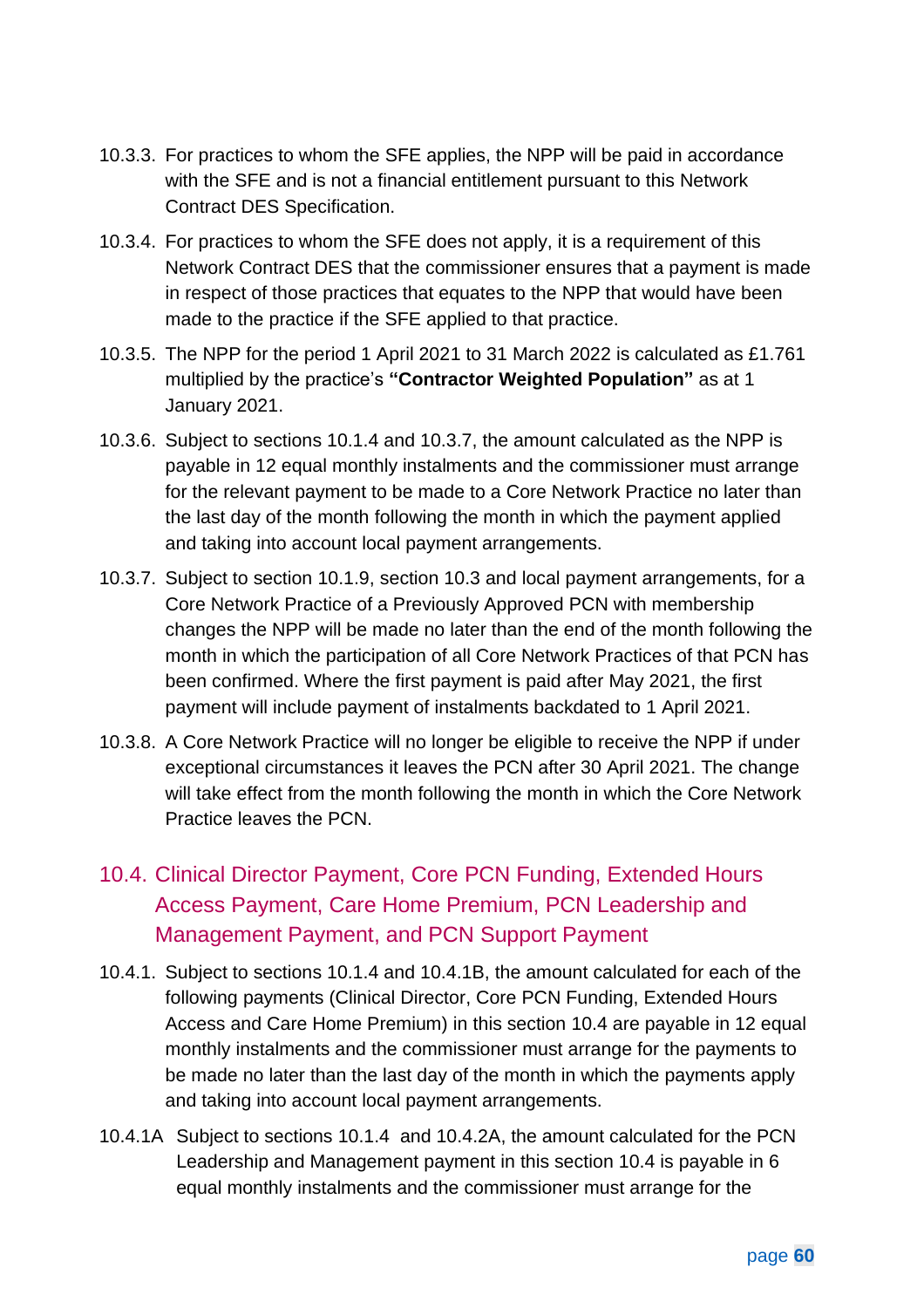10.3.3. For practices to whom the SFE applies, the NPP will be paid in accordance with the SFE and is not a financial entitlement pursuant to this Network Contract DES Specification.

10.3.4. For practices to whom the SFE does not apply, it is a requirement of this Network Contract DES that the commissioner ensures that a payment is made in respect of those practices that equates to the NPP that would have been made to the practice if the SFE applied to that practice.

10.3.5. The NPP for the period 1 April 2021 to 31 March 2022 is calculated as £1.761 multiplied by the practice's **"Contractor Weighted Population"** as at 1 January 2021.

10.3.6. Subject to sections 10.1.4 and 10.3.7, the amount calculated as the NPP is payable in 12 equal monthly instalments and the commissioner must arrange for the relevant payment to be made to a Core Network Practice no later than the last day of the month following the month in which the payment applied and taking into account local payment arrangements.

10.3.7. Subject to section 10.1.9, section 10.3 and local payment arrangements, for a Core Network Practice of a Previously Approved PCN with membership changes the NPP will be made no later than the end of the month following the month in which the participation of all Core Network Practices of that PCN has been confirmed. Where the first payment is paid after May 2021, the first payment will include payment of instalments backdated to 1 April 2021.

10.3.8. A Core Network Practice will no longer be eligible to receive the NPP if under exceptional circumstances it leaves the PCN after 30 April 2021. The change will take effect from the month following the month in which the Core Network Practice leaves the PCN.

## 10.4. Clinical Director Payment, Core PCN Funding, Extended Hours Access Payment, Care Home Premium, PCN Leadership and Management Payment, and PCN Support Payment

10.4.1. Subject to sections 10.1.4 and 10.4.1B, the amount calculated for each of the following payments (Clinical Director, Core PCN Funding, Extended Hours Access and Care Home Premium) in this section 10.4 are payable in 12 equal monthly instalments and the commissioner must arrange for the payments to be made no later than the last day of the month in which the payments apply and taking into account local payment arrangements.

10.4.1A Subject to sections 10.1.4 and 10.4.2A, the amount calculated for the PCN Leadership and Management payment in this section 10.4 is payable in 6 equal monthly instalments and the commissioner must arrange for the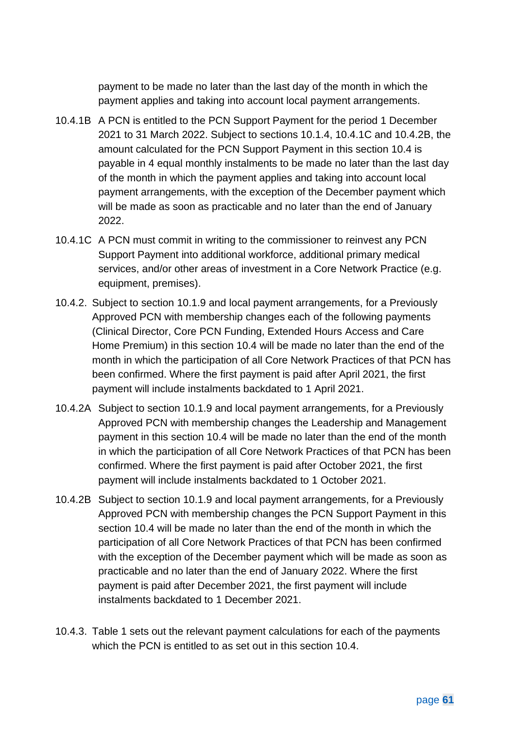payment to be made no later than the last day of the month in which the payment applies and taking into account local payment arrangements.

10.4.1B A PCN is entitled to the PCN Support Payment for the period 1 December 2021 to 31 March 2022. Subject to sections 10.1.4, 10.4.1C and 10.4.2B, the amount calculated for the PCN Support Payment in this section 10.4 is payable in 4 equal monthly instalments to be made no later than the last day of the month in which the payment applies and taking into account local payment arrangements, with the exception of the December payment which will be made as soon as practicable and no later than the end of January 2022.

10.4.1C A PCN must commit in writing to the commissioner to reinvest any PCN Support Payment into additional workforce, additional primary medical services, and/or other areas of investment in a Core Network Practice (e.g. equipment, premises).

10.4.2. Subject to section 10.1.9 and local payment arrangements, for a Previously Approved PCN with membership changes each of the following payments (Clinical Director, Core PCN Funding, Extended Hours Access and Care Home Premium) in this section 10.4 will be made no later than the end of the month in which the participation of all Core Network Practices of that PCN has been confirmed. Where the first payment is paid after April 2021, the first payment will include instalments backdated to 1 April 2021.

10.4.2A Subject to section 10.1.9 and local payment arrangements, for a Previously Approved PCN with membership changes the Leadership and Management payment in this section 10.4 will be made no later than the end of the month in which the participation of all Core Network Practices of that PCN has been confirmed. Where the first payment is paid after October 2021, the first payment will include instalments backdated to 1 October 2021.

10.4.2B Subject to section 10.1.9 and local payment arrangements, for a Previously Approved PCN with membership changes the PCN Support Payment in this section 10.4 will be made no later than the end of the month in which the participation of all Core Network Practices of that PCN has been confirmed with the exception of the December payment which will be made as soon as practicable and no later than the end of January 2022. Where the first payment is paid after December 2021, the first payment will include instalments backdated to 1 December 2021.

10.4.3. Table 1 sets out the relevant payment calculations for each of the payments which the PCN is entitled to as set out in this section 10.4.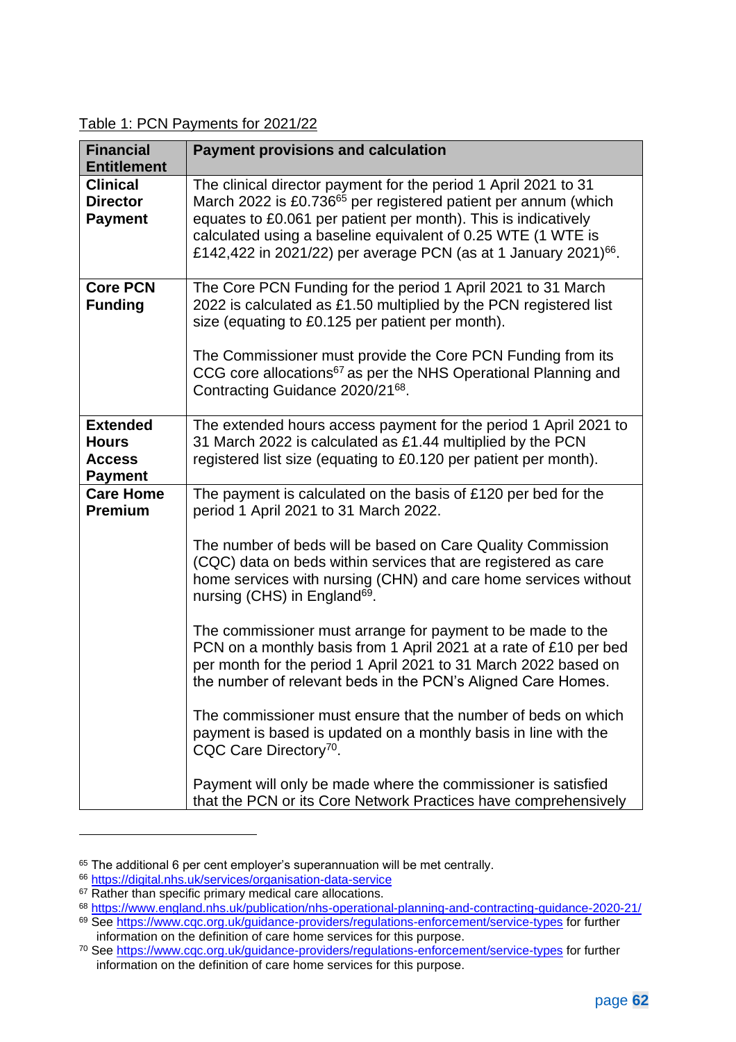Table 1: PCN Payments for 2021/22

| Financial Entitlement | Payment provisions and calculation |
| --- | --- |
| **Clinical Director Payment** | The clinical director payment for the period 1 April 2021 to 31 March 2022 is £0.736[65] per registered patient per annum (which equates to £0.061 per patient per month). This is indicatively calculated using a baseline equivalent of 0.25 WTE (1 WTE is £142,422 in 2021/22) per average PCN (as at 1 January 2021)[66]. |
| **Core PCN Funding** | The Core PCN Funding for the period 1 April 2021 to 31 March 2022 is calculated as £1.50 multiplied by the PCN registered list size (equating to £0.125 per patient per month).<br><br>The Commissioner must provide the Core PCN Funding from its CCG core allocations[67] as per the NHS Operational Planning and Contracting Guidance 2020/21[68]. |
| **Extended Hours Access Payment** | The extended hours access payment for the period 1 April 2021 to 31 March 2022 is calculated as £1.44 multiplied by the PCN registered list size (equating to £0.120 per patient per month). |
| **Care Home Premium** | The payment is calculated on the basis of £120 per bed for the period 1 April 2021 to 31 March 2022.<br><br>The number of beds will be based on Care Quality Commission (CQC) data on beds within services that are registered as care home services with nursing (CHN) and care home services without nursing (CHS) in England[69].<br><br>The commissioner must arrange for payment to be made to the PCN on a monthly basis from 1 April 2021 at a rate of £10 per bed per month for the period 1 April 2021 to 31 March 2022 based on the number of relevant beds in the PCN's Aligned Care Homes.<br><br>The commissioner must ensure that the number of beds on which payment is based is updated on a monthly basis in line with the CQC Care Directory[70].<br><br>Payment will only be made where the commissioner is satisfied that the PCN or its Core Network Practices have comprehensively |

[65] The additional 6 per cent employer's superannuation will be met centrally.

[66] https://digital.nhs.uk/services/organisation-data-service

[67] Rather than specific primary medical care allocations.

[68] https://www.england.nhs.uk/publication/nhs-operational-planning-and-contracting-guidance-2020-21/

[69] See https://www.cqc.org.uk/guidance-providers/regulations-enforcement/service-types for further information on the definition of care home services for this purpose.

[70] See https://www.cqc.org.uk/guidance-providers/regulations-enforcement/service-types for further information on the definition of care home services for this purpose.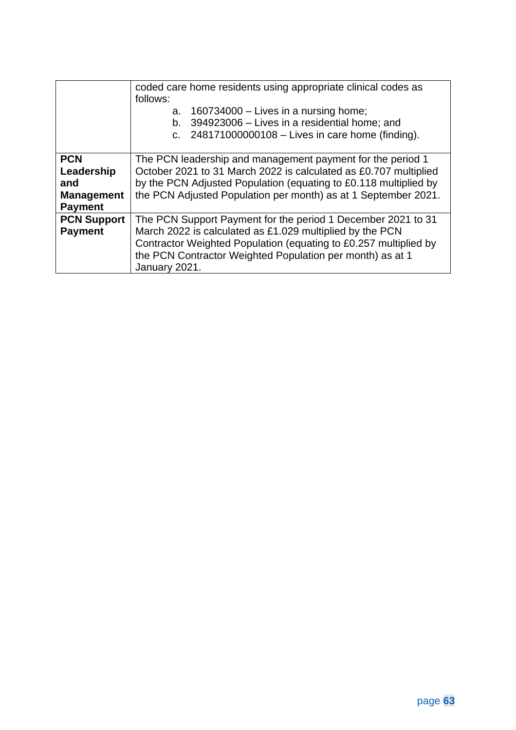| | |
|---|---|
| | coded care home residents using appropriate clinical codes as follows:<br>a. 160734000 – Lives in a nursing home;<br>b. 394923006 – Lives in a residential home; and<br>c. 248171000000108 – Lives in care home (finding). |
| **PCN Leadership and Management Payment** | The PCN leadership and management payment for the period 1 October 2021 to 31 March 2022 is calculated as £0.707 multiplied by the PCN Adjusted Population (equating to £0.118 multiplied by the PCN Adjusted Population per month) as at 1 September 2021. |
| **PCN Support Payment** | The PCN Support Payment for the period 1 December 2021 to 31 March 2022 is calculated as £1.029 multiplied by the PCN Contractor Weighted Population (equating to £0.257 multiplied by the PCN Contractor Weighted Population per month) as at 1 January 2021. |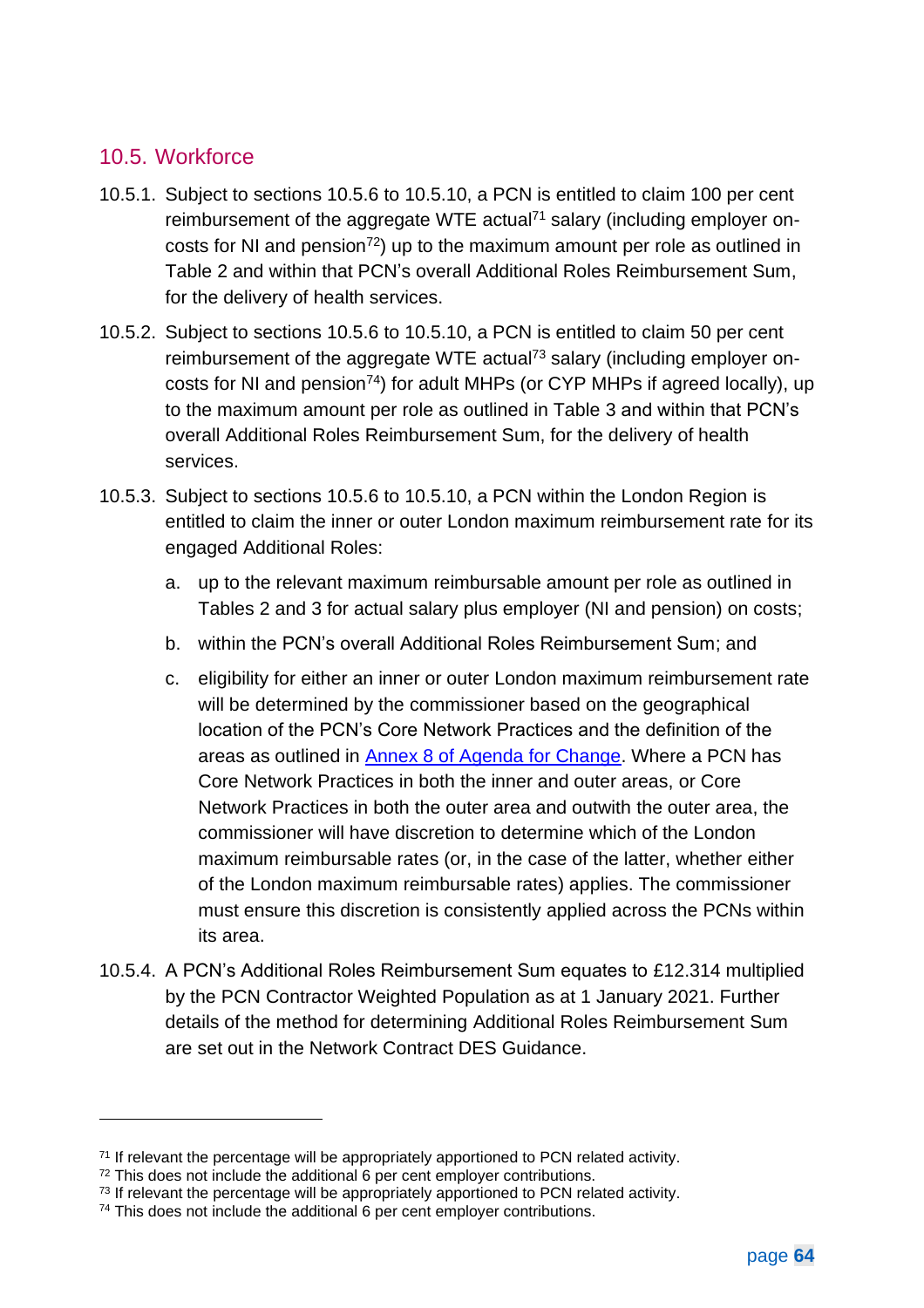## 10.5. Workforce

10.5.1. Subject to sections 10.5.6 to 10.5.10, a PCN is entitled to claim 100 per cent reimbursement of the aggregate WTE actual[71] salary (including employer on-costs for NI and pension[72]) up to the maximum amount per role as outlined in Table 2 and within that PCN's overall Additional Roles Reimbursement Sum, for the delivery of health services.

10.5.2. Subject to sections 10.5.6 to 10.5.10, a PCN is entitled to claim 50 per cent reimbursement of the aggregate WTE actual[73] salary (including employer on-costs for NI and pension[74]) for adult MHPs (or CYP MHPs if agreed locally), up to the maximum amount per role as outlined in Table 3 and within that PCN's overall Additional Roles Reimbursement Sum, for the delivery of health services.

10.5.3. Subject to sections 10.5.6 to 10.5.10, a PCN within the London Region is entitled to claim the inner or outer London maximum reimbursement rate for its engaged Additional Roles:

a. up to the relevant maximum reimbursable amount per role as outlined in Tables 2 and 3 for actual salary plus employer (NI and pension) on costs;

b. within the PCN's overall Additional Roles Reimbursement Sum; and

c. eligibility for either an inner or outer London maximum reimbursement rate will be determined by the commissioner based on the geographical location of the PCN's Core Network Practices and the definition of the areas as outlined in [Annex 8 of Agenda for Change]. Where a PCN has Core Network Practices in both the inner and outer areas, or Core Network Practices in both the outer area and outwith the outer area, the commissioner will have discretion to determine which of the London maximum reimbursable rates (or, in the case of the latter, whether either of the London maximum reimbursable rates) applies. The commissioner must ensure this discretion is consistently applied across the PCNs within its area.

10.5.4. A PCN's Additional Roles Reimbursement Sum equates to £12.314 multiplied by the PCN Contractor Weighted Population as at 1 January 2021. Further details of the method for determining Additional Roles Reimbursement Sum are set out in the Network Contract DES Guidance.

---

[71] If relevant the percentage will be appropriately apportioned to PCN related activity.

[72] This does not include the additional 6 per cent employer contributions.

[73] If relevant the percentage will be appropriately apportioned to PCN related activity.

[74] This does not include the additional 6 per cent employer contributions.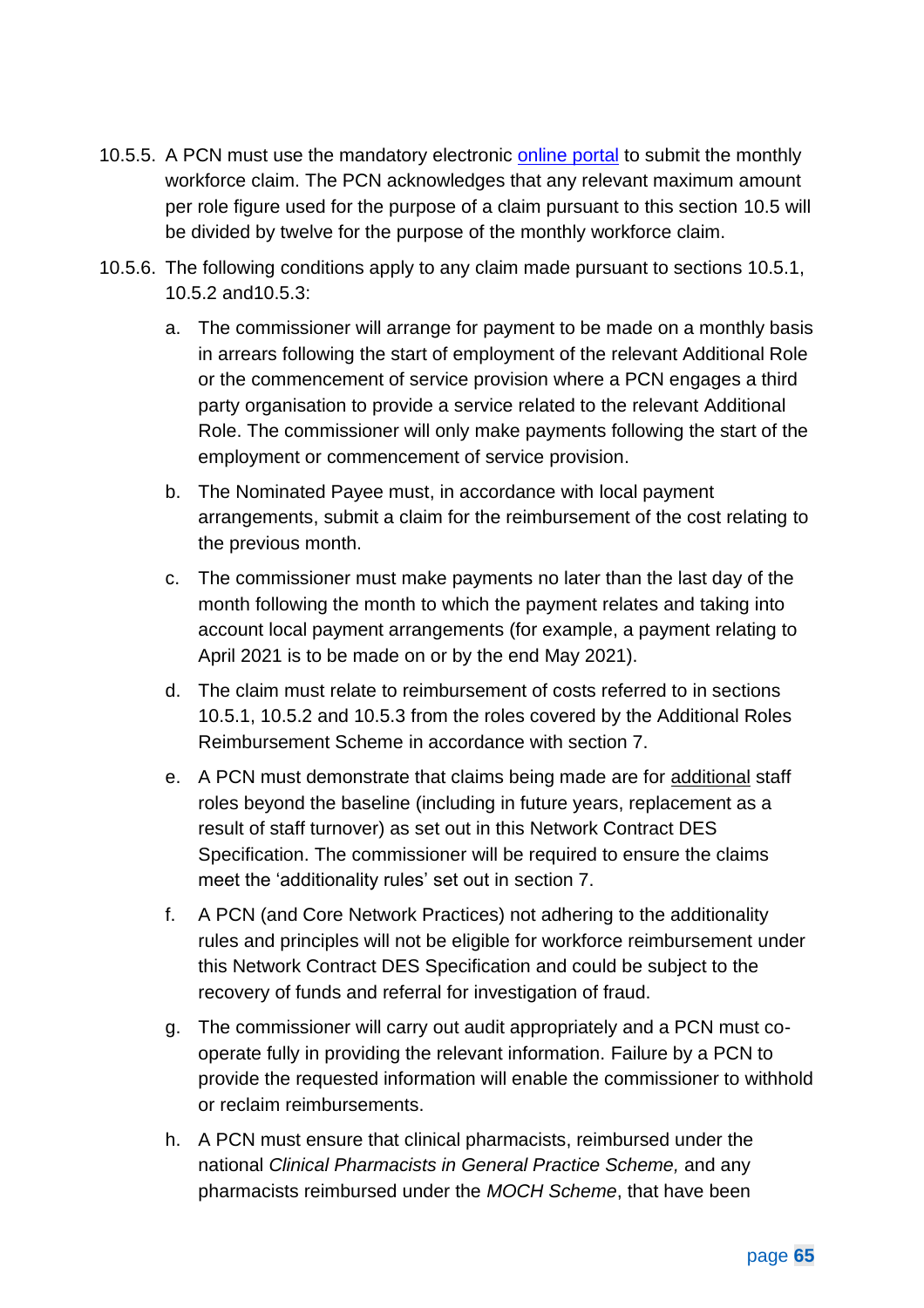10.5.5. A PCN must use the mandatory electronic [online portal](#) to submit the monthly workforce claim. The PCN acknowledges that any relevant maximum amount per role figure used for the purpose of a claim pursuant to this section 10.5 will be divided by twelve for the purpose of the monthly workforce claim.

10.5.6. The following conditions apply to any claim made pursuant to sections 10.5.1, 10.5.2 and10.5.3:

a. The commissioner will arrange for payment to be made on a monthly basis in arrears following the start of employment of the relevant Additional Role or the commencement of service provision where a PCN engages a third party organisation to provide a service related to the relevant Additional Role. The commissioner will only make payments following the start of the employment or commencement of service provision.

b. The Nominated Payee must, in accordance with local payment arrangements, submit a claim for the reimbursement of the cost relating to the previous month.

c. The commissioner must make payments no later than the last day of the month following the month to which the payment relates and taking into account local payment arrangements (for example, a payment relating to April 2021 is to be made on or by the end May 2021).

d. The claim must relate to reimbursement of costs referred to in sections 10.5.1, 10.5.2 and 10.5.3 from the roles covered by the Additional Roles Reimbursement Scheme in accordance with section 7.

e. A PCN must demonstrate that claims being made are for <u>additional</u> staff roles beyond the baseline (including in future years, replacement as a result of staff turnover) as set out in this Network Contract DES Specification. The commissioner will be required to ensure the claims meet the 'additionality rules' set out in section 7.

f. A PCN (and Core Network Practices) not adhering to the additionality rules and principles will not be eligible for workforce reimbursement under this Network Contract DES Specification and could be subject to the recovery of funds and referral for investigation of fraud.

g. The commissioner will carry out audit appropriately and a PCN must co-operate fully in providing the relevant information. Failure by a PCN to provide the requested information will enable the commissioner to withhold or reclaim reimbursements.

h. A PCN must ensure that clinical pharmacists, reimbursed under the national *Clinical Pharmacists in General Practice Scheme,* and any pharmacists reimbursed under the *MOCH Scheme*, that have been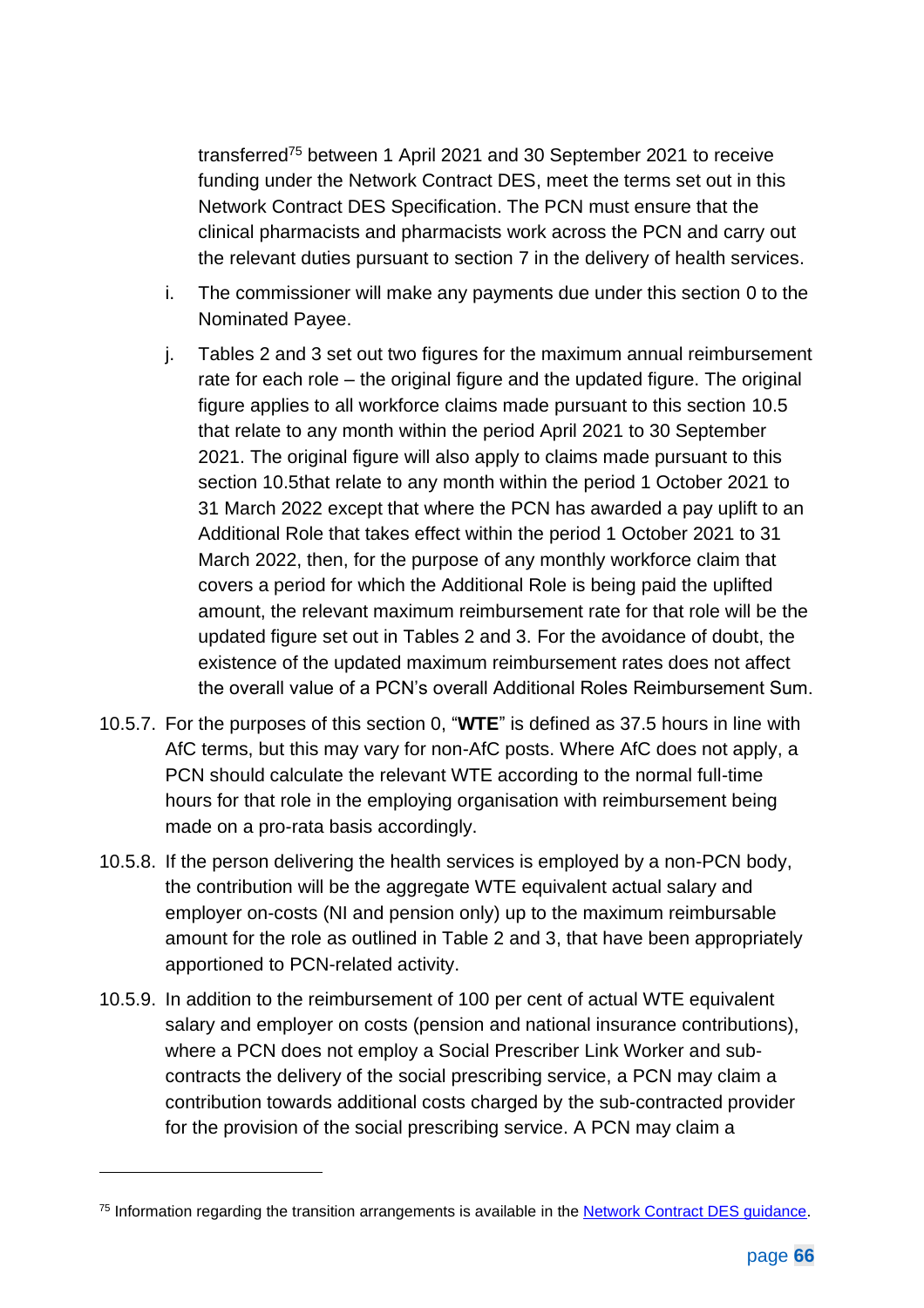transferred[75] between 1 April 2021 and 30 September 2021 to receive funding under the Network Contract DES, meet the terms set out in this Network Contract DES Specification. The PCN must ensure that the clinical pharmacists and pharmacists work across the PCN and carry out the relevant duties pursuant to section 7 in the delivery of health services.

i. The commissioner will make any payments due under this section 0 to the Nominated Payee.

j. Tables 2 and 3 set out two figures for the maximum annual reimbursement rate for each role – the original figure and the updated figure. The original figure applies to all workforce claims made pursuant to this section 10.5 that relate to any month within the period April 2021 to 30 September 2021. The original figure will also apply to claims made pursuant to this section 10.5that relate to any month within the period 1 October 2021 to 31 March 2022 except that where the PCN has awarded a pay uplift to an Additional Role that takes effect within the period 1 October 2021 to 31 March 2022, then, for the purpose of any monthly workforce claim that covers a period for which the Additional Role is being paid the uplifted amount, the relevant maximum reimbursement rate for that role will be the updated figure set out in Tables 2 and 3. For the avoidance of doubt, the existence of the updated maximum reimbursement rates does not affect the overall value of a PCN's overall Additional Roles Reimbursement Sum.

10.5.7. For the purposes of this section 0, "**WTE**" is defined as 37.5 hours in line with AfC terms, but this may vary for non-AfC posts. Where AfC does not apply, a PCN should calculate the relevant WTE according to the normal full-time hours for that role in the employing organisation with reimbursement being made on a pro-rata basis accordingly.

10.5.8. If the person delivering the health services is employed by a non-PCN body, the contribution will be the aggregate WTE equivalent actual salary and employer on-costs (NI and pension only) up to the maximum reimbursable amount for the role as outlined in Table 2 and 3, that have been appropriately apportioned to PCN-related activity.

10.5.9. In addition to the reimbursement of 100 per cent of actual WTE equivalent salary and employer on costs (pension and national insurance contributions), where a PCN does not employ a Social Prescriber Link Worker and sub-contracts the delivery of the social prescribing service, a PCN may claim a contribution towards additional costs charged by the sub-contracted provider for the provision of the social prescribing service. A PCN may claim a

[75] Information regarding the transition arrangements is available in the Network Contract DES guidance.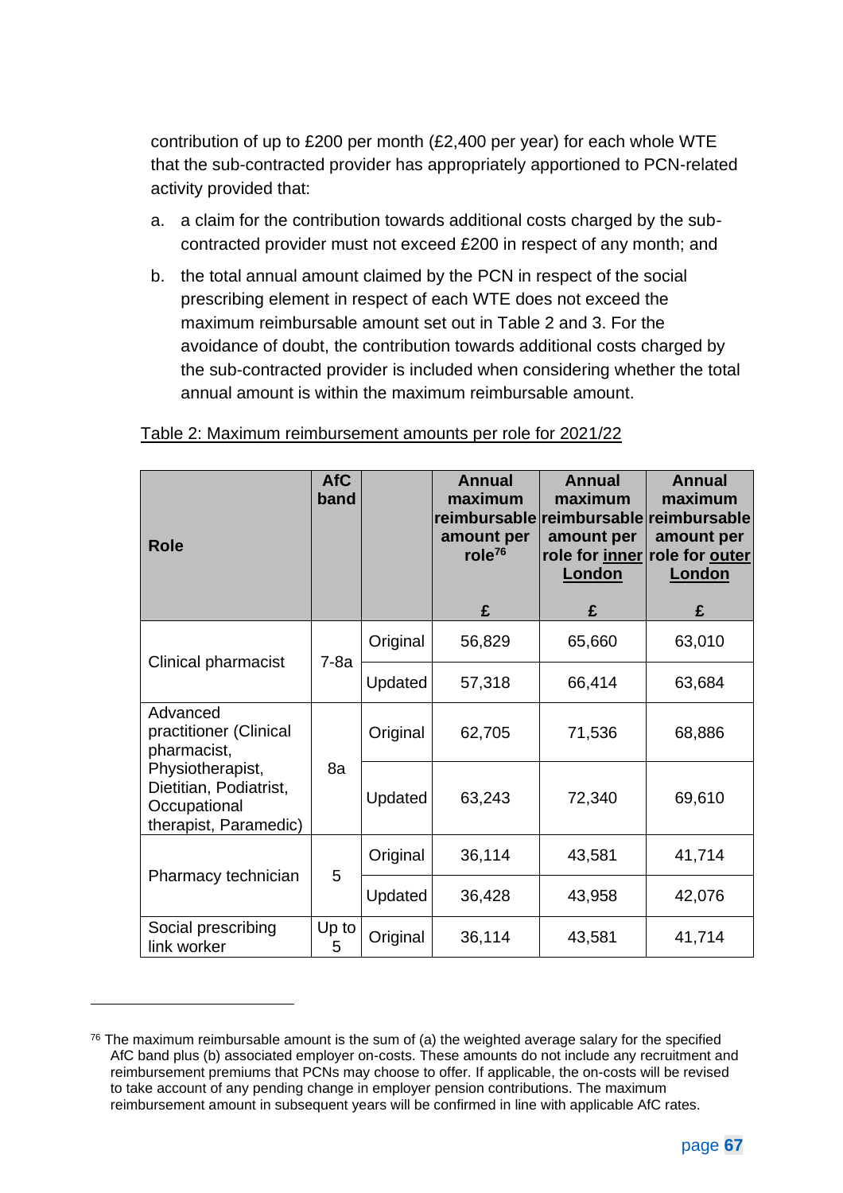contribution of up to £200 per month (£2,400 per year) for each whole WTE that the sub-contracted provider has appropriately apportioned to PCN-related activity provided that:

a. a claim for the contribution towards additional costs charged by the sub-contracted provider must not exceed £200 in respect of any month; and

b. the total annual amount claimed by the PCN in respect of the social prescribing element in respect of each WTE does not exceed the maximum reimbursable amount set out in Table 2 and 3. For the avoidance of doubt, the contribution towards additional costs charged by the sub-contracted provider is included when considering whether the total annual amount is within the maximum reimbursable amount.

Table 2: Maximum reimbursement amounts per role for 2021/22

| Role | AfC band | | Annual maximum reimbursable amount per role[76] £ | Annual maximum reimbursable amount per role for inner London £ | Annual maximum reimbursable amount per role for outer London £ |
|---|---|---|---|---|---|
| Clinical pharmacist | 7-8a | Original | 56,829 | 65,660 | 63,010 |
| | | Updated | 57,318 | 66,414 | 63,684 |
| Advanced practitioner (Clinical pharmacist, Physiotherapist, Dietitian, Podiatrist, Occupational therapist, Paramedic) | 8a | Original | 62,705 | 71,536 | 68,886 |
| | | Updated | 63,243 | 72,340 | 69,610 |
| Pharmacy technician | 5 | Original | 36,114 | 43,581 | 41,714 |
| | | Updated | 36,428 | 43,958 | 42,076 |
| Social prescribing link worker | Up to 5 | Original | 36,114 | 43,581 | 41,714 |

[76] The maximum reimbursable amount is the sum of (a) the weighted average salary for the specified AfC band plus (b) associated employer on-costs. These amounts do not include any recruitment and reimbursement premiums that PCNs may choose to offer. If applicable, the on-costs will be revised to take account of any pending change in employer pension contributions. The maximum reimbursement amount in subsequent years will be confirmed in line with applicable AfC rates.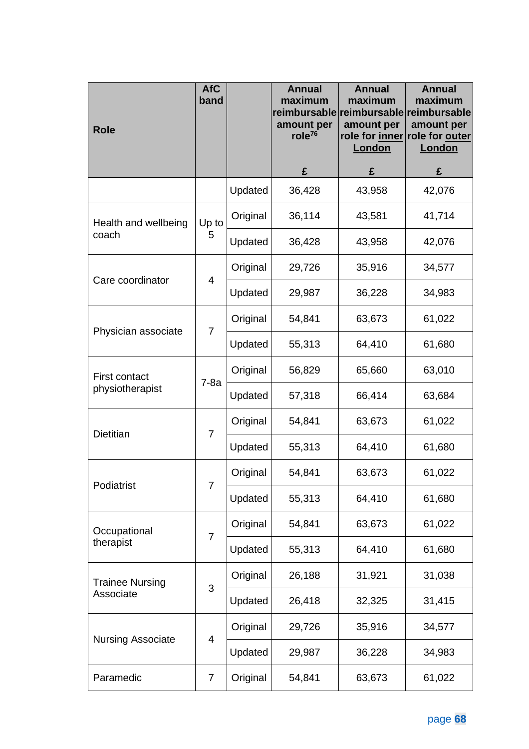| Role | AfC band | | Annual maximum reimbursable amount per role[76] £ | Annual maximum reimbursable amount per role for inner London £ | Annual maximum reimbursable amount per role for outer London £ |
|---|---|---|---|---|---|
| | | Updated | 36,428 | 43,958 | 42,076 |
| Health and wellbeing coach | Up to 5 | Original | 36,114 | 43,581 | 41,714 |
| | | Updated | 36,428 | 43,958 | 42,076 |
| Care coordinator | 4 | Original | 29,726 | 35,916 | 34,577 |
| | | Updated | 29,987 | 36,228 | 34,983 |
| Physician associate | 7 | Original | 54,841 | 63,673 | 61,022 |
| | | Updated | 55,313 | 64,410 | 61,680 |
| First contact physiotherapist | 7-8a | Original | 56,829 | 65,660 | 63,010 |
| | | Updated | 57,318 | 66,414 | 63,684 |
| Dietitian | 7 | Original | 54,841 | 63,673 | 61,022 |
| | | Updated | 55,313 | 64,410 | 61,680 |
| Podiatrist | 7 | Original | 54,841 | 63,673 | 61,022 |
| | | Updated | 55,313 | 64,410 | 61,680 |
| Occupational therapist | 7 | Original | 54,841 | 63,673 | 61,022 |
| | | Updated | 55,313 | 64,410 | 61,680 |
| Trainee Nursing Associate | 3 | Original | 26,188 | 31,921 | 31,038 |
| | | Updated | 26,418 | 32,325 | 31,415 |
| Nursing Associate | 4 | Original | 29,726 | 35,916 | 34,577 |
| | | Updated | 29,987 | 36,228 | 34,983 |
| Paramedic | 7 | Original | 54,841 | 63,673 | 61,022 |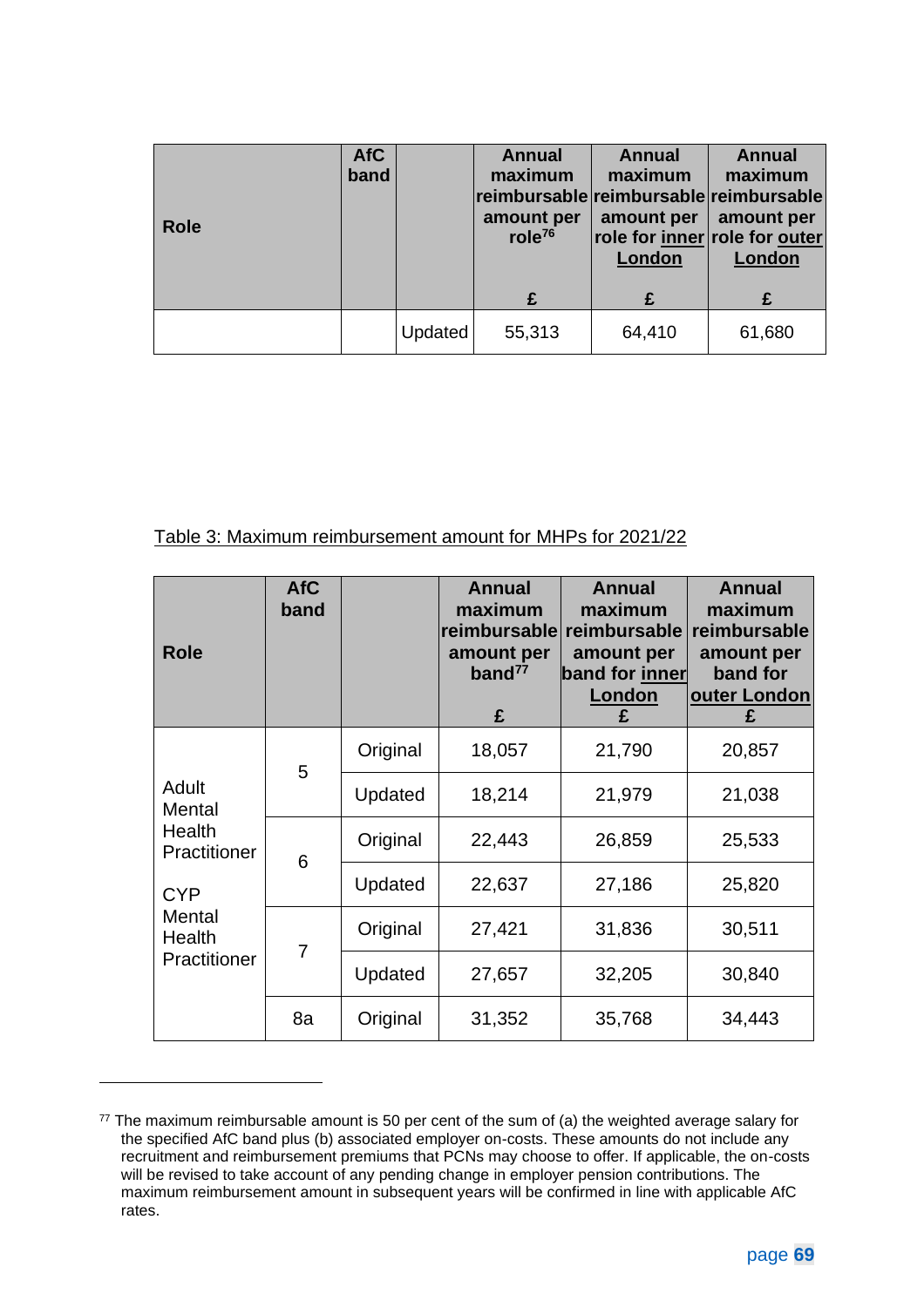| Role | AfC band | | Annual maximum reimbursable amount per role[76] £ | Annual maximum reimbursable amount per role for inner London £ | Annual maximum reimbursable amount per role for outer London £ |
|---|---|---|---|---|---|
| | | Updated | 55,313 | 64,410 | 61,680 |

Table 3: Maximum reimbursement amount for MHPs for 2021/22

| Role | AfC band | | Annual maximum reimbursable amount per band[77] £ | Annual maximum reimbursable amount per band for inner London £ | Annual maximum reimbursable amount per band for outer London £ |
|---|---|---|---|---|---|
| Adult Mental Health Practitioner CYP Mental Health Practitioner | 5 | Original | 18,057 | 21,790 | 20,857 |
| | | Updated | 18,214 | 21,979 | 21,038 |
| | 6 | Original | 22,443 | 26,859 | 25,533 |
| | | Updated | 22,637 | 27,186 | 25,820 |
| | 7 | Original | 27,421 | 31,836 | 30,511 |
| | | Updated | 27,657 | 32,205 | 30,840 |
| | 8a | Original | 31,352 | 35,768 | 34,443 |

[77] The maximum reimbursable amount is 50 per cent of the sum of (a) the weighted average salary for the specified AfC band plus (b) associated employer on-costs. These amounts do not include any recruitment and reimbursement premiums that PCNs may choose to offer. If applicable, the on-costs will be revised to take account of any pending change in employer pension contributions. The maximum reimbursement amount in subsequent years will be confirmed in line with applicable AfC rates.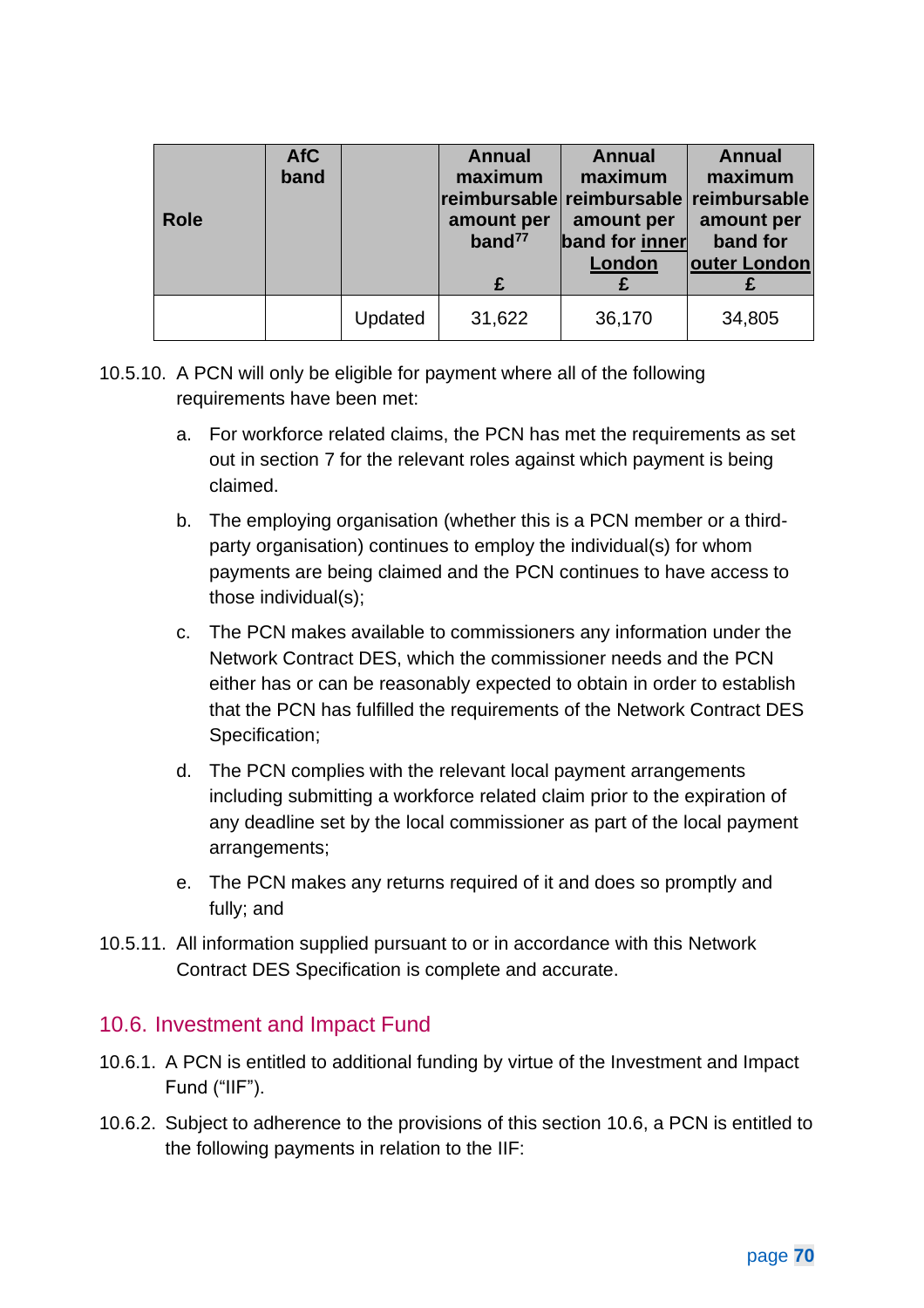| Role | AfC band | | Annual maximum reimbursable amount per band[77] £ | Annual maximum reimbursable amount per band for inner London £ | Annual maximum reimbursable amount per band for outer London £ |
|---|---|---|---|---|---|
| | | Updated | 31,622 | 36,170 | 34,805 |

10.5.10. A PCN will only be eligible for payment where all of the following requirements have been met:

a. For workforce related claims, the PCN has met the requirements as set out in section 7 for the relevant roles against which payment is being claimed.

b. The employing organisation (whether this is a PCN member or a third-party organisation) continues to employ the individual(s) for whom payments are being claimed and the PCN continues to have access to those individual(s);

c. The PCN makes available to commissioners any information under the Network Contract DES, which the commissioner needs and the PCN either has or can be reasonably expected to obtain in order to establish that the PCN has fulfilled the requirements of the Network Contract DES Specification;

d. The PCN complies with the relevant local payment arrangements including submitting a workforce related claim prior to the expiration of any deadline set by the local commissioner as part of the local payment arrangements;

e. The PCN makes any returns required of it and does so promptly and fully; and

10.5.11. All information supplied pursuant to or in accordance with this Network Contract DES Specification is complete and accurate.

## 10.6. Investment and Impact Fund

10.6.1. A PCN is entitled to additional funding by virtue of the Investment and Impact Fund ("IIF").

10.6.2. Subject to adherence to the provisions of this section 10.6, a PCN is entitled to the following payments in relation to the IIF: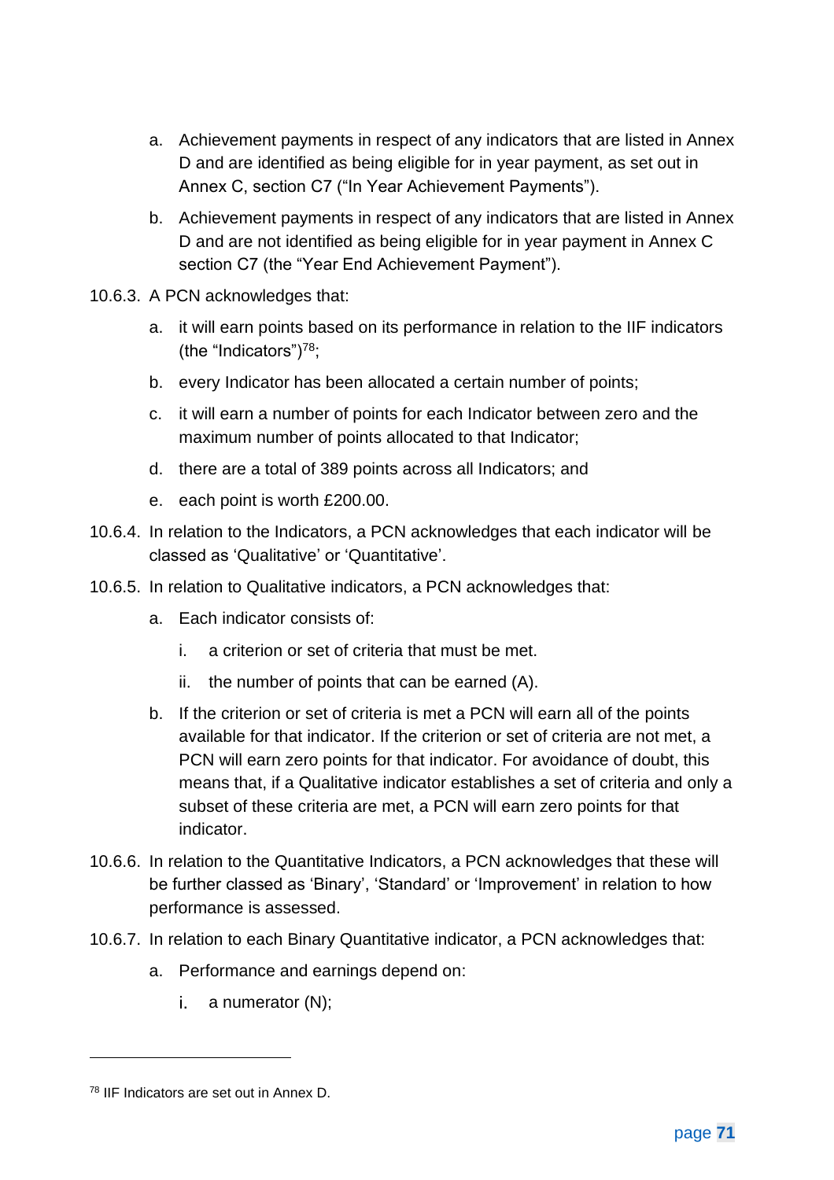a. Achievement payments in respect of any indicators that are listed in Annex D and are identified as being eligible for in year payment, as set out in Annex C, section C7 ("In Year Achievement Payments").

b. Achievement payments in respect of any indicators that are listed in Annex D and are not identified as being eligible for in year payment in Annex C section C7 (the "Year End Achievement Payment").

10.6.3. A PCN acknowledges that:

a. it will earn points based on its performance in relation to the IIF indicators (the "Indicators")[78];

b. every Indicator has been allocated a certain number of points;

c. it will earn a number of points for each Indicator between zero and the maximum number of points allocated to that Indicator;

d. there are a total of 389 points across all Indicators; and

e. each point is worth £200.00.

10.6.4. In relation to the Indicators, a PCN acknowledges that each indicator will be classed as 'Qualitative' or 'Quantitative'.

10.6.5. In relation to Qualitative indicators, a PCN acknowledges that:

a. Each indicator consists of:

   i. a criterion or set of criteria that must be met.

   ii. the number of points that can be earned (A).

b. If the criterion or set of criteria is met a PCN will earn all of the points available for that indicator. If the criterion or set of criteria are not met, a PCN will earn zero points for that indicator. For avoidance of doubt, this means that, if a Qualitative indicator establishes a set of criteria and only a subset of these criteria are met, a PCN will earn zero points for that indicator.

10.6.6. In relation to the Quantitative Indicators, a PCN acknowledges that these will be further classed as 'Binary', 'Standard' or 'Improvement' in relation to how performance is assessed.

10.6.7. In relation to each Binary Quantitative indicator, a PCN acknowledges that:

a. Performance and earnings depend on:

   i. a numerator (N);

[78] IIF Indicators are set out in Annex D.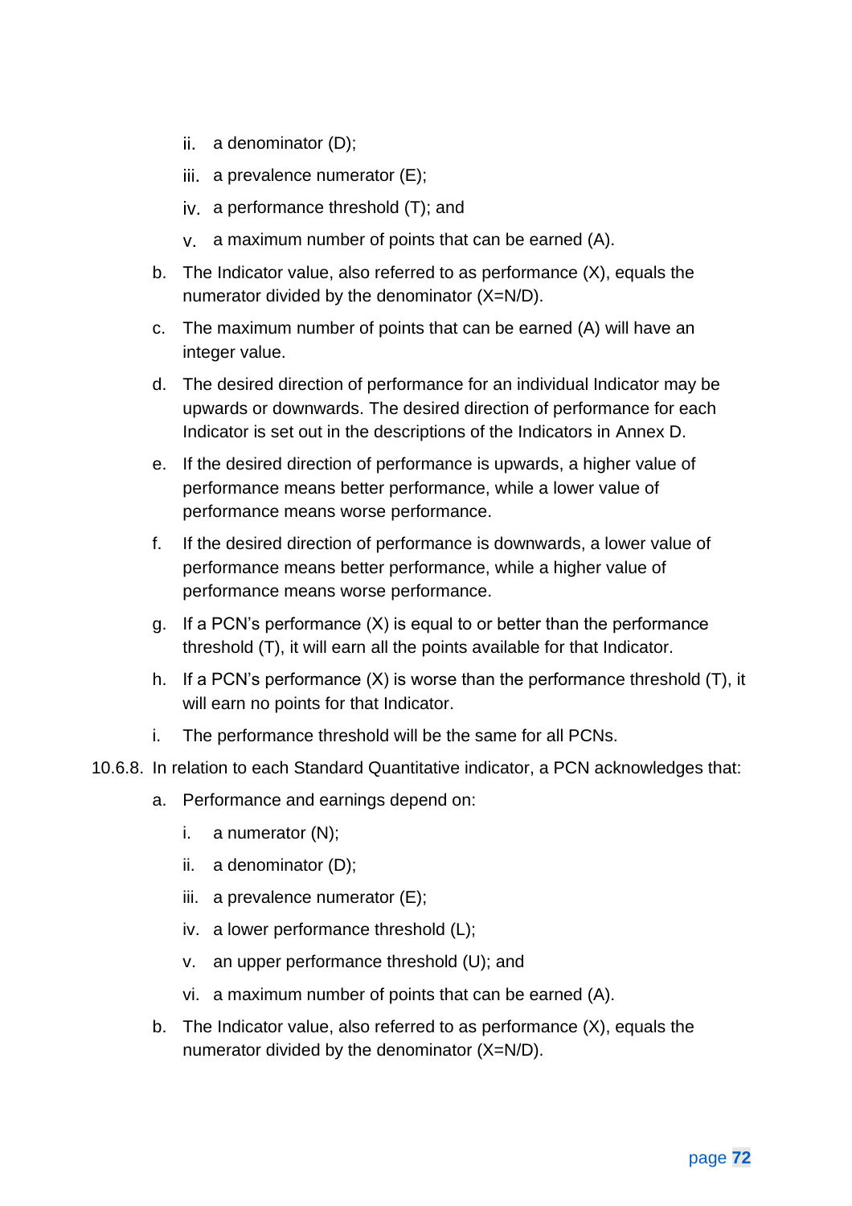ii. a denominator (D);

   iii. a prevalence numerator (E);

   iv. a performance threshold (T); and

   v. a maximum number of points that can be earned (A).

b. The Indicator value, also referred to as performance (X), equals the numerator divided by the denominator (X=N/D).

c. The maximum number of points that can be earned (A) will have an integer value.

d. The desired direction of performance for an individual Indicator may be upwards or downwards. The desired direction of performance for each Indicator is set out in the descriptions of the Indicators in Annex D.

e. If the desired direction of performance is upwards, a higher value of performance means better performance, while a lower value of performance means worse performance.

f. If the desired direction of performance is downwards, a lower value of performance means better performance, while a higher value of performance means worse performance.

g. If a PCN's performance (X) is equal to or better than the performance threshold (T), it will earn all the points available for that Indicator.

h. If a PCN's performance (X) is worse than the performance threshold (T), it will earn no points for that Indicator.

i. The performance threshold will be the same for all PCNs.

10.6.8. In relation to each Standard Quantitative indicator, a PCN acknowledges that:

a. Performance and earnings depend on:

   i. a numerator (N);

   ii. a denominator (D);

   iii. a prevalence numerator (E);

   iv. a lower performance threshold (L);

   v. an upper performance threshold (U); and

   vi. a maximum number of points that can be earned (A).

b. The Indicator value, also referred to as performance (X), equals the numerator divided by the denominator (X=N/D).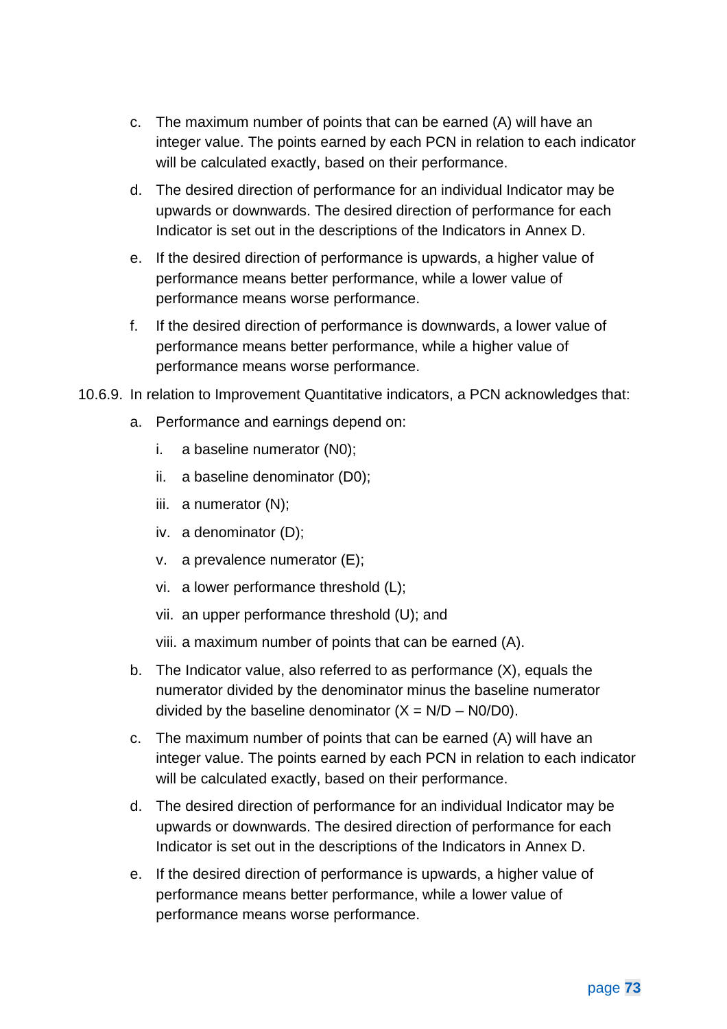c. The maximum number of points that can be earned (A) will have an integer value. The points earned by each PCN in relation to each indicator will be calculated exactly, based on their performance.

d. The desired direction of performance for an individual Indicator may be upwards or downwards. The desired direction of performance for each Indicator is set out in the descriptions of the Indicators in Annex D.

e. If the desired direction of performance is upwards, a higher value of performance means better performance, while a lower value of performance means worse performance.

f. If the desired direction of performance is downwards, a lower value of performance means better performance, while a higher value of performance means worse performance.

10.6.9. In relation to Improvement Quantitative indicators, a PCN acknowledges that:

a. Performance and earnings depend on:

   i. a baseline numerator (N0);

   ii. a baseline denominator (D0);

   iii. a numerator (N);

   iv. a denominator (D);

   v. a prevalence numerator (E);

   vi. a lower performance threshold (L);

   vii. an upper performance threshold (U); and

   viii. a maximum number of points that can be earned (A).

b. The Indicator value, also referred to as performance (X), equals the numerator divided by the denominator minus the baseline numerator divided by the baseline denominator (X = N/D – N0/D0).

c. The maximum number of points that can be earned (A) will have an integer value. The points earned by each PCN in relation to each indicator will be calculated exactly, based on their performance.

d. The desired direction of performance for an individual Indicator may be upwards or downwards. The desired direction of performance for each Indicator is set out in the descriptions of the Indicators in Annex D.

e. If the desired direction of performance is upwards, a higher value of performance means better performance, while a lower value of performance means worse performance.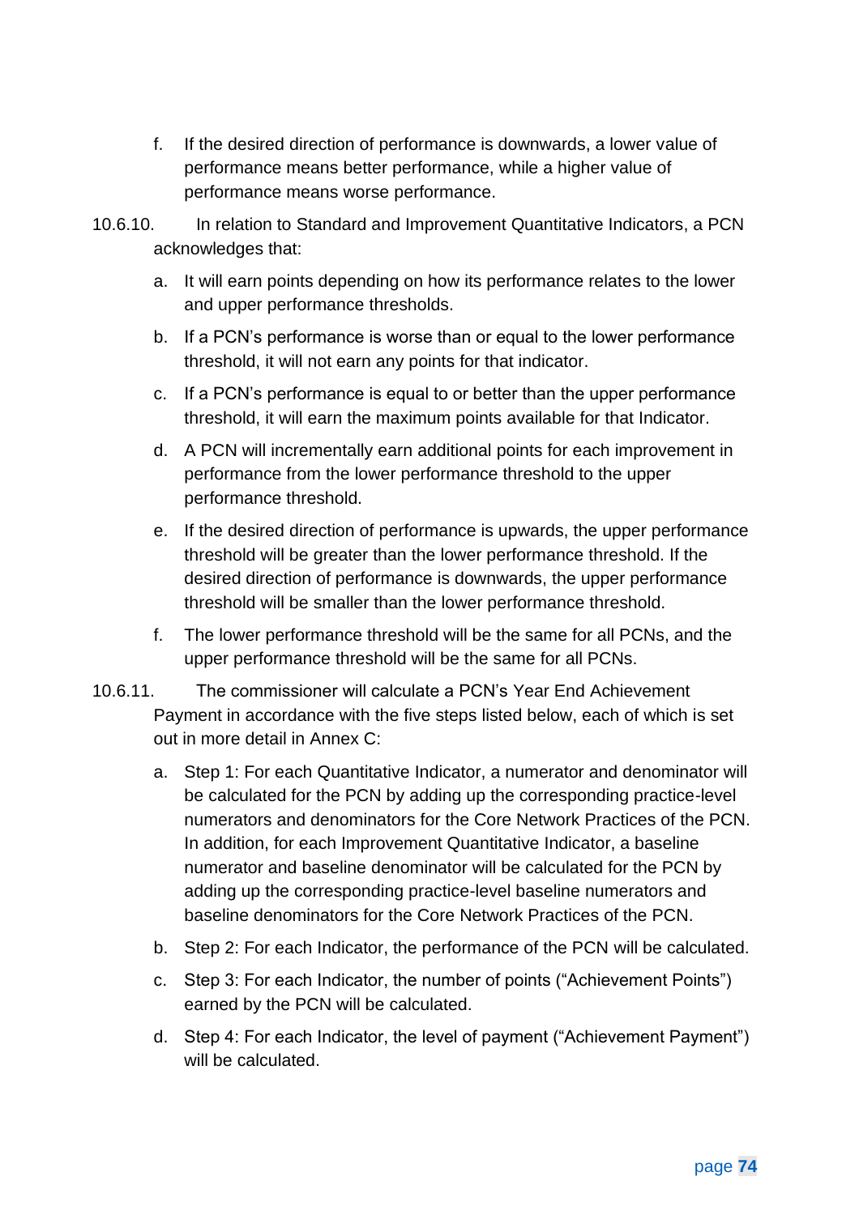f. If the desired direction of performance is downwards, a lower value of performance means better performance, while a higher value of performance means worse performance.

10.6.10. In relation to Standard and Improvement Quantitative Indicators, a PCN acknowledges that:

a. It will earn points depending on how its performance relates to the lower and upper performance thresholds.

b. If a PCN's performance is worse than or equal to the lower performance threshold, it will not earn any points for that indicator.

c. If a PCN's performance is equal to or better than the upper performance threshold, it will earn the maximum points available for that Indicator.

d. A PCN will incrementally earn additional points for each improvement in performance from the lower performance threshold to the upper performance threshold.

e. If the desired direction of performance is upwards, the upper performance threshold will be greater than the lower performance threshold. If the desired direction of performance is downwards, the upper performance threshold will be smaller than the lower performance threshold.

f. The lower performance threshold will be the same for all PCNs, and the upper performance threshold will be the same for all PCNs.

10.6.11. The commissioner will calculate a PCN's Year End Achievement Payment in accordance with the five steps listed below, each of which is set out in more detail in Annex C:

a. Step 1: For each Quantitative Indicator, a numerator and denominator will be calculated for the PCN by adding up the corresponding practice-level numerators and denominators for the Core Network Practices of the PCN. In addition, for each Improvement Quantitative Indicator, a baseline numerator and baseline denominator will be calculated for the PCN by adding up the corresponding practice-level baseline numerators and baseline denominators for the Core Network Practices of the PCN.

b. Step 2: For each Indicator, the performance of the PCN will be calculated.

c. Step 3: For each Indicator, the number of points ("Achievement Points") earned by the PCN will be calculated.

d. Step 4: For each Indicator, the level of payment ("Achievement Payment") will be calculated.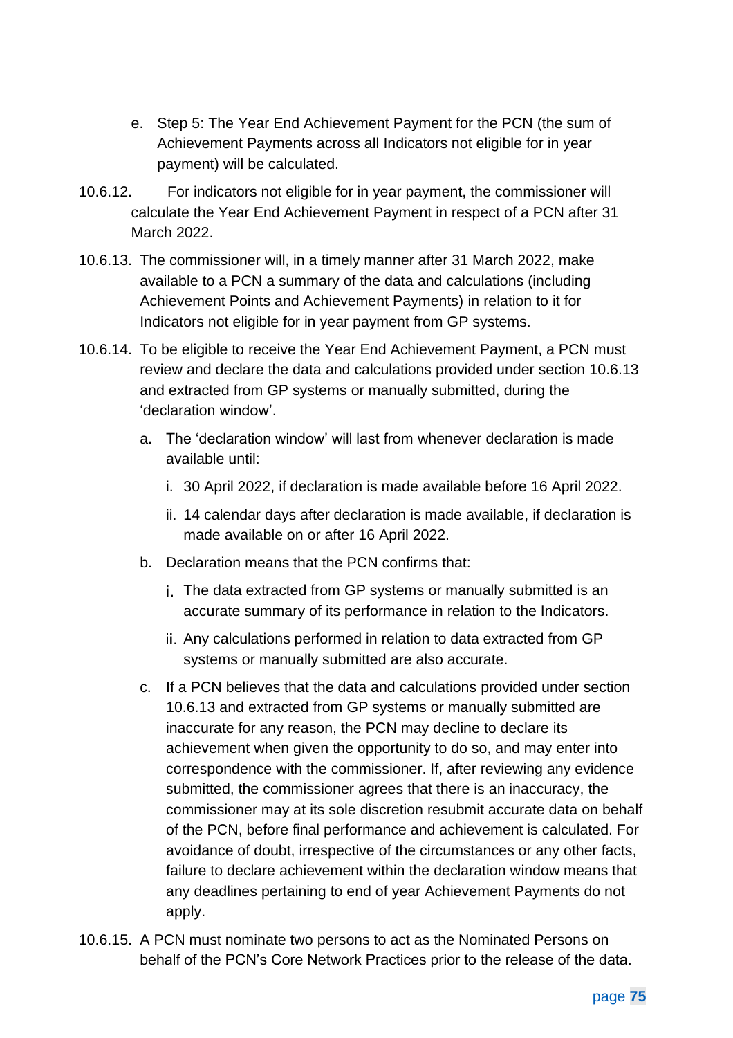e. Step 5: The Year End Achievement Payment for the PCN (the sum of Achievement Payments across all Indicators not eligible for in year payment) will be calculated.

10.6.12. For indicators not eligible for in year payment, the commissioner will calculate the Year End Achievement Payment in respect of a PCN after 31 March 2022.

10.6.13. The commissioner will, in a timely manner after 31 March 2022, make available to a PCN a summary of the data and calculations (including Achievement Points and Achievement Payments) in relation to it for Indicators not eligible for in year payment from GP systems.

10.6.14. To be eligible to receive the Year End Achievement Payment, a PCN must review and declare the data and calculations provided under section 10.6.13 and extracted from GP systems or manually submitted, during the 'declaration window'.

a. The 'declaration window' will last from whenever declaration is made available until:

   i. 30 April 2022, if declaration is made available before 16 April 2022.

   ii. 14 calendar days after declaration is made available, if declaration is made available on or after 16 April 2022.

b. Declaration means that the PCN confirms that:

   i. The data extracted from GP systems or manually submitted is an accurate summary of its performance in relation to the Indicators.

   ii. Any calculations performed in relation to data extracted from GP systems or manually submitted are also accurate.

c. If a PCN believes that the data and calculations provided under section 10.6.13 and extracted from GP systems or manually submitted are inaccurate for any reason, the PCN may decline to declare its achievement when given the opportunity to do so, and may enter into correspondence with the commissioner. If, after reviewing any evidence submitted, the commissioner agrees that there is an inaccuracy, the commissioner may at its sole discretion resubmit accurate data on behalf of the PCN, before final performance and achievement is calculated. For avoidance of doubt, irrespective of the circumstances or any other facts, failure to declare achievement within the declaration window means that any deadlines pertaining to end of year Achievement Payments do not apply.

10.6.15. A PCN must nominate two persons to act as the Nominated Persons on behalf of the PCN's Core Network Practices prior to the release of the data.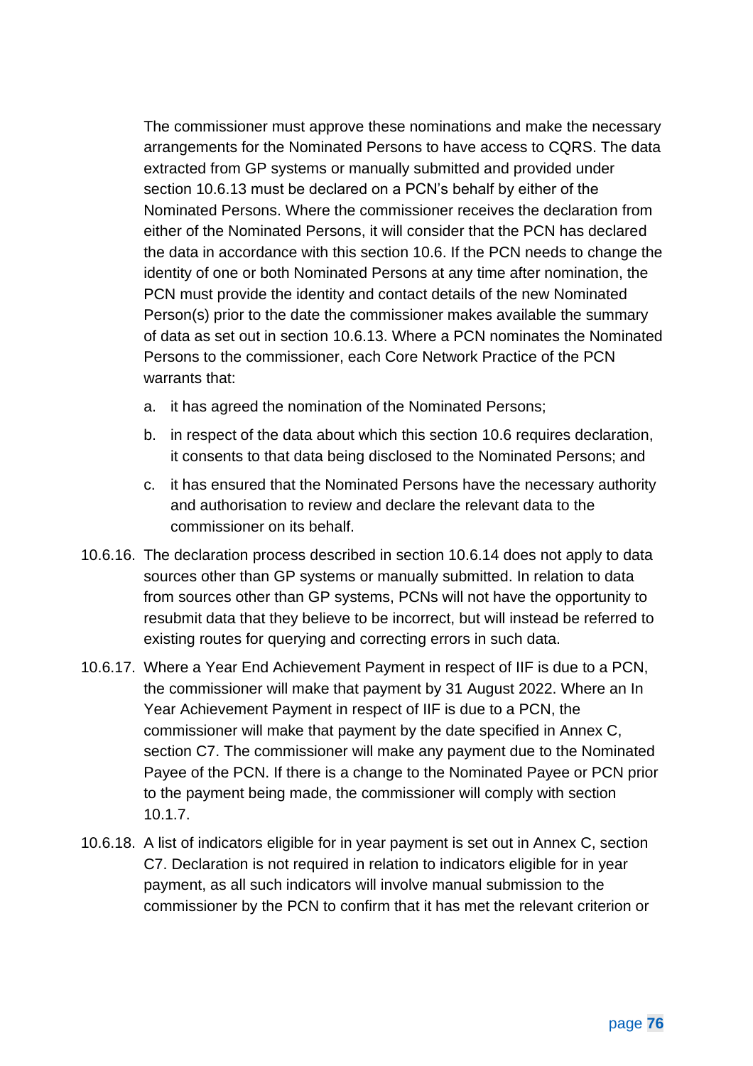The commissioner must approve these nominations and make the necessary arrangements for the Nominated Persons to have access to CQRS. The data extracted from GP systems or manually submitted and provided under section 10.6.13 must be declared on a PCN's behalf by either of the Nominated Persons. Where the commissioner receives the declaration from either of the Nominated Persons, it will consider that the PCN has declared the data in accordance with this section 10.6. If the PCN needs to change the identity of one or both Nominated Persons at any time after nomination, the PCN must provide the identity and contact details of the new Nominated Person(s) prior to the date the commissioner makes available the summary of data as set out in section 10.6.13. Where a PCN nominates the Nominated Persons to the commissioner, each Core Network Practice of the PCN warrants that:

a. it has agreed the nomination of the Nominated Persons;

b. in respect of the data about which this section 10.6 requires declaration, it consents to that data being disclosed to the Nominated Persons; and

c. it has ensured that the Nominated Persons have the necessary authority and authorisation to review and declare the relevant data to the commissioner on its behalf.

10.6.16. The declaration process described in section 10.6.14 does not apply to data sources other than GP systems or manually submitted. In relation to data from sources other than GP systems, PCNs will not have the opportunity to resubmit data that they believe to be incorrect, but will instead be referred to existing routes for querying and correcting errors in such data.

10.6.17. Where a Year End Achievement Payment in respect of IIF is due to a PCN, the commissioner will make that payment by 31 August 2022. Where an In Year Achievement Payment in respect of IIF is due to a PCN, the commissioner will make that payment by the date specified in Annex C, section C7. The commissioner will make any payment due to the Nominated Payee of the PCN. If there is a change to the Nominated Payee or PCN prior to the payment being made, the commissioner will comply with section 10.1.7.

10.6.18. A list of indicators eligible for in year payment is set out in Annex C, section C7. Declaration is not required in relation to indicators eligible for in year payment, as all such indicators will involve manual submission to the commissioner by the PCN to confirm that it has met the relevant criterion or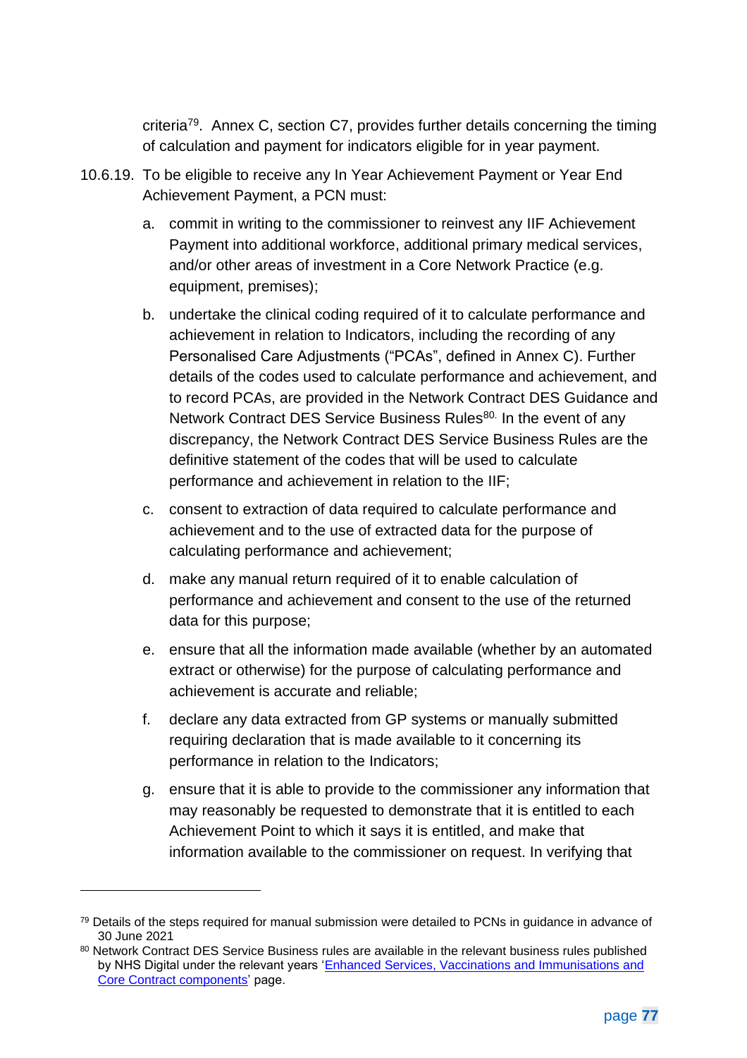criteria[79]. Annex C, section C7, provides further details concerning the timing of calculation and payment for indicators eligible for in year payment.

10.6.19. To be eligible to receive any In Year Achievement Payment or Year End Achievement Payment, a PCN must:

a. commit in writing to the commissioner to reinvest any IIF Achievement Payment into additional workforce, additional primary medical services, and/or other areas of investment in a Core Network Practice (e.g. equipment, premises);

b. undertake the clinical coding required of it to calculate performance and achievement in relation to Indicators, including the recording of any Personalised Care Adjustments ("PCAs", defined in Annex C). Further details of the codes used to calculate performance and achievement, and to record PCAs, are provided in the Network Contract DES Guidance and Network Contract DES Service Business Rules[80]. In the event of any discrepancy, the Network Contract DES Service Business Rules are the definitive statement of the codes that will be used to calculate performance and achievement in relation to the IIF;

c. consent to extraction of data required to calculate performance and achievement and to the use of extracted data for the purpose of calculating performance and achievement;

d. make any manual return required of it to enable calculation of performance and achievement and consent to the use of the returned data for this purpose;

e. ensure that all the information made available (whether by an automated extract or otherwise) for the purpose of calculating performance and achievement is accurate and reliable;

f. declare any data extracted from GP systems or manually submitted requiring declaration that is made available to it concerning its performance in relation to the Indicators;

g. ensure that it is able to provide to the commissioner any information that may reasonably be requested to demonstrate that it is entitled to each Achievement Point to which it says it is entitled, and make that information available to the commissioner on request. In verifying that

---

[79] Details of the steps required for manual submission were detailed to PCNs in guidance in advance of 30 June 2021

[80] Network Contract DES Service Business rules are available in the relevant business rules published by NHS Digital under the relevant years '[Enhanced Services, Vaccinations and Immunisations and Core Contract components]()' page.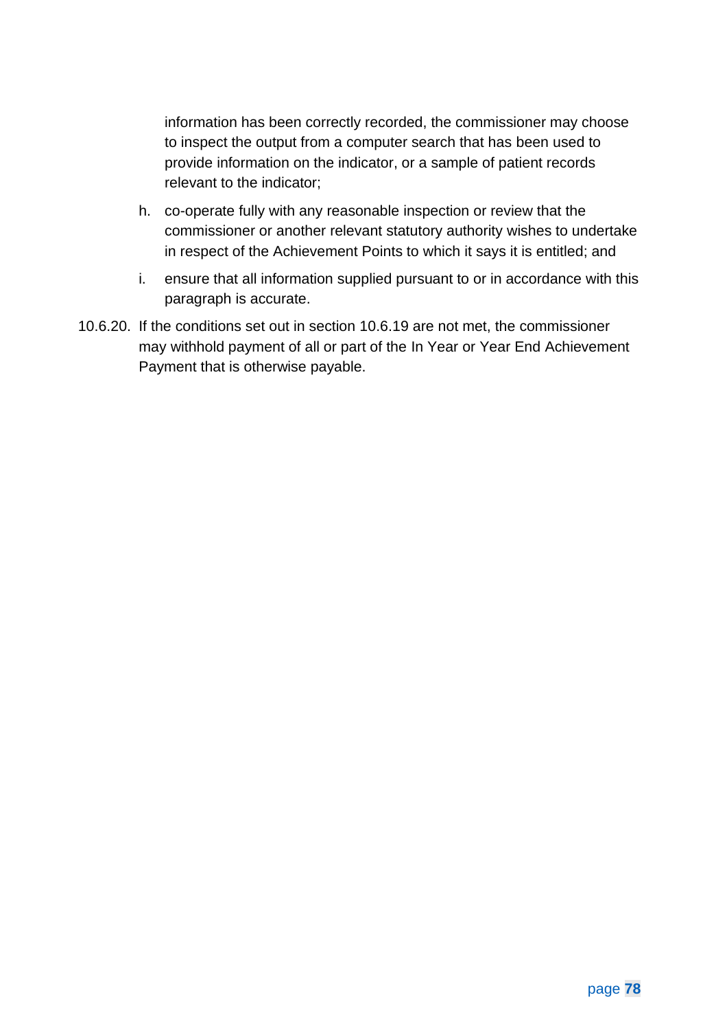information has been correctly recorded, the commissioner may choose to inspect the output from a computer search that has been used to provide information on the indicator, or a sample of patient records relevant to the indicator;

h. co-operate fully with any reasonable inspection or review that the commissioner or another relevant statutory authority wishes to undertake in respect of the Achievement Points to which it says it is entitled; and

i. ensure that all information supplied pursuant to or in accordance with this paragraph is accurate.

10.6.20. If the conditions set out in section 10.6.19 are not met, the commissioner may withhold payment of all or part of the In Year or Year End Achievement Payment that is otherwise payable.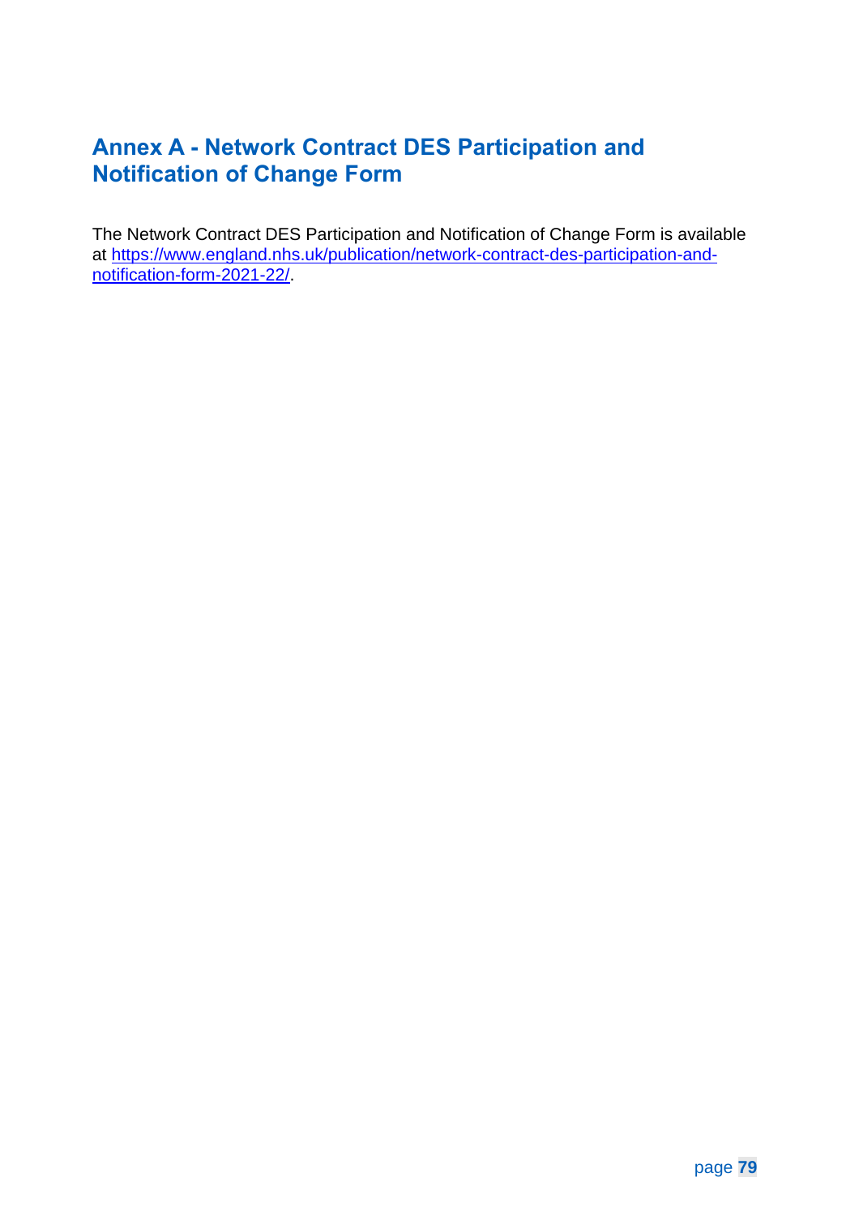# Annex A - Network Contract DES Participation and Notification of Change Form

The Network Contract DES Participation and Notification of Change Form is available at https://www.england.nhs.uk/publication/network-contract-des-participation-and-notification-form-2021-22/.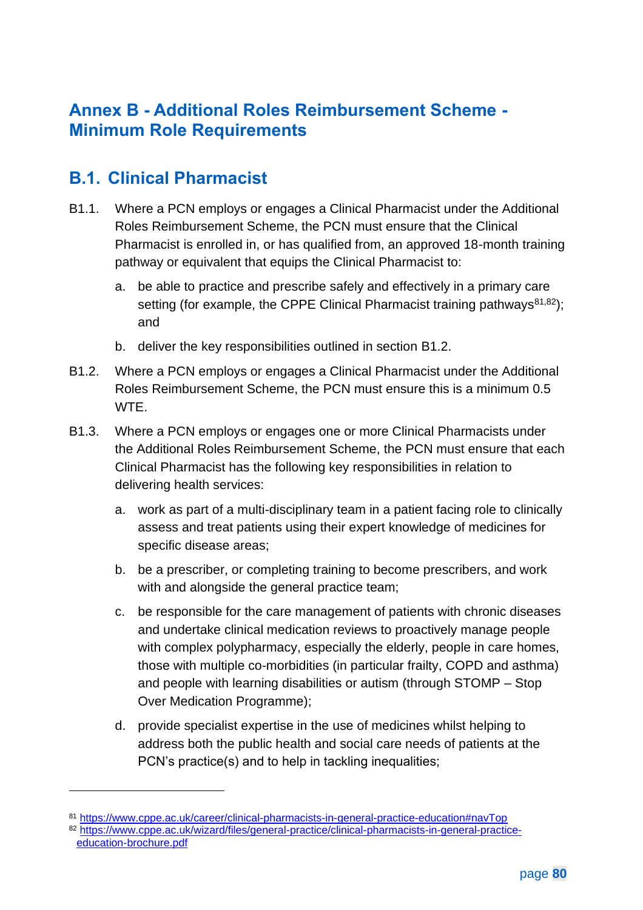# Annex B - Additional Roles Reimbursement Scheme - Minimum Role Requirements

## B.1. Clinical Pharmacist

B1.1. Where a PCN employs or engages a Clinical Pharmacist under the Additional Roles Reimbursement Scheme, the PCN must ensure that the Clinical Pharmacist is enrolled in, or has qualified from, an approved 18-month training pathway or equivalent that equips the Clinical Pharmacist to:

a. be able to practice and prescribe safely and effectively in a primary care setting (for example, the CPPE Clinical Pharmacist training pathways[81,82]); and

b. deliver the key responsibilities outlined in section B1.2.

B1.2. Where a PCN employs or engages a Clinical Pharmacist under the Additional Roles Reimbursement Scheme, the PCN must ensure this is a minimum 0.5 WTE.

B1.3. Where a PCN employs or engages one or more Clinical Pharmacists under the Additional Roles Reimbursement Scheme, the PCN must ensure that each Clinical Pharmacist has the following key responsibilities in relation to delivering health services:

a. work as part of a multi-disciplinary team in a patient facing role to clinically assess and treat patients using their expert knowledge of medicines for specific disease areas;

b. be a prescriber, or completing training to become prescribers, and work with and alongside the general practice team;

c. be responsible for the care management of patients with chronic diseases and undertake clinical medication reviews to proactively manage people with complex polypharmacy, especially the elderly, people in care homes, those with multiple co-morbidities (in particular frailty, COPD and asthma) and people with learning disabilities or autism (through STOMP – Stop Over Medication Programme);

d. provide specialist expertise in the use of medicines whilst helping to address both the public health and social care needs of patients at the PCN's practice(s) and to help in tackling inequalities;

---

[81] https://www.cppe.ac.uk/career/clinical-pharmacists-in-general-practice-education#navTop

[82] https://www.cppe.ac.uk/wizard/files/general-practice/clinical-pharmacists-in-general-practice-education-brochure.pdf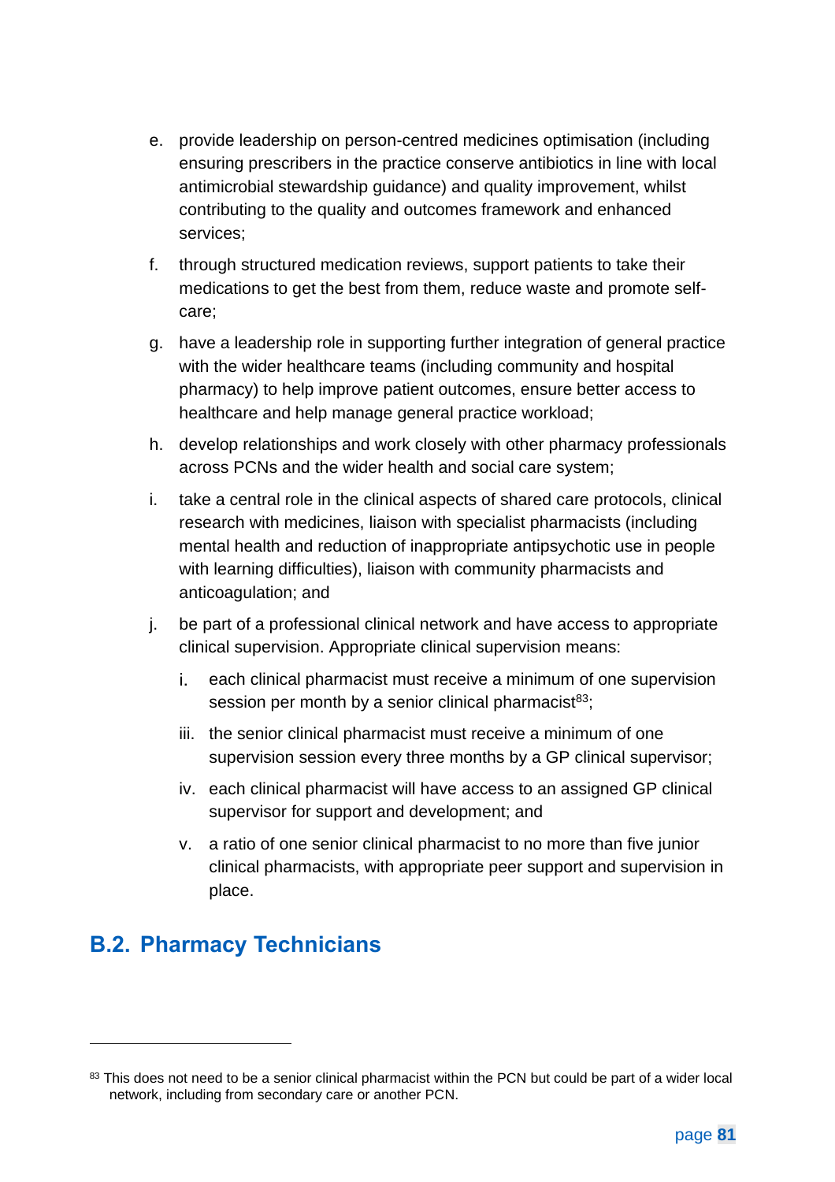e. provide leadership on person-centred medicines optimisation (including ensuring prescribers in the practice conserve antibiotics in line with local antimicrobial stewardship guidance) and quality improvement, whilst contributing to the quality and outcomes framework and enhanced services;

f. through structured medication reviews, support patients to take their medications to get the best from them, reduce waste and promote self-care;

g. have a leadership role in supporting further integration of general practice with the wider healthcare teams (including community and hospital pharmacy) to help improve patient outcomes, ensure better access to healthcare and help manage general practice workload;

h. develop relationships and work closely with other pharmacy professionals across PCNs and the wider health and social care system;

i. take a central role in the clinical aspects of shared care protocols, clinical research with medicines, liaison with specialist pharmacists (including mental health and reduction of inappropriate antipsychotic use in people with learning difficulties), liaison with community pharmacists and anticoagulation; and

j. be part of a professional clinical network and have access to appropriate clinical supervision. Appropriate clinical supervision means:

    i. each clinical pharmacist must receive a minimum of one supervision session per month by a senior clinical pharmacist[83];

    iii. the senior clinical pharmacist must receive a minimum of one supervision session every three months by a GP clinical supervisor;

    iv. each clinical pharmacist will have access to an assigned GP clinical supervisor for support and development; and

    v. a ratio of one senior clinical pharmacist to no more than five junior clinical pharmacists, with appropriate peer support and supervision in place.

## B.2. Pharmacy Technicians

---

[83] This does not need to be a senior clinical pharmacist within the PCN but could be part of a wider local network, including from secondary care or another PCN.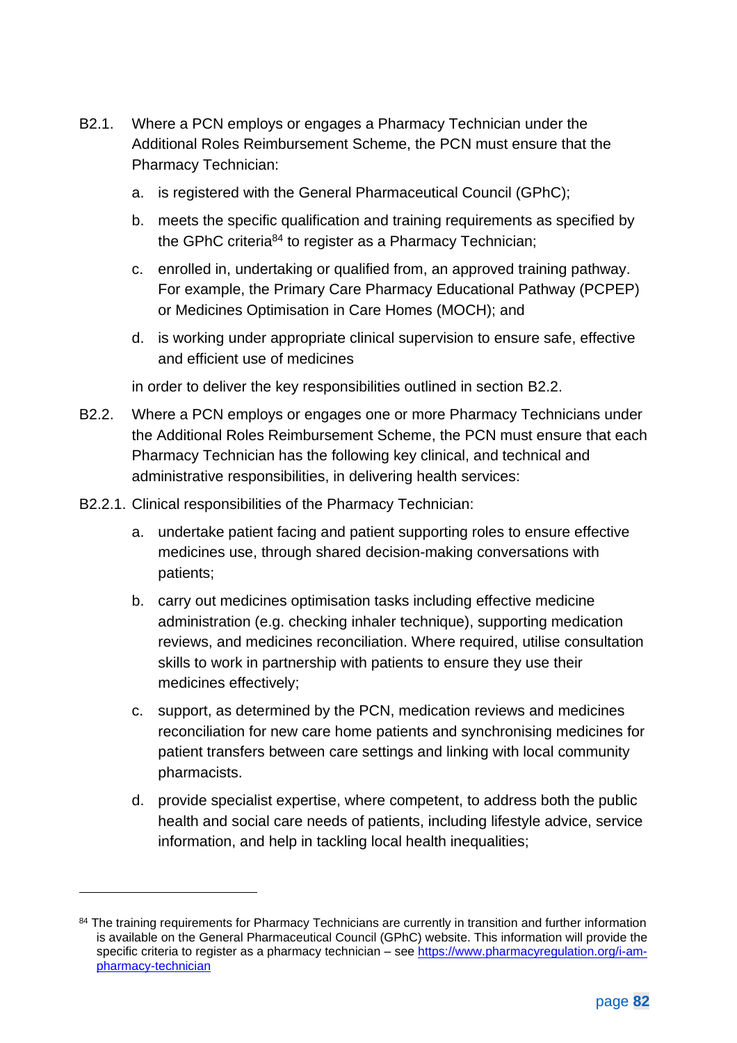B2.1. Where a PCN employs or engages a Pharmacy Technician under the Additional Roles Reimbursement Scheme, the PCN must ensure that the Pharmacy Technician:

a. is registered with the General Pharmaceutical Council (GPhC);

b. meets the specific qualification and training requirements as specified by the GPhC criteria[84] to register as a Pharmacy Technician;

c. enrolled in, undertaking or qualified from, an approved training pathway. For example, the Primary Care Pharmacy Educational Pathway (PCPEP) or Medicines Optimisation in Care Homes (MOCH); and

d. is working under appropriate clinical supervision to ensure safe, effective and efficient use of medicines

in order to deliver the key responsibilities outlined in section B2.2.

B2.2. Where a PCN employs or engages one or more Pharmacy Technicians under the Additional Roles Reimbursement Scheme, the PCN must ensure that each Pharmacy Technician has the following key clinical, and technical and administrative responsibilities, in delivering health services:

B2.2.1. Clinical responsibilities of the Pharmacy Technician:

a. undertake patient facing and patient supporting roles to ensure effective medicines use, through shared decision-making conversations with patients;

b. carry out medicines optimisation tasks including effective medicine administration (e.g. checking inhaler technique), supporting medication reviews, and medicines reconciliation. Where required, utilise consultation skills to work in partnership with patients to ensure they use their medicines effectively;

c. support, as determined by the PCN, medication reviews and medicines reconciliation for new care home patients and synchronising medicines for patient transfers between care settings and linking with local community pharmacists.

d. provide specialist expertise, where competent, to address both the public health and social care needs of patients, including lifestyle advice, service information, and help in tackling local health inequalities;

---

[84] The training requirements for Pharmacy Technicians are currently in transition and further information is available on the General Pharmaceutical Council (GPhC) website. This information will provide the specific criteria to register as a pharmacy technician – see https://www.pharmacyregulation.org/i-am-pharmacy-technician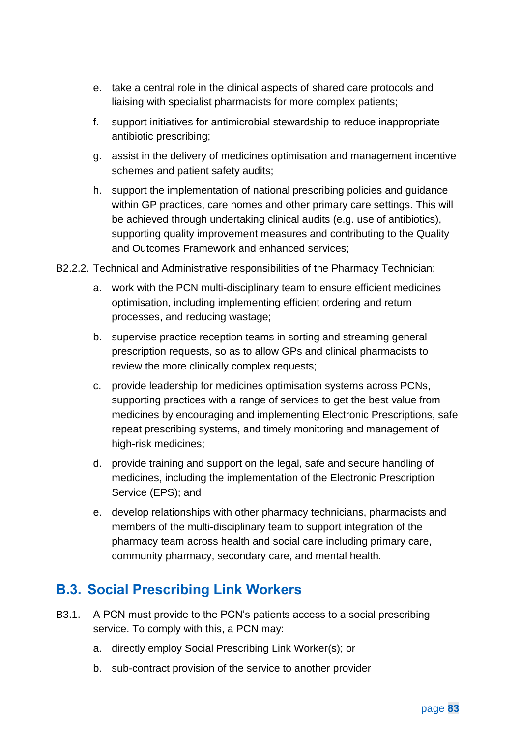e. take a central role in the clinical aspects of shared care protocols and liaising with specialist pharmacists for more complex patients;

f. support initiatives for antimicrobial stewardship to reduce inappropriate antibiotic prescribing;

g. assist in the delivery of medicines optimisation and management incentive schemes and patient safety audits;

h. support the implementation of national prescribing policies and guidance within GP practices, care homes and other primary care settings. This will be achieved through undertaking clinical audits (e.g. use of antibiotics), supporting quality improvement measures and contributing to the Quality and Outcomes Framework and enhanced services;

B2.2.2. Technical and Administrative responsibilities of the Pharmacy Technician:

a. work with the PCN multi-disciplinary team to ensure efficient medicines optimisation, including implementing efficient ordering and return processes, and reducing wastage;

b. supervise practice reception teams in sorting and streaming general prescription requests, so as to allow GPs and clinical pharmacists to review the more clinically complex requests;

c. provide leadership for medicines optimisation systems across PCNs, supporting practices with a range of services to get the best value from medicines by encouraging and implementing Electronic Prescriptions, safe repeat prescribing systems, and timely monitoring and management of high-risk medicines;

d. provide training and support on the legal, safe and secure handling of medicines, including the implementation of the Electronic Prescription Service (EPS); and

e. develop relationships with other pharmacy technicians, pharmacists and members of the multi-disciplinary team to support integration of the pharmacy team across health and social care including primary care, community pharmacy, secondary care, and mental health.

## B.3. Social Prescribing Link Workers

B3.1. A PCN must provide to the PCN's patients access to a social prescribing service. To comply with this, a PCN may:

a. directly employ Social Prescribing Link Worker(s); or

b. sub-contract provision of the service to another provider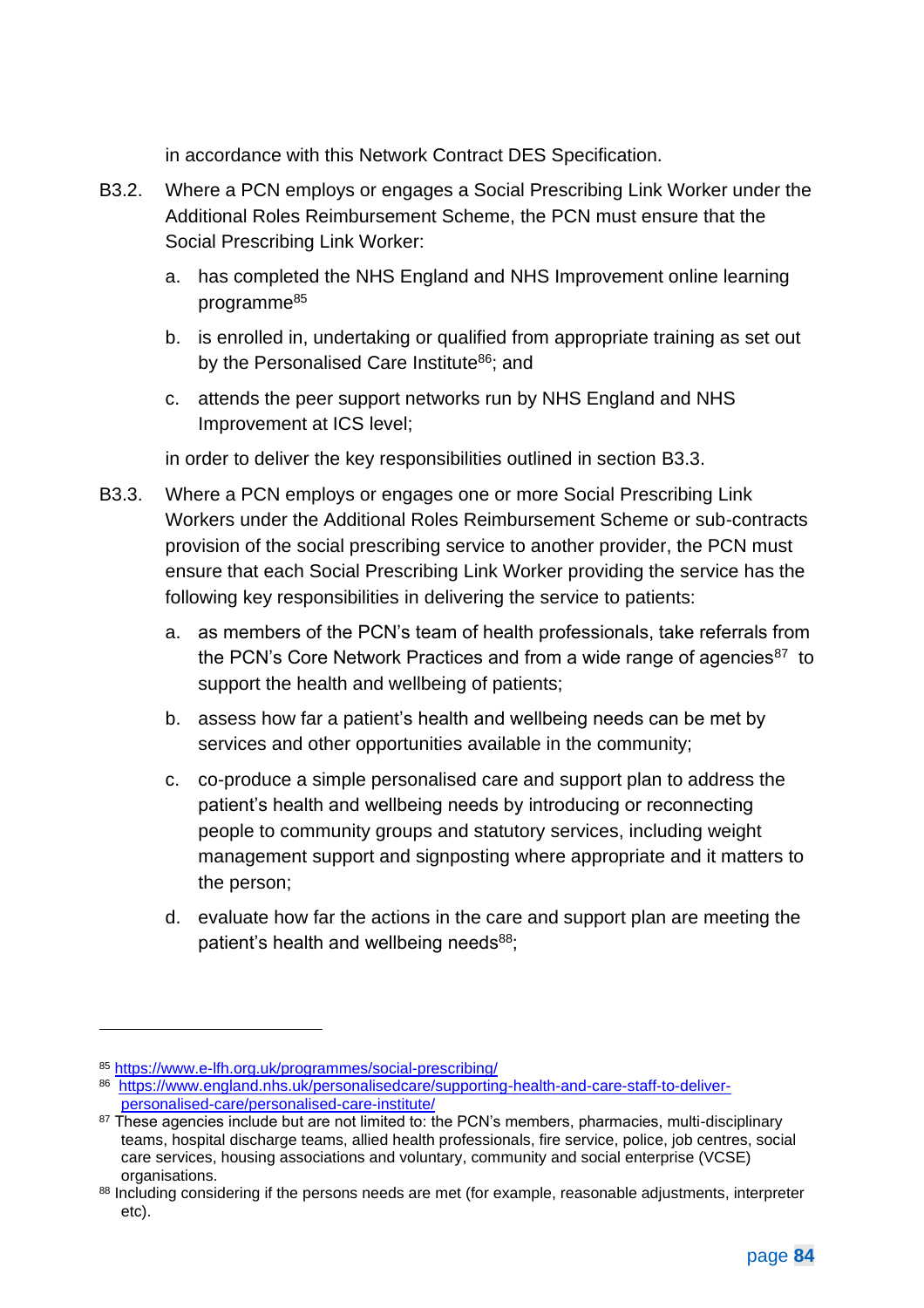in accordance with this Network Contract DES Specification.

B3.2. Where a PCN employs or engages a Social Prescribing Link Worker under the Additional Roles Reimbursement Scheme, the PCN must ensure that the Social Prescribing Link Worker:

a. has completed the NHS England and NHS Improvement online learning programme[85]

b. is enrolled in, undertaking or qualified from appropriate training as set out by the Personalised Care Institute[86]; and

c. attends the peer support networks run by NHS England and NHS Improvement at ICS level;

in order to deliver the key responsibilities outlined in section B3.3.

B3.3. Where a PCN employs or engages one or more Social Prescribing Link Workers under the Additional Roles Reimbursement Scheme or sub-contracts provision of the social prescribing service to another provider, the PCN must ensure that each Social Prescribing Link Worker providing the service has the following key responsibilities in delivering the service to patients:

a. as members of the PCN's team of health professionals, take referrals from the PCN's Core Network Practices and from a wide range of agencies[87] to support the health and wellbeing of patients;

b. assess how far a patient's health and wellbeing needs can be met by services and other opportunities available in the community;

c. co-produce a simple personalised care and support plan to address the patient's health and wellbeing needs by introducing or reconnecting people to community groups and statutory services, including weight management support and signposting where appropriate and it matters to the person;

d. evaluate how far the actions in the care and support plan are meeting the patient's health and wellbeing needs[88];

---

[85] https://www.e-lfh.org.uk/programmes/social-prescribing/

[86] https://www.england.nhs.uk/personalisedcare/supporting-health-and-care-staff-to-deliver-personalised-care/personalised-care-institute/

[87] These agencies include but are not limited to: the PCN's members, pharmacies, multi-disciplinary teams, hospital discharge teams, allied health professionals, fire service, police, job centres, social care services, housing associations and voluntary, community and social enterprise (VCSE) organisations.

[88] Including considering if the persons needs are met (for example, reasonable adjustments, interpreter etc).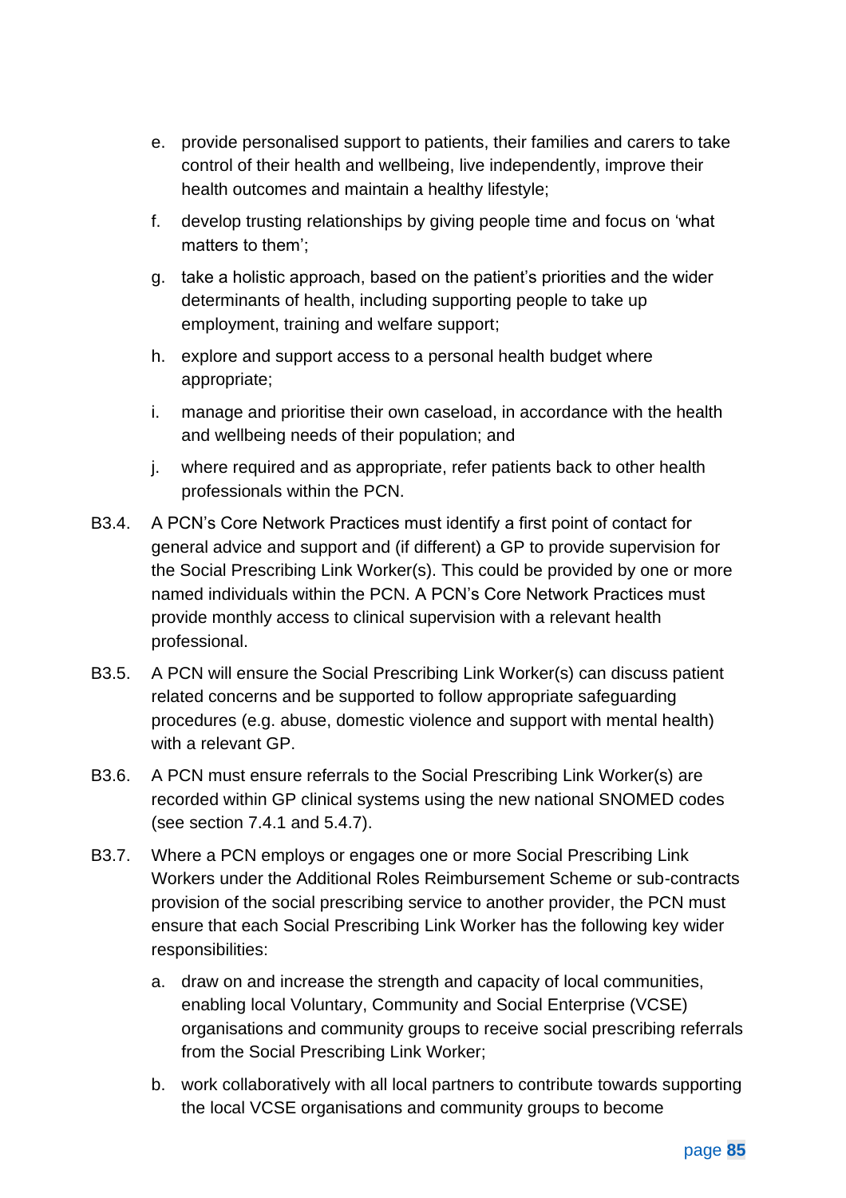e. provide personalised support to patients, their families and carers to take control of their health and wellbeing, live independently, improve their health outcomes and maintain a healthy lifestyle;

f. develop trusting relationships by giving people time and focus on 'what matters to them';

g. take a holistic approach, based on the patient's priorities and the wider determinants of health, including supporting people to take up employment, training and welfare support;

h. explore and support access to a personal health budget where appropriate;

i. manage and prioritise their own caseload, in accordance with the health and wellbeing needs of their population; and

j. where required and as appropriate, refer patients back to other health professionals within the PCN.

B3.4. A PCN's Core Network Practices must identify a first point of contact for general advice and support and (if different) a GP to provide supervision for the Social Prescribing Link Worker(s). This could be provided by one or more named individuals within the PCN. A PCN's Core Network Practices must provide monthly access to clinical supervision with a relevant health professional.

B3.5. A PCN will ensure the Social Prescribing Link Worker(s) can discuss patient related concerns and be supported to follow appropriate safeguarding procedures (e.g. abuse, domestic violence and support with mental health) with a relevant GP.

B3.6. A PCN must ensure referrals to the Social Prescribing Link Worker(s) are recorded within GP clinical systems using the new national SNOMED codes (see section 7.4.1 and 5.4.7).

B3.7. Where a PCN employs or engages one or more Social Prescribing Link Workers under the Additional Roles Reimbursement Scheme or sub-contracts provision of the social prescribing service to another provider, the PCN must ensure that each Social Prescribing Link Worker has the following key wider responsibilities:

a. draw on and increase the strength and capacity of local communities, enabling local Voluntary, Community and Social Enterprise (VCSE) organisations and community groups to receive social prescribing referrals from the Social Prescribing Link Worker;

b. work collaboratively with all local partners to contribute towards supporting the local VCSE organisations and community groups to become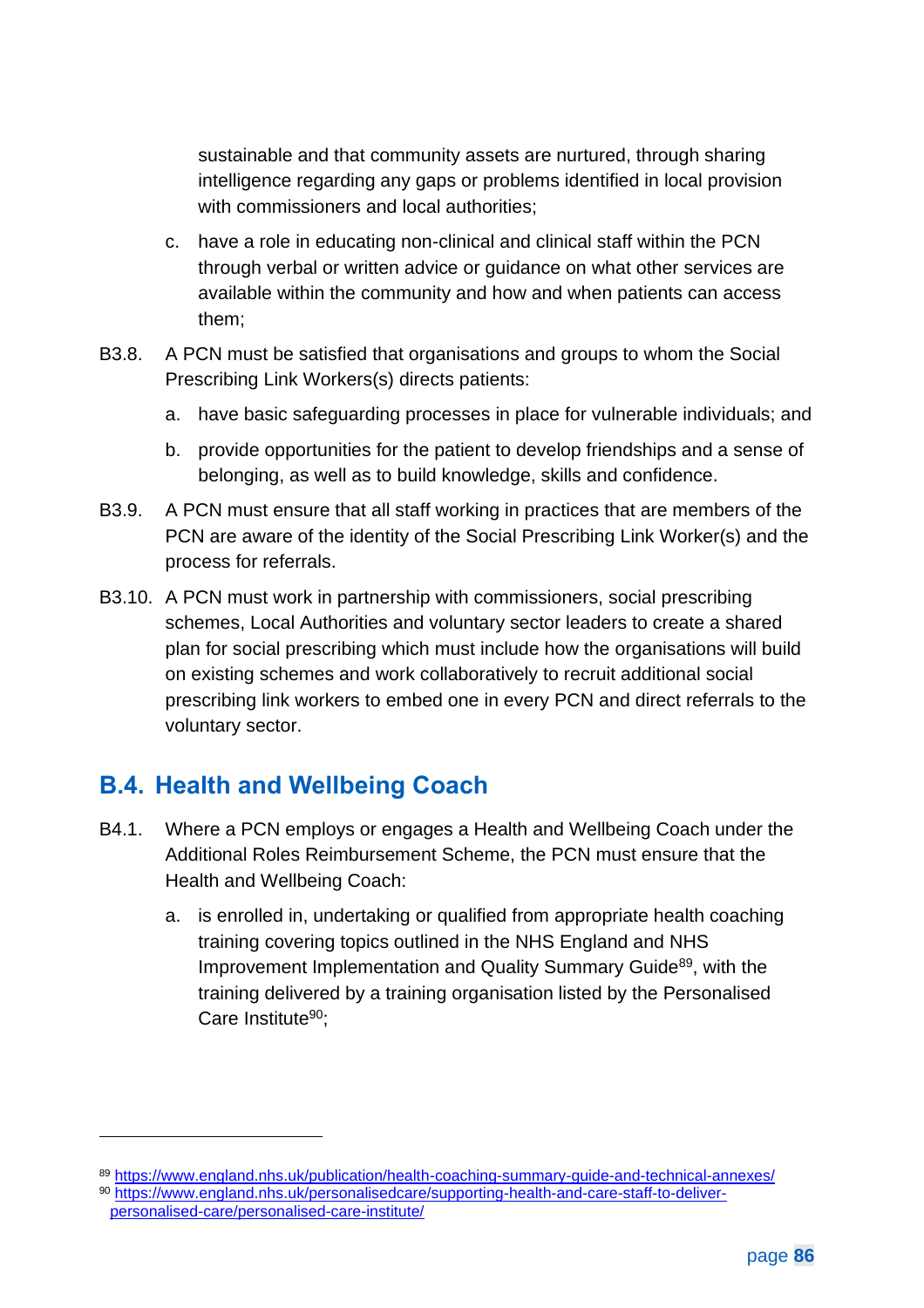sustainable and that community assets are nurtured, through sharing intelligence regarding any gaps or problems identified in local provision with commissioners and local authorities;

c. have a role in educating non-clinical and clinical staff within the PCN through verbal or written advice or guidance on what other services are available within the community and how and when patients can access them;

B3.8. A PCN must be satisfied that organisations and groups to whom the Social Prescribing Link Workers(s) directs patients:

a. have basic safeguarding processes in place for vulnerable individuals; and

b. provide opportunities for the patient to develop friendships and a sense of belonging, as well as to build knowledge, skills and confidence.

B3.9. A PCN must ensure that all staff working in practices that are members of the PCN are aware of the identity of the Social Prescribing Link Worker(s) and the process for referrals.

B3.10. A PCN must work in partnership with commissioners, social prescribing schemes, Local Authorities and voluntary sector leaders to create a shared plan for social prescribing which must include how the organisations will build on existing schemes and work collaboratively to recruit additional social prescribing link workers to embed one in every PCN and direct referrals to the voluntary sector.

## B.4. Health and Wellbeing Coach

B4.1. Where a PCN employs or engages a Health and Wellbeing Coach under the Additional Roles Reimbursement Scheme, the PCN must ensure that the Health and Wellbeing Coach:

a. is enrolled in, undertaking or qualified from appropriate health coaching training covering topics outlined in the NHS England and NHS Improvement Implementation and Quality Summary Guide[89], with the training delivered by a training organisation listed by the Personalised Care Institute[90];

[89] https://www.england.nhs.uk/publication/health-coaching-summary-guide-and-technical-annexes/

[90] https://www.england.nhs.uk/personalisedcare/supporting-health-and-care-staff-to-deliver-personalised-care/personalised-care-institute/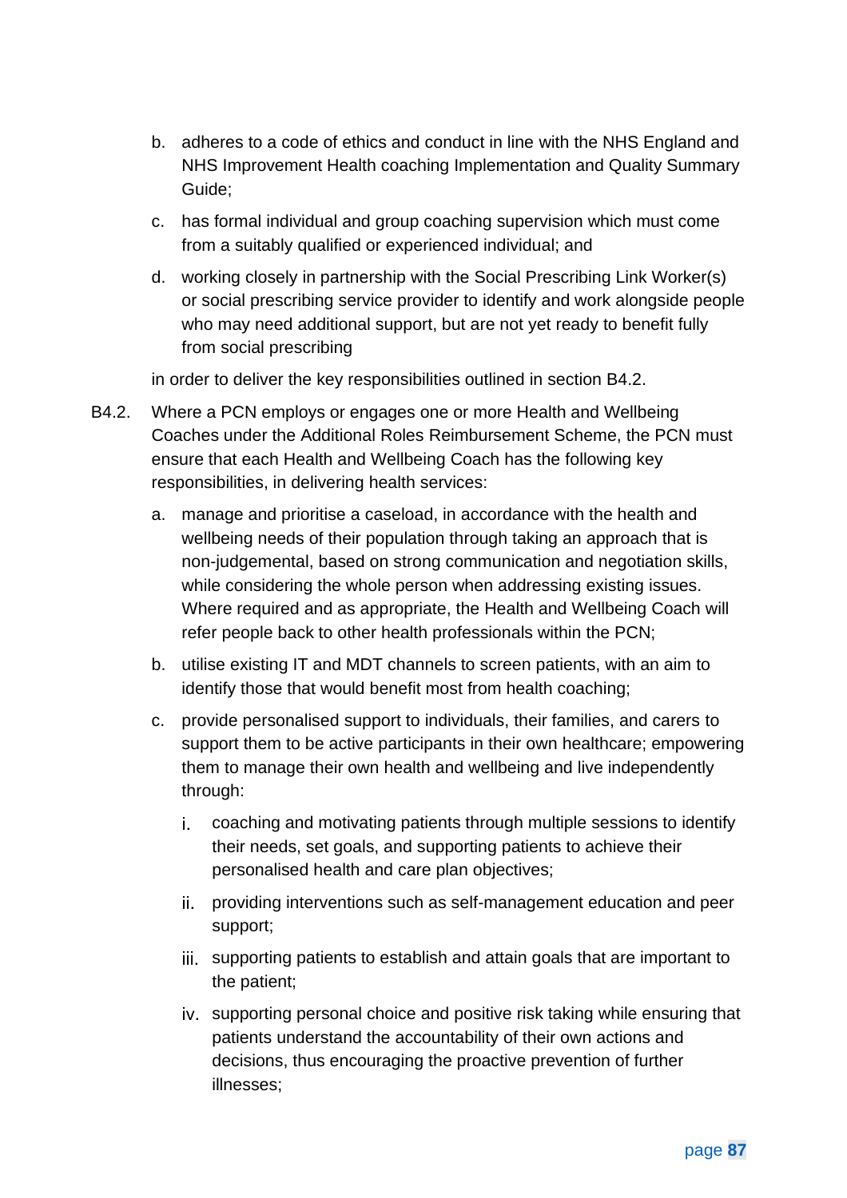b. adheres to a code of ethics and conduct in line with the NHS England and NHS Improvement Health coaching Implementation and Quality Summary Guide;

c. has formal individual and group coaching supervision which must come from a suitably qualified or experienced individual; and

d. working closely in partnership with the Social Prescribing Link Worker(s) or social prescribing service provider to identify and work alongside people who may need additional support, but are not yet ready to benefit fully from social prescribing

in order to deliver the key responsibilities outlined in section B4.2.

B4.2. Where a PCN employs or engages one or more Health and Wellbeing Coaches under the Additional Roles Reimbursement Scheme, the PCN must ensure that each Health and Wellbeing Coach has the following key responsibilities, in delivering health services:

a. manage and prioritise a caseload, in accordance with the health and wellbeing needs of their population through taking an approach that is non-judgemental, based on strong communication and negotiation skills, while considering the whole person when addressing existing issues. Where required and as appropriate, the Health and Wellbeing Coach will refer people back to other health professionals within the PCN;

b. utilise existing IT and MDT channels to screen patients, with an aim to identify those that would benefit most from health coaching;

c. provide personalised support to individuals, their families, and carers to support them to be active participants in their own healthcare; empowering them to manage their own health and wellbeing and live independently through:

   i. coaching and motivating patients through multiple sessions to identify their needs, set goals, and supporting patients to achieve their personalised health and care plan objectives;

   ii. providing interventions such as self-management education and peer support;

   iii. supporting patients to establish and attain goals that are important to the patient;

   iv. supporting personal choice and positive risk taking while ensuring that patients understand the accountability of their own actions and decisions, thus encouraging the proactive prevention of further illnesses;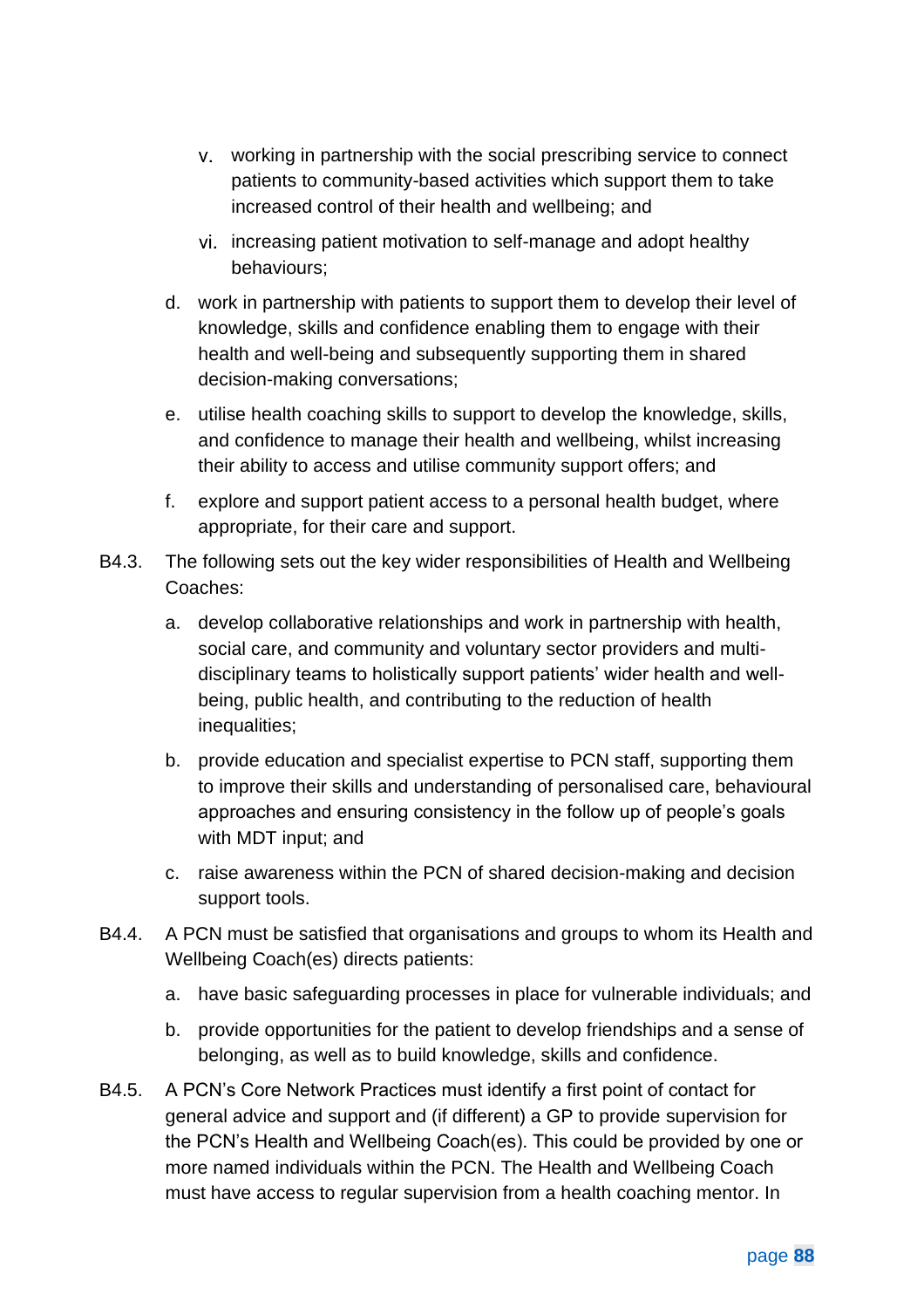v. working in partnership with the social prescribing service to connect patients to community-based activities which support them to take increased control of their health and wellbeing; and

vi. increasing patient motivation to self-manage and adopt healthy behaviours;

d. work in partnership with patients to support them to develop their level of knowledge, skills and confidence enabling them to engage with their health and well-being and subsequently supporting them in shared decision-making conversations;

e. utilise health coaching skills to support to develop the knowledge, skills, and confidence to manage their health and wellbeing, whilst increasing their ability to access and utilise community support offers; and

f. explore and support patient access to a personal health budget, where appropriate, for their care and support.

B4.3. The following sets out the key wider responsibilities of Health and Wellbeing Coaches:

a. develop collaborative relationships and work in partnership with health, social care, and community and voluntary sector providers and multi-disciplinary teams to holistically support patients' wider health and well-being, public health, and contributing to the reduction of health inequalities;

b. provide education and specialist expertise to PCN staff, supporting them to improve their skills and understanding of personalised care, behavioural approaches and ensuring consistency in the follow up of people's goals with MDT input; and

c. raise awareness within the PCN of shared decision-making and decision support tools.

B4.4. A PCN must be satisfied that organisations and groups to whom its Health and Wellbeing Coach(es) directs patients:

a. have basic safeguarding processes in place for vulnerable individuals; and

b. provide opportunities for the patient to develop friendships and a sense of belonging, as well as to build knowledge, skills and confidence.

B4.5. A PCN's Core Network Practices must identify a first point of contact for general advice and support and (if different) a GP to provide supervision for the PCN's Health and Wellbeing Coach(es). This could be provided by one or more named individuals within the PCN. The Health and Wellbeing Coach must have access to regular supervision from a health coaching mentor. In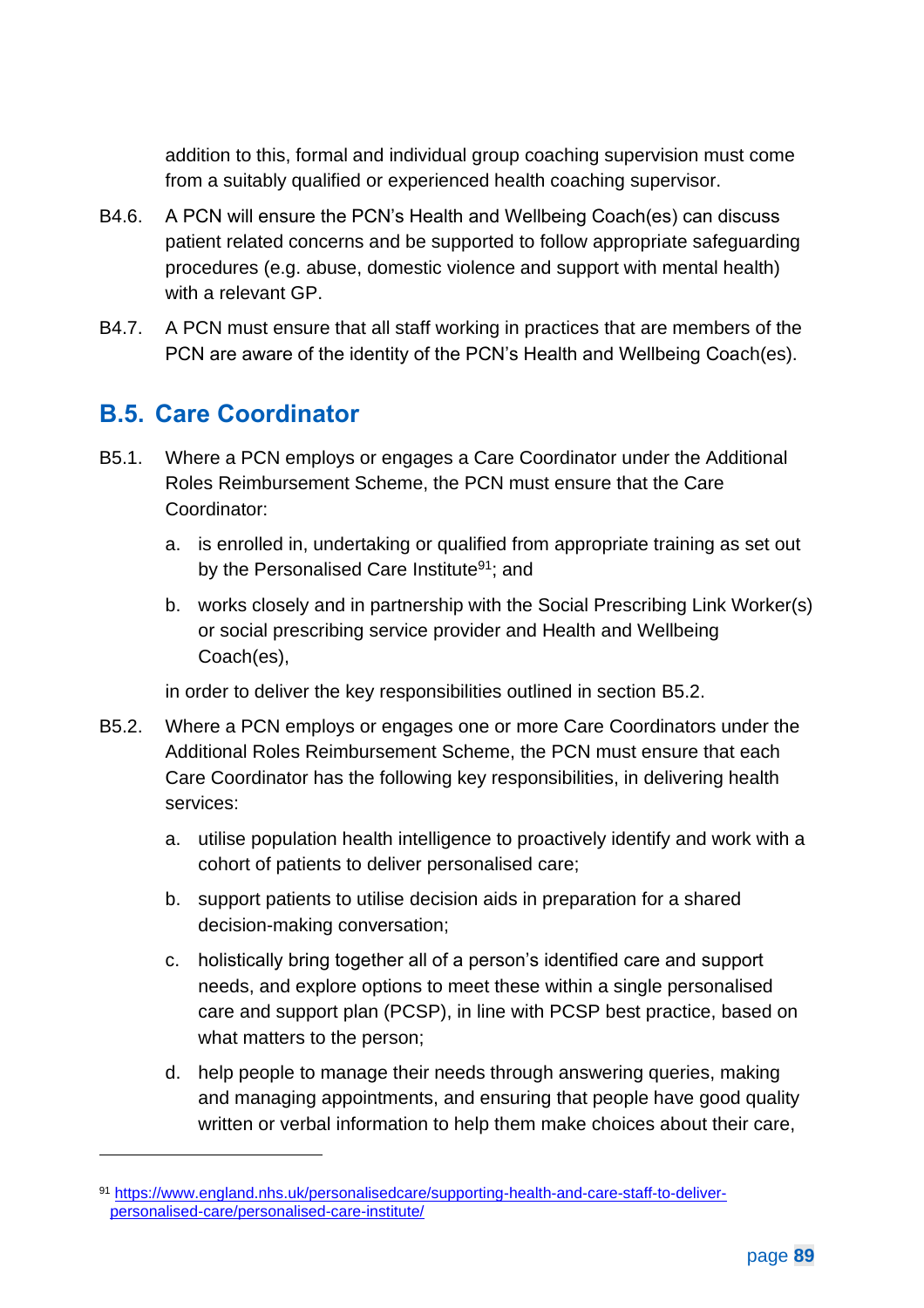addition to this, formal and individual group coaching supervision must come from a suitably qualified or experienced health coaching supervisor.

B4.6. A PCN will ensure the PCN's Health and Wellbeing Coach(es) can discuss patient related concerns and be supported to follow appropriate safeguarding procedures (e.g. abuse, domestic violence and support with mental health) with a relevant GP.

B4.7. A PCN must ensure that all staff working in practices that are members of the PCN are aware of the identity of the PCN's Health and Wellbeing Coach(es).

## B.5. Care Coordinator

B5.1. Where a PCN employs or engages a Care Coordinator under the Additional Roles Reimbursement Scheme, the PCN must ensure that the Care Coordinator:

a. is enrolled in, undertaking or qualified from appropriate training as set out by the Personalised Care Institute[91]; and

b. works closely and in partnership with the Social Prescribing Link Worker(s) or social prescribing service provider and Health and Wellbeing Coach(es),

in order to deliver the key responsibilities outlined in section B5.2.

B5.2. Where a PCN employs or engages one or more Care Coordinators under the Additional Roles Reimbursement Scheme, the PCN must ensure that each Care Coordinator has the following key responsibilities, in delivering health services:

a. utilise population health intelligence to proactively identify and work with a cohort of patients to deliver personalised care;

b. support patients to utilise decision aids in preparation for a shared decision-making conversation;

c. holistically bring together all of a person's identified care and support needs, and explore options to meet these within a single personalised care and support plan (PCSP), in line with PCSP best practice, based on what matters to the person;

d. help people to manage their needs through answering queries, making and managing appointments, and ensuring that people have good quality written or verbal information to help them make choices about their care,

---

[91] https://www.england.nhs.uk/personalisedcare/supporting-health-and-care-staff-to-deliver-personalised-care/personalised-care-institute/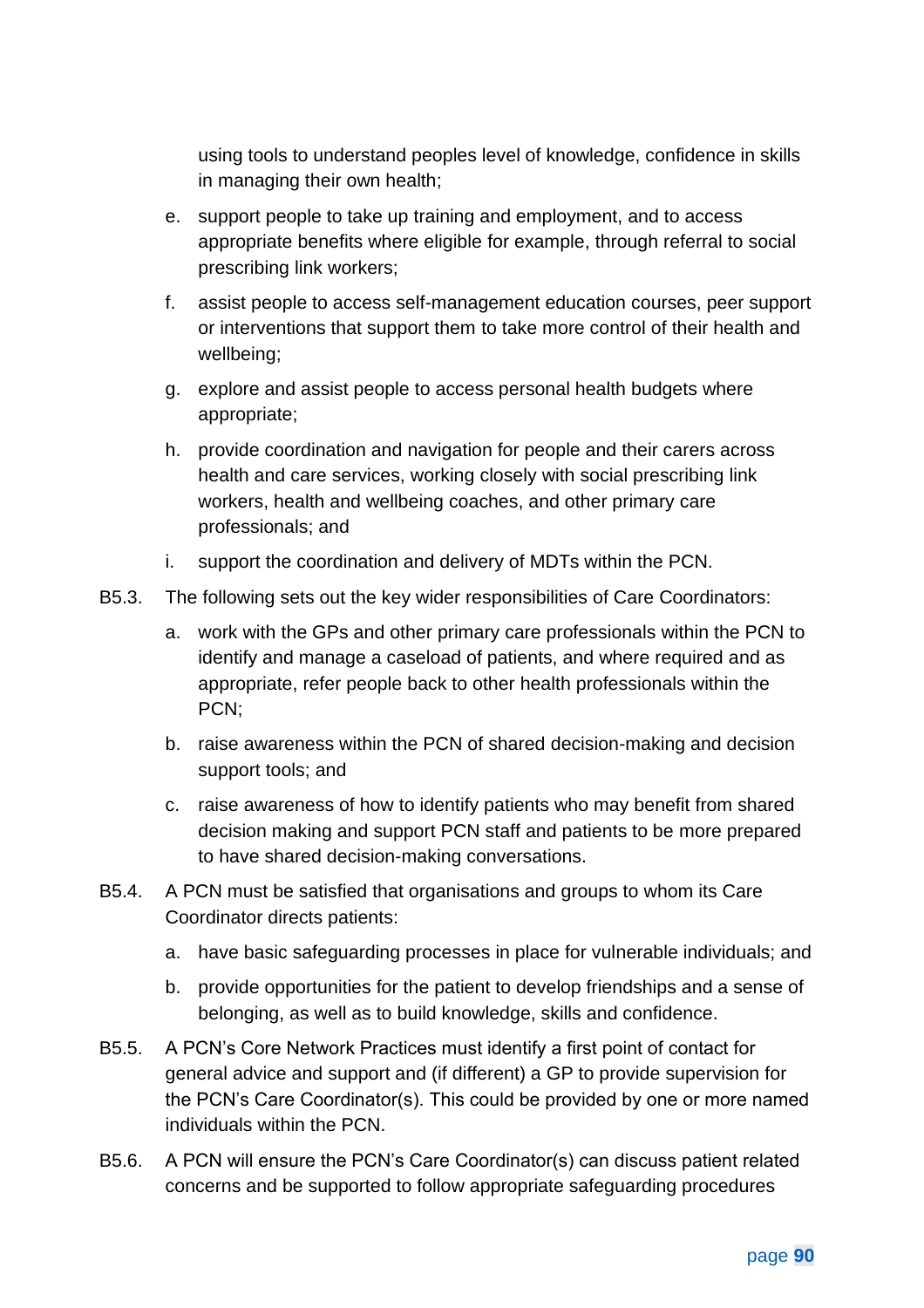using tools to understand peoples level of knowledge, confidence in skills in managing their own health;

e. support people to take up training and employment, and to access appropriate benefits where eligible for example, through referral to social prescribing link workers;

f. assist people to access self-management education courses, peer support or interventions that support them to take more control of their health and wellbeing;

g. explore and assist people to access personal health budgets where appropriate;

h. provide coordination and navigation for people and their carers across health and care services, working closely with social prescribing link workers, health and wellbeing coaches, and other primary care professionals; and

i. support the coordination and delivery of MDTs within the PCN.

B5.3. The following sets out the key wider responsibilities of Care Coordinators:

a. work with the GPs and other primary care professionals within the PCN to identify and manage a caseload of patients, and where required and as appropriate, refer people back to other health professionals within the PCN;

b. raise awareness within the PCN of shared decision-making and decision support tools; and

c. raise awareness of how to identify patients who may benefit from shared decision making and support PCN staff and patients to be more prepared to have shared decision-making conversations.

B5.4. A PCN must be satisfied that organisations and groups to whom its Care Coordinator directs patients:

a. have basic safeguarding processes in place for vulnerable individuals; and

b. provide opportunities for the patient to develop friendships and a sense of belonging, as well as to build knowledge, skills and confidence.

B5.5. A PCN's Core Network Practices must identify a first point of contact for general advice and support and (if different) a GP to provide supervision for the PCN's Care Coordinator(s). This could be provided by one or more named individuals within the PCN.

B5.6. A PCN will ensure the PCN's Care Coordinator(s) can discuss patient related concerns and be supported to follow appropriate safeguarding procedures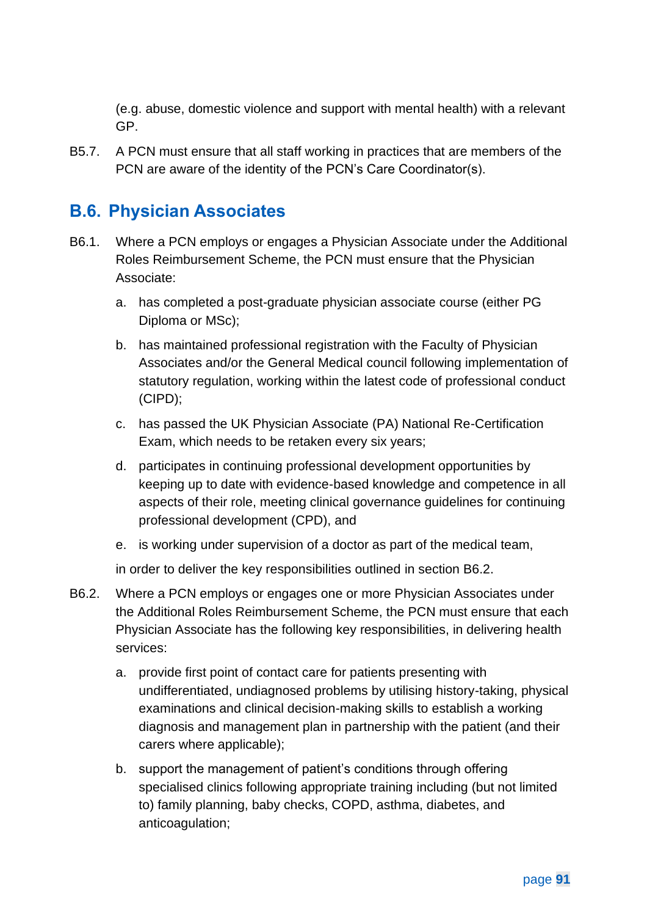(e.g. abuse, domestic violence and support with mental health) with a relevant GP.

B5.7. A PCN must ensure that all staff working in practices that are members of the PCN are aware of the identity of the PCN's Care Coordinator(s).

## B.6. Physician Associates

B6.1. Where a PCN employs or engages a Physician Associate under the Additional Roles Reimbursement Scheme, the PCN must ensure that the Physician Associate:

a. has completed a post-graduate physician associate course (either PG Diploma or MSc);

b. has maintained professional registration with the Faculty of Physician Associates and/or the General Medical council following implementation of statutory regulation, working within the latest code of professional conduct (CIPD);

c. has passed the UK Physician Associate (PA) National Re-Certification Exam, which needs to be retaken every six years;

d. participates in continuing professional development opportunities by keeping up to date with evidence-based knowledge and competence in all aspects of their role, meeting clinical governance guidelines for continuing professional development (CPD), and

e. is working under supervision of a doctor as part of the medical team,

in order to deliver the key responsibilities outlined in section B6.2.

B6.2. Where a PCN employs or engages one or more Physician Associates under the Additional Roles Reimbursement Scheme, the PCN must ensure that each Physician Associate has the following key responsibilities, in delivering health services:

a. provide first point of contact care for patients presenting with undifferentiated, undiagnosed problems by utilising history-taking, physical examinations and clinical decision-making skills to establish a working diagnosis and management plan in partnership with the patient (and their carers where applicable);

b. support the management of patient's conditions through offering specialised clinics following appropriate training including (but not limited to) family planning, baby checks, COPD, asthma, diabetes, and anticoagulation;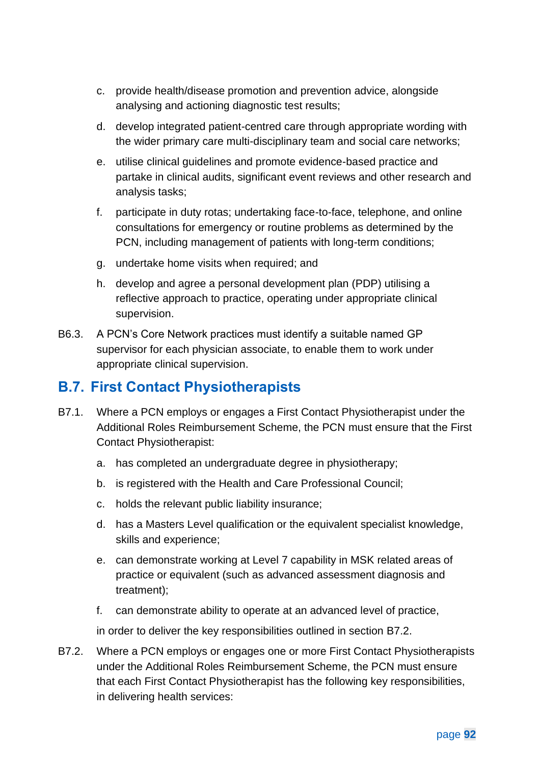c. provide health/disease promotion and prevention advice, alongside analysing and actioning diagnostic test results;

d. develop integrated patient-centred care through appropriate wording with the wider primary care multi-disciplinary team and social care networks;

e. utilise clinical guidelines and promote evidence-based practice and partake in clinical audits, significant event reviews and other research and analysis tasks;

f. participate in duty rotas; undertaking face-to-face, telephone, and online consultations for emergency or routine problems as determined by the PCN, including management of patients with long-term conditions;

g. undertake home visits when required; and

h. develop and agree a personal development plan (PDP) utilising a reflective approach to practice, operating under appropriate clinical supervision.

B6.3. A PCN's Core Network practices must identify a suitable named GP supervisor for each physician associate, to enable them to work under appropriate clinical supervision.

## B.7. First Contact Physiotherapists

B7.1. Where a PCN employs or engages a First Contact Physiotherapist under the Additional Roles Reimbursement Scheme, the PCN must ensure that the First Contact Physiotherapist:

a. has completed an undergraduate degree in physiotherapy;

b. is registered with the Health and Care Professional Council;

c. holds the relevant public liability insurance;

d. has a Masters Level qualification or the equivalent specialist knowledge, skills and experience;

e. can demonstrate working at Level 7 capability in MSK related areas of practice or equivalent (such as advanced assessment diagnosis and treatment);

f. can demonstrate ability to operate at an advanced level of practice,

in order to deliver the key responsibilities outlined in section B7.2.

B7.2. Where a PCN employs or engages one or more First Contact Physiotherapists under the Additional Roles Reimbursement Scheme, the PCN must ensure that each First Contact Physiotherapist has the following key responsibilities, in delivering health services: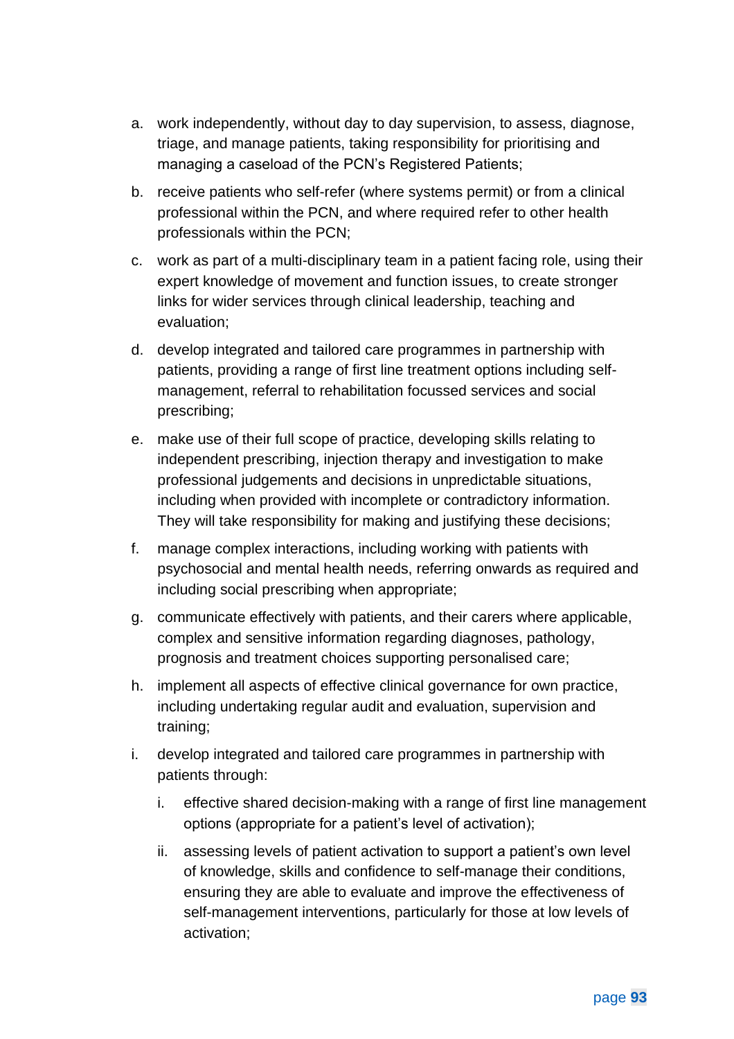a. work independently, without day to day supervision, to assess, diagnose, triage, and manage patients, taking responsibility for prioritising and managing a caseload of the PCN's Registered Patients;

b. receive patients who self-refer (where systems permit) or from a clinical professional within the PCN, and where required refer to other health professionals within the PCN;

c. work as part of a multi-disciplinary team in a patient facing role, using their expert knowledge of movement and function issues, to create stronger links for wider services through clinical leadership, teaching and evaluation;

d. develop integrated and tailored care programmes in partnership with patients, providing a range of first line treatment options including self-management, referral to rehabilitation focussed services and social prescribing;

e. make use of their full scope of practice, developing skills relating to independent prescribing, injection therapy and investigation to make professional judgements and decisions in unpredictable situations, including when provided with incomplete or contradictory information. They will take responsibility for making and justifying these decisions;

f. manage complex interactions, including working with patients with psychosocial and mental health needs, referring onwards as required and including social prescribing when appropriate;

g. communicate effectively with patients, and their carers where applicable, complex and sensitive information regarding diagnoses, pathology, prognosis and treatment choices supporting personalised care;

h. implement all aspects of effective clinical governance for own practice, including undertaking regular audit and evaluation, supervision and training;

i. develop integrated and tailored care programmes in partnership with patients through:

   i. effective shared decision-making with a range of first line management options (appropriate for a patient's level of activation);

   ii. assessing levels of patient activation to support a patient's own level of knowledge, skills and confidence to self-manage their conditions, ensuring they are able to evaluate and improve the effectiveness of self-management interventions, particularly for those at low levels of activation;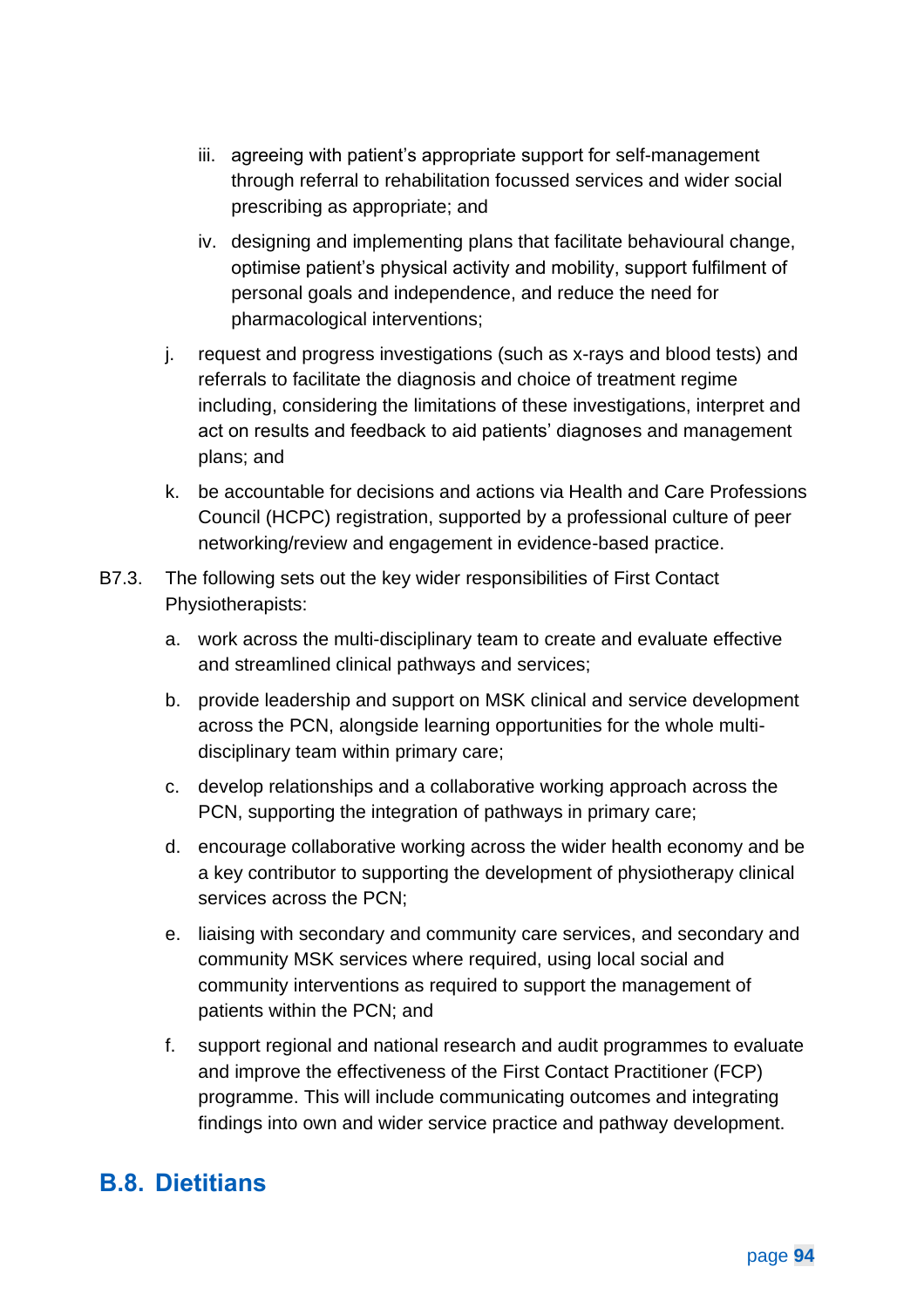iii. agreeing with patient's appropriate support for self-management through referral to rehabilitation focussed services and wider social prescribing as appropriate; and

iv. designing and implementing plans that facilitate behavioural change, optimise patient's physical activity and mobility, support fulfilment of personal goals and independence, and reduce the need for pharmacological interventions;

j. request and progress investigations (such as x-rays and blood tests) and referrals to facilitate the diagnosis and choice of treatment regime including, considering the limitations of these investigations, interpret and act on results and feedback to aid patients' diagnoses and management plans; and

k. be accountable for decisions and actions via Health and Care Professions Council (HCPC) registration, supported by a professional culture of peer networking/review and engagement in evidence-based practice.

B7.3. The following sets out the key wider responsibilities of First Contact Physiotherapists:

a. work across the multi-disciplinary team to create and evaluate effective and streamlined clinical pathways and services;

b. provide leadership and support on MSK clinical and service development across the PCN, alongside learning opportunities for the whole multi-disciplinary team within primary care;

c. develop relationships and a collaborative working approach across the PCN, supporting the integration of pathways in primary care;

d. encourage collaborative working across the wider health economy and be a key contributor to supporting the development of physiotherapy clinical services across the PCN;

e. liaising with secondary and community care services, and secondary and community MSK services where required, using local social and community interventions as required to support the management of patients within the PCN; and

f. support regional and national research and audit programmes to evaluate and improve the effectiveness of the First Contact Practitioner (FCP) programme. This will include communicating outcomes and integrating findings into own and wider service practice and pathway development.

## B.8. Dietitians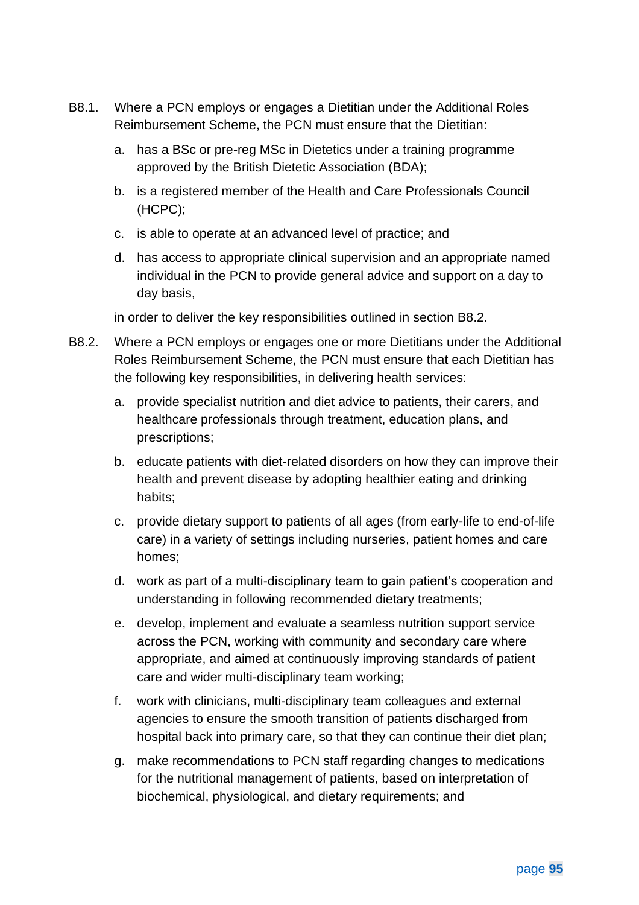B8.1. Where a PCN employs or engages a Dietitian under the Additional Roles Reimbursement Scheme, the PCN must ensure that the Dietitian:

  a. has a BSc or pre-reg MSc in Dietetics under a training programme approved by the British Dietetic Association (BDA);

  b. is a registered member of the Health and Care Professionals Council (HCPC);

  c. is able to operate at an advanced level of practice; and

  d. has access to appropriate clinical supervision and an appropriate named individual in the PCN to provide general advice and support on a day to day basis,

  in order to deliver the key responsibilities outlined in section B8.2.

B8.2. Where a PCN employs or engages one or more Dietitians under the Additional Roles Reimbursement Scheme, the PCN must ensure that each Dietitian has the following key responsibilities, in delivering health services:

  a. provide specialist nutrition and diet advice to patients, their carers, and healthcare professionals through treatment, education plans, and prescriptions;

  b. educate patients with diet-related disorders on how they can improve their health and prevent disease by adopting healthier eating and drinking habits;

  c. provide dietary support to patients of all ages (from early-life to end-of-life care) in a variety of settings including nurseries, patient homes and care homes;

  d. work as part of a multi-disciplinary team to gain patient's cooperation and understanding in following recommended dietary treatments;

  e. develop, implement and evaluate a seamless nutrition support service across the PCN, working with community and secondary care where appropriate, and aimed at continuously improving standards of patient care and wider multi-disciplinary team working;

  f. work with clinicians, multi-disciplinary team colleagues and external agencies to ensure the smooth transition of patients discharged from hospital back into primary care, so that they can continue their diet plan;

  g. make recommendations to PCN staff regarding changes to medications for the nutritional management of patients, based on interpretation of biochemical, physiological, and dietary requirements; and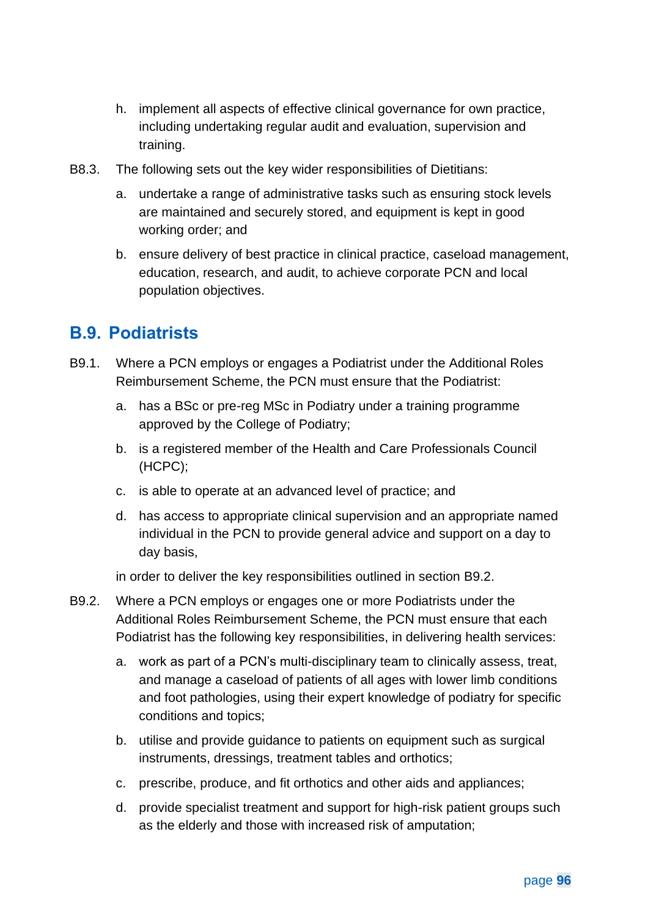h. implement all aspects of effective clinical governance for own practice, including undertaking regular audit and evaluation, supervision and training.

B8.3. The following sets out the key wider responsibilities of Dietitians:

a. undertake a range of administrative tasks such as ensuring stock levels are maintained and securely stored, and equipment is kept in good working order; and

b. ensure delivery of best practice in clinical practice, caseload management, education, research, and audit, to achieve corporate PCN and local population objectives.

## B.9. Podiatrists

B9.1. Where a PCN employs or engages a Podiatrist under the Additional Roles Reimbursement Scheme, the PCN must ensure that the Podiatrist:

a. has a BSc or pre-reg MSc in Podiatry under a training programme approved by the College of Podiatry;

b. is a registered member of the Health and Care Professionals Council (HCPC);

c. is able to operate at an advanced level of practice; and

d. has access to appropriate clinical supervision and an appropriate named individual in the PCN to provide general advice and support on a day to day basis,

in order to deliver the key responsibilities outlined in section B9.2.

B9.2. Where a PCN employs or engages one or more Podiatrists under the Additional Roles Reimbursement Scheme, the PCN must ensure that each Podiatrist has the following key responsibilities, in delivering health services:

a. work as part of a PCN's multi-disciplinary team to clinically assess, treat, and manage a caseload of patients of all ages with lower limb conditions and foot pathologies, using their expert knowledge of podiatry for specific conditions and topics;

b. utilise and provide guidance to patients on equipment such as surgical instruments, dressings, treatment tables and orthotics;

c. prescribe, produce, and fit orthotics and other aids and appliances;

d. provide specialist treatment and support for high-risk patient groups such as the elderly and those with increased risk of amputation;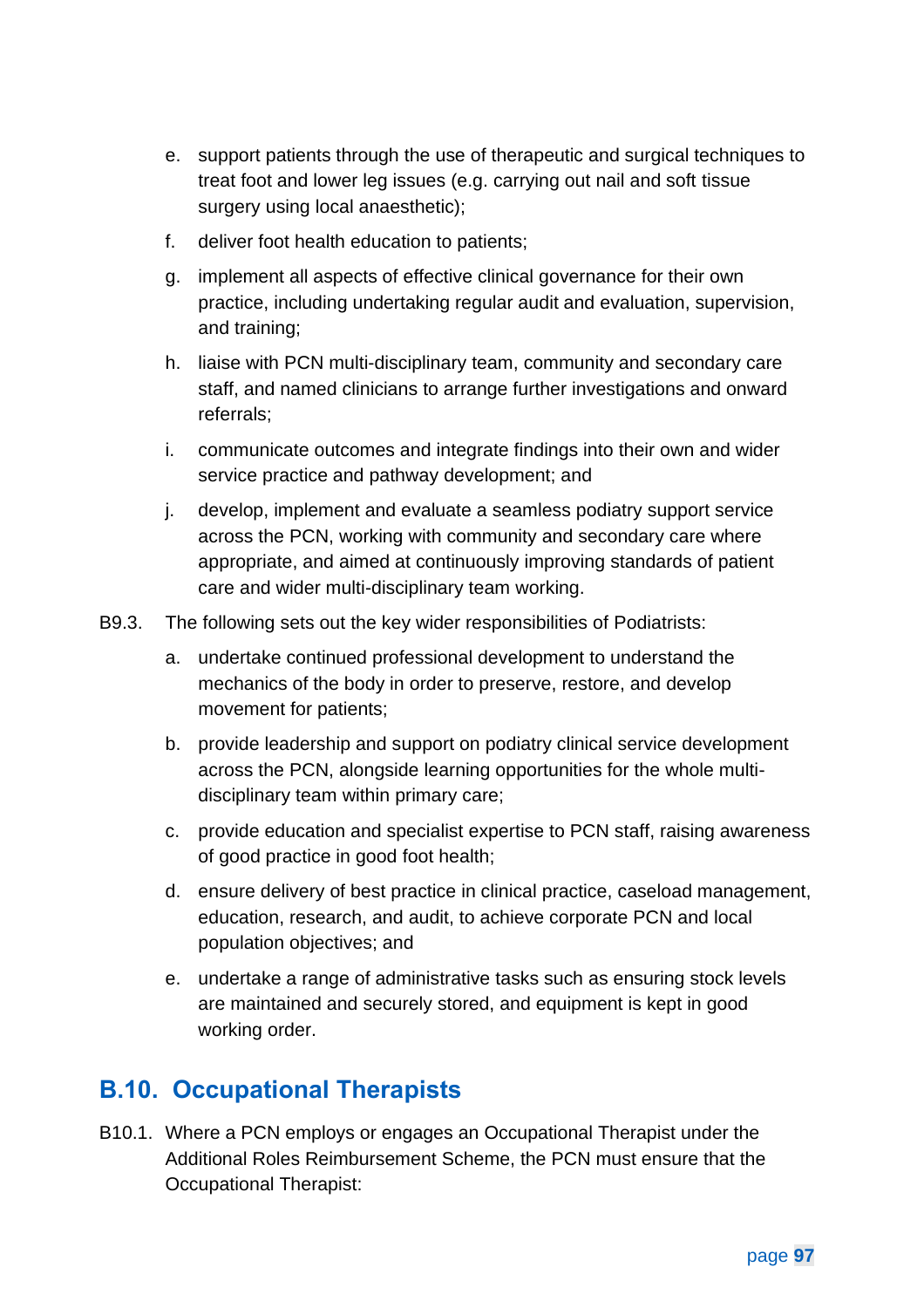e. support patients through the use of therapeutic and surgical techniques to treat foot and lower leg issues (e.g. carrying out nail and soft tissue surgery using local anaesthetic);

f. deliver foot health education to patients;

g. implement all aspects of effective clinical governance for their own practice, including undertaking regular audit and evaluation, supervision, and training;

h. liaise with PCN multi-disciplinary team, community and secondary care staff, and named clinicians to arrange further investigations and onward referrals;

i. communicate outcomes and integrate findings into their own and wider service practice and pathway development; and

j. develop, implement and evaluate a seamless podiatry support service across the PCN, working with community and secondary care where appropriate, and aimed at continuously improving standards of patient care and wider multi-disciplinary team working.

B9.3. The following sets out the key wider responsibilities of Podiatrists:

a. undertake continued professional development to understand the mechanics of the body in order to preserve, restore, and develop movement for patients;

b. provide leadership and support on podiatry clinical service development across the PCN, alongside learning opportunities for the whole multi-disciplinary team within primary care;

c. provide education and specialist expertise to PCN staff, raising awareness of good practice in good foot health;

d. ensure delivery of best practice in clinical practice, caseload management, education, research, and audit, to achieve corporate PCN and local population objectives; and

e. undertake a range of administrative tasks such as ensuring stock levels are maintained and securely stored, and equipment is kept in good working order.

## B.10. Occupational Therapists

B10.1. Where a PCN employs or engages an Occupational Therapist under the Additional Roles Reimbursement Scheme, the PCN must ensure that the Occupational Therapist: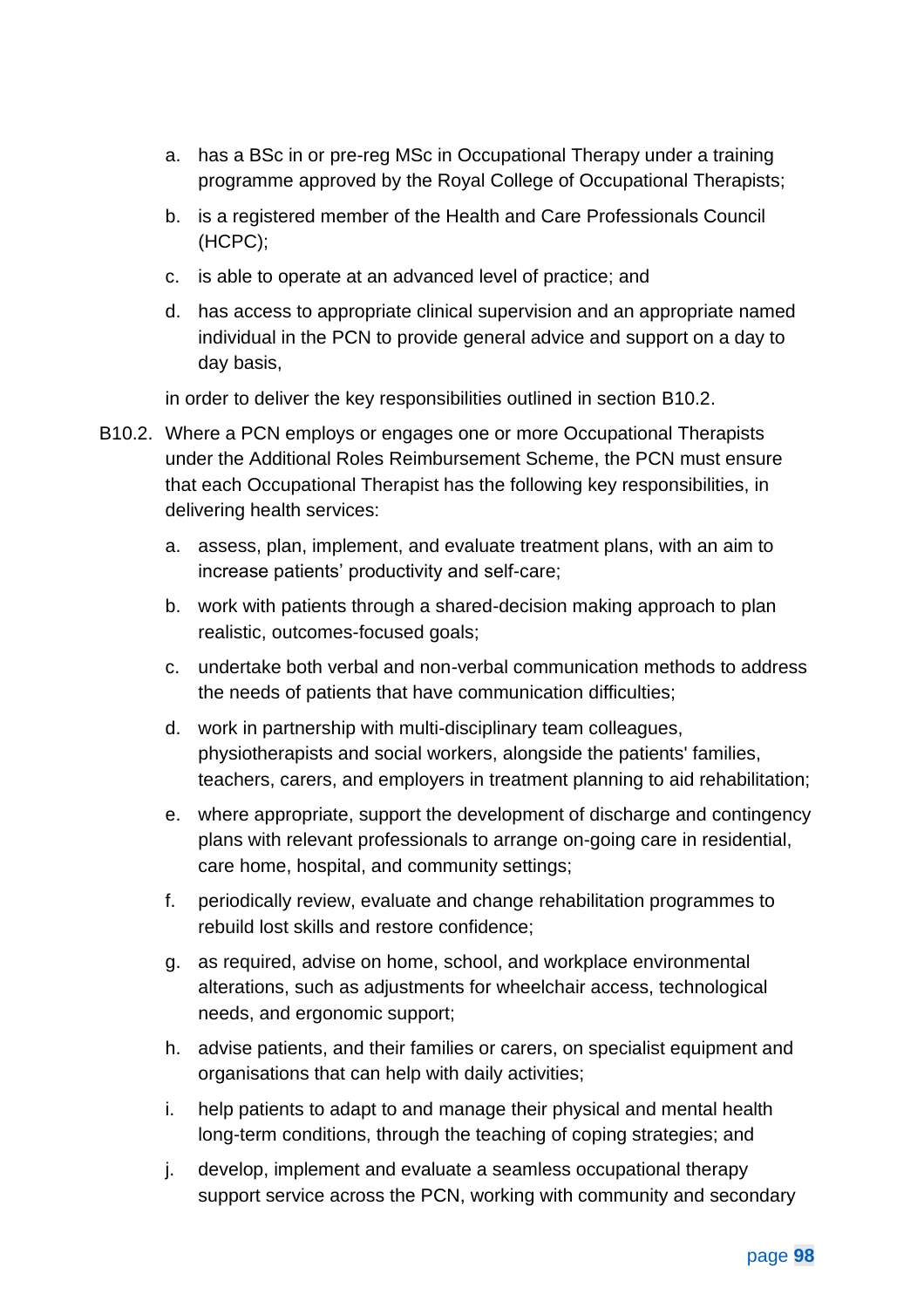a. has a BSc in or pre-reg MSc in Occupational Therapy under a training programme approved by the Royal College of Occupational Therapists;

b. is a registered member of the Health and Care Professionals Council (HCPC);

c. is able to operate at an advanced level of practice; and

d. has access to appropriate clinical supervision and an appropriate named individual in the PCN to provide general advice and support on a day to day basis,

in order to deliver the key responsibilities outlined in section B10.2.

B10.2. Where a PCN employs or engages one or more Occupational Therapists under the Additional Roles Reimbursement Scheme, the PCN must ensure that each Occupational Therapist has the following key responsibilities, in delivering health services:

a. assess, plan, implement, and evaluate treatment plans, with an aim to increase patients' productivity and self-care;

b. work with patients through a shared-decision making approach to plan realistic, outcomes-focused goals;

c. undertake both verbal and non-verbal communication methods to address the needs of patients that have communication difficulties;

d. work in partnership with multi-disciplinary team colleagues, physiotherapists and social workers, alongside the patients' families, teachers, carers, and employers in treatment planning to aid rehabilitation;

e. where appropriate, support the development of discharge and contingency plans with relevant professionals to arrange on-going care in residential, care home, hospital, and community settings;

f. periodically review, evaluate and change rehabilitation programmes to rebuild lost skills and restore confidence;

g. as required, advise on home, school, and workplace environmental alterations, such as adjustments for wheelchair access, technological needs, and ergonomic support;

h. advise patients, and their families or carers, on specialist equipment and organisations that can help with daily activities;

i. help patients to adapt to and manage their physical and mental health long-term conditions, through the teaching of coping strategies; and

j. develop, implement and evaluate a seamless occupational therapy support service across the PCN, working with community and secondary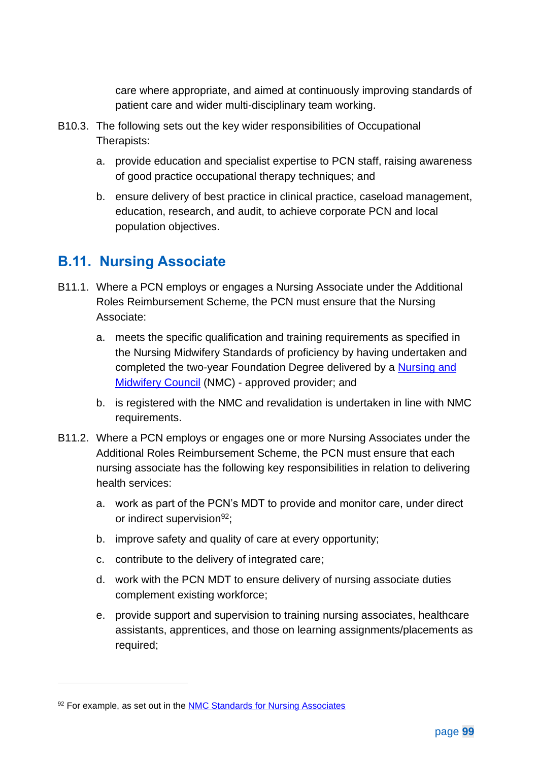care where appropriate, and aimed at continuously improving standards of patient care and wider multi-disciplinary team working.

B10.3. The following sets out the key wider responsibilities of Occupational Therapists:

a. provide education and specialist expertise to PCN staff, raising awareness of good practice occupational therapy techniques; and

b. ensure delivery of best practice in clinical practice, caseload management, education, research, and audit, to achieve corporate PCN and local population objectives.

## B.11. Nursing Associate

B11.1. Where a PCN employs or engages a Nursing Associate under the Additional Roles Reimbursement Scheme, the PCN must ensure that the Nursing Associate:

a. meets the specific qualification and training requirements as specified in the Nursing Midwifery Standards of proficiency by having undertaken and completed the two-year Foundation Degree delivered by a Nursing and Midwifery Council (NMC) - approved provider; and

b. is registered with the NMC and revalidation is undertaken in line with NMC requirements.

B11.2. Where a PCN employs or engages one or more Nursing Associates under the Additional Roles Reimbursement Scheme, the PCN must ensure that each nursing associate has the following key responsibilities in relation to delivering health services:

a. work as part of the PCN's MDT to provide and monitor care, under direct or indirect supervision[92];

b. improve safety and quality of care at every opportunity;

c. contribute to the delivery of integrated care;

d. work with the PCN MDT to ensure delivery of nursing associate duties complement existing workforce;

e. provide support and supervision to training nursing associates, healthcare assistants, apprentices, and those on learning assignments/placements as required;

---

[92] For example, as set out in the NMC Standards for Nursing Associates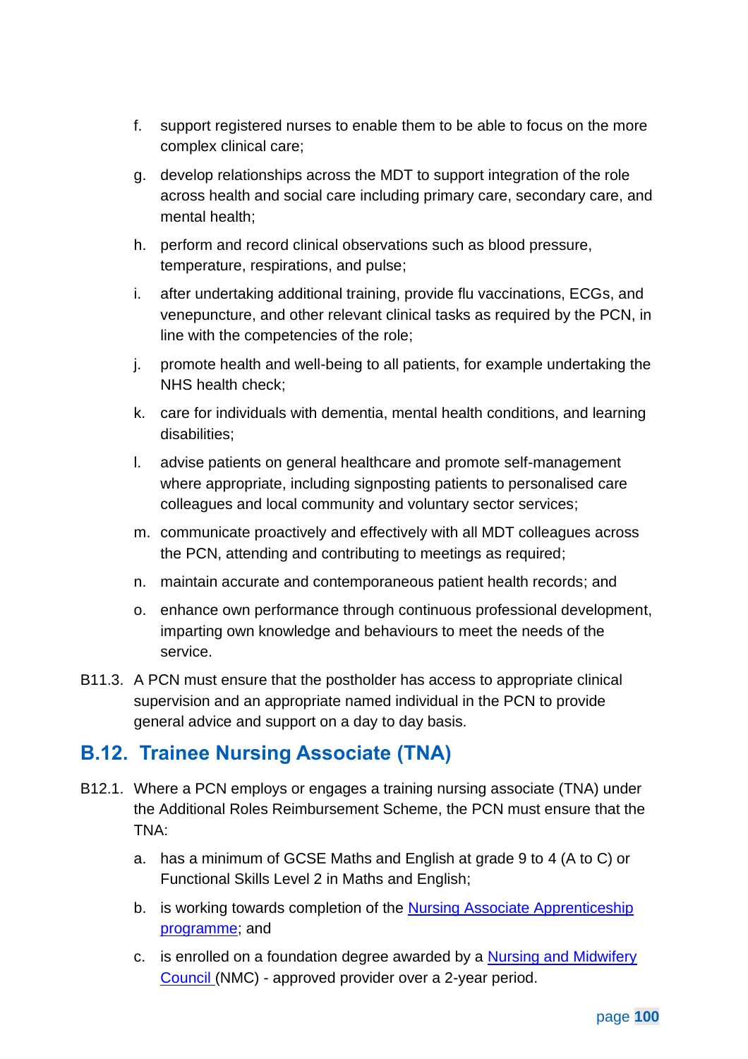f. support registered nurses to enable them to be able to focus on the more complex clinical care;

g. develop relationships across the MDT to support integration of the role across health and social care including primary care, secondary care, and mental health;

h. perform and record clinical observations such as blood pressure, temperature, respirations, and pulse;

i. after undertaking additional training, provide flu vaccinations, ECGs, and venepuncture, and other relevant clinical tasks as required by the PCN, in line with the competencies of the role;

j. promote health and well-being to all patients, for example undertaking the NHS health check;

k. care for individuals with dementia, mental health conditions, and learning disabilities;

l. advise patients on general healthcare and promote self-management where appropriate, including signposting patients to personalised care colleagues and local community and voluntary sector services;

m. communicate proactively and effectively with all MDT colleagues across the PCN, attending and contributing to meetings as required;

n. maintain accurate and contemporaneous patient health records; and

o. enhance own performance through continuous professional development, imparting own knowledge and behaviours to meet the needs of the service.

B11.3. A PCN must ensure that the postholder has access to appropriate clinical supervision and an appropriate named individual in the PCN to provide general advice and support on a day to day basis.

## B.12. Trainee Nursing Associate (TNA)

B12.1. Where a PCN employs or engages a training nursing associate (TNA) under the Additional Roles Reimbursement Scheme, the PCN must ensure that the TNA:

a. has a minimum of GCSE Maths and English at grade 9 to 4 (A to C) or Functional Skills Level 2 in Maths and English;

b. is working towards completion of the Nursing Associate Apprenticeship programme; and

c. is enrolled on a foundation degree awarded by a Nursing and Midwifery Council (NMC) - approved provider over a 2-year period.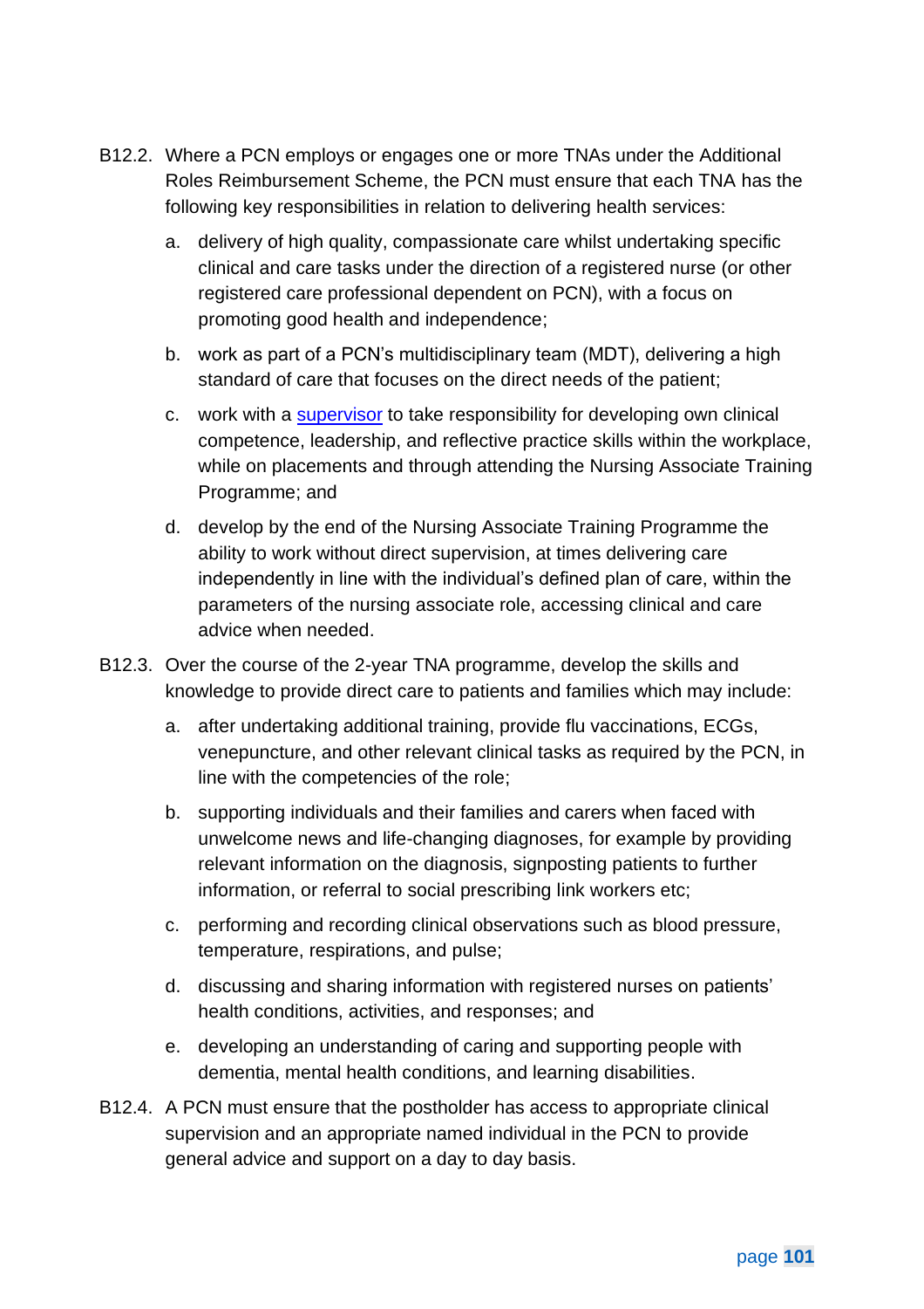B12.2. Where a PCN employs or engages one or more TNAs under the Additional Roles Reimbursement Scheme, the PCN must ensure that each TNA has the following key responsibilities in relation to delivering health services:

a. delivery of high quality, compassionate care whilst undertaking specific clinical and care tasks under the direction of a registered nurse (or other registered care professional dependent on PCN), with a focus on promoting good health and independence;

b. work as part of a PCN's multidisciplinary team (MDT), delivering a high standard of care that focuses on the direct needs of the patient;

c. work with a supervisor to take responsibility for developing own clinical competence, leadership, and reflective practice skills within the workplace, while on placements and through attending the Nursing Associate Training Programme; and

d. develop by the end of the Nursing Associate Training Programme the ability to work without direct supervision, at times delivering care independently in line with the individual's defined plan of care, within the parameters of the nursing associate role, accessing clinical and care advice when needed.

B12.3. Over the course of the 2-year TNA programme, develop the skills and knowledge to provide direct care to patients and families which may include:

a. after undertaking additional training, provide flu vaccinations, ECGs, venepuncture, and other relevant clinical tasks as required by the PCN, in line with the competencies of the role;

b. supporting individuals and their families and carers when faced with unwelcome news and life-changing diagnoses, for example by providing relevant information on the diagnosis, signposting patients to further information, or referral to social prescribing link workers etc;

c. performing and recording clinical observations such as blood pressure, temperature, respirations, and pulse;

d. discussing and sharing information with registered nurses on patients' health conditions, activities, and responses; and

e. developing an understanding of caring and supporting people with dementia, mental health conditions, and learning disabilities.

B12.4. A PCN must ensure that the postholder has access to appropriate clinical supervision and an appropriate named individual in the PCN to provide general advice and support on a day to day basis.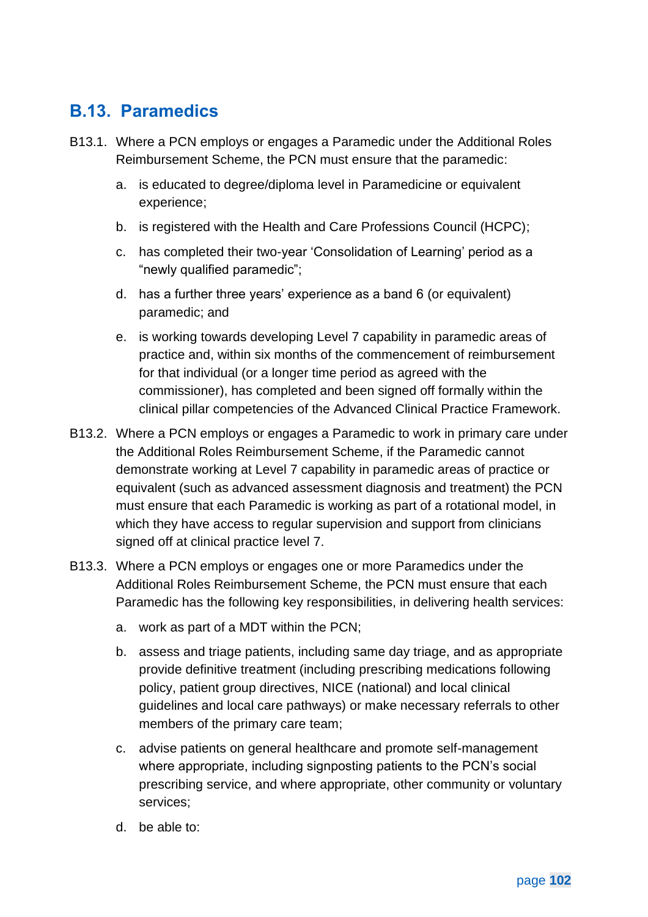## B.13. Paramedics

B13.1. Where a PCN employs or engages a Paramedic under the Additional Roles Reimbursement Scheme, the PCN must ensure that the paramedic:

a. is educated to degree/diploma level in Paramedicine or equivalent experience;

b. is registered with the Health and Care Professions Council (HCPC);

c. has completed their two-year 'Consolidation of Learning' period as a "newly qualified paramedic";

d. has a further three years' experience as a band 6 (or equivalent) paramedic; and

e. is working towards developing Level 7 capability in paramedic areas of practice and, within six months of the commencement of reimbursement for that individual (or a longer time period as agreed with the commissioner), has completed and been signed off formally within the clinical pillar competencies of the Advanced Clinical Practice Framework.

B13.2. Where a PCN employs or engages a Paramedic to work in primary care under the Additional Roles Reimbursement Scheme, if the Paramedic cannot demonstrate working at Level 7 capability in paramedic areas of practice or equivalent (such as advanced assessment diagnosis and treatment) the PCN must ensure that each Paramedic is working as part of a rotational model, in which they have access to regular supervision and support from clinicians signed off at clinical practice level 7.

B13.3. Where a PCN employs or engages one or more Paramedics under the Additional Roles Reimbursement Scheme, the PCN must ensure that each Paramedic has the following key responsibilities, in delivering health services:

a. work as part of a MDT within the PCN;

b. assess and triage patients, including same day triage, and as appropriate provide definitive treatment (including prescribing medications following policy, patient group directives, NICE (national) and local clinical guidelines and local care pathways) or make necessary referrals to other members of the primary care team;

c. advise patients on general healthcare and promote self-management where appropriate, including signposting patients to the PCN's social prescribing service, and where appropriate, other community or voluntary services;

d. be able to: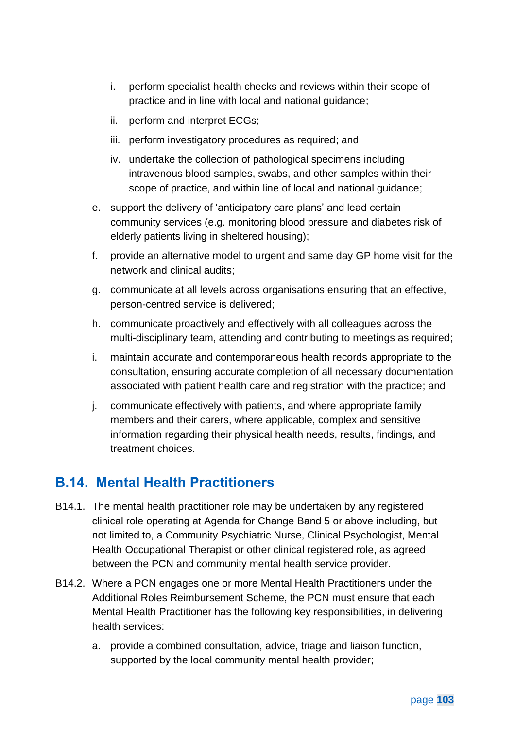i. perform specialist health checks and reviews within their scope of practice and in line with local and national guidance;

   ii. perform and interpret ECGs;

   iii. perform investigatory procedures as required; and

   iv. undertake the collection of pathological specimens including intravenous blood samples, swabs, and other samples within their scope of practice, and within line of local and national guidance;

e. support the delivery of 'anticipatory care plans' and lead certain community services (e.g. monitoring blood pressure and diabetes risk of elderly patients living in sheltered housing);

f. provide an alternative model to urgent and same day GP home visit for the network and clinical audits;

g. communicate at all levels across organisations ensuring that an effective, person-centred service is delivered;

h. communicate proactively and effectively with all colleagues across the multi-disciplinary team, attending and contributing to meetings as required;

i. maintain accurate and contemporaneous health records appropriate to the consultation, ensuring accurate completion of all necessary documentation associated with patient health care and registration with the practice; and

j. communicate effectively with patients, and where appropriate family members and their carers, where applicable, complex and sensitive information regarding their physical health needs, results, findings, and treatment choices.

## B.14. Mental Health Practitioners

B14.1. The mental health practitioner role may be undertaken by any registered clinical role operating at Agenda for Change Band 5 or above including, but not limited to, a Community Psychiatric Nurse, Clinical Psychologist, Mental Health Occupational Therapist or other clinical registered role, as agreed between the PCN and community mental health service provider.

B14.2. Where a PCN engages one or more Mental Health Practitioners under the Additional Roles Reimbursement Scheme, the PCN must ensure that each Mental Health Practitioner has the following key responsibilities, in delivering health services:

a. provide a combined consultation, advice, triage and liaison function, supported by the local community mental health provider;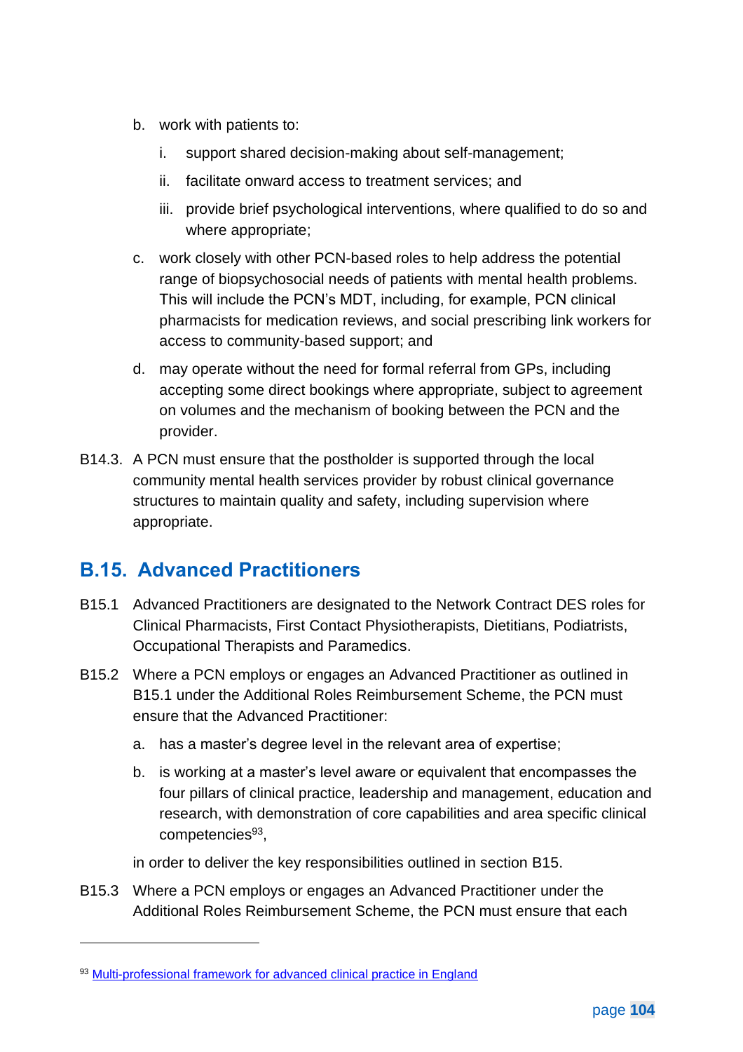b. work with patients to:

   i. support shared decision-making about self-management;

   ii. facilitate onward access to treatment services; and

   iii. provide brief psychological interventions, where qualified to do so and where appropriate;

c. work closely with other PCN-based roles to help address the potential range of biopsychosocial needs of patients with mental health problems. This will include the PCN's MDT, including, for example, PCN clinical pharmacists for medication reviews, and social prescribing link workers for access to community-based support; and

d. may operate without the need for formal referral from GPs, including accepting some direct bookings where appropriate, subject to agreement on volumes and the mechanism of booking between the PCN and the provider.

B14.3. A PCN must ensure that the postholder is supported through the local community mental health services provider by robust clinical governance structures to maintain quality and safety, including supervision where appropriate.

## B.15. Advanced Practitioners

B15.1 Advanced Practitioners are designated to the Network Contract DES roles for Clinical Pharmacists, First Contact Physiotherapists, Dietitians, Podiatrists, Occupational Therapists and Paramedics.

B15.2 Where a PCN employs or engages an Advanced Practitioner as outlined in B15.1 under the Additional Roles Reimbursement Scheme, the PCN must ensure that the Advanced Practitioner:

a. has a master's degree level in the relevant area of expertise;

b. is working at a master's level aware or equivalent that encompasses the four pillars of clinical practice, leadership and management, education and research, with demonstration of core capabilities and area specific clinical competencies[93],

in order to deliver the key responsibilities outlined in section B15.

B15.3 Where a PCN employs or engages an Advanced Practitioner under the Additional Roles Reimbursement Scheme, the PCN must ensure that each

---

[93] Multi-professional framework for advanced clinical practice in England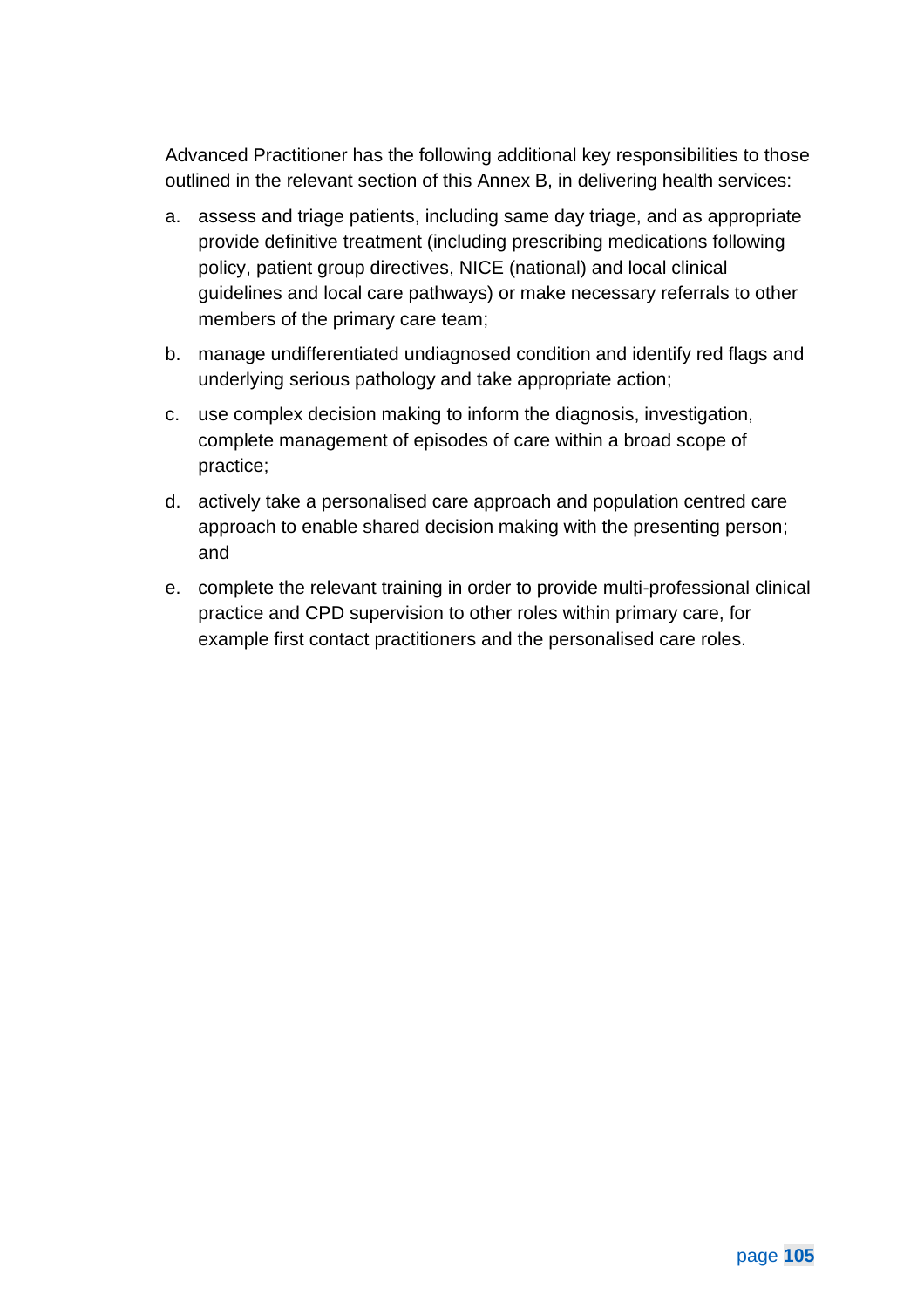Advanced Practitioner has the following additional key responsibilities to those outlined in the relevant section of this Annex B, in delivering health services:

a. assess and triage patients, including same day triage, and as appropriate provide definitive treatment (including prescribing medications following policy, patient group directives, NICE (national) and local clinical guidelines and local care pathways) or make necessary referrals to other members of the primary care team;

b. manage undifferentiated undiagnosed condition and identify red flags and underlying serious pathology and take appropriate action;

c. use complex decision making to inform the diagnosis, investigation, complete management of episodes of care within a broad scope of practice;

d. actively take a personalised care approach and population centred care approach to enable shared decision making with the presenting person; and

e. complete the relevant training in order to provide multi-professional clinical practice and CPD supervision to other roles within primary care, for example first contact practitioners and the personalised care roles.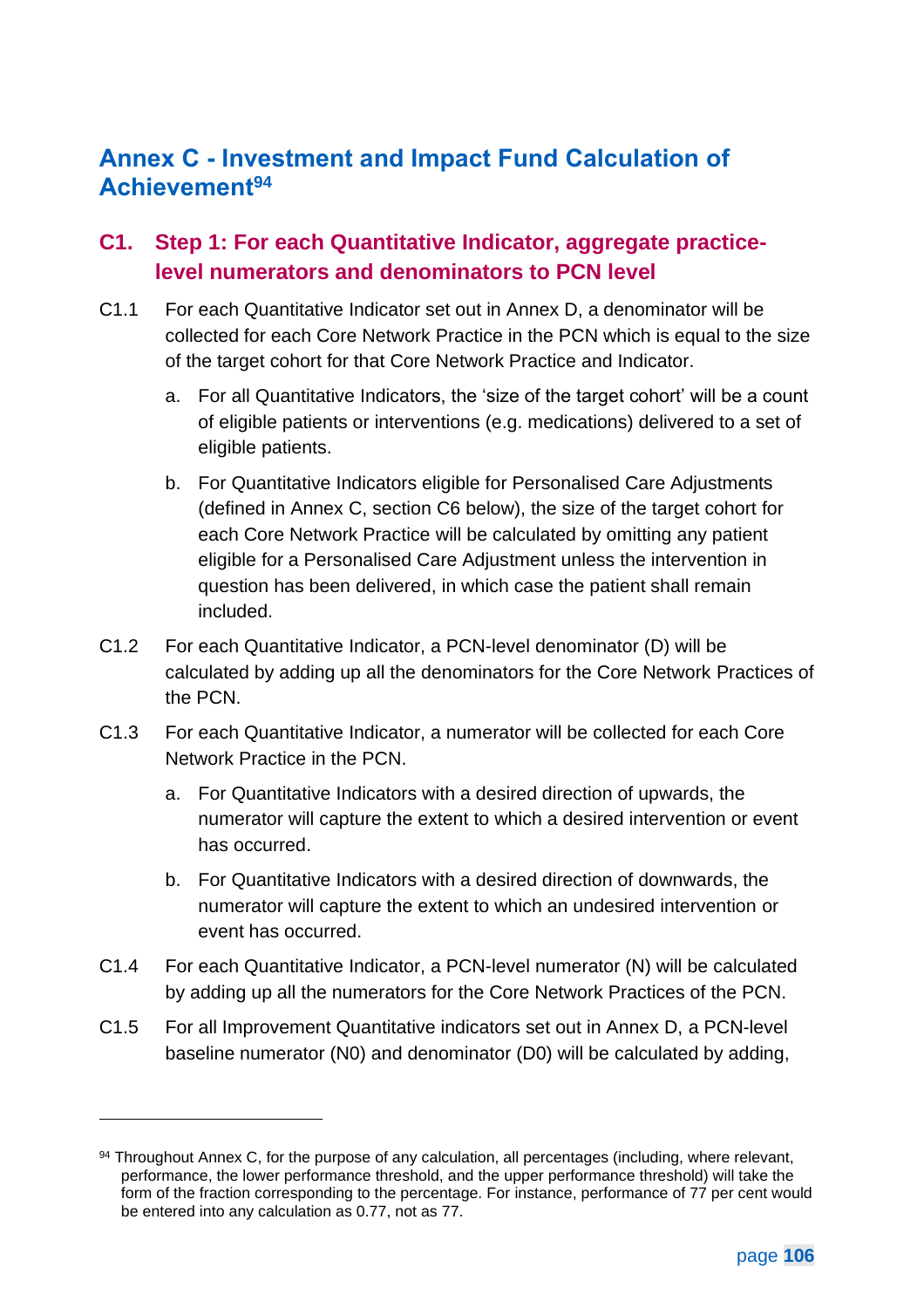# Annex C - Investment and Impact Fund Calculation of Achievement[94]

## C1. Step 1: For each Quantitative Indicator, aggregate practice-level numerators and denominators to PCN level

C1.1 For each Quantitative Indicator set out in Annex D, a denominator will be collected for each Core Network Practice in the PCN which is equal to the size of the target cohort for that Core Network Practice and Indicator.

a. For all Quantitative Indicators, the 'size of the target cohort' will be a count of eligible patients or interventions (e.g. medications) delivered to a set of eligible patients.

b. For Quantitative Indicators eligible for Personalised Care Adjustments (defined in Annex C, section C6 below), the size of the target cohort for each Core Network Practice will be calculated by omitting any patient eligible for a Personalised Care Adjustment unless the intervention in question has been delivered, in which case the patient shall remain included.

C1.2 For each Quantitative Indicator, a PCN-level denominator (D) will be calculated by adding up all the denominators for the Core Network Practices of the PCN.

C1.3 For each Quantitative Indicator, a numerator will be collected for each Core Network Practice in the PCN.

a. For Quantitative Indicators with a desired direction of upwards, the numerator will capture the extent to which a desired intervention or event has occurred.

b. For Quantitative Indicators with a desired direction of downwards, the numerator will capture the extent to which an undesired intervention or event has occurred.

C1.4 For each Quantitative Indicator, a PCN-level numerator (N) will be calculated by adding up all the numerators for the Core Network Practices of the PCN.

C1.5 For all Improvement Quantitative indicators set out in Annex D, a PCN-level baseline numerator (N0) and denominator (D0) will be calculated by adding,

---

[94] Throughout Annex C, for the purpose of any calculation, all percentages (including, where relevant, performance, the lower performance threshold, and the upper performance threshold) will take the form of the fraction corresponding to the percentage. For instance, performance of 77 per cent would be entered into any calculation as 0.77, not as 77.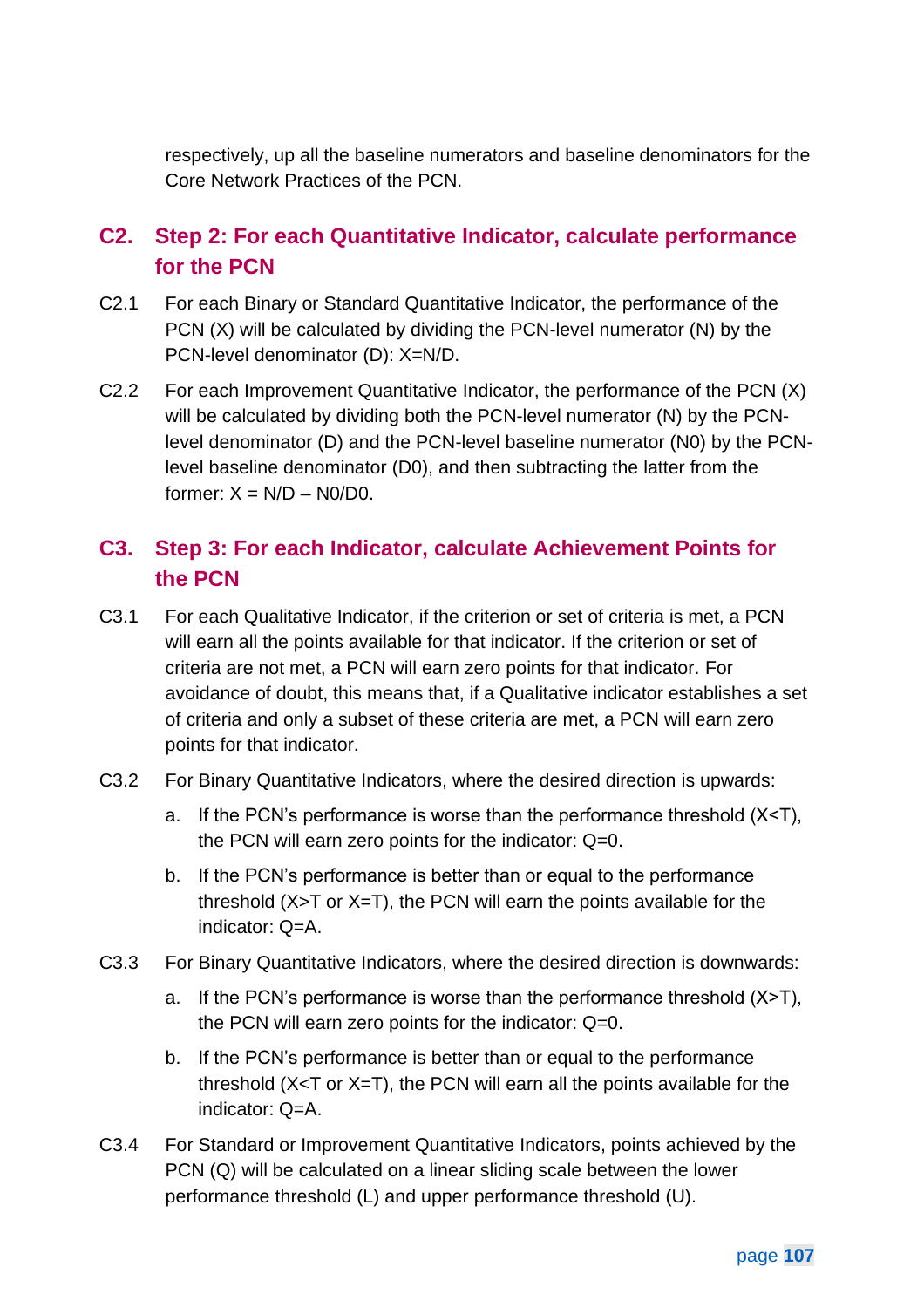respectively, up all the baseline numerators and baseline denominators for the Core Network Practices of the PCN.

## C2. Step 2: For each Quantitative Indicator, calculate performance for the PCN

C2.1 For each Binary or Standard Quantitative Indicator, the performance of the PCN (X) will be calculated by dividing the PCN-level numerator (N) by the PCN-level denominator (D): $X=N/D$.

C2.2 For each Improvement Quantitative Indicator, the performance of the PCN (X) will be calculated by dividing both the PCN-level numerator (N) by the PCN-level denominator (D) and the PCN-level baseline numerator (N0) by the PCN-level baseline denominator (D0), and then subtracting the latter from the former: $X = N/D - N0/D0$.

## C3. Step 3: For each Indicator, calculate Achievement Points for the PCN

C3.1 For each Qualitative Indicator, if the criterion or set of criteria is met, a PCN will earn all the points available for that indicator. If the criterion or set of criteria are not met, a PCN will earn zero points for that indicator. For avoidance of doubt, this means that, if a Qualitative indicator establishes a set of criteria and only a subset of these criteria are met, a PCN will earn zero points for that indicator.

C3.2 For Binary Quantitative Indicators, where the desired direction is upwards:

a. If the PCN's performance is worse than the performance threshold ($X<T$), the PCN will earn zero points for the indicator: $Q=0$.

b. If the PCN's performance is better than or equal to the performance threshold ($X>T$ or $X=T$), the PCN will earn the points available for the indicator: $Q=A$.

C3.3 For Binary Quantitative Indicators, where the desired direction is downwards:

a. If the PCN's performance is worse than the performance threshold ($X>T$), the PCN will earn zero points for the indicator: $Q=0$.

b. If the PCN's performance is better than or equal to the performance threshold ($X<T$ or $X=T$), the PCN will earn all the points available for the indicator: $Q=A$.

C3.4 For Standard or Improvement Quantitative Indicators, points achieved by the PCN (Q) will be calculated on a linear sliding scale between the lower performance threshold (L) and upper performance threshold (U).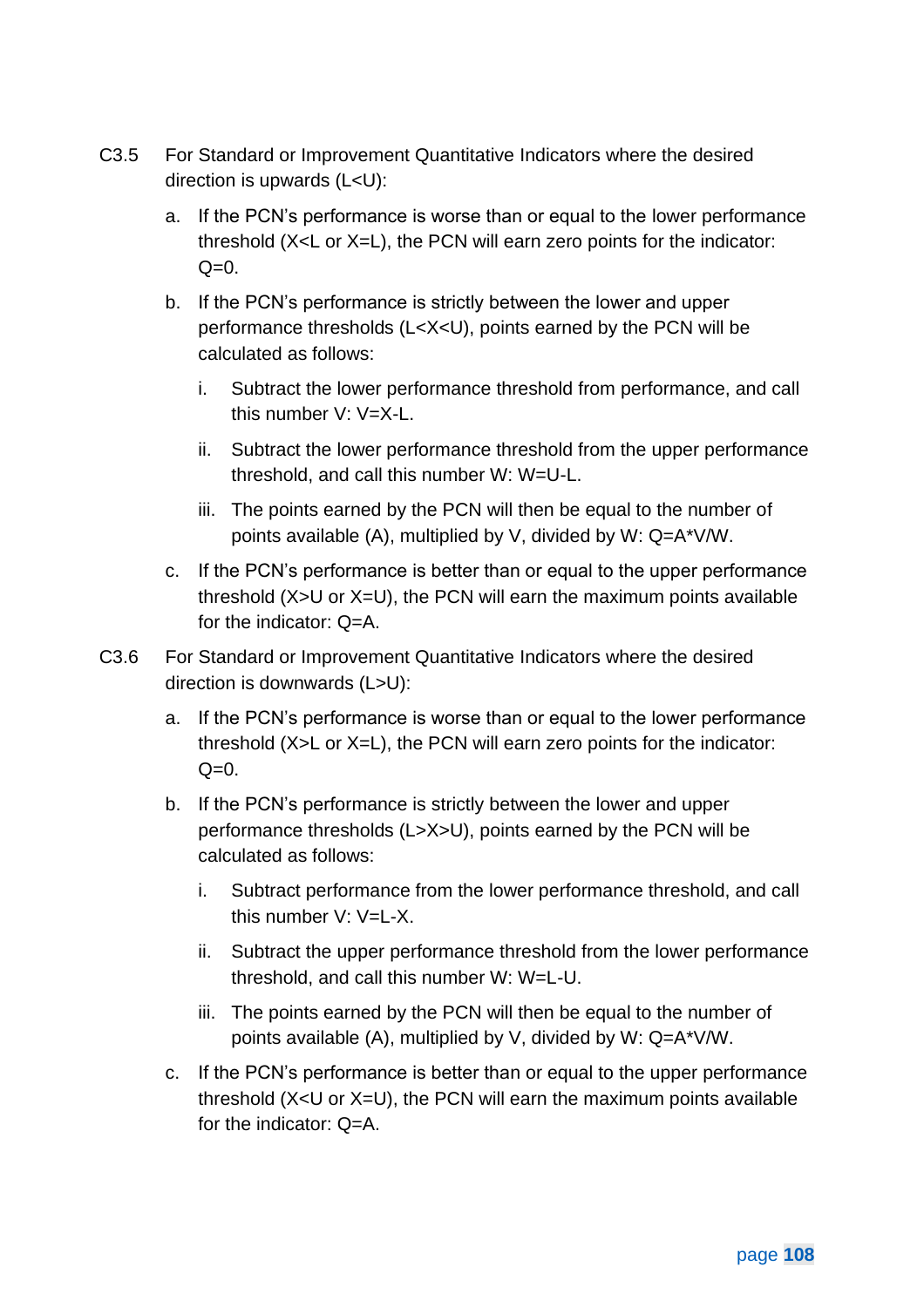C3.5 For Standard or Improvement Quantitative Indicators where the desired direction is upwards ($L<U$):

a. If the PCN's performance is worse than or equal to the lower performance threshold ($X<L$ or $X=L$), the PCN will earn zero points for the indicator: $Q=0$.

b. If the PCN's performance is strictly between the lower and upper performance thresholds ($L<X<U$), points earned by the PCN will be calculated as follows:

   i. Subtract the lower performance threshold from performance, and call this number V: $V=X-L$.

   ii. Subtract the lower performance threshold from the upper performance threshold, and call this number W: $W=U-L$.

   iii. The points earned by the PCN will then be equal to the number of points available (A), multiplied by V, divided by W: $Q=A*V/W$.

c. If the PCN's performance is better than or equal to the upper performance threshold ($X>U$ or $X=U$), the PCN will earn the maximum points available for the indicator: $Q=A$.

C3.6 For Standard or Improvement Quantitative Indicators where the desired direction is downwards ($L>U$):

a. If the PCN's performance is worse than or equal to the lower performance threshold ($X>L$ or $X=L$), the PCN will earn zero points for the indicator: $Q=0$.

b. If the PCN's performance is strictly between the lower and upper performance thresholds ($L>X>U$), points earned by the PCN will be calculated as follows:

   i. Subtract performance from the lower performance threshold, and call this number V: $V=L-X$.

   ii. Subtract the upper performance threshold from the lower performance threshold, and call this number W: $W=L-U$.

   iii. The points earned by the PCN will then be equal to the number of points available (A), multiplied by V, divided by W: $Q=A*V/W$.

c. If the PCN's performance is better than or equal to the upper performance threshold ($X<U$ or $X=U$), the PCN will earn the maximum points available for the indicator: $Q=A$.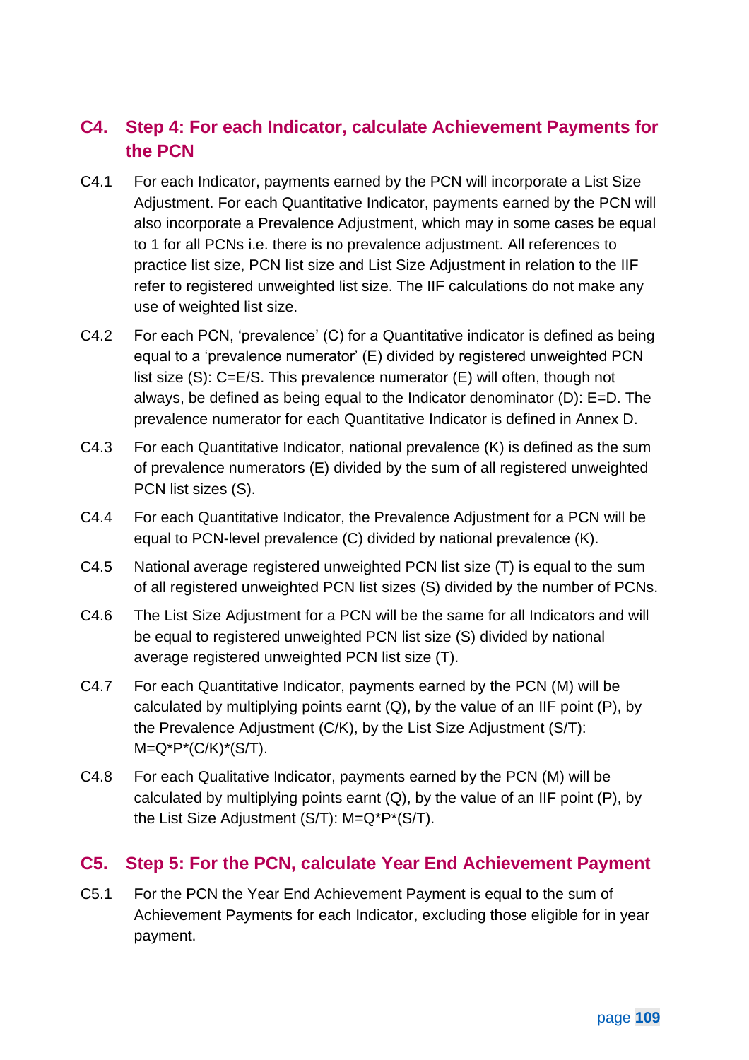## C4. Step 4: For each Indicator, calculate Achievement Payments for the PCN

C4.1 For each Indicator, payments earned by the PCN will incorporate a List Size Adjustment. For each Quantitative Indicator, payments earned by the PCN will also incorporate a Prevalence Adjustment, which may in some cases be equal to 1 for all PCNs i.e. there is no prevalence adjustment. All references to practice list size, PCN list size and List Size Adjustment in relation to the IIF refer to registered unweighted list size. The IIF calculations do not make any use of weighted list size.

C4.2 For each PCN, 'prevalence' (C) for a Quantitative indicator is defined as being equal to a 'prevalence numerator' (E) divided by registered unweighted PCN list size (S): $C=E/S$. This prevalence numerator (E) will often, though not always, be defined as being equal to the Indicator denominator (D): $E=D$. The prevalence numerator for each Quantitative Indicator is defined in Annex D.

C4.3 For each Quantitative Indicator, national prevalence (K) is defined as the sum of prevalence numerators (E) divided by the sum of all registered unweighted PCN list sizes (S).

C4.4 For each Quantitative Indicator, the Prevalence Adjustment for a PCN will be equal to PCN-level prevalence (C) divided by national prevalence (K).

C4.5 National average registered unweighted PCN list size (T) is equal to the sum of all registered unweighted PCN list sizes (S) divided by the number of PCNs.

C4.6 The List Size Adjustment for a PCN will be the same for all Indicators and will be equal to registered unweighted PCN list size (S) divided by national average registered unweighted PCN list size (T).

C4.7 For each Quantitative Indicator, payments earned by the PCN (M) will be calculated by multiplying points earnt (Q), by the value of an IIF point (P), by the Prevalence Adjustment (C/K), by the List Size Adjustment (S/T): $M=Q*P*(C/K)*(S/T)$.

C4.8 For each Qualitative Indicator, payments earned by the PCN (M) will be calculated by multiplying points earnt (Q), by the value of an IIF point (P), by the List Size Adjustment (S/T): $M=Q*P*(S/T)$.

## C5. Step 5: For the PCN, calculate Year End Achievement Payment

C5.1 For the PCN the Year End Achievement Payment is equal to the sum of Achievement Payments for each Indicator, excluding those eligible for in year payment.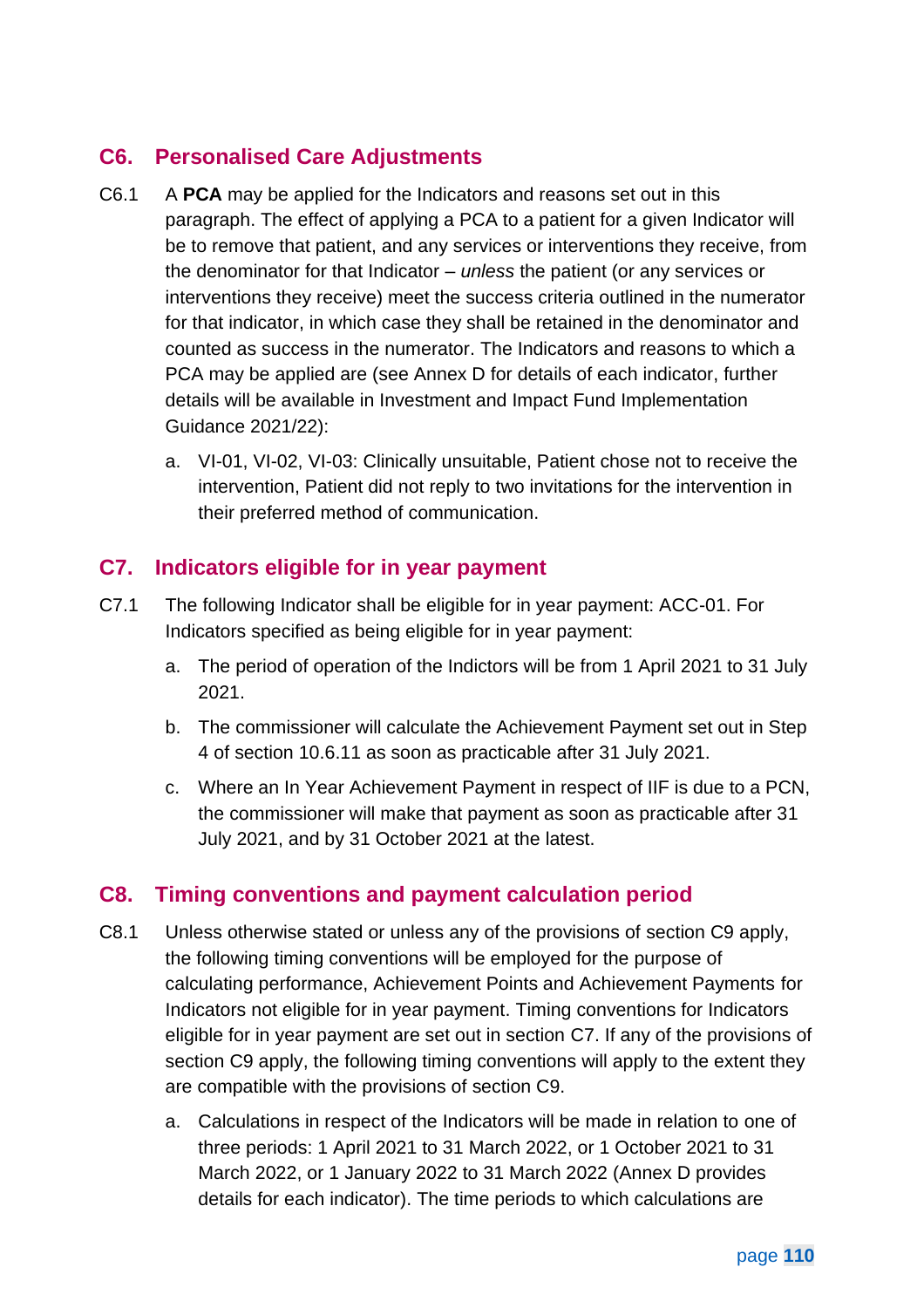## C6. Personalised Care Adjustments

C6.1 A **PCA** may be applied for the Indicators and reasons set out in this paragraph. The effect of applying a PCA to a patient for a given Indicator will be to remove that patient, and any services or interventions they receive, from the denominator for that Indicator – *unless* the patient (or any services or interventions they receive) meet the success criteria outlined in the numerator for that indicator, in which case they shall be retained in the denominator and counted as success in the numerator. The Indicators and reasons to which a PCA may be applied are (see Annex D for details of each indicator, further details will be available in Investment and Impact Fund Implementation Guidance 2021/22):

a. VI-01, VI-02, VI-03: Clinically unsuitable, Patient chose not to receive the intervention, Patient did not reply to two invitations for the intervention in their preferred method of communication.

## C7. Indicators eligible for in year payment

C7.1 The following Indicator shall be eligible for in year payment: ACC-01. For Indicators specified as being eligible for in year payment:

a. The period of operation of the Indictors will be from 1 April 2021 to 31 July 2021.

b. The commissioner will calculate the Achievement Payment set out in Step 4 of section 10.6.11 as soon as practicable after 31 July 2021.

c. Where an In Year Achievement Payment in respect of IIF is due to a PCN, the commissioner will make that payment as soon as practicable after 31 July 2021, and by 31 October 2021 at the latest.

## C8. Timing conventions and payment calculation period

C8.1 Unless otherwise stated or unless any of the provisions of section C9 apply, the following timing conventions will be employed for the purpose of calculating performance, Achievement Points and Achievement Payments for Indicators not eligible for in year payment. Timing conventions for Indicators eligible for in year payment are set out in section C7. If any of the provisions of section C9 apply, the following timing conventions will apply to the extent they are compatible with the provisions of section C9.

a. Calculations in respect of the Indicators will be made in relation to one of three periods: 1 April 2021 to 31 March 2022, or 1 October 2021 to 31 March 2022, or 1 January 2022 to 31 March 2022 (Annex D provides details for each indicator). The time periods to which calculations are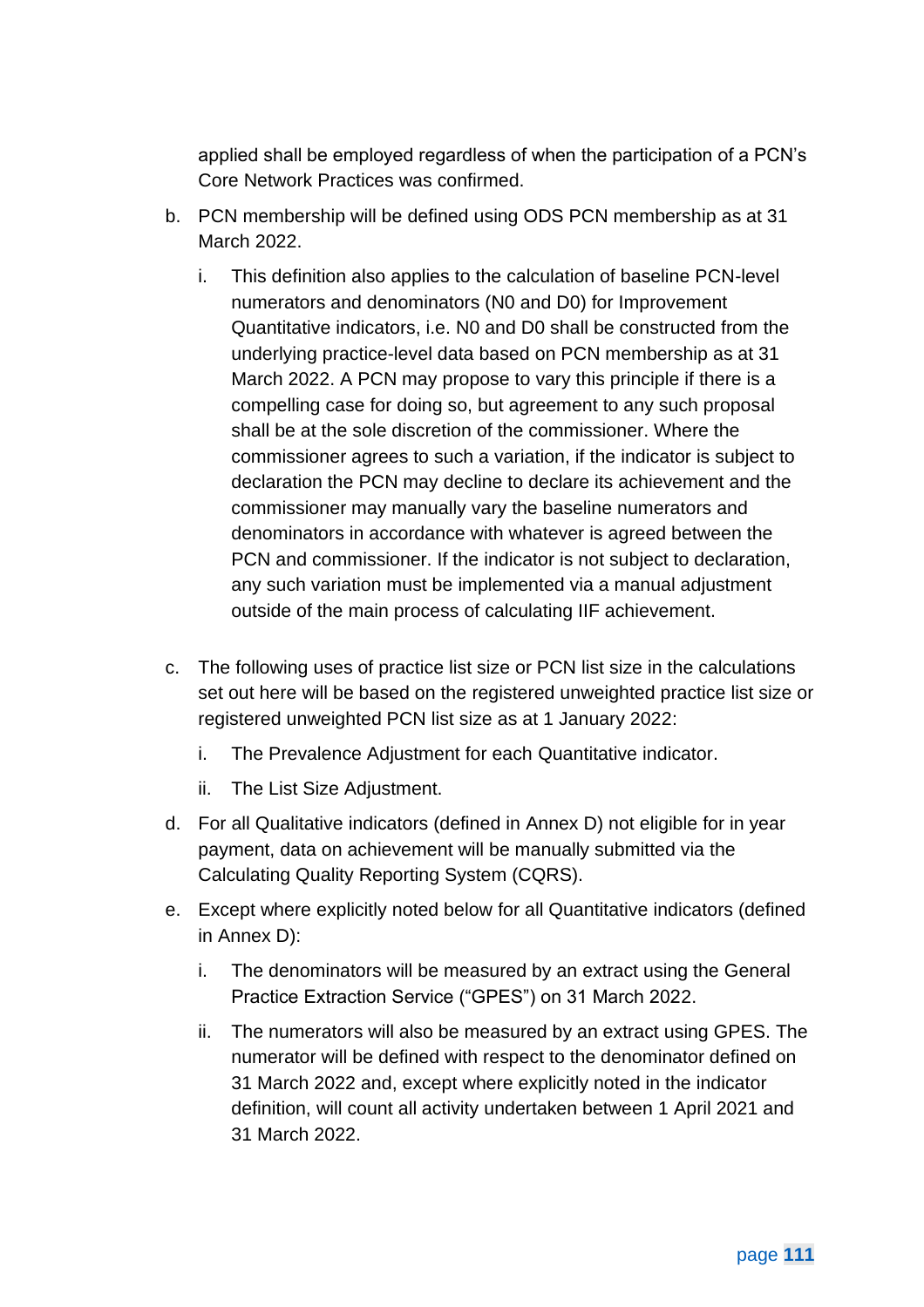applied shall be employed regardless of when the participation of a PCN's Core Network Practices was confirmed.

b. PCN membership will be defined using ODS PCN membership as at 31 March 2022.

   i. This definition also applies to the calculation of baseline PCN-level numerators and denominators (N0 and D0) for Improvement Quantitative indicators, i.e. N0 and D0 shall be constructed from the underlying practice-level data based on PCN membership as at 31 March 2022. A PCN may propose to vary this principle if there is a compelling case for doing so, but agreement to any such proposal shall be at the sole discretion of the commissioner. Where the commissioner agrees to such a variation, if the indicator is subject to declaration the PCN may decline to declare its achievement and the commissioner may manually vary the baseline numerators and denominators in accordance with whatever is agreed between the PCN and commissioner. If the indicator is not subject to declaration, any such variation must be implemented via a manual adjustment outside of the main process of calculating IIF achievement.

c. The following uses of practice list size or PCN list size in the calculations set out here will be based on the registered unweighted practice list size or registered unweighted PCN list size as at 1 January 2022:

   i. The Prevalence Adjustment for each Quantitative indicator.

   ii. The List Size Adjustment.

d. For all Qualitative indicators (defined in Annex D) not eligible for in year payment, data on achievement will be manually submitted via the Calculating Quality Reporting System (CQRS).

e. Except where explicitly noted below for all Quantitative indicators (defined in Annex D):

   i. The denominators will be measured by an extract using the General Practice Extraction Service ("GPES") on 31 March 2022.

   ii. The numerators will also be measured by an extract using GPES. The numerator will be defined with respect to the denominator defined on 31 March 2022 and, except where explicitly noted in the indicator definition, will count all activity undertaken between 1 April 2021 and 31 March 2022.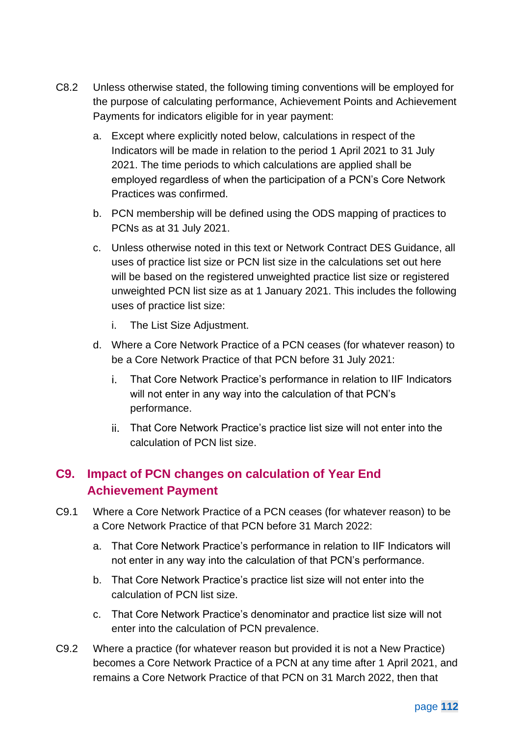C8.2 Unless otherwise stated, the following timing conventions will be employed for the purpose of calculating performance, Achievement Points and Achievement Payments for indicators eligible for in year payment:

a. Except where explicitly noted below, calculations in respect of the Indicators will be made in relation to the period 1 April 2021 to 31 July 2021. The time periods to which calculations are applied shall be employed regardless of when the participation of a PCN's Core Network Practices was confirmed.

b. PCN membership will be defined using the ODS mapping of practices to PCNs as at 31 July 2021.

c. Unless otherwise noted in this text or Network Contract DES Guidance, all uses of practice list size or PCN list size in the calculations set out here will be based on the registered unweighted practice list size or registered unweighted PCN list size as at 1 January 2021. This includes the following uses of practice list size:

   i. The List Size Adjustment.

d. Where a Core Network Practice of a PCN ceases (for whatever reason) to be a Core Network Practice of that PCN before 31 July 2021:

   i. That Core Network Practice's performance in relation to IIF Indicators will not enter in any way into the calculation of that PCN's performance.

   ii. That Core Network Practice's practice list size will not enter into the calculation of PCN list size.

## C9. Impact of PCN changes on calculation of Year End Achievement Payment

C9.1 Where a Core Network Practice of a PCN ceases (for whatever reason) to be a Core Network Practice of that PCN before 31 March 2022:

a. That Core Network Practice's performance in relation to IIF Indicators will not enter in any way into the calculation of that PCN's performance.

b. That Core Network Practice's practice list size will not enter into the calculation of PCN list size.

c. That Core Network Practice's denominator and practice list size will not enter into the calculation of PCN prevalence.

C9.2 Where a practice (for whatever reason but provided it is not a New Practice) becomes a Core Network Practice of a PCN at any time after 1 April 2021, and remains a Core Network Practice of that PCN on 31 March 2022, then that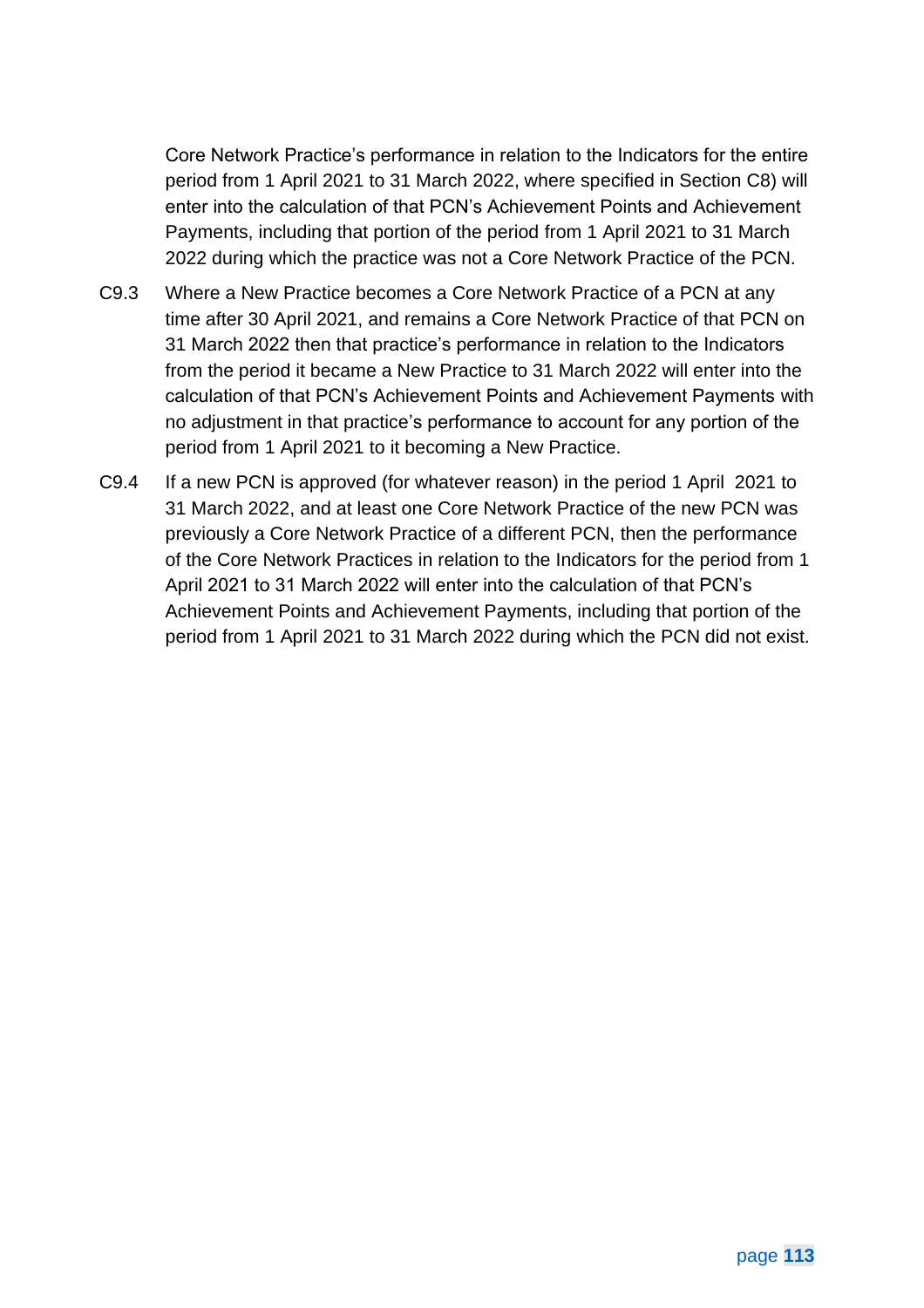Core Network Practice's performance in relation to the Indicators for the entire period from 1 April 2021 to 31 March 2022, where specified in Section C8) will enter into the calculation of that PCN's Achievement Points and Achievement Payments, including that portion of the period from 1 April 2021 to 31 March 2022 during which the practice was not a Core Network Practice of the PCN.

C9.3 Where a New Practice becomes a Core Network Practice of a PCN at any time after 30 April 2021, and remains a Core Network Practice of that PCN on 31 March 2022 then that practice's performance in relation to the Indicators from the period it became a New Practice to 31 March 2022 will enter into the calculation of that PCN's Achievement Points and Achievement Payments with no adjustment in that practice's performance to account for any portion of the period from 1 April 2021 to it becoming a New Practice.

C9.4 If a new PCN is approved (for whatever reason) in the period 1 April 2021 to 31 March 2022, and at least one Core Network Practice of the new PCN was previously a Core Network Practice of a different PCN, then the performance of the Core Network Practices in relation to the Indicators for the period from 1 April 2021 to 31 March 2022 will enter into the calculation of that PCN's Achievement Points and Achievement Payments, including that portion of the period from 1 April 2021 to 31 March 2022 during which the PCN did not exist.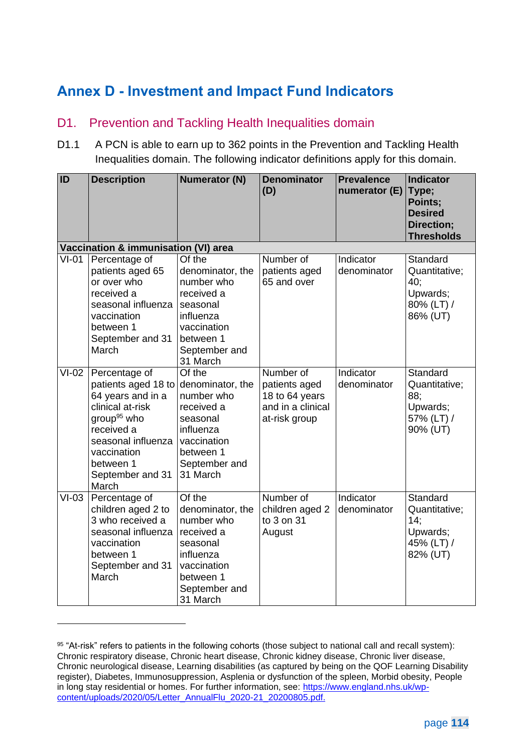# Annex D - Investment and Impact Fund Indicators

## D1. Prevention and Tackling Health Inequalities domain

D1.1 A PCN is able to earn up to 362 points in the Prevention and Tackling Health Inequalities domain. The following indicator definitions apply for this domain.

| ID | Description | Numerator (N) | Denominator (D) | Prevalence numerator (E) | Indicator Type; Points; Desired Direction; Thresholds |
|---|---|---|---|---|---|
| **Vaccination & immunisation (VI) area** | | | | | |
| VI-01 | Percentage of patients aged 65 or over who received a seasonal influenza vaccination between 1 September and 31 March | Of the denominator, the number who received a seasonal influenza vaccination between 1 September and 31 March | Number of patients aged 65 and over | Indicator denominator | Standard Quantitative; 40; Upwards; 80% (LT) / 86% (UT) |
| VI-02 | Percentage of patients aged 18 to 64 years and in a clinical at-risk group[95] who received a seasonal influenza vaccination between 1 September and 31 March | Of the denominator, the number who received a seasonal influenza vaccination between 1 September and 31 March | Number of patients aged 18 to 64 years and in a clinical at-risk group | Indicator denominator | Standard Quantitative; 88; Upwards; 57% (LT) / 90% (UT) |
| VI-03 | Percentage of children aged 2 to 3 who received a seasonal influenza vaccination between 1 September and 31 March | Of the denominator, the number who received a seasonal influenza vaccination between 1 September and 31 March | Number of children aged 2 to 3 on 31 August | Indicator denominator | Standard Quantitative; 14; Upwards; 45% (LT) / 82% (UT) |

[95] "At-risk" refers to patients in the following cohorts (those subject to national call and recall system): Chronic respiratory disease, Chronic heart disease, Chronic kidney disease, Chronic liver disease, Chronic neurological disease, Learning disabilities (as captured by being on the QOF Learning Disability register), Diabetes, Immunosuppression, Asplenia or dysfunction of the spleen, Morbid obesity, People in long stay residential or homes. For further information, see: https://www.england.nhs.uk/wp-content/uploads/2020/05/Letter_AnnualFlu_2020-21_20200805.pdf.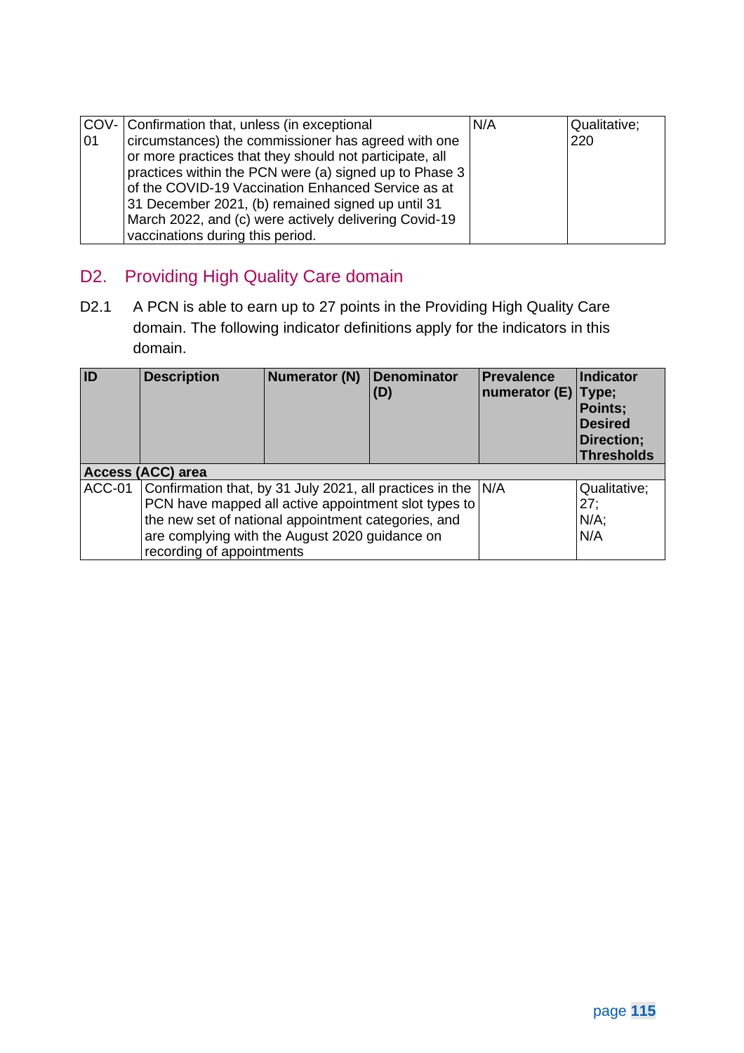| | | | |
|---|---|---|---|
| COV-01 | Confirmation that, unless (in exceptional circumstances) the commissioner has agreed with one or more practices that they should not participate, all practices within the PCN were (a) signed up to Phase 3 of the COVID-19 Vaccination Enhanced Service as at 31 December 2021, (b) remained signed up until 31 March 2022, and (c) were actively delivering Covid-19 vaccinations during this period. | N/A | Qualitative; 220 |

## D2. Providing High Quality Care domain

D2.1 A PCN is able to earn up to 27 points in the Providing High Quality Care domain. The following indicator definitions apply for the indicators in this domain.

| ID | Description | Numerator (N) | Denominator (D) | Prevalence numerator (E) | Indicator Type; Points; Desired Direction; Thresholds |
|---|---|---|---|---|---|
| **Access (ACC) area** | | | | | |
| ACC-01 | Confirmation that, by 31 July 2021, all practices in the PCN have mapped all active appointment slot types to the new set of national appointment categories, and are complying with the August 2020 guidance on recording of appointments | | | N/A | Qualitative; 27; N/A; N/A |